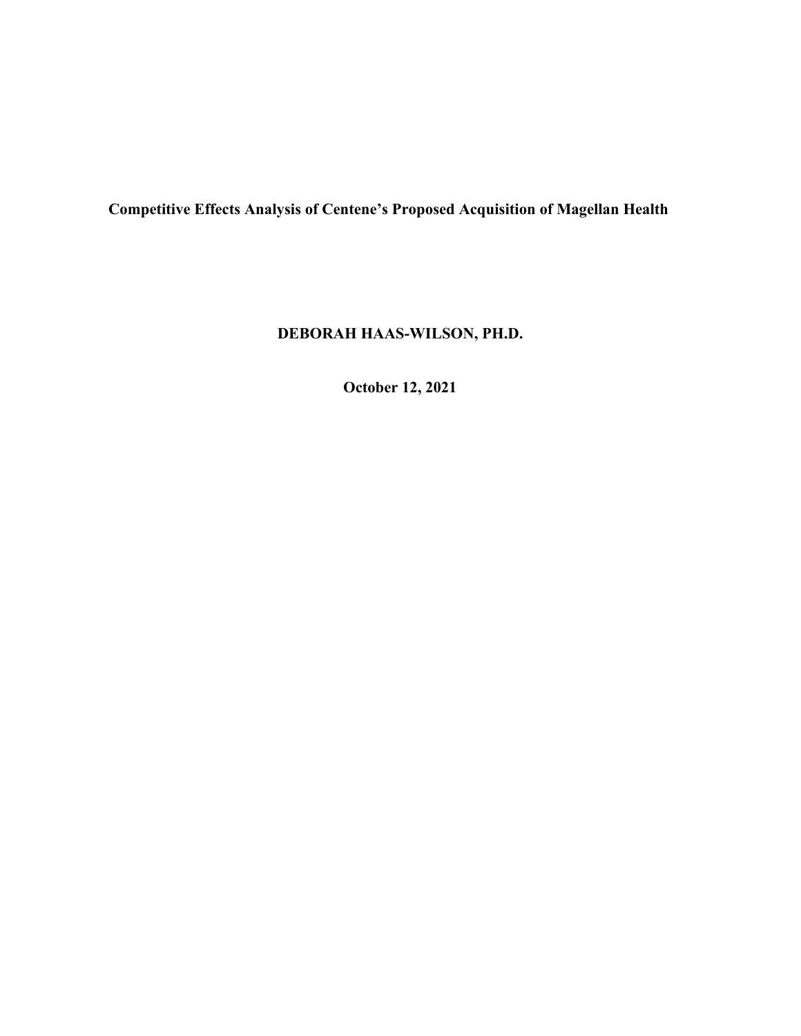# Competitive Effects Analysis of Centene's Proposed Acquisition of Magellan Health

**DEBORAH HAAS-WILSON, PH.D.**

**October 12, 2021**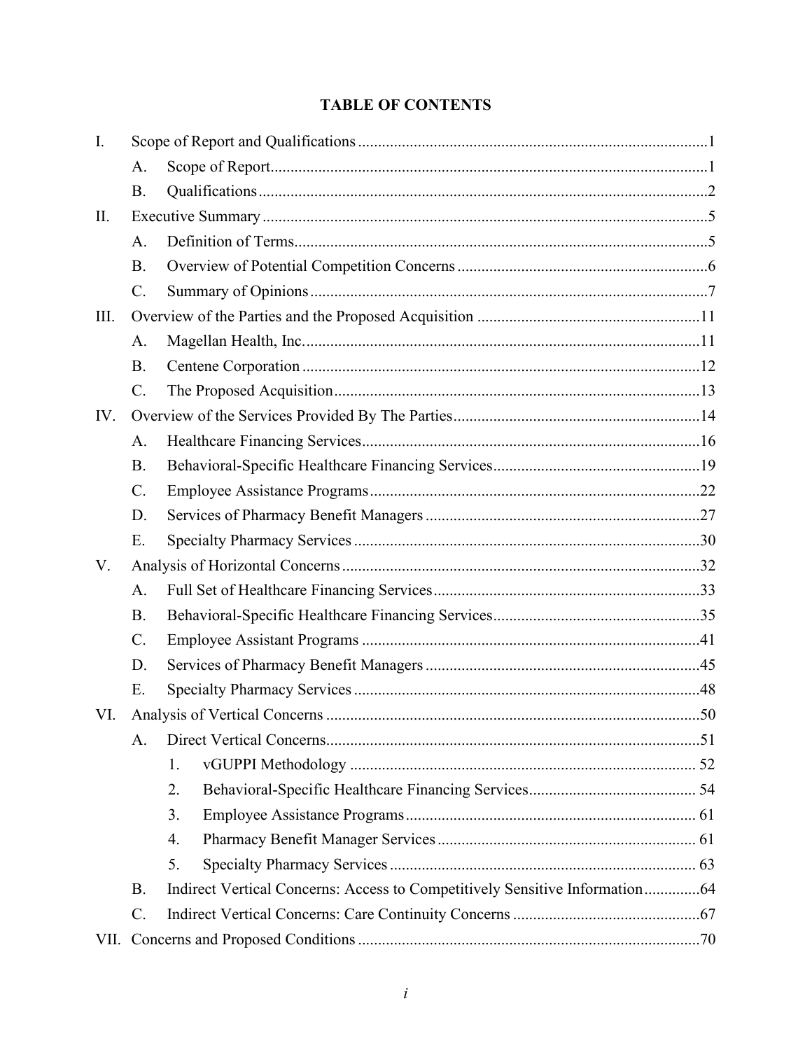# TABLE OF CONTENTS

- I. Scope of Report and Qualifications ........................................................................................1
  - A. Scope of Report..........................................................................................................1
  - B. Qualifications..............................................................................................................2
- II. Executive Summary ..............................................................................................................5
  - A. Definition of Terms......................................................................................................5
  - B. Overview of Potential Competition Concerns ..............................................................6
  - C. Summary of Opinions ..................................................................................................7
- III. Overview of the Parties and the Proposed Acquisition .......................................................11
  - A. Magellan Health, Inc...................................................................................................11
  - B. Centene Corporation ...................................................................................................12
  - C. The Proposed Acquisition...........................................................................................13
- IV. Overview of the Services Provided By The Parties.............................................................14
  - A. Healthcare Financing Services....................................................................................16
  - B. Behavioral-Specific Healthcare Financing Services...................................................19
  - C. Employee Assistance Programs..................................................................................22
  - D. Services of Pharmacy Benefit Managers ....................................................................27
  - E. Specialty Pharmacy Services ......................................................................................30
- V. Analysis of Horizontal Concerns .........................................................................................32
  - A. Full Set of Healthcare Financing Services..................................................................33
  - B. Behavioral-Specific Healthcare Financing Services...................................................35
  - C. Employee Assistant Programs ....................................................................................41
  - D. Services of Pharmacy Benefit Managers ....................................................................45
  - E. Specialty Pharmacy Services ......................................................................................48
- VI. Analysis of Vertical Concerns ............................................................................................50
  - A. Direct Vertical Concerns.............................................................................................51
    1. vGUPPI Methodology ...................................................................................... 52
    2. Behavioral-Specific Healthcare Financing Services.......................................... 54
    3. Employee Assistance Programs........................................................................ 61
    4. Pharmacy Benefit Manager Services ................................................................ 61
    5. Specialty Pharmacy Services ............................................................................ 63
  - B. Indirect Vertical Concerns: Access to Competitively Sensitive Information.............64
  - C. Indirect Vertical Concerns: Care Continuity Concerns ..............................................67
- VII. Concerns and Proposed Conditions .....................................................................................70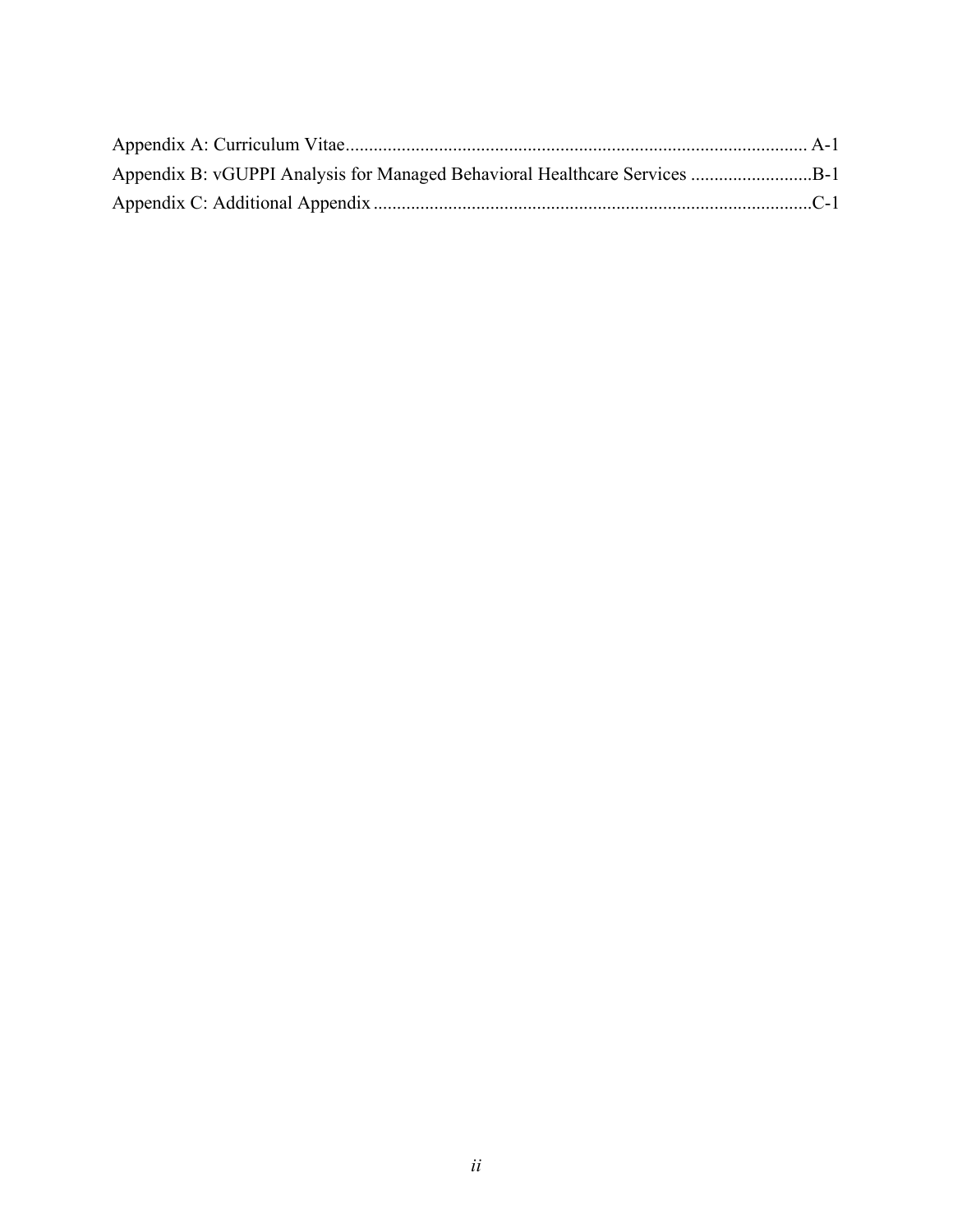Appendix A: Curriculum Vitae .................................................................................................. A-1

Appendix B: vGUPPI Analysis for Managed Behavioral Healthcare Services ..........................B-1

Appendix C: Additional Appendix ............................................................................................C-1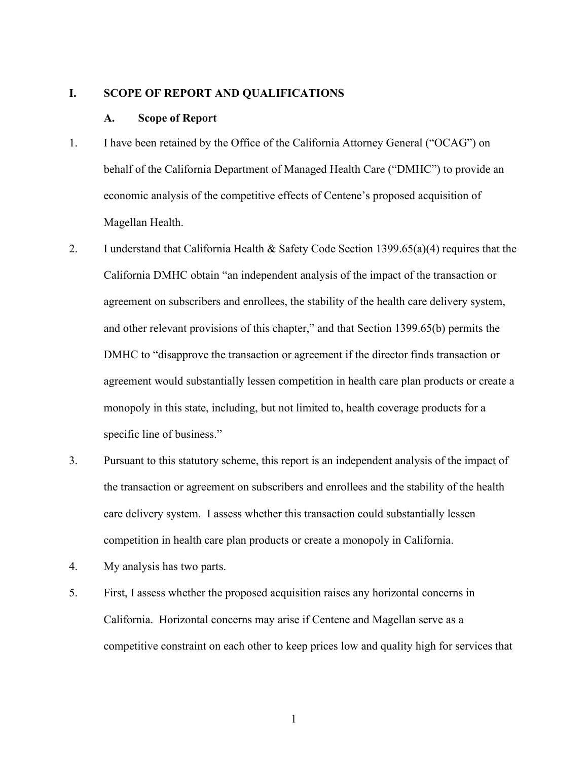# I. SCOPE OF REPORT AND QUALIFICATIONS

## A. Scope of Report

1. I have been retained by the Office of the California Attorney General ("OCAG") on behalf of the California Department of Managed Health Care ("DMHC") to provide an economic analysis of the competitive effects of Centene's proposed acquisition of Magellan Health.

2. I understand that California Health & Safety Code Section 1399.65(a)(4) requires that the California DMHC obtain "an independent analysis of the impact of the transaction or agreement on subscribers and enrollees, the stability of the health care delivery system, and other relevant provisions of this chapter," and that Section 1399.65(b) permits the DMHC to "disapprove the transaction or agreement if the director finds transaction or agreement would substantially lessen competition in health care plan products or create a monopoly in this state, including, but not limited to, health coverage products for a specific line of business."

3. Pursuant to this statutory scheme, this report is an independent analysis of the impact of the transaction or agreement on subscribers and enrollees and the stability of the health care delivery system. I assess whether this transaction could substantially lessen competition in health care plan products or create a monopoly in California.

4. My analysis has two parts.

5. First, I assess whether the proposed acquisition raises any horizontal concerns in California. Horizontal concerns may arise if Centene and Magellan serve as a competitive constraint on each other to keep prices low and quality high for services that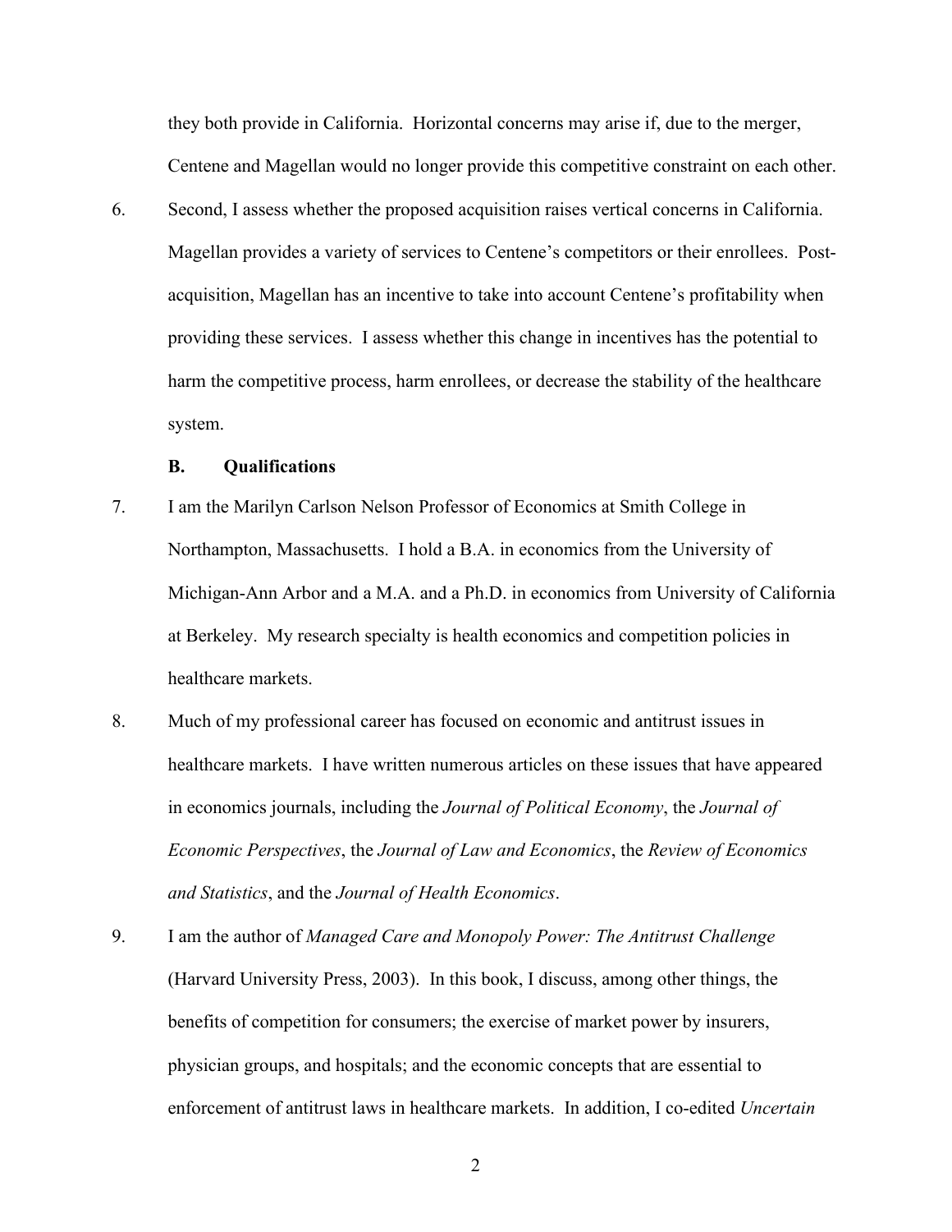they both provide in California. Horizontal concerns may arise if, due to the merger, Centene and Magellan would no longer provide this competitive constraint on each other.

6. Second, I assess whether the proposed acquisition raises vertical concerns in California. Magellan provides a variety of services to Centene's competitors or their enrollees. Post-acquisition, Magellan has an incentive to take into account Centene's profitability when providing these services. I assess whether this change in incentives has the potential to harm the competitive process, harm enrollees, or decrease the stability of the healthcare system.

### B. Qualifications

7. I am the Marilyn Carlson Nelson Professor of Economics at Smith College in Northampton, Massachusetts. I hold a B.A. in economics from the University of Michigan-Ann Arbor and a M.A. and a Ph.D. in economics from University of California at Berkeley. My research specialty is health economics and competition policies in healthcare markets.

8. Much of my professional career has focused on economic and antitrust issues in healthcare markets. I have written numerous articles on these issues that have appeared in economics journals, including the *Journal of Political Economy*, the *Journal of Economic Perspectives*, the *Journal of Law and Economics*, the *Review of Economics and Statistics*, and the *Journal of Health Economics*.

9. I am the author of *Managed Care and Monopoly Power: The Antitrust Challenge* (Harvard University Press, 2003). In this book, I discuss, among other things, the benefits of competition for consumers; the exercise of market power by insurers, physician groups, and hospitals; and the economic concepts that are essential to enforcement of antitrust laws in healthcare markets. In addition, I co-edited *Uncertain*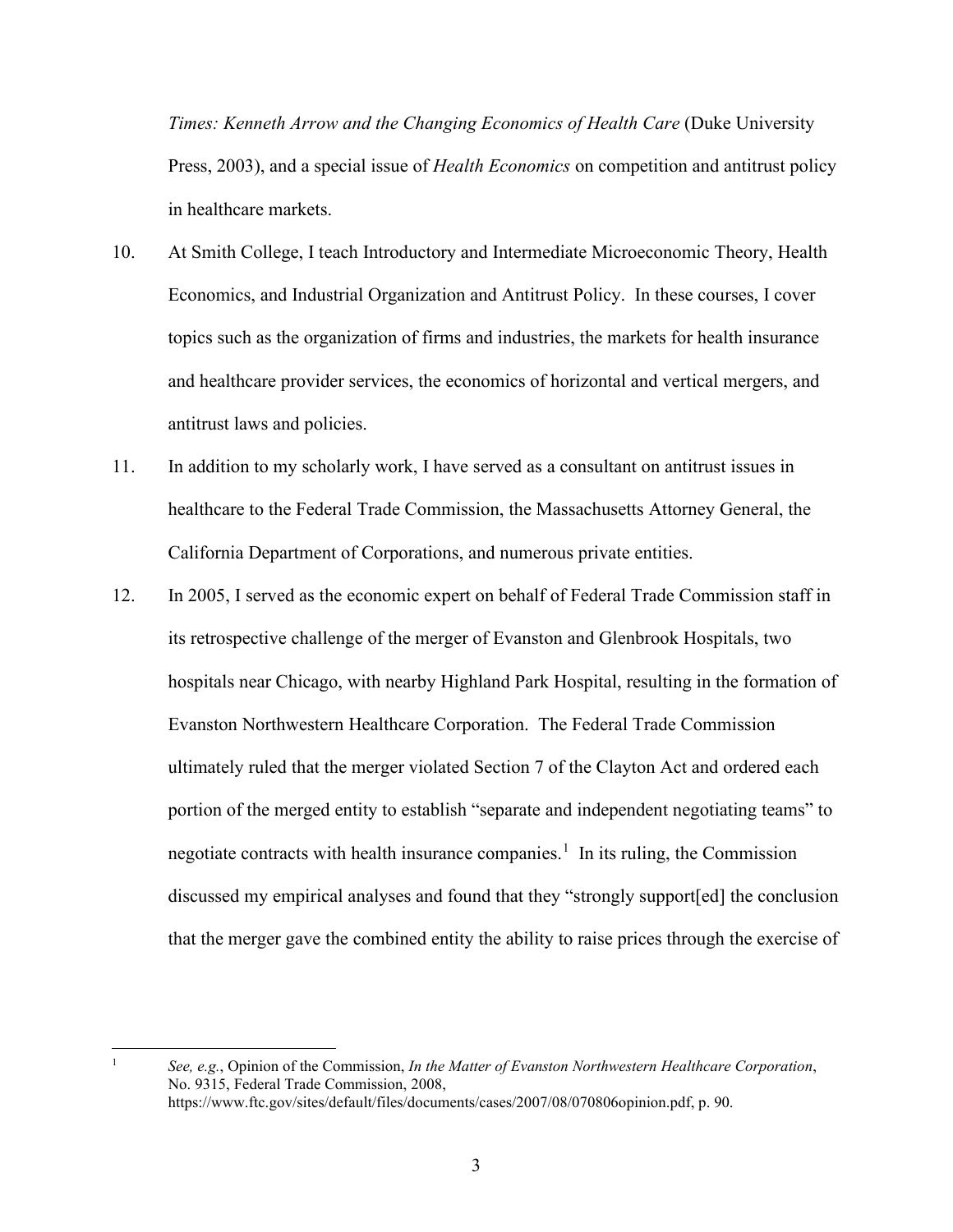*Times: Kenneth Arrow and the Changing Economics of Health Care* (Duke University Press, 2003), and a special issue of *Health Economics* on competition and antitrust policy in healthcare markets.

10. At Smith College, I teach Introductory and Intermediate Microeconomic Theory, Health Economics, and Industrial Organization and Antitrust Policy. In these courses, I cover topics such as the organization of firms and industries, the markets for health insurance and healthcare provider services, the economics of horizontal and vertical mergers, and antitrust laws and policies.

11. In addition to my scholarly work, I have served as a consultant on antitrust issues in healthcare to the Federal Trade Commission, the Massachusetts Attorney General, the California Department of Corporations, and numerous private entities.

12. In 2005, I served as the economic expert on behalf of Federal Trade Commission staff in its retrospective challenge of the merger of Evanston and Glenbrook Hospitals, two hospitals near Chicago, with nearby Highland Park Hospital, resulting in the formation of Evanston Northwestern Healthcare Corporation. The Federal Trade Commission ultimately ruled that the merger violated Section 7 of the Clayton Act and ordered each portion of the merged entity to establish "separate and independent negotiating teams" to negotiate contracts with health insurance companies.[1] In its ruling, the Commission discussed my empirical analyses and found that they "strongly support[ed] the conclusion that the merger gave the combined entity the ability to raise prices through the exercise of

---

[1] *See, e.g.*, Opinion of the Commission, *In the Matter of Evanston Northwestern Healthcare Corporation*, No. 9315, Federal Trade Commission, 2008, https://www.ftc.gov/sites/default/files/documents/cases/2007/08/070806opinion.pdf, p. 90.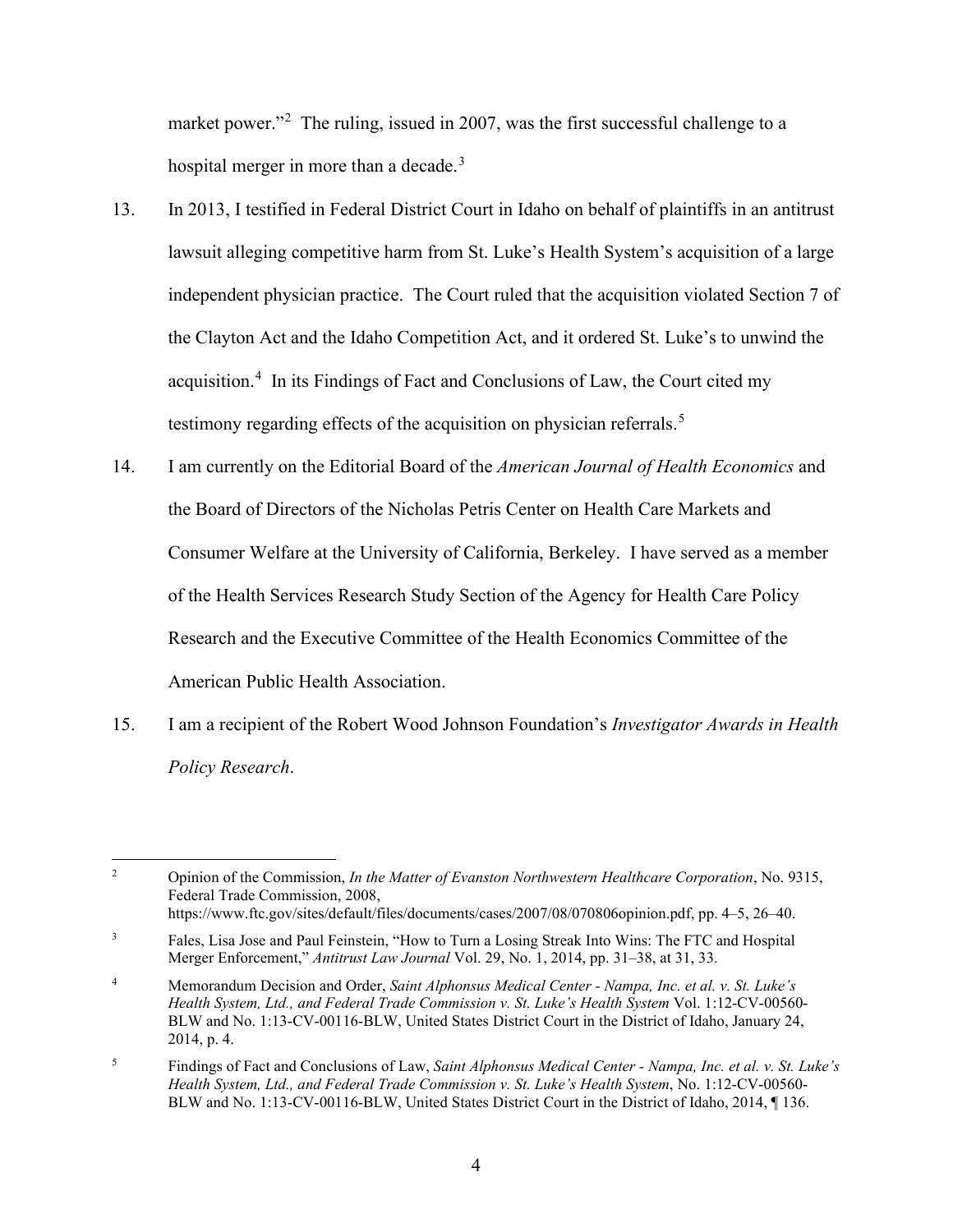market power."[2] The ruling, issued in 2007, was the first successful challenge to a hospital merger in more than a decade.[3]

13. In 2013, I testified in Federal District Court in Idaho on behalf of plaintiffs in an antitrust lawsuit alleging competitive harm from St. Luke's Health System's acquisition of a large independent physician practice. The Court ruled that the acquisition violated Section 7 of the Clayton Act and the Idaho Competition Act, and it ordered St. Luke's to unwind the acquisition.[4] In its Findings of Fact and Conclusions of Law, the Court cited my testimony regarding effects of the acquisition on physician referrals.[5]

14. I am currently on the Editorial Board of the *American Journal of Health Economics* and the Board of Directors of the Nicholas Petris Center on Health Care Markets and Consumer Welfare at the University of California, Berkeley. I have served as a member of the Health Services Research Study Section of the Agency for Health Care Policy Research and the Executive Committee of the Health Economics Committee of the American Public Health Association.

15. I am a recipient of the Robert Wood Johnson Foundation's *Investigator Awards in Health Policy Research*.

---

[2] Opinion of the Commission, *In the Matter of Evanston Northwestern Healthcare Corporation*, No. 9315, Federal Trade Commission, 2008, https://www.ftc.gov/sites/default/files/documents/cases/2007/08/070806opinion.pdf, pp. 4–5, 26–40.

[3] Fales, Lisa Jose and Paul Feinstein, "How to Turn a Losing Streak Into Wins: The FTC and Hospital Merger Enforcement," *Antitrust Law Journal* Vol. 29, No. 1, 2014, pp. 31–38, at 31, 33.

[4] Memorandum Decision and Order, *Saint Alphonsus Medical Center - Nampa, Inc. et al. v. St. Luke's Health System, Ltd., and Federal Trade Commission v. St. Luke's Health System* Vol. 1:12-CV-00560-BLW and No. 1:13-CV-00116-BLW, United States District Court in the District of Idaho, January 24, 2014, p. 4.

[5] Findings of Fact and Conclusions of Law, *Saint Alphonsus Medical Center - Nampa, Inc. et al. v. St. Luke's Health System, Ltd., and Federal Trade Commission v. St. Luke's Health System*, No. 1:12-CV-00560-BLW and No. 1:13-CV-00116-BLW, United States District Court in the District of Idaho, 2014, ¶ 136.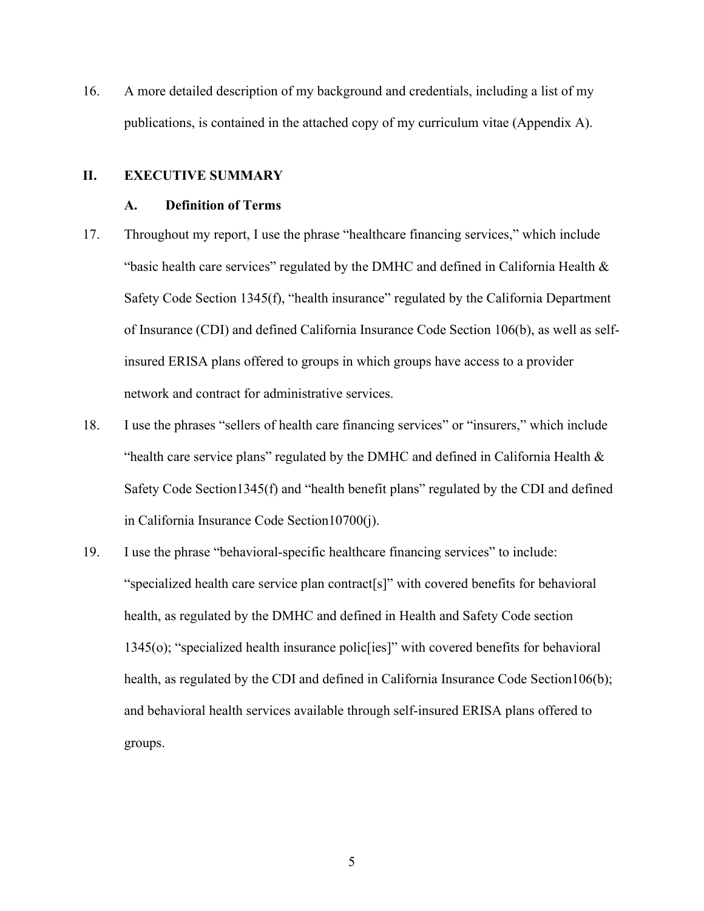16. A more detailed description of my background and credentials, including a list of my publications, is contained in the attached copy of my curriculum vitae (Appendix A).

## II. EXECUTIVE SUMMARY

### A. Definition of Terms

17. Throughout my report, I use the phrase "healthcare financing services," which include "basic health care services" regulated by the DMHC and defined in California Health & Safety Code Section 1345(f), "health insurance" regulated by the California Department of Insurance (CDI) and defined California Insurance Code Section 106(b), as well as self-insured ERISA plans offered to groups in which groups have access to a provider network and contract for administrative services.

18. I use the phrases "sellers of health care financing services" or "insurers," which include "health care service plans" regulated by the DMHC and defined in California Health & Safety Code Section1345(f) and "health benefit plans" regulated by the CDI and defined in California Insurance Code Section10700(j).

19. I use the phrase "behavioral-specific healthcare financing services" to include: "specialized health care service plan contract[s]" with covered benefits for behavioral health, as regulated by the DMHC and defined in Health and Safety Code section 1345(o); "specialized health insurance polic[ies]" with covered benefits for behavioral health, as regulated by the CDI and defined in California Insurance Code Section106(b); and behavioral health services available through self-insured ERISA plans offered to groups.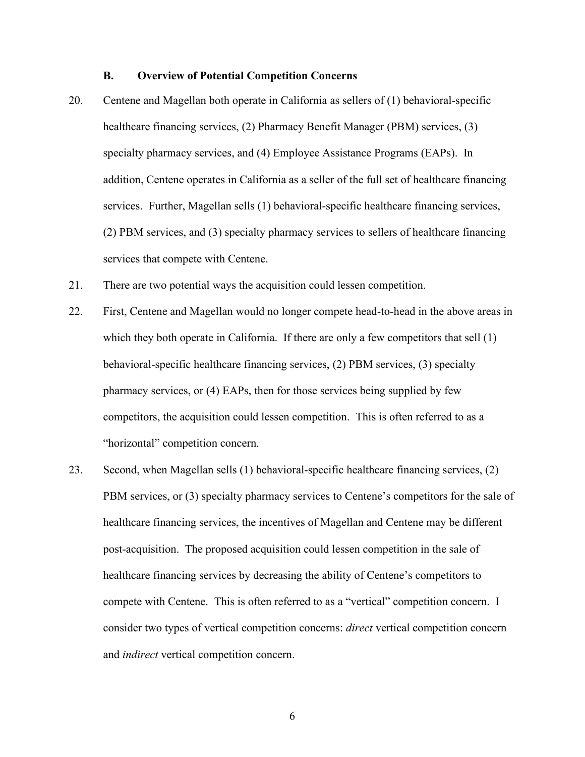### B. Overview of Potential Competition Concerns

20. Centene and Magellan both operate in California as sellers of (1) behavioral-specific healthcare financing services, (2) Pharmacy Benefit Manager (PBM) services, (3) specialty pharmacy services, and (4) Employee Assistance Programs (EAPs). In addition, Centene operates in California as a seller of the full set of healthcare financing services. Further, Magellan sells (1) behavioral-specific healthcare financing services, (2) PBM services, and (3) specialty pharmacy services to sellers of healthcare financing services that compete with Centene.

21. There are two potential ways the acquisition could lessen competition.

22. First, Centene and Magellan would no longer compete head-to-head in the above areas in which they both operate in California. If there are only a few competitors that sell (1) behavioral-specific healthcare financing services, (2) PBM services, (3) specialty pharmacy services, or (4) EAPs, then for those services being supplied by few competitors, the acquisition could lessen competition. This is often referred to as a "horizontal" competition concern.

23. Second, when Magellan sells (1) behavioral-specific healthcare financing services, (2) PBM services, or (3) specialty pharmacy services to Centene's competitors for the sale of healthcare financing services, the incentives of Magellan and Centene may be different post-acquisition. The proposed acquisition could lessen competition in the sale of healthcare financing services by decreasing the ability of Centene's competitors to compete with Centene. This is often referred to as a "vertical" competition concern. I consider two types of vertical competition concerns: *direct* vertical competition concern and *indirect* vertical competition concern.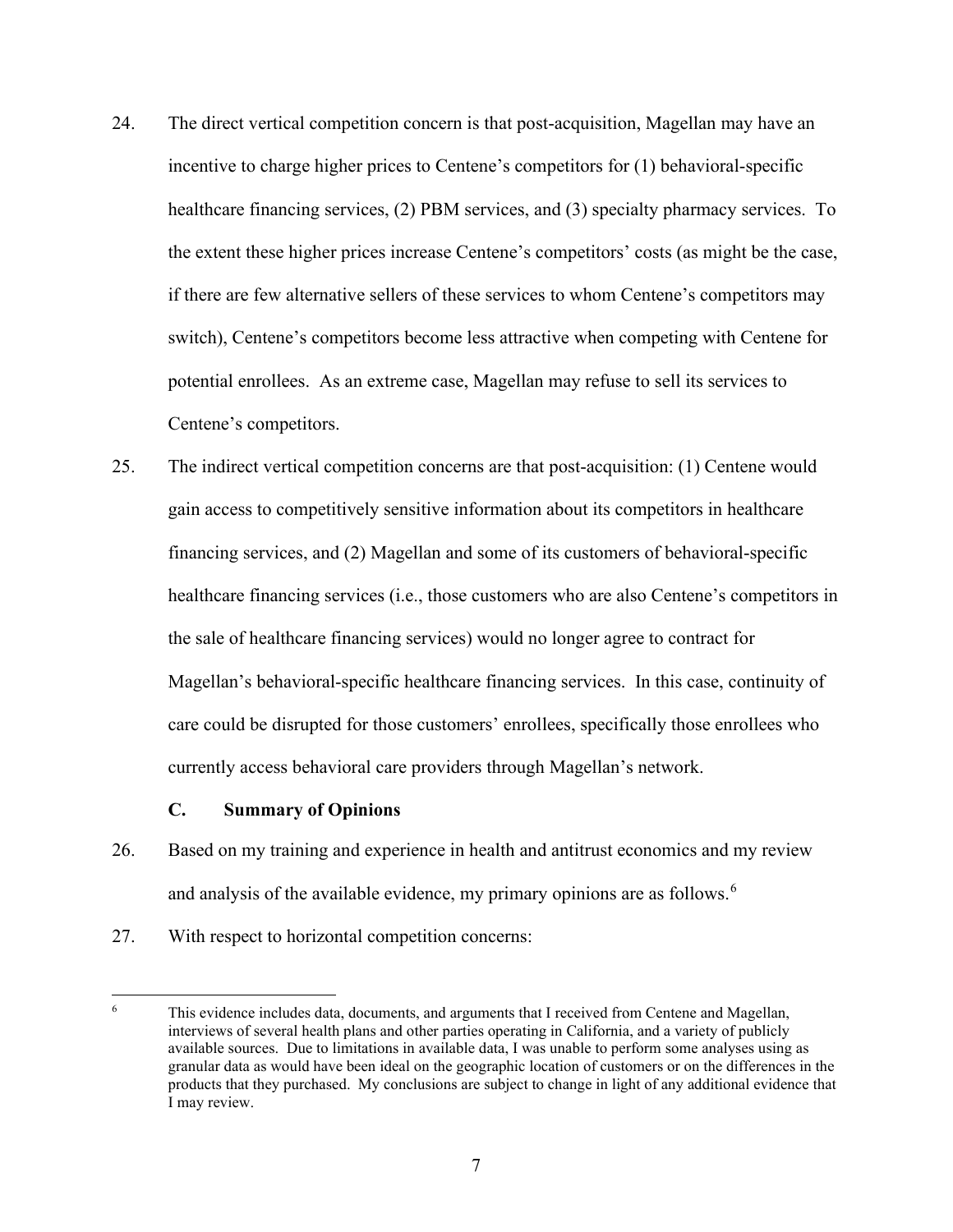24. The direct vertical competition concern is that post-acquisition, Magellan may have an incentive to charge higher prices to Centene's competitors for (1) behavioral-specific healthcare financing services, (2) PBM services, and (3) specialty pharmacy services. To the extent these higher prices increase Centene's competitors' costs (as might be the case, if there are few alternative sellers of these services to whom Centene's competitors may switch), Centene's competitors become less attractive when competing with Centene for potential enrollees. As an extreme case, Magellan may refuse to sell its services to Centene's competitors.

25. The indirect vertical competition concerns are that post-acquisition: (1) Centene would gain access to competitively sensitive information about its competitors in healthcare financing services, and (2) Magellan and some of its customers of behavioral-specific healthcare financing services (i.e., those customers who are also Centene's competitors in the sale of healthcare financing services) would no longer agree to contract for Magellan's behavioral-specific healthcare financing services. In this case, continuity of care could be disrupted for those customers' enrollees, specifically those enrollees who currently access behavioral care providers through Magellan's network.

### C. Summary of Opinions

26. Based on my training and experience in health and antitrust economics and my review and analysis of the available evidence, my primary opinions are as follows.[6]

27. With respect to horizontal competition concerns:

[6] This evidence includes data, documents, and arguments that I received from Centene and Magellan, interviews of several health plans and other parties operating in California, and a variety of publicly available sources. Due to limitations in available data, I was unable to perform some analyses using as granular data as would have been ideal on the geographic location of customers or on the differences in the products that they purchased. My conclusions are subject to change in light of any additional evidence that I may review.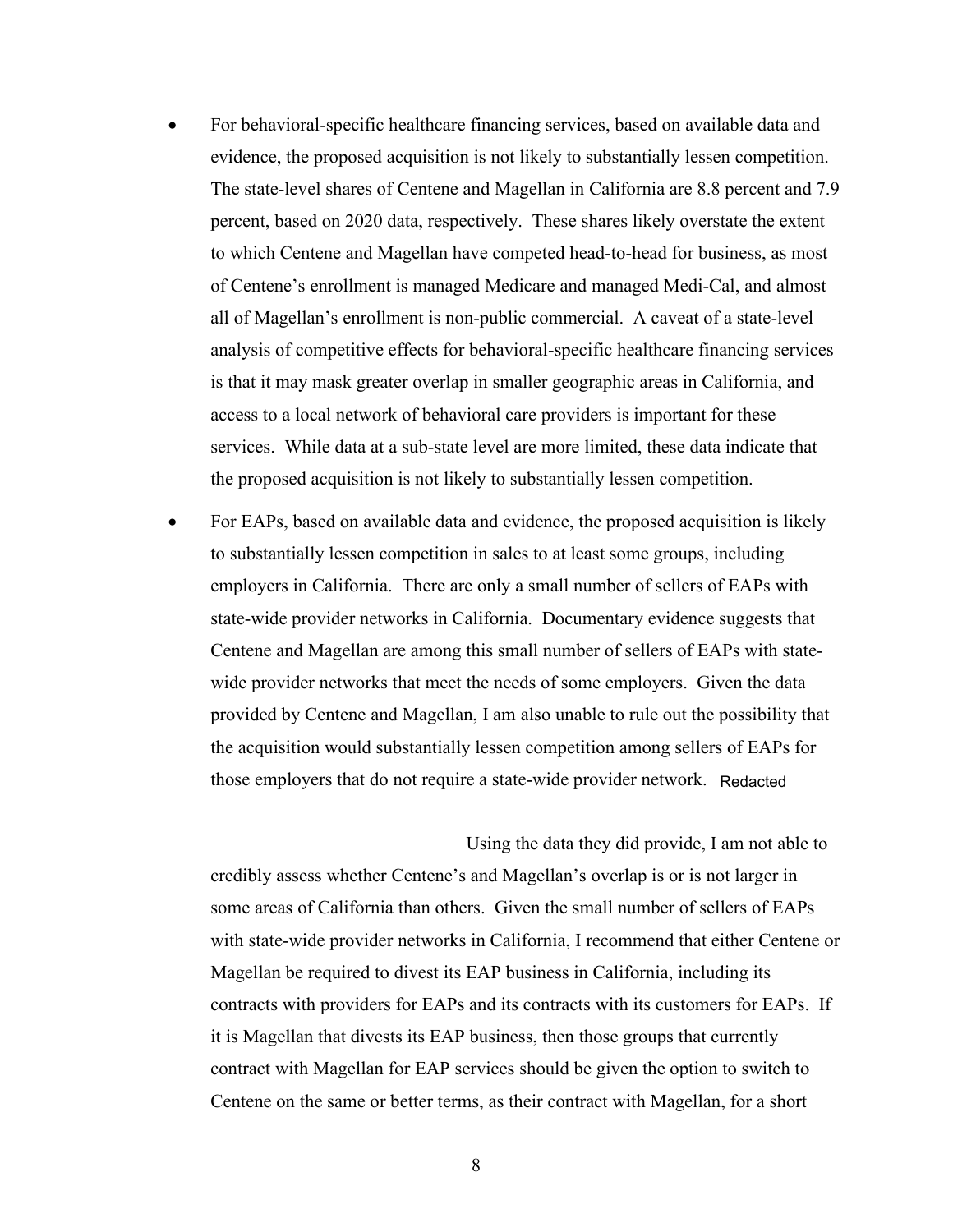- For behavioral-specific healthcare financing services, based on available data and evidence, the proposed acquisition is not likely to substantially lessen competition. The state-level shares of Centene and Magellan in California are 8.8 percent and 7.9 percent, based on 2020 data, respectively. These shares likely overstate the extent to which Centene and Magellan have competed head-to-head for business, as most of Centene's enrollment is managed Medicare and managed Medi-Cal, and almost all of Magellan's enrollment is non-public commercial. A caveat of a state-level analysis of competitive effects for behavioral-specific healthcare financing services is that it may mask greater overlap in smaller geographic areas in California, and access to a local network of behavioral care providers is important for these services. While data at a sub-state level are more limited, these data indicate that the proposed acquisition is not likely to substantially lessen competition.

- For EAPs, based on available data and evidence, the proposed acquisition is likely to substantially lessen competition in sales to at least some groups, including employers in California. There are only a small number of sellers of EAPs with state-wide provider networks in California. Documentary evidence suggests that Centene and Magellan are among this small number of sellers of EAPs with state-wide provider networks that meet the needs of some employers. Given the data provided by Centene and Magellan, I am also unable to rule out the possibility that the acquisition would substantially lessen competition among sellers of EAPs for those employers that do not require a state-wide provider network. Redacted

  Using the data they did provide, I am not able to credibly assess whether Centene's and Magellan's overlap is or is not larger in some areas of California than others. Given the small number of sellers of EAPs with state-wide provider networks in California, I recommend that either Centene or Magellan be required to divest its EAP business in California, including its contracts with providers for EAPs and its contracts with its customers for EAPs. If it is Magellan that divests its EAP business, then those groups that currently contract with Magellan for EAP services should be given the option to switch to Centene on the same or better terms, as their contract with Magellan, for a short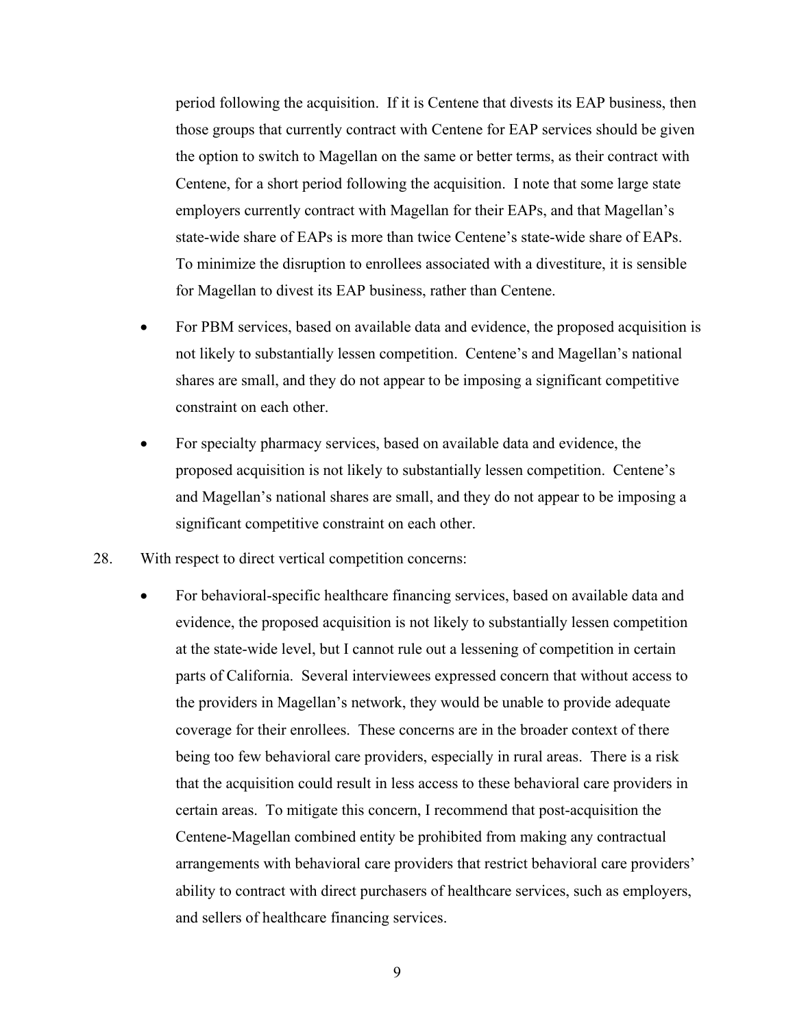period following the acquisition. If it is Centene that divests its EAP business, then those groups that currently contract with Centene for EAP services should be given the option to switch to Magellan on the same or better terms, as their contract with Centene, for a short period following the acquisition. I note that some large state employers currently contract with Magellan for their EAPs, and that Magellan's state-wide share of EAPs is more than twice Centene's state-wide share of EAPs. To minimize the disruption to enrollees associated with a divestiture, it is sensible for Magellan to divest its EAP business, rather than Centene.

- For PBM services, based on available data and evidence, the proposed acquisition is not likely to substantially lessen competition. Centene's and Magellan's national shares are small, and they do not appear to be imposing a significant competitive constraint on each other.
- For specialty pharmacy services, based on available data and evidence, the proposed acquisition is not likely to substantially lessen competition. Centene's and Magellan's national shares are small, and they do not appear to be imposing a significant competitive constraint on each other.

28. With respect to direct vertical competition concerns:

- For behavioral-specific healthcare financing services, based on available data and evidence, the proposed acquisition is not likely to substantially lessen competition at the state-wide level, but I cannot rule out a lessening of competition in certain parts of California. Several interviewees expressed concern that without access to the providers in Magellan's network, they would be unable to provide adequate coverage for their enrollees. These concerns are in the broader context of there being too few behavioral care providers, especially in rural areas. There is a risk that the acquisition could result in less access to these behavioral care providers in certain areas. To mitigate this concern, I recommend that post-acquisition the Centene-Magellan combined entity be prohibited from making any contractual arrangements with behavioral care providers that restrict behavioral care providers' ability to contract with direct purchasers of healthcare services, such as employers, and sellers of healthcare financing services.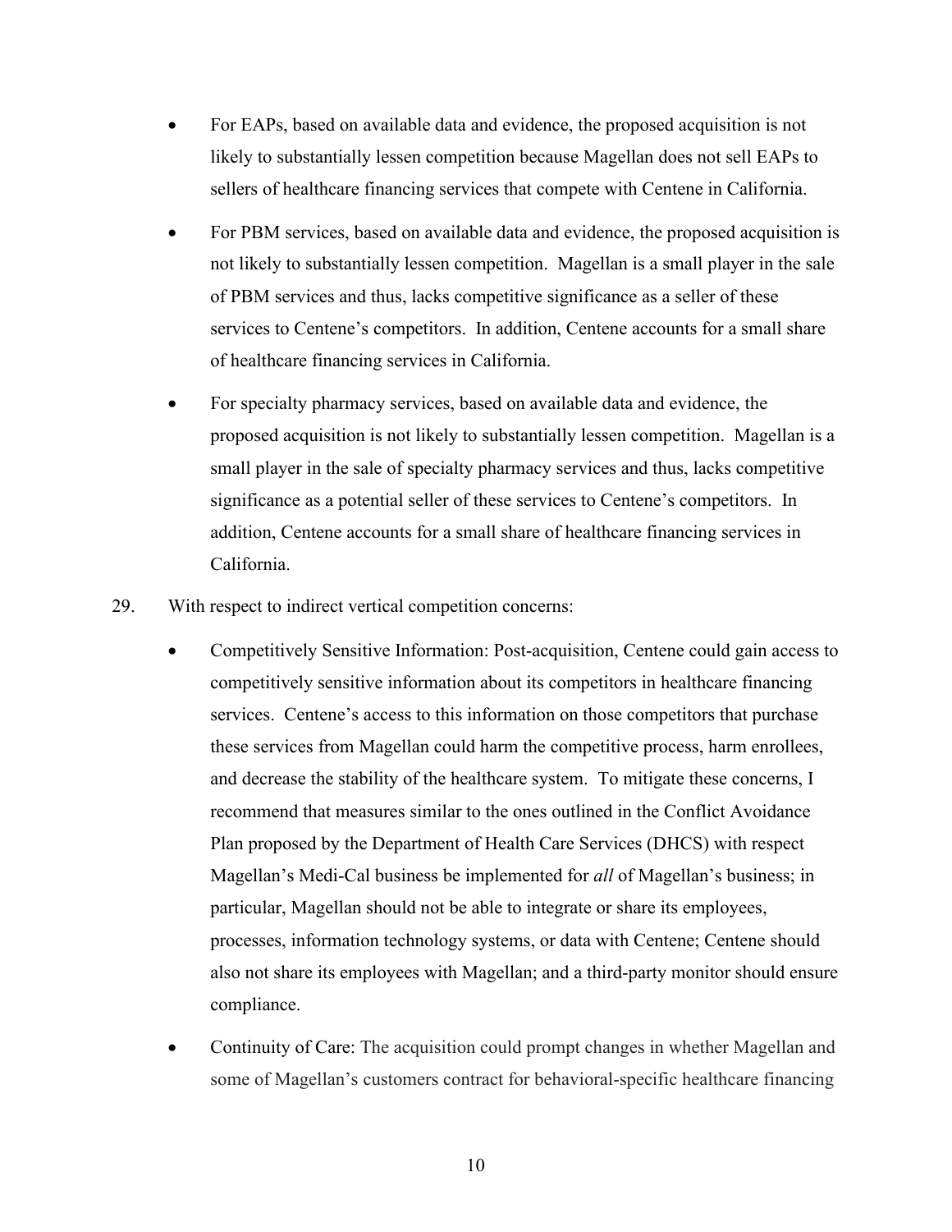- For EAPs, based on available data and evidence, the proposed acquisition is not likely to substantially lessen competition because Magellan does not sell EAPs to sellers of healthcare financing services that compete with Centene in California.

- For PBM services, based on available data and evidence, the proposed acquisition is not likely to substantially lessen competition. Magellan is a small player in the sale of PBM services and thus, lacks competitive significance as a seller of these services to Centene's competitors. In addition, Centene accounts for a small share of healthcare financing services in California.

- For specialty pharmacy services, based on available data and evidence, the proposed acquisition is not likely to substantially lessen competition. Magellan is a small player in the sale of specialty pharmacy services and thus, lacks competitive significance as a potential seller of these services to Centene's competitors. In addition, Centene accounts for a small share of healthcare financing services in California.

29. With respect to indirect vertical competition concerns:

- Competitively Sensitive Information: Post-acquisition, Centene could gain access to competitively sensitive information about its competitors in healthcare financing services. Centene's access to this information on those competitors that purchase these services from Magellan could harm the competitive process, harm enrollees, and decrease the stability of the healthcare system. To mitigate these concerns, I recommend that measures similar to the ones outlined in the Conflict Avoidance Plan proposed by the Department of Health Care Services (DHCS) with respect Magellan's Medi-Cal business be implemented for *all* of Magellan's business; in particular, Magellan should not be able to integrate or share its employees, processes, information technology systems, or data with Centene; Centene should also not share its employees with Magellan; and a third-party monitor should ensure compliance.

- Continuity of Care: The acquisition could prompt changes in whether Magellan and some of Magellan's customers contract for behavioral-specific healthcare financing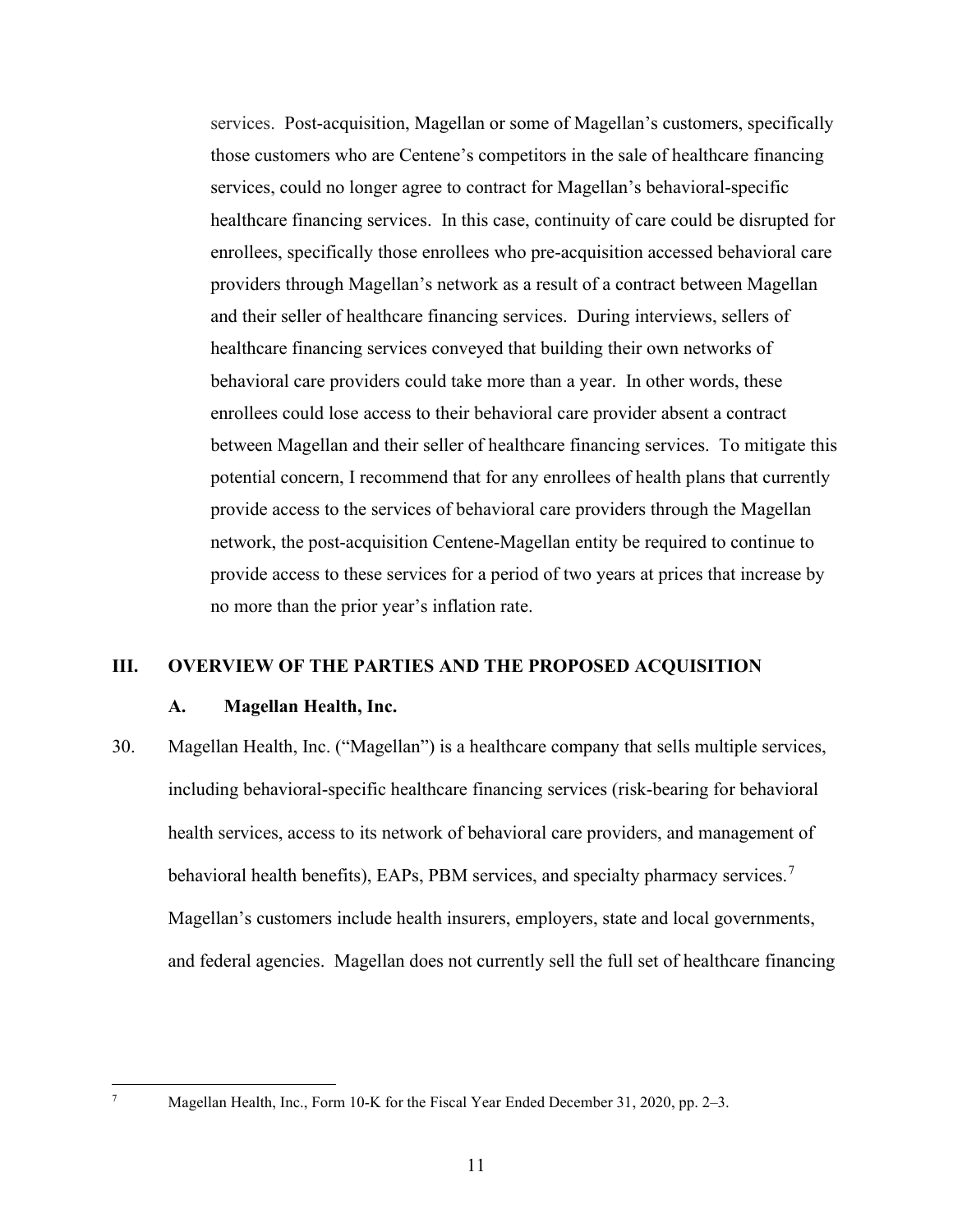services. Post-acquisition, Magellan or some of Magellan's customers, specifically those customers who are Centene's competitors in the sale of healthcare financing services, could no longer agree to contract for Magellan's behavioral-specific healthcare financing services. In this case, continuity of care could be disrupted for enrollees, specifically those enrollees who pre-acquisition accessed behavioral care providers through Magellan's network as a result of a contract between Magellan and their seller of healthcare financing services. During interviews, sellers of healthcare financing services conveyed that building their own networks of behavioral care providers could take more than a year. In other words, these enrollees could lose access to their behavioral care provider absent a contract between Magellan and their seller of healthcare financing services. To mitigate this potential concern, I recommend that for any enrollees of health plans that currently provide access to the services of behavioral care providers through the Magellan network, the post-acquisition Centene-Magellan entity be required to continue to provide access to these services for a period of two years at prices that increase by no more than the prior year's inflation rate.

## III. OVERVIEW OF THE PARTIES AND THE PROPOSED ACQUISITION

### A. Magellan Health, Inc.

30. Magellan Health, Inc. ("Magellan") is a healthcare company that sells multiple services, including behavioral-specific healthcare financing services (risk-bearing for behavioral health services, access to its network of behavioral care providers, and management of behavioral health benefits), EAPs, PBM services, and specialty pharmacy services.[7] Magellan's customers include health insurers, employers, state and local governments, and federal agencies. Magellan does not currently sell the full set of healthcare financing

[7] Magellan Health, Inc., Form 10-K for the Fiscal Year Ended December 31, 2020, pp. 2–3.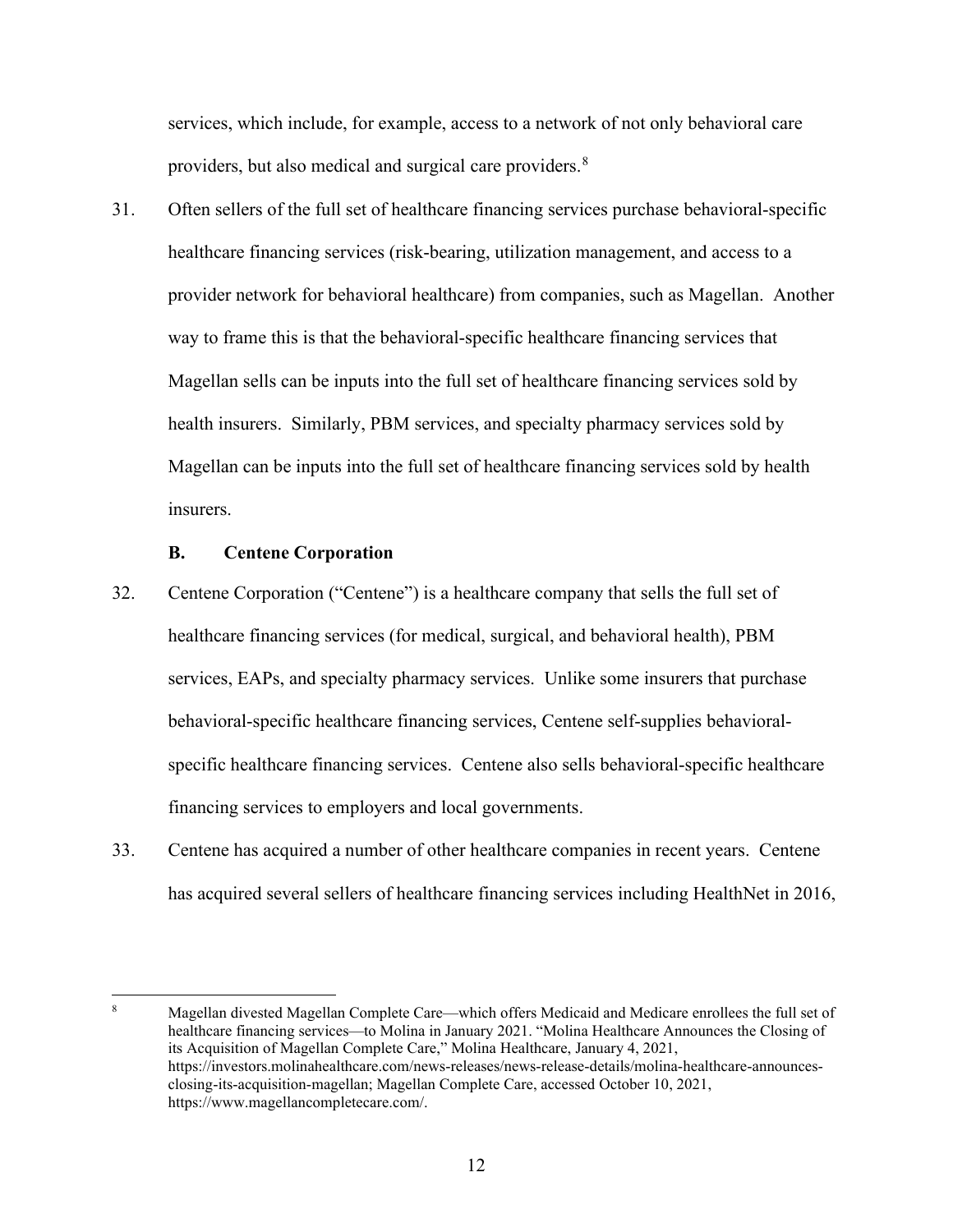services, which include, for example, access to a network of not only behavioral care providers, but also medical and surgical care providers.[8]

31. Often sellers of the full set of healthcare financing services purchase behavioral-specific healthcare financing services (risk-bearing, utilization management, and access to a provider network for behavioral healthcare) from companies, such as Magellan. Another way to frame this is that the behavioral-specific healthcare financing services that Magellan sells can be inputs into the full set of healthcare financing services sold by health insurers. Similarly, PBM services, and specialty pharmacy services sold by Magellan can be inputs into the full set of healthcare financing services sold by health insurers.

### B. Centene Corporation

32. Centene Corporation ("Centene") is a healthcare company that sells the full set of healthcare financing services (for medical, surgical, and behavioral health), PBM services, EAPs, and specialty pharmacy services. Unlike some insurers that purchase behavioral-specific healthcare financing services, Centene self-supplies behavioral-specific healthcare financing services. Centene also sells behavioral-specific healthcare financing services to employers and local governments.

33. Centene has acquired a number of other healthcare companies in recent years. Centene has acquired several sellers of healthcare financing services including HealthNet in 2016,

---

[8] Magellan divested Magellan Complete Care—which offers Medicaid and Medicare enrollees the full set of healthcare financing services—to Molina in January 2021. "Molina Healthcare Announces the Closing of its Acquisition of Magellan Complete Care," Molina Healthcare, January 4, 2021, https://investors.molinahealthcare.com/news-releases/news-release-details/molina-healthcare-announces-closing-its-acquisition-magellan; Magellan Complete Care, accessed October 10, 2021, https://www.magellancompletecare.com/.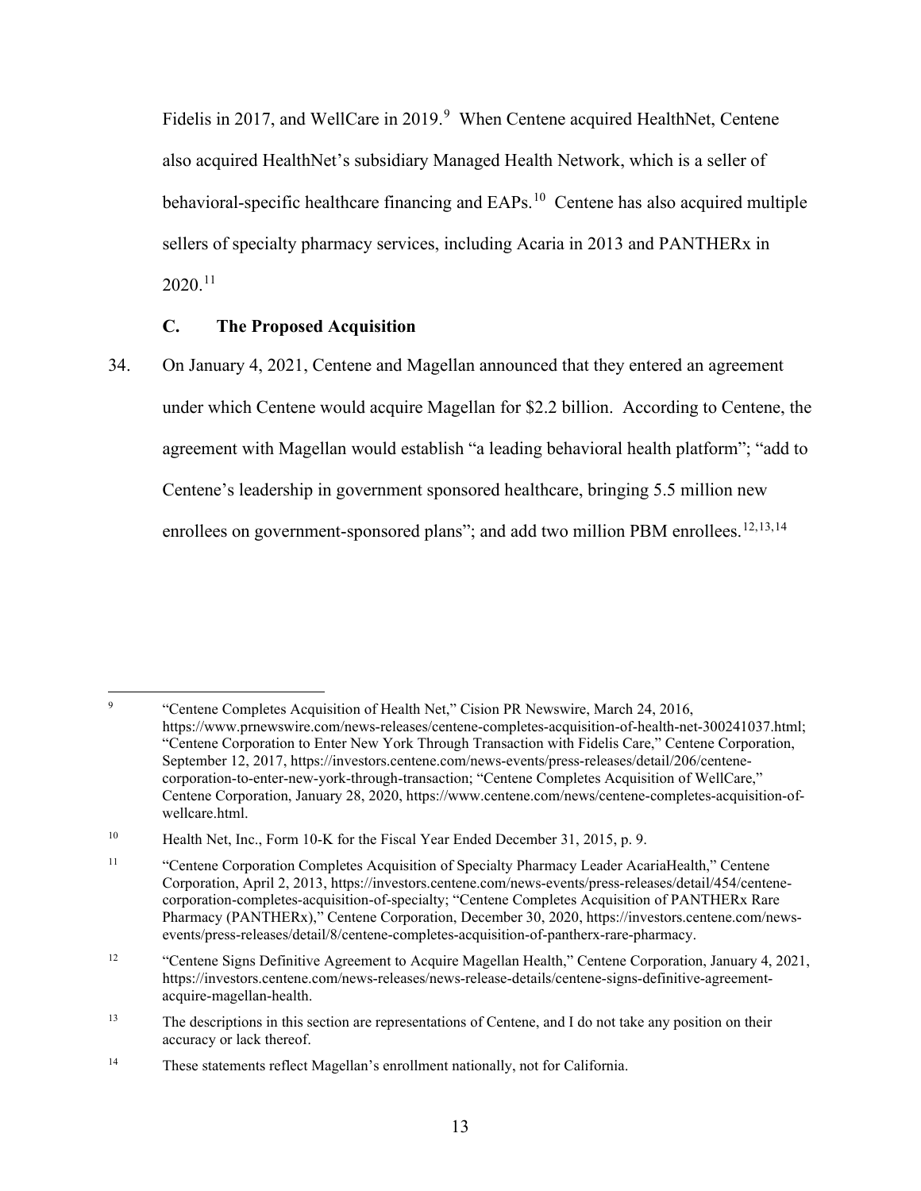Fidelis in 2017, and WellCare in 2019.[9] When Centene acquired HealthNet, Centene also acquired HealthNet's subsidiary Managed Health Network, which is a seller of behavioral-specific healthcare financing and EAPs.[10] Centene has also acquired multiple sellers of specialty pharmacy services, including Acaria in 2013 and PANTHERx in 2020.[11]

### C. The Proposed Acquisition

34. On January 4, 2021, Centene and Magellan announced that they entered an agreement under which Centene would acquire Magellan for $2.2 billion. According to Centene, the agreement with Magellan would establish "a leading behavioral health platform"; "add to Centene's leadership in government sponsored healthcare, bringing 5.5 million new enrollees on government-sponsored plans"; and add two million PBM enrollees.[12,13,14]

---

[9] "Centene Completes Acquisition of Health Net," Cision PR Newswire, March 24, 2016, https://www.prnewswire.com/news-releases/centene-completes-acquisition-of-health-net-300241037.html; "Centene Corporation to Enter New York Through Transaction with Fidelis Care," Centene Corporation, September 12, 2017, https://investors.centene.com/news-events/press-releases/detail/206/centene-corporation-to-enter-new-york-through-transaction; "Centene Completes Acquisition of WellCare," Centene Corporation, January 28, 2020, https://www.centene.com/news/centene-completes-acquisition-of-wellcare.html.

[10] Health Net, Inc., Form 10-K for the Fiscal Year Ended December 31, 2015, p. 9.

[11] "Centene Corporation Completes Acquisition of Specialty Pharmacy Leader AcariaHealth," Centene Corporation, April 2, 2013, https://investors.centene.com/news-events/press-releases/detail/454/centene-corporation-completes-acquisition-of-specialty; "Centene Completes Acquisition of PANTHERx Rare Pharmacy (PANTHERx)," Centene Corporation, December 30, 2020, https://investors.centene.com/news-events/press-releases/detail/8/centene-completes-acquisition-of-pantherx-rare-pharmacy.

[12] "Centene Signs Definitive Agreement to Acquire Magellan Health," Centene Corporation, January 4, 2021, https://investors.centene.com/news-releases/news-release-details/centene-signs-definitive-agreement-acquire-magellan-health.

[13] The descriptions in this section are representations of Centene, and I do not take any position on their accuracy or lack thereof.

[14] These statements reflect Magellan's enrollment nationally, not for California.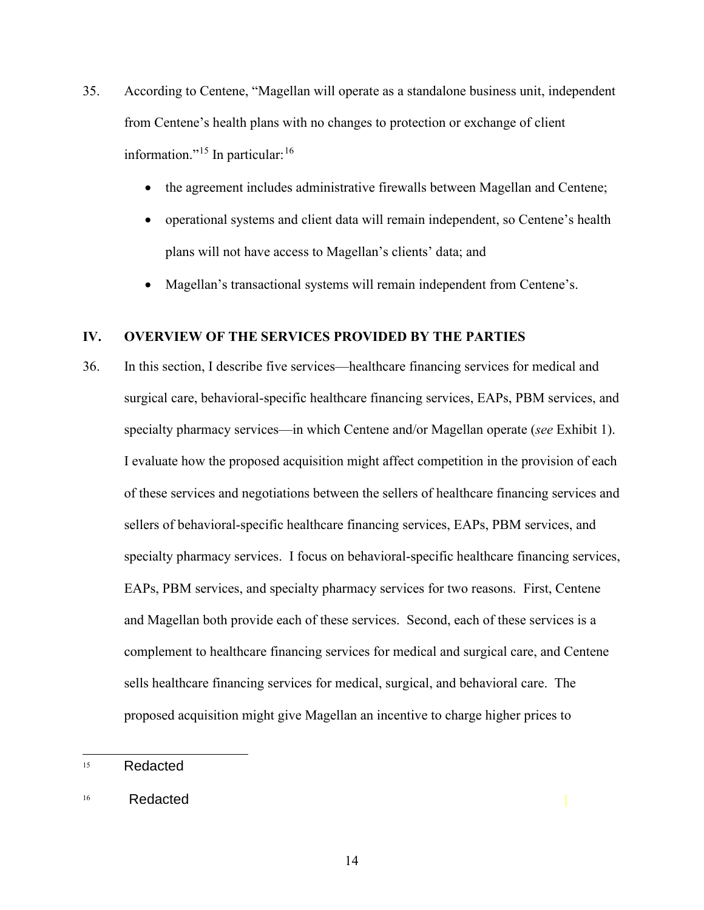35. According to Centene, "Magellan will operate as a standalone business unit, independent from Centene's health plans with no changes to protection or exchange of client information."[15] In particular:[16]

   - the agreement includes administrative firewalls between Magellan and Centene;
   - operational systems and client data will remain independent, so Centene's health plans will not have access to Magellan's clients' data; and
   - Magellan's transactional systems will remain independent from Centene's.

## IV. OVERVIEW OF THE SERVICES PROVIDED BY THE PARTIES

36. In this section, I describe five services—healthcare financing services for medical and surgical care, behavioral-specific healthcare financing services, EAPs, PBM services, and specialty pharmacy services—in which Centene and/or Magellan operate (*see* Exhibit 1). I evaluate how the proposed acquisition might affect competition in the provision of each of these services and negotiations between the sellers of healthcare financing services and sellers of behavioral-specific healthcare financing services, EAPs, PBM services, and specialty pharmacy services. I focus on behavioral-specific healthcare financing services, EAPs, PBM services, and specialty pharmacy services for two reasons. First, Centene and Magellan both provide each of these services. Second, each of these services is a complement to healthcare financing services for medical and surgical care, and Centene sells healthcare financing services for medical, surgical, and behavioral care. The proposed acquisition might give Magellan an incentive to charge higher prices to

---

[15] Redacted

[16] Redacted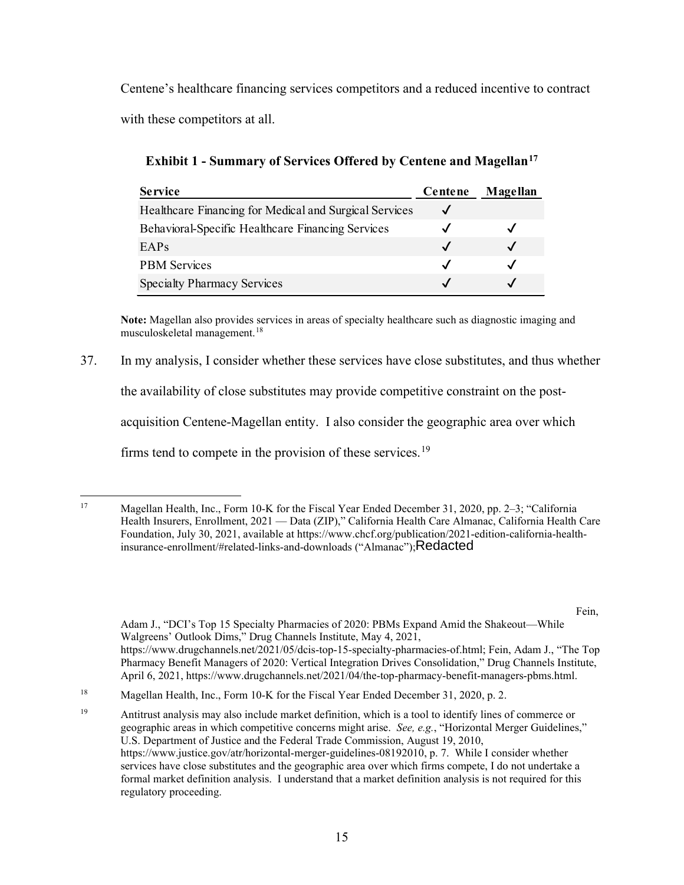Centene's healthcare financing services competitors and a reduced incentive to contract with these competitors at all.

**Exhibit 1 - Summary of Services Offered by Centene and Magellan**[17]

| Service | Centene | Magellan |
|---|---|---|
| Healthcare Financing for Medical and Surgical Services | ✓ | |
| Behavioral-Specific Healthcare Financing Services | ✓ | ✓ |
| EAPs | ✓ | ✓ |
| PBM Services | ✓ | ✓ |
| Specialty Pharmacy Services | ✓ | ✓ |

**Note:** Magellan also provides services in areas of specialty healthcare such as diagnostic imaging and musculoskeletal management.[18]

37. In my analysis, I consider whether these services have close substitutes, and thus whether the availability of close substitutes may provide competitive constraint on the post-acquisition Centene-Magellan entity. I also consider the geographic area over which firms tend to compete in the provision of these services.[19]

---

[17] Magellan Health, Inc., Form 10-K for the Fiscal Year Ended December 31, 2020, pp. 2–3; "California Health Insurers, Enrollment, 2021 — Data (ZIP)," California Health Care Almanac, California Health Care Foundation, July 30, 2021, available at https://www.chcf.org/publication/2021-edition-california-health-insurance-enrollment/#related-links-and-downloads ("Almanac"); Redacted

Fein, Adam J., "DCI's Top 15 Specialty Pharmacies of 2020: PBMs Expand Amid the Shakeout—While Walgreens' Outlook Dims," Drug Channels Institute, May 4, 2021, https://www.drugchannels.net/2021/05/dcis-top-15-specialty-pharmacies-of.html; Fein, Adam J., "The Top Pharmacy Benefit Managers of 2020: Vertical Integration Drives Consolidation," Drug Channels Institute, April 6, 2021, https://www.drugchannels.net/2021/04/the-top-pharmacy-benefit-managers-pbms.html.

[18] Magellan Health, Inc., Form 10-K for the Fiscal Year Ended December 31, 2020, p. 2.

[19] Antitrust analysis may also include market definition, which is a tool to identify lines of commerce or geographic areas in which competitive concerns might arise. *See, e.g.*, "Horizontal Merger Guidelines," U.S. Department of Justice and the Federal Trade Commission, August 19, 2010, https://www.justice.gov/atr/horizontal-merger-guidelines-08192010, p. 7. While I consider whether services have close substitutes and the geographic area over which firms compete, I do not undertake a formal market definition analysis. I understand that a market definition analysis is not required for this regulatory proceeding.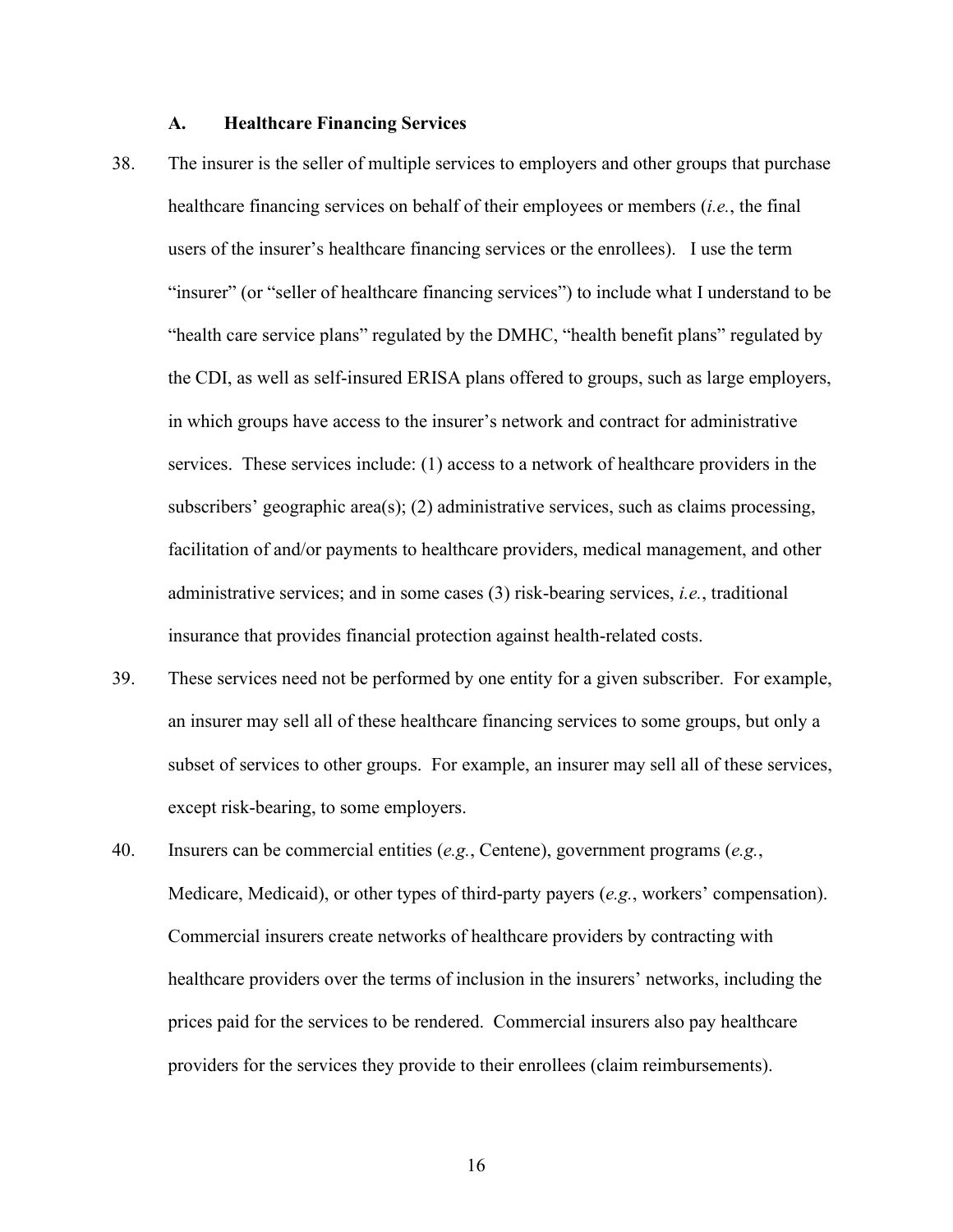### A. Healthcare Financing Services

38. The insurer is the seller of multiple services to employers and other groups that purchase healthcare financing services on behalf of their employees or members (*i.e.*, the final users of the insurer's healthcare financing services or the enrollees). I use the term "insurer" (or "seller of healthcare financing services") to include what I understand to be "health care service plans" regulated by the DMHC, "health benefit plans" regulated by the CDI, as well as self-insured ERISA plans offered to groups, such as large employers, in which groups have access to the insurer's network and contract for administrative services. These services include: (1) access to a network of healthcare providers in the subscribers' geographic area(s); (2) administrative services, such as claims processing, facilitation of and/or payments to healthcare providers, medical management, and other administrative services; and in some cases (3) risk-bearing services, *i.e.*, traditional insurance that provides financial protection against health-related costs.

39. These services need not be performed by one entity for a given subscriber. For example, an insurer may sell all of these healthcare financing services to some groups, but only a subset of services to other groups. For example, an insurer may sell all of these services, except risk-bearing, to some employers.

40. Insurers can be commercial entities (*e.g.*, Centene), government programs (*e.g.*, Medicare, Medicaid), or other types of third-party payers (*e.g.*, workers' compensation). Commercial insurers create networks of healthcare providers by contracting with healthcare providers over the terms of inclusion in the insurers' networks, including the prices paid for the services to be rendered. Commercial insurers also pay healthcare providers for the services they provide to their enrollees (claim reimbursements).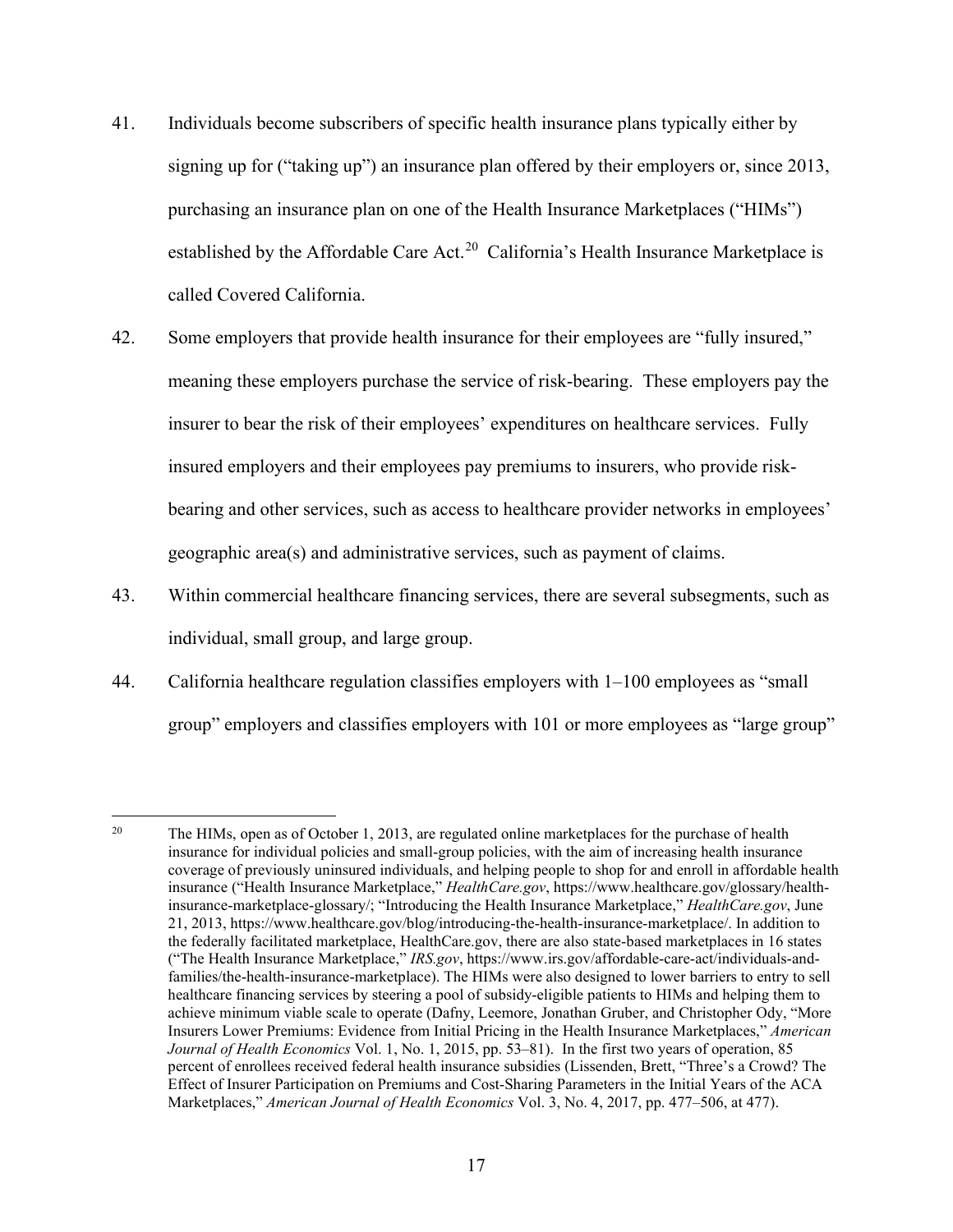41. Individuals become subscribers of specific health insurance plans typically either by signing up for ("taking up") an insurance plan offered by their employers or, since 2013, purchasing an insurance plan on one of the Health Insurance Marketplaces ("HIMs") established by the Affordable Care Act.[20] California's Health Insurance Marketplace is called Covered California.

42. Some employers that provide health insurance for their employees are "fully insured," meaning these employers purchase the service of risk-bearing. These employers pay the insurer to bear the risk of their employees' expenditures on healthcare services. Fully insured employers and their employees pay premiums to insurers, who provide risk-bearing and other services, such as access to healthcare provider networks in employees' geographic area(s) and administrative services, such as payment of claims.

43. Within commercial healthcare financing services, there are several subsegments, such as individual, small group, and large group.

44. California healthcare regulation classifies employers with 1–100 employees as "small group" employers and classifies employers with 101 or more employees as "large group"

---

[20] The HIMs, open as of October 1, 2013, are regulated online marketplaces for the purchase of health insurance for individual policies and small-group policies, with the aim of increasing health insurance coverage of previously uninsured individuals, and helping people to shop for and enroll in affordable health insurance ("Health Insurance Marketplace," *HealthCare.gov*, https://www.healthcare.gov/glossary/health-insurance-marketplace-glossary/; "Introducing the Health Insurance Marketplace," *HealthCare.gov*, June 21, 2013, https://www.healthcare.gov/blog/introducing-the-health-insurance-marketplace/. In addition to the federally facilitated marketplace, HealthCare.gov, there are also state-based marketplaces in 16 states ("The Health Insurance Marketplace," *IRS.gov*, https://www.irs.gov/affordable-care-act/individuals-and-families/the-health-insurance-marketplace). The HIMs were also designed to lower barriers to entry to sell healthcare financing services by steering a pool of subsidy-eligible patients to HIMs and helping them to achieve minimum viable scale to operate (Dafny, Leemore, Jonathan Gruber, and Christopher Ody, "More Insurers Lower Premiums: Evidence from Initial Pricing in the Health Insurance Marketplaces," *American Journal of Health Economics* Vol. 1, No. 1, 2015, pp. 53–81). In the first two years of operation, 85 percent of enrollees received federal health insurance subsidies (Lissenden, Brett, "Three's a Crowd? The Effect of Insurer Participation on Premiums and Cost-Sharing Parameters in the Initial Years of the ACA Marketplaces," *American Journal of Health Economics* Vol. 3, No. 4, 2017, pp. 477–506, at 477).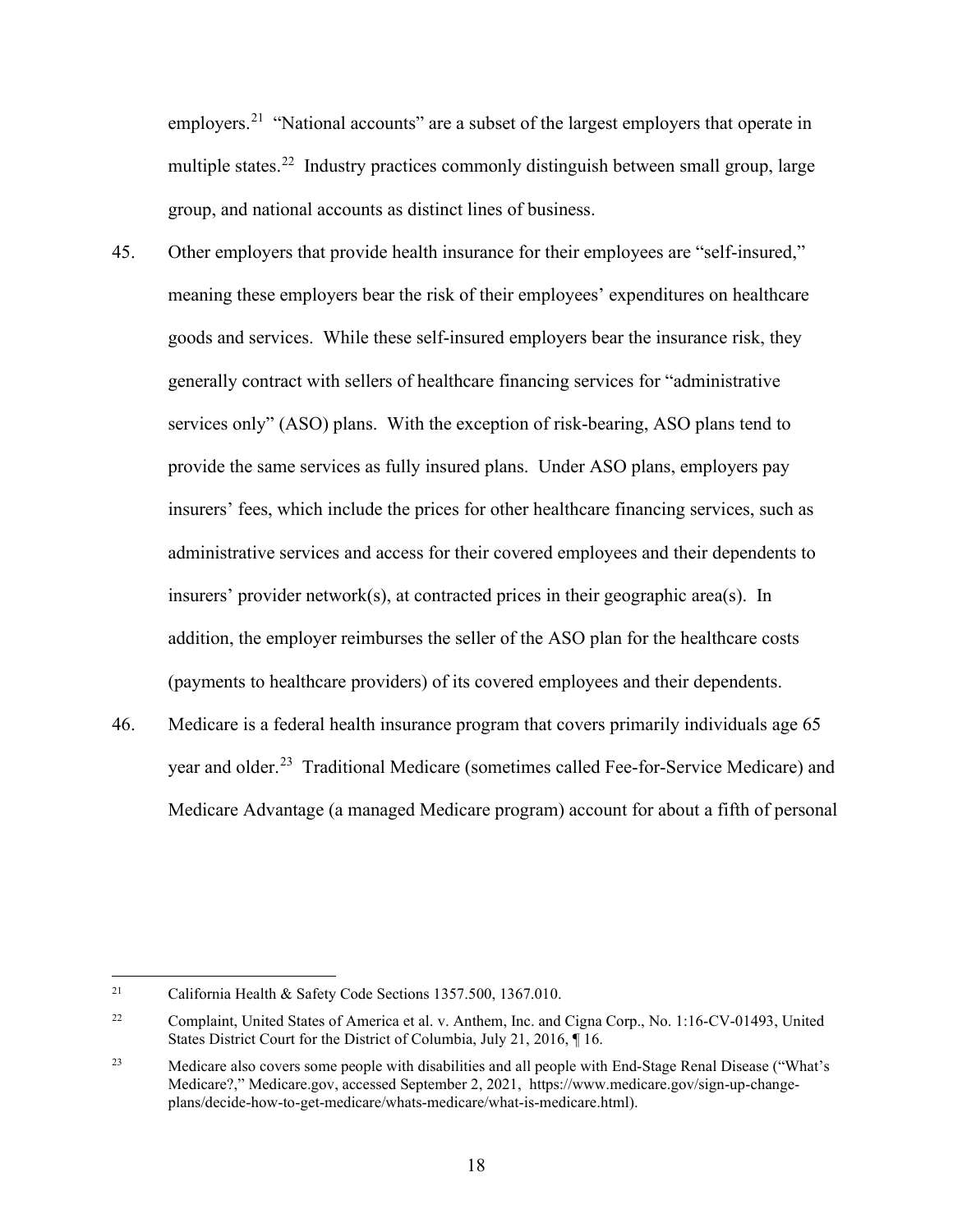employers.[21] "National accounts" are a subset of the largest employers that operate in multiple states.[22] Industry practices commonly distinguish between small group, large group, and national accounts as distinct lines of business.

45. Other employers that provide health insurance for their employees are "self-insured," meaning these employers bear the risk of their employees' expenditures on healthcare goods and services. While these self-insured employers bear the insurance risk, they generally contract with sellers of healthcare financing services for "administrative services only" (ASO) plans. With the exception of risk-bearing, ASO plans tend to provide the same services as fully insured plans. Under ASO plans, employers pay insurers' fees, which include the prices for other healthcare financing services, such as administrative services and access for their covered employees and their dependents to insurers' provider network(s), at contracted prices in their geographic area(s). In addition, the employer reimburses the seller of the ASO plan for the healthcare costs (payments to healthcare providers) of its covered employees and their dependents.

46. Medicare is a federal health insurance program that covers primarily individuals age 65 year and older.[23] Traditional Medicare (sometimes called Fee-for-Service Medicare) and Medicare Advantage (a managed Medicare program) account for about a fifth of personal

---

[21] California Health & Safety Code Sections 1357.500, 1367.010.

[22] Complaint, United States of America et al. v. Anthem, Inc. and Cigna Corp., No. 1:16-CV-01493, United States District Court for the District of Columbia, July 21, 2016, ¶ 16.

[23] Medicare also covers some people with disabilities and all people with End-Stage Renal Disease ("What's Medicare?," Medicare.gov, accessed September 2, 2021, https://www.medicare.gov/sign-up-change-plans/decide-how-to-get-medicare/whats-medicare/what-is-medicare.html).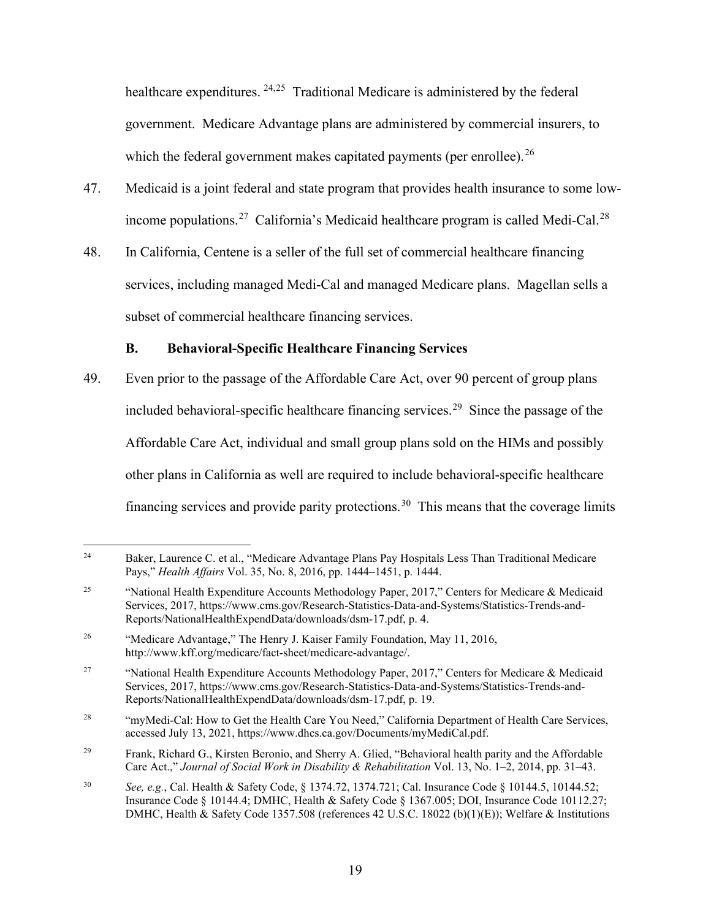healthcare expenditures. [24,25] Traditional Medicare is administered by the federal government. Medicare Advantage plans are administered by commercial insurers, to which the federal government makes capitated payments (per enrollee).[26]

47. Medicaid is a joint federal and state program that provides health insurance to some low-income populations.[27] California's Medicaid healthcare program is called Medi-Cal.[28]

48. In California, Centene is a seller of the full set of commercial healthcare financing services, including managed Medi-Cal and managed Medicare plans. Magellan sells a subset of commercial healthcare financing services.

### B. Behavioral-Specific Healthcare Financing Services

49. Even prior to the passage of the Affordable Care Act, over 90 percent of group plans included behavioral-specific healthcare financing services.[29] Since the passage of the Affordable Care Act, individual and small group plans sold on the HIMs and possibly other plans in California as well are required to include behavioral-specific healthcare financing services and provide parity protections.[30] This means that the coverage limits

---

[24] Baker, Laurence C. et al., "Medicare Advantage Plans Pay Hospitals Less Than Traditional Medicare Pays," *Health Affairs* Vol. 35, No. 8, 2016, pp. 1444–1451, p. 1444.

[25] "National Health Expenditure Accounts Methodology Paper, 2017," Centers for Medicare & Medicaid Services, 2017, https://www.cms.gov/Research-Statistics-Data-and-Systems/Statistics-Trends-and-Reports/NationalHealthExpendData/downloads/dsm-17.pdf, p. 4.

[26] "Medicare Advantage," The Henry J. Kaiser Family Foundation, May 11, 2016, http://www.kff.org/medicare/fact-sheet/medicare-advantage/.

[27] "National Health Expenditure Accounts Methodology Paper, 2017," Centers for Medicare & Medicaid Services, 2017, https://www.cms.gov/Research-Statistics-Data-and-Systems/Statistics-Trends-and-Reports/NationalHealthExpendData/downloads/dsm-17.pdf, p. 19.

[28] "myMedi-Cal: How to Get the Health Care You Need," California Department of Health Care Services, accessed July 13, 2021, https://www.dhcs.ca.gov/Documents/myMediCal.pdf.

[29] Frank, Richard G., Kirsten Beronio, and Sherry A. Glied, "Behavioral health parity and the Affordable Care Act.," *Journal of Social Work in Disability & Rehabilitation* Vol. 13, No. 1–2, 2014, pp. 31–43.

[30] *See, e.g.*, Cal. Health & Safety Code, § 1374.72, 1374.721; Cal. Insurance Code § 10144.5, 10144.52; Insurance Code § 10144.4; DMHC, Health & Safety Code § 1367.005; DOI, Insurance Code 10112.27; DMHC, Health & Safety Code 1357.508 (references 42 U.S.C. 18022 (b)(1)(E)); Welfare & Institutions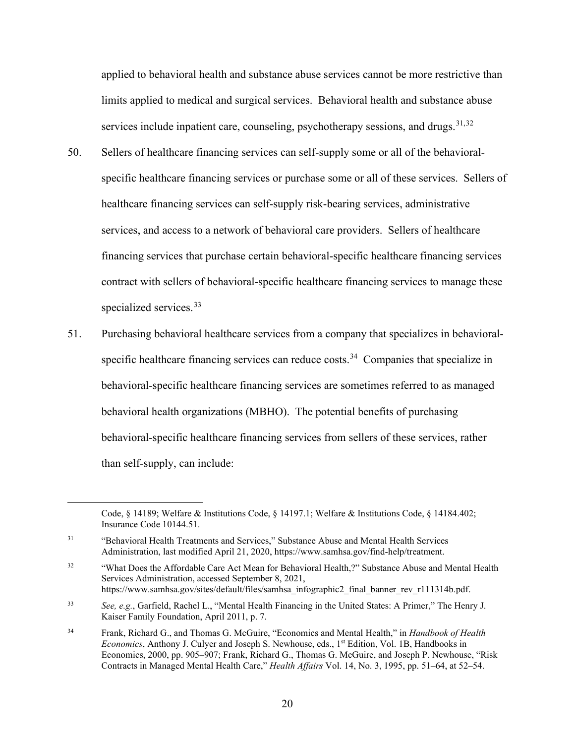applied to behavioral health and substance abuse services cannot be more restrictive than limits applied to medical and surgical services. Behavioral health and substance abuse services include inpatient care, counseling, psychotherapy sessions, and drugs.[31,32]

50. Sellers of healthcare financing services can self-supply some or all of the behavioral-specific healthcare financing services or purchase some or all of these services. Sellers of healthcare financing services can self-supply risk-bearing services, administrative services, and access to a network of behavioral care providers. Sellers of healthcare financing services that purchase certain behavioral-specific healthcare financing services contract with sellers of behavioral-specific healthcare financing services to manage these specialized services.[33]

51. Purchasing behavioral healthcare services from a company that specializes in behavioral-specific healthcare financing services can reduce costs.[34] Companies that specialize in behavioral-specific healthcare financing services are sometimes referred to as managed behavioral health organizations (MBHO). The potential benefits of purchasing behavioral-specific healthcare financing services from sellers of these services, rather than self-supply, can include:

---

Code, § 14189; Welfare & Institutions Code, § 14197.1; Welfare & Institutions Code, § 14184.402; Insurance Code 10144.51.

[31] "Behavioral Health Treatments and Services," Substance Abuse and Mental Health Services Administration, last modified April 21, 2020, https://www.samhsa.gov/find-help/treatment.

[32] "What Does the Affordable Care Act Mean for Behavioral Health,?" Substance Abuse and Mental Health Services Administration, accessed September 8, 2021, https://www.samhsa.gov/sites/default/files/samhsa_infographic2_final_banner_rev_r111314b.pdf.

[33] *See, e.g.*, Garfield, Rachel L., "Mental Health Financing in the United States: A Primer," The Henry J. Kaiser Family Foundation, April 2011, p. 7.

[34] Frank, Richard G., and Thomas G. McGuire, "Economics and Mental Health," in *Handbook of Health Economics*, Anthony J. Culyer and Joseph S. Newhouse, eds., 1st Edition, Vol. 1B, Handbooks in Economics, 2000, pp. 905–907; Frank, Richard G., Thomas G. McGuire, and Joseph P. Newhouse, "Risk Contracts in Managed Mental Health Care," *Health Affairs* Vol. 14, No. 3, 1995, pp. 51–64, at 52–54.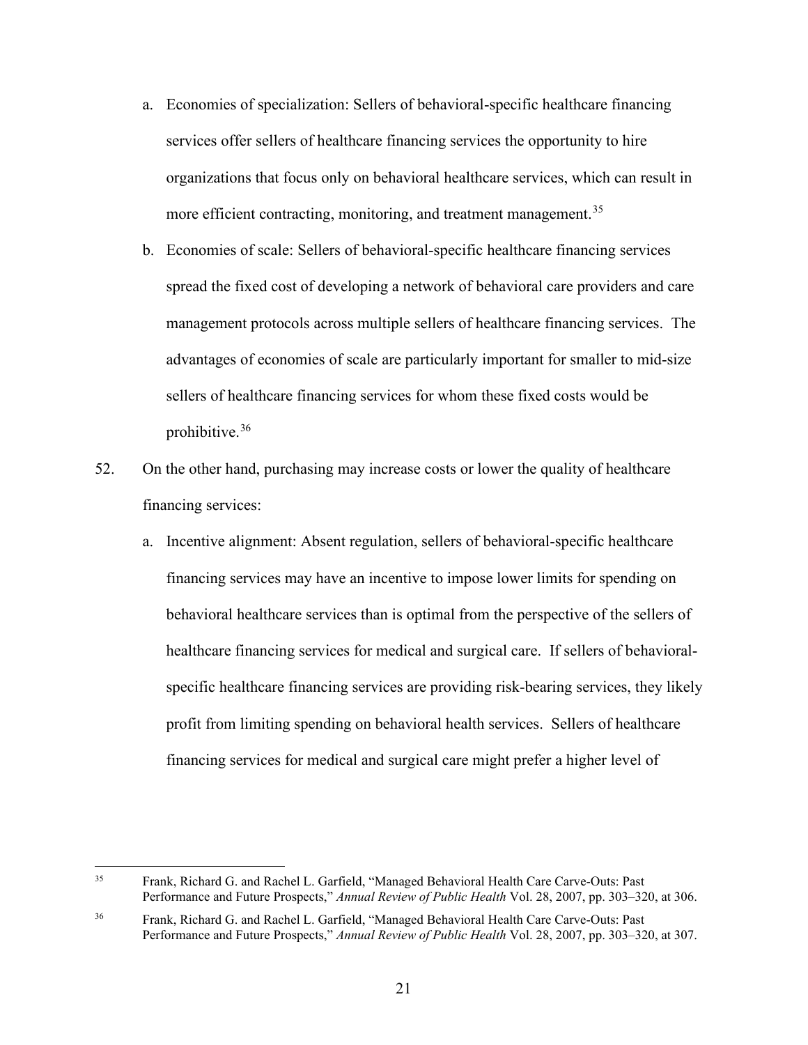a. Economies of specialization: Sellers of behavioral-specific healthcare financing services offer sellers of healthcare financing services the opportunity to hire organizations that focus only on behavioral healthcare services, which can result in more efficient contracting, monitoring, and treatment management.[35]

   b. Economies of scale: Sellers of behavioral-specific healthcare financing services spread the fixed cost of developing a network of behavioral care providers and care management protocols across multiple sellers of healthcare financing services. The advantages of economies of scale are particularly important for smaller to mid-size sellers of healthcare financing services for whom these fixed costs would be prohibitive.[36]

52. On the other hand, purchasing may increase costs or lower the quality of healthcare financing services:

   a. Incentive alignment: Absent regulation, sellers of behavioral-specific healthcare financing services may have an incentive to impose lower limits for spending on behavioral healthcare services than is optimal from the perspective of the sellers of healthcare financing services for medical and surgical care. If sellers of behavioral-specific healthcare financing services are providing risk-bearing services, they likely profit from limiting spending on behavioral health services. Sellers of healthcare financing services for medical and surgical care might prefer a higher level of

---

[35] Frank, Richard G. and Rachel L. Garfield, "Managed Behavioral Health Care Carve-Outs: Past Performance and Future Prospects," *Annual Review of Public Health* Vol. 28, 2007, pp. 303–320, at 306.

[36] Frank, Richard G. and Rachel L. Garfield, "Managed Behavioral Health Care Carve-Outs: Past Performance and Future Prospects," *Annual Review of Public Health* Vol. 28, 2007, pp. 303–320, at 307.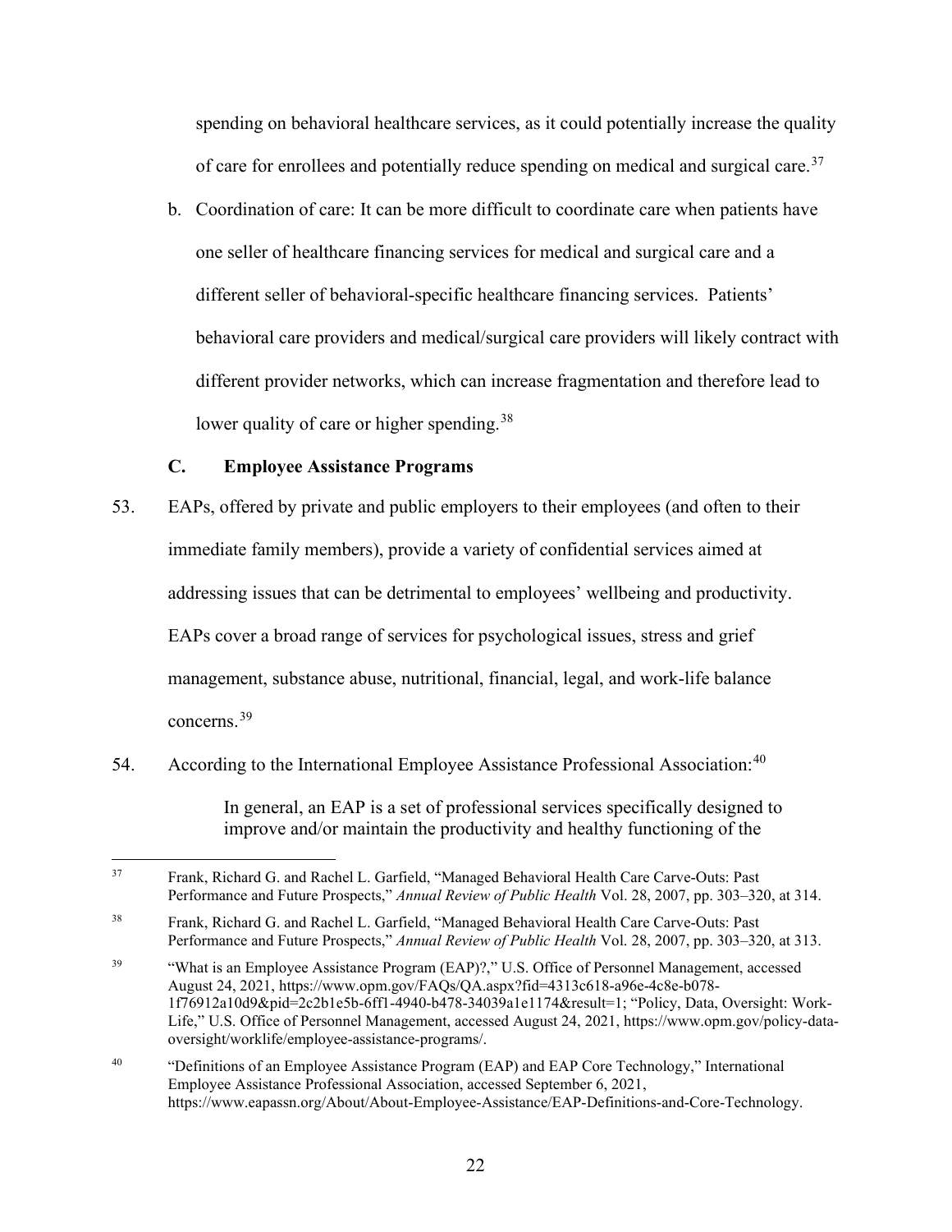spending on behavioral healthcare services, as it could potentially increase the quality of care for enrollees and potentially reduce spending on medical and surgical care.[37]

b. Coordination of care: It can be more difficult to coordinate care when patients have one seller of healthcare financing services for medical and surgical care and a different seller of behavioral-specific healthcare financing services. Patients' behavioral care providers and medical/surgical care providers will likely contract with different provider networks, which can increase fragmentation and therefore lead to lower quality of care or higher spending.[38]

### C. Employee Assistance Programs

53. EAPs, offered by private and public employers to their employees (and often to their immediate family members), provide a variety of confidential services aimed at addressing issues that can be detrimental to employees' wellbeing and productivity. EAPs cover a broad range of services for psychological issues, stress and grief management, substance abuse, nutritional, financial, legal, and work-life balance concerns.[39]

54. According to the International Employee Assistance Professional Association:[40]

> In general, an EAP is a set of professional services specifically designed to improve and/or maintain the productivity and healthy functioning of the

---

[37] Frank, Richard G. and Rachel L. Garfield, "Managed Behavioral Health Care Carve-Outs: Past Performance and Future Prospects," *Annual Review of Public Health* Vol. 28, 2007, pp. 303–320, at 314.

[38] Frank, Richard G. and Rachel L. Garfield, "Managed Behavioral Health Care Carve-Outs: Past Performance and Future Prospects," *Annual Review of Public Health* Vol. 28, 2007, pp. 303–320, at 313.

[39] "What is an Employee Assistance Program (EAP)?," U.S. Office of Personnel Management, accessed August 24, 2021, https://www.opm.gov/FAQs/QA.aspx?fid=4313c618-a96e-4c8e-b078-1f76912a10d9&pid=2c2b1e5b-6ff1-4940-b478-34039a1e1174&result=1; "Policy, Data, Oversight: Work-Life," U.S. Office of Personnel Management, accessed August 24, 2021, https://www.opm.gov/policy-data-oversight/worklife/employee-assistance-programs/.

[40] "Definitions of an Employee Assistance Program (EAP) and EAP Core Technology," International Employee Assistance Professional Association, accessed September 6, 2021, https://www.eapassn.org/About/About-Employee-Assistance/EAP-Definitions-and-Core-Technology.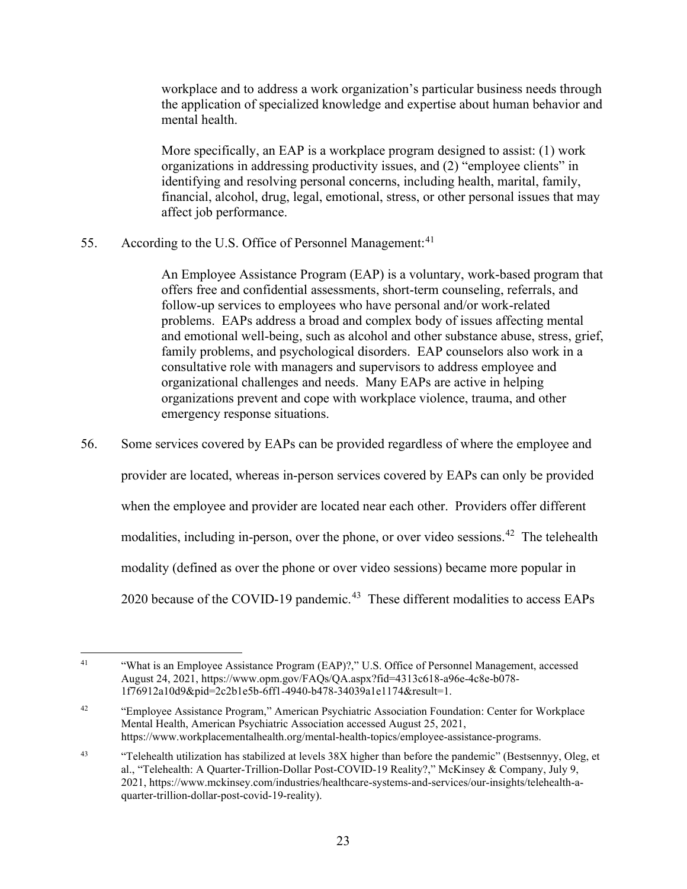> workplace and to address a work organization's particular business needs through the application of specialized knowledge and expertise about human behavior and mental health.
>
> More specifically, an EAP is a workplace program designed to assist: (1) work organizations in addressing productivity issues, and (2) "employee clients" in identifying and resolving personal concerns, including health, marital, family, financial, alcohol, drug, legal, emotional, stress, or other personal issues that may affect job performance.

55. According to the U.S. Office of Personnel Management:[41]

> An Employee Assistance Program (EAP) is a voluntary, work-based program that offers free and confidential assessments, short-term counseling, referrals, and follow-up services to employees who have personal and/or work-related problems. EAPs address a broad and complex body of issues affecting mental and emotional well-being, such as alcohol and other substance abuse, stress, grief, family problems, and psychological disorders. EAP counselors also work in a consultative role with managers and supervisors to address employee and organizational challenges and needs. Many EAPs are active in helping organizations prevent and cope with workplace violence, trauma, and other emergency response situations.

56. Some services covered by EAPs can be provided regardless of where the employee and provider are located, whereas in-person services covered by EAPs can only be provided when the employee and provider are located near each other. Providers offer different modalities, including in-person, over the phone, or over video sessions.[42] The telehealth modality (defined as over the phone or over video sessions) became more popular in 2020 because of the COVID-19 pandemic.[43] These different modalities to access EAPs

---

[41] "What is an Employee Assistance Program (EAP)?," U.S. Office of Personnel Management, accessed August 24, 2021, https://www.opm.gov/FAQs/QA.aspx?fid=4313c618-a96e-4c8e-b078-1f76912a10d9&pid=2c2b1e5b-6ff1-4940-b478-34039a1e1174&result=1.

[42] "Employee Assistance Program," American Psychiatric Association Foundation: Center for Workplace Mental Health, American Psychiatric Association accessed August 25, 2021, https://www.workplacementalhealth.org/mental-health-topics/employee-assistance-programs.

[43] "Telehealth utilization has stabilized at levels 38X higher than before the pandemic" (Bestsennyy, Oleg, et al., "Telehealth: A Quarter-Trillion-Dollar Post-COVID-19 Reality?," McKinsey & Company, July 9, 2021, https://www.mckinsey.com/industries/healthcare-systems-and-services/our-insights/telehealth-a-quarter-trillion-dollar-post-covid-19-reality).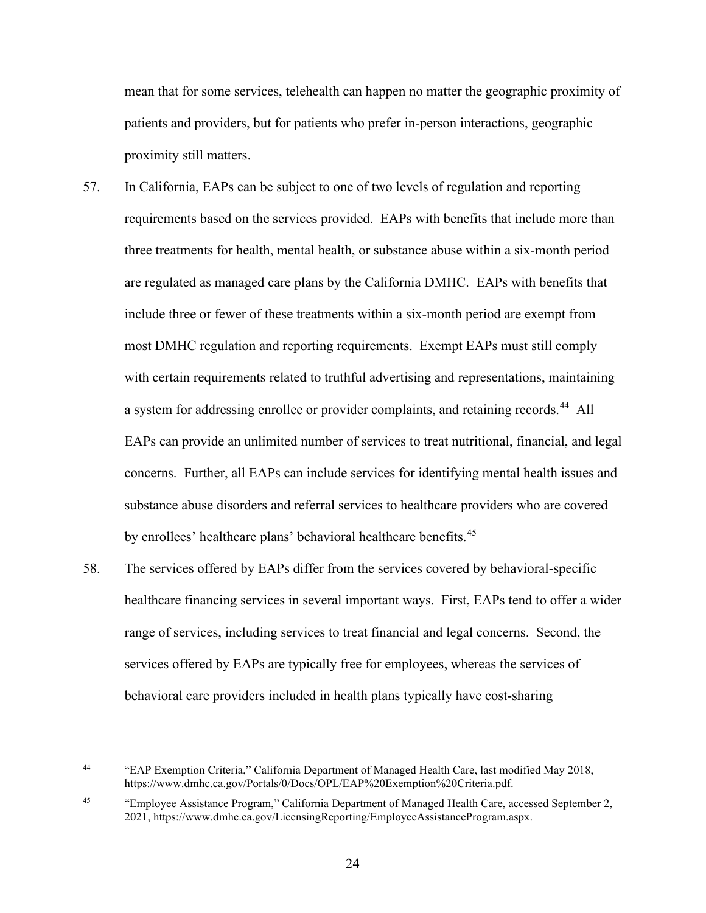mean that for some services, telehealth can happen no matter the geographic proximity of patients and providers, but for patients who prefer in-person interactions, geographic proximity still matters.

57. In California, EAPs can be subject to one of two levels of regulation and reporting requirements based on the services provided. EAPs with benefits that include more than three treatments for health, mental health, or substance abuse within a six-month period are regulated as managed care plans by the California DMHC. EAPs with benefits that include three or fewer of these treatments within a six-month period are exempt from most DMHC regulation and reporting requirements. Exempt EAPs must still comply with certain requirements related to truthful advertising and representations, maintaining a system for addressing enrollee or provider complaints, and retaining records.[44] All EAPs can provide an unlimited number of services to treat nutritional, financial, and legal concerns. Further, all EAPs can include services for identifying mental health issues and substance abuse disorders and referral services to healthcare providers who are covered by enrollees' healthcare plans' behavioral healthcare benefits.[45]

58. The services offered by EAPs differ from the services covered by behavioral-specific healthcare financing services in several important ways. First, EAPs tend to offer a wider range of services, including services to treat financial and legal concerns. Second, the services offered by EAPs are typically free for employees, whereas the services of behavioral care providers included in health plans typically have cost-sharing

---

[44] "EAP Exemption Criteria," California Department of Managed Health Care, last modified May 2018, https://www.dmhc.ca.gov/Portals/0/Docs/OPL/EAP%20Exemption%20Criteria.pdf.

[45] "Employee Assistance Program," California Department of Managed Health Care, accessed September 2, 2021, https://www.dmhc.ca.gov/LicensingReporting/EmployeeAssistanceProgram.aspx.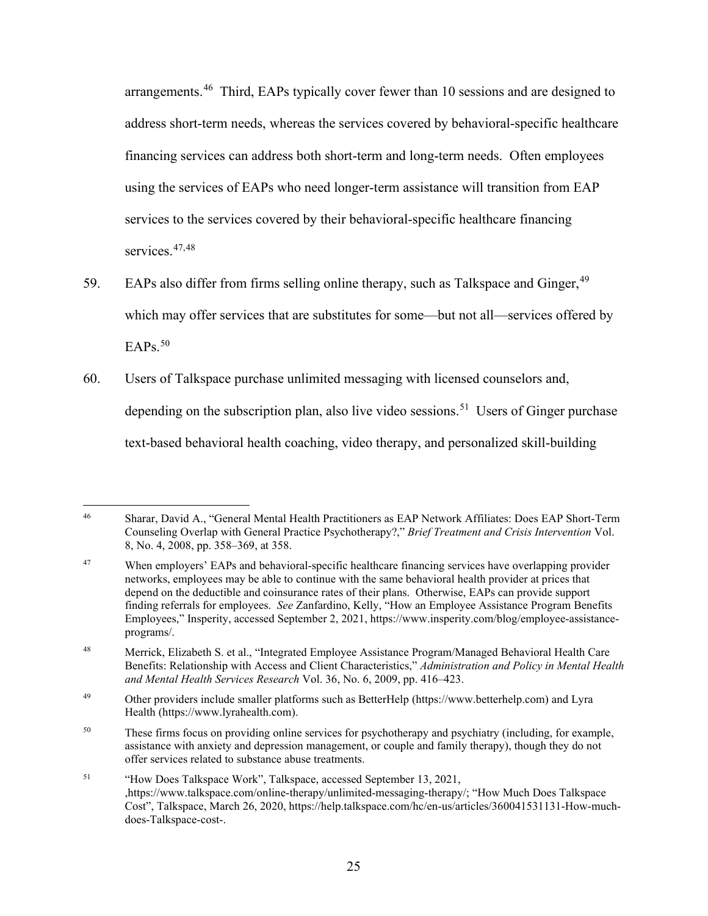arrangements.[46] Third, EAPs typically cover fewer than 10 sessions and are designed to address short-term needs, whereas the services covered by behavioral-specific healthcare financing services can address both short-term and long-term needs. Often employees using the services of EAPs who need longer-term assistance will transition from EAP services to the services covered by their behavioral-specific healthcare financing services.[47,48]

59. EAPs also differ from firms selling online therapy, such as Talkspace and Ginger,[49] which may offer services that are substitutes for some—but not all—services offered by EAPs.[50]

60. Users of Talkspace purchase unlimited messaging with licensed counselors and, depending on the subscription plan, also live video sessions.[51] Users of Ginger purchase text-based behavioral health coaching, video therapy, and personalized skill-building

---

[46] Sharar, David A., "General Mental Health Practitioners as EAP Network Affiliates: Does EAP Short-Term Counseling Overlap with General Practice Psychotherapy?," *Brief Treatment and Crisis Intervention* Vol. 8, No. 4, 2008, pp. 358–369, at 358.

[47] When employers' EAPs and behavioral-specific healthcare financing services have overlapping provider networks, employees may be able to continue with the same behavioral health provider at prices that depend on the deductible and coinsurance rates of their plans. Otherwise, EAPs can provide support finding referrals for employees. *See* Zanfardino, Kelly, "How an Employee Assistance Program Benefits Employees," Insperity, accessed September 2, 2021, https://www.insperity.com/blog/employee-assistance-programs/.

[48] Merrick, Elizabeth S. et al., "Integrated Employee Assistance Program/Managed Behavioral Health Care Benefits: Relationship with Access and Client Characteristics," *Administration and Policy in Mental Health and Mental Health Services Research* Vol. 36, No. 6, 2009, pp. 416–423.

[49] Other providers include smaller platforms such as BetterHelp (https://www.betterhelp.com) and Lyra Health (https://www.lyrahealth.com).

[50] These firms focus on providing online services for psychotherapy and psychiatry (including, for example, assistance with anxiety and depression management, or couple and family therapy), though they do not offer services related to substance abuse treatments.

[51] "How Does Talkspace Work", Talkspace, accessed September 13, 2021, ,https://www.talkspace.com/online-therapy/unlimited-messaging-therapy/; "How Much Does Talkspace Cost", Talkspace, March 26, 2020, https://help.talkspace.com/hc/en-us/articles/360041531131-How-much-does-Talkspace-cost-.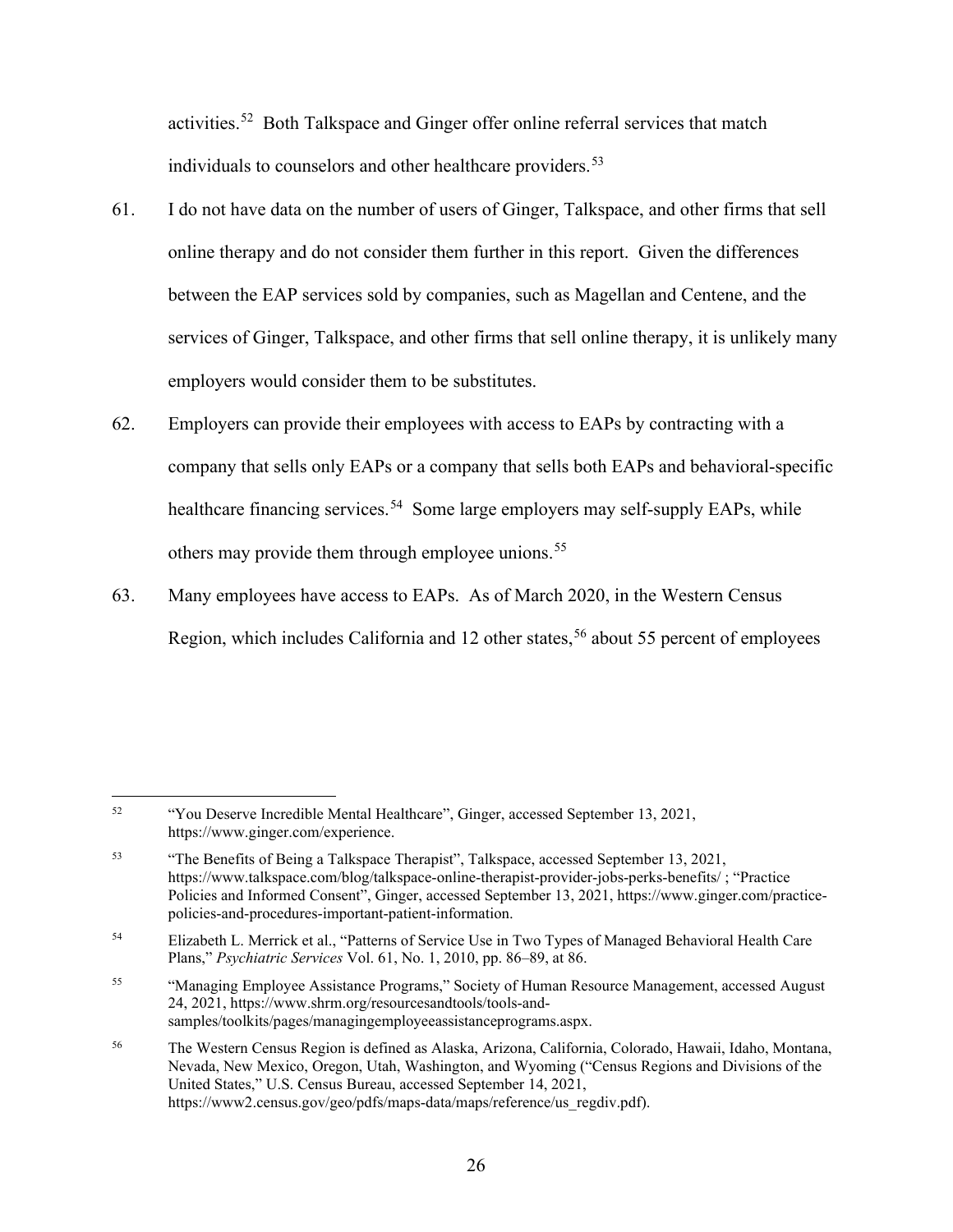activities.[52] Both Talkspace and Ginger offer online referral services that match individuals to counselors and other healthcare providers.[53]

61. I do not have data on the number of users of Ginger, Talkspace, and other firms that sell online therapy and do not consider them further in this report. Given the differences between the EAP services sold by companies, such as Magellan and Centene, and the services of Ginger, Talkspace, and other firms that sell online therapy, it is unlikely many employers would consider them to be substitutes.

62. Employers can provide their employees with access to EAPs by contracting with a company that sells only EAPs or a company that sells both EAPs and behavioral-specific healthcare financing services.[54] Some large employers may self-supply EAPs, while others may provide them through employee unions.[55]

63. Many employees have access to EAPs. As of March 2020, in the Western Census Region, which includes California and 12 other states,[56] about 55 percent of employees

---

[52] "You Deserve Incredible Mental Healthcare", Ginger, accessed September 13, 2021, https://www.ginger.com/experience.

[53] "The Benefits of Being a Talkspace Therapist", Talkspace, accessed September 13, 2021, https://www.talkspace.com/blog/talkspace-online-therapist-provider-jobs-perks-benefits/ ; "Practice Policies and Informed Consent", Ginger, accessed September 13, 2021, https://www.ginger.com/practice-policies-and-procedures-important-patient-information.

[54] Elizabeth L. Merrick et al., "Patterns of Service Use in Two Types of Managed Behavioral Health Care Plans," *Psychiatric Services* Vol. 61, No. 1, 2010, pp. 86–89, at 86.

[55] "Managing Employee Assistance Programs," Society of Human Resource Management, accessed August 24, 2021, https://www.shrm.org/resourcesandtools/tools-and-samples/toolkits/pages/managingemployeeassistanceprograms.aspx.

[56] The Western Census Region is defined as Alaska, Arizona, California, Colorado, Hawaii, Idaho, Montana, Nevada, New Mexico, Oregon, Utah, Washington, and Wyoming ("Census Regions and Divisions of the United States," U.S. Census Bureau, accessed September 14, 2021, https://www2.census.gov/geo/pdfs/maps-data/maps/reference/us_regdiv.pdf).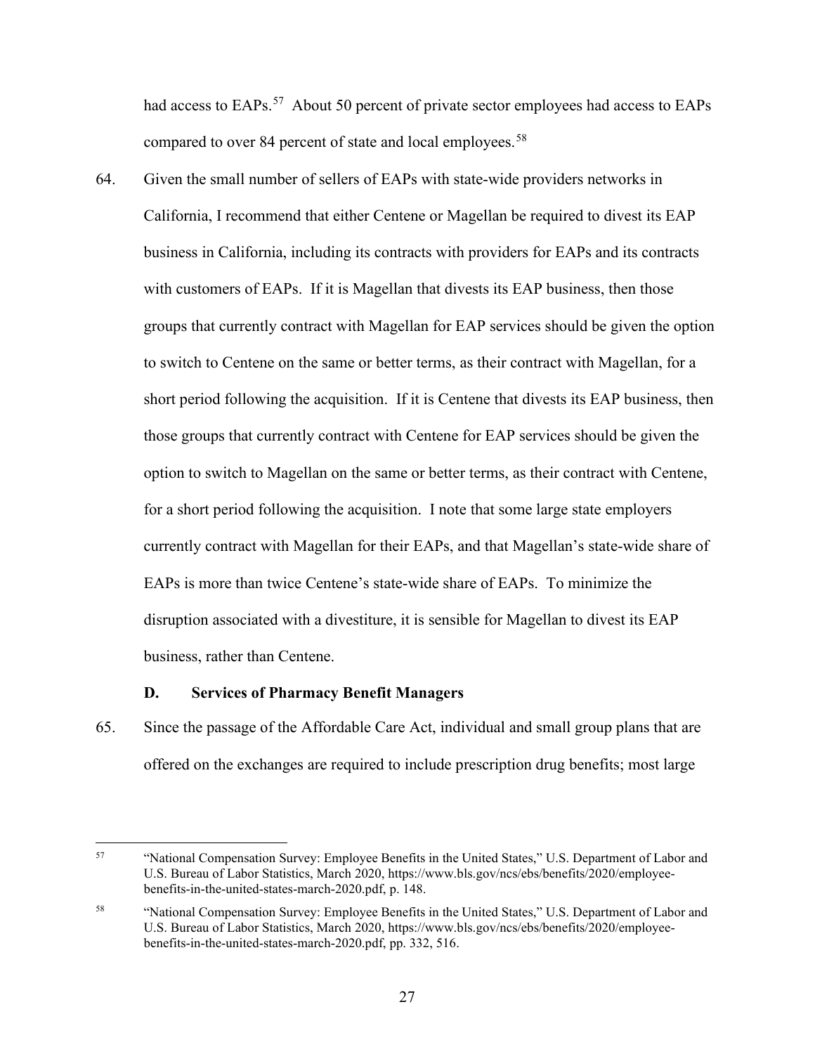had access to EAPs.[57] About 50 percent of private sector employees had access to EAPs compared to over 84 percent of state and local employees.[58]

64. Given the small number of sellers of EAPs with state-wide providers networks in California, I recommend that either Centene or Magellan be required to divest its EAP business in California, including its contracts with providers for EAPs and its contracts with customers of EAPs. If it is Magellan that divests its EAP business, then those groups that currently contract with Magellan for EAP services should be given the option to switch to Centene on the same or better terms, as their contract with Magellan, for a short period following the acquisition. If it is Centene that divests its EAP business, then those groups that currently contract with Centene for EAP services should be given the option to switch to Magellan on the same or better terms, as their contract with Centene, for a short period following the acquisition. I note that some large state employers currently contract with Magellan for their EAPs, and that Magellan's state-wide share of EAPs is more than twice Centene's state-wide share of EAPs. To minimize the disruption associated with a divestiture, it is sensible for Magellan to divest its EAP business, rather than Centene.

### D. Services of Pharmacy Benefit Managers

65. Since the passage of the Affordable Care Act, individual and small group plans that are offered on the exchanges are required to include prescription drug benefits; most large

---

[57] "National Compensation Survey: Employee Benefits in the United States," U.S. Department of Labor and U.S. Bureau of Labor Statistics, March 2020, https://www.bls.gov/ncs/ebs/benefits/2020/employee-benefits-in-the-united-states-march-2020.pdf, p. 148.

[58] "National Compensation Survey: Employee Benefits in the United States," U.S. Department of Labor and U.S. Bureau of Labor Statistics, March 2020, https://www.bls.gov/ncs/ebs/benefits/2020/employee-benefits-in-the-united-states-march-2020.pdf, pp. 332, 516.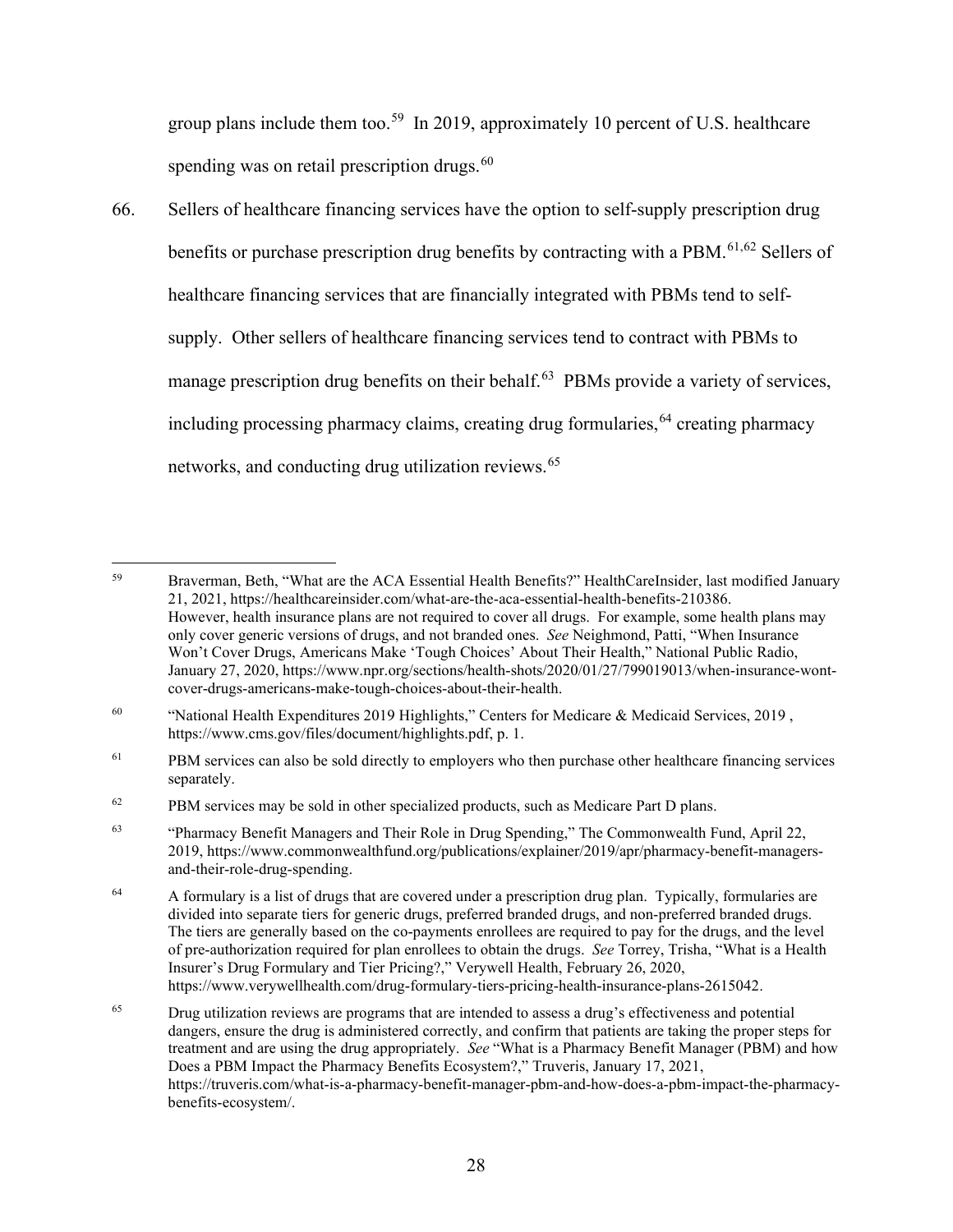group plans include them too.[59] In 2019, approximately 10 percent of U.S. healthcare spending was on retail prescription drugs.[60]

66. Sellers of healthcare financing services have the option to self-supply prescription drug benefits or purchase prescription drug benefits by contracting with a PBM.[61,62] Sellers of healthcare financing services that are financially integrated with PBMs tend to self-supply. Other sellers of healthcare financing services tend to contract with PBMs to manage prescription drug benefits on their behalf.[63] PBMs provide a variety of services, including processing pharmacy claims, creating drug formularies,[64] creating pharmacy networks, and conducting drug utilization reviews.[65]

---

[59] Braverman, Beth, "What are the ACA Essential Health Benefits?" HealthCareInsider, last modified January 21, 2021, https://healthcareinsider.com/what-are-the-aca-essential-health-benefits-210386. However, health insurance plans are not required to cover all drugs. For example, some health plans may only cover generic versions of drugs, and not branded ones. *See* Neighmond, Patti, "When Insurance Won't Cover Drugs, Americans Make 'Tough Choices' About Their Health," National Public Radio, January 27, 2020, https://www.npr.org/sections/health-shots/2020/01/27/799019013/when-insurance-wont-cover-drugs-americans-make-tough-choices-about-their-health.

[60] "National Health Expenditures 2019 Highlights," Centers for Medicare & Medicaid Services, 2019 , https://www.cms.gov/files/document/highlights.pdf, p. 1.

[61] PBM services can also be sold directly to employers who then purchase other healthcare financing services separately.

[62] PBM services may be sold in other specialized products, such as Medicare Part D plans.

[63] "Pharmacy Benefit Managers and Their Role in Drug Spending," The Commonwealth Fund, April 22, 2019, https://www.commonwealthfund.org/publications/explainer/2019/apr/pharmacy-benefit-managers-and-their-role-drug-spending.

[64] A formulary is a list of drugs that are covered under a prescription drug plan. Typically, formularies are divided into separate tiers for generic drugs, preferred branded drugs, and non-preferred branded drugs. The tiers are generally based on the co-payments enrollees are required to pay for the drugs, and the level of pre-authorization required for plan enrollees to obtain the drugs. *See* Torrey, Trisha, "What is a Health Insurer's Drug Formulary and Tier Pricing?," Verywell Health, February 26, 2020, https://www.verywellhealth.com/drug-formulary-tiers-pricing-health-insurance-plans-2615042.

[65] Drug utilization reviews are programs that are intended to assess a drug's effectiveness and potential dangers, ensure the drug is administered correctly, and confirm that patients are taking the proper steps for treatment and are using the drug appropriately. *See* "What is a Pharmacy Benefit Manager (PBM) and how Does a PBM Impact the Pharmacy Benefits Ecosystem?," Truveris, January 17, 2021, https://truveris.com/what-is-a-pharmacy-benefit-manager-pbm-and-how-does-a-pbm-impact-the-pharmacy-benefits-ecosystem/.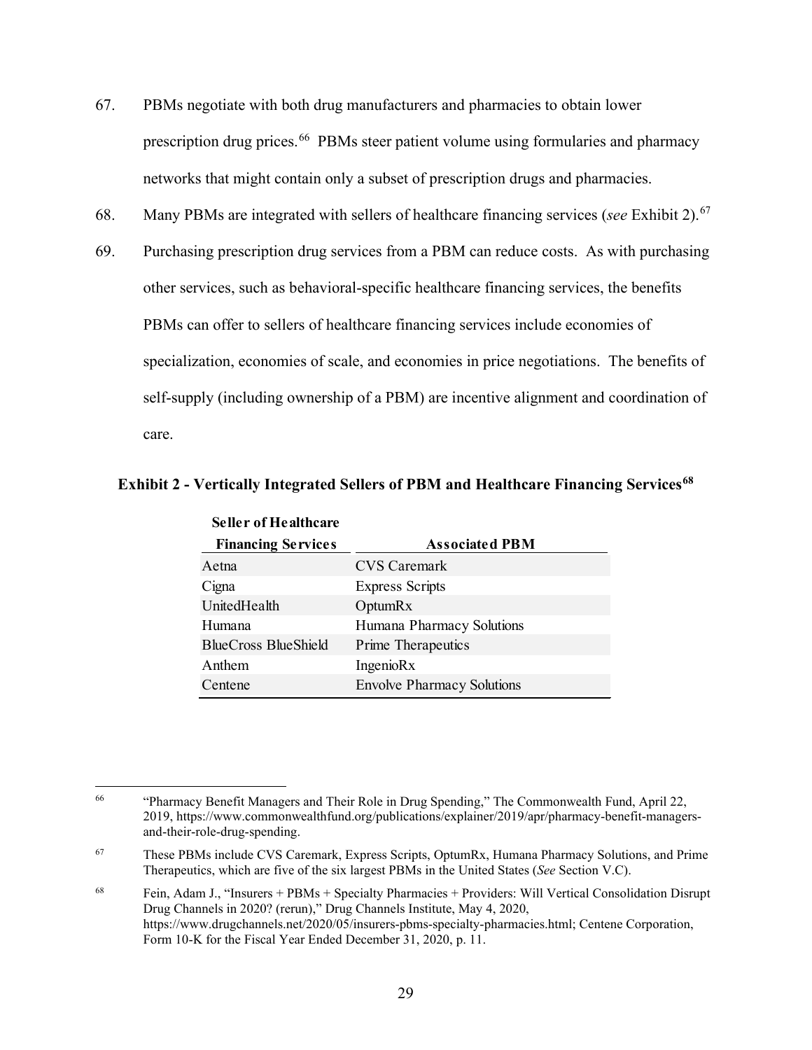67. PBMs negotiate with both drug manufacturers and pharmacies to obtain lower prescription drug prices.[66] PBMs steer patient volume using formularies and pharmacy networks that might contain only a subset of prescription drugs and pharmacies.

68. Many PBMs are integrated with sellers of healthcare financing services (*see* Exhibit 2).[67]

69. Purchasing prescription drug services from a PBM can reduce costs. As with purchasing other services, such as behavioral-specific healthcare financing services, the benefits PBMs can offer to sellers of healthcare financing services include economies of specialization, economies of scale, and economies in price negotiations. The benefits of self-supply (including ownership of a PBM) are incentive alignment and coordination of care.

**Exhibit 2 - Vertically Integrated Sellers of PBM and Healthcare Financing Services[68]**

| Seller of Healthcare Financing Services | Associated PBM |
|---|---|
| Aetna | CVS Caremark |
| Cigna | Express Scripts |
| UnitedHealth | OptumRx |
| Humana | Humana Pharmacy Solutions |
| BlueCross BlueShield | Prime Therapeutics |
| Anthem | IngenioRx |
| Centene | Envolve Pharmacy Solutions |

[66] "Pharmacy Benefit Managers and Their Role in Drug Spending," The Commonwealth Fund, April 22, 2019, https://www.commonwealthfund.org/publications/explainer/2019/apr/pharmacy-benefit-managers-and-their-role-drug-spending.

[67] These PBMs include CVS Caremark, Express Scripts, OptumRx, Humana Pharmacy Solutions, and Prime Therapeutics, which are five of the six largest PBMs in the United States (*See* Section V.C).

[68] Fein, Adam J., "Insurers + PBMs + Specialty Pharmacies + Providers: Will Vertical Consolidation Disrupt Drug Channels in 2020? (rerun)," Drug Channels Institute, May 4, 2020, https://www.drugchannels.net/2020/05/insurers-pbms-specialty-pharmacies.html; Centene Corporation, Form 10-K for the Fiscal Year Ended December 31, 2020, p. 11.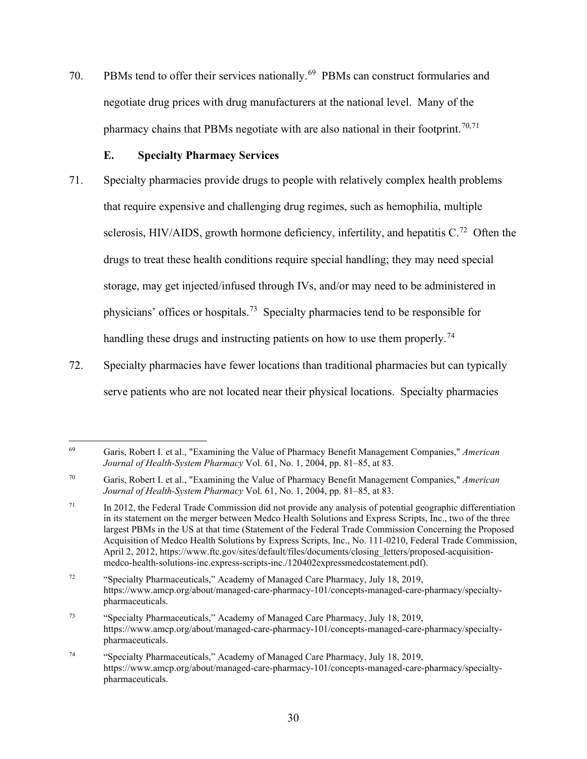70. PBMs tend to offer their services nationally.[69] PBMs can construct formularies and negotiate drug prices with drug manufacturers at the national level. Many of the pharmacy chains that PBMs negotiate with are also national in their footprint.[70,71]

### E. Specialty Pharmacy Services

71. Specialty pharmacies provide drugs to people with relatively complex health problems that require expensive and challenging drug regimes, such as hemophilia, multiple sclerosis, HIV/AIDS, growth hormone deficiency, infertility, and hepatitis C.[72] Often the drugs to treat these health conditions require special handling; they may need special storage, may get injected/infused through IVs, and/or may need to be administered in physicians' offices or hospitals.[73] Specialty pharmacies tend to be responsible for handling these drugs and instructing patients on how to use them properly.[74]

72. Specialty pharmacies have fewer locations than traditional pharmacies but can typically serve patients who are not located near their physical locations. Specialty pharmacies

---

[69] Garis, Robert I. et al., "Examining the Value of Pharmacy Benefit Management Companies," *American Journal of Health-System Pharmacy* Vol. 61, No. 1, 2004, pp. 81–85, at 83.

[70] Garis, Robert I. et al., "Examining the Value of Pharmacy Benefit Management Companies," *American Journal of Health-System Pharmacy* Vol. 61, No. 1, 2004, pp. 81–85, at 83.

[71] In 2012, the Federal Trade Commission did not provide any analysis of potential geographic differentiation in its statement on the merger between Medco Health Solutions and Express Scripts, Inc., two of the three largest PBMs in the US at that time (Statement of the Federal Trade Commission Concerning the Proposed Acquisition of Medco Health Solutions by Express Scripts, Inc., No. 111-0210, Federal Trade Commission, April 2, 2012, https://www.ftc.gov/sites/default/files/documents/closing_letters/proposed-acquisition-medco-health-solutions-inc.express-scripts-inc./120402expressmedcostatement.pdf).

[72] "Specialty Pharmaceuticals," Academy of Managed Care Pharmacy, July 18, 2019, https://www.amcp.org/about/managed-care-pharmacy-101/concepts-managed-care-pharmacy/specialty-pharmaceuticals.

[73] "Specialty Pharmaceuticals," Academy of Managed Care Pharmacy, July 18, 2019, https://www.amcp.org/about/managed-care-pharmacy-101/concepts-managed-care-pharmacy/specialty-pharmaceuticals.

[74] "Specialty Pharmaceuticals," Academy of Managed Care Pharmacy, July 18, 2019, https://www.amcp.org/about/managed-care-pharmacy-101/concepts-managed-care-pharmacy/specialty-pharmaceuticals.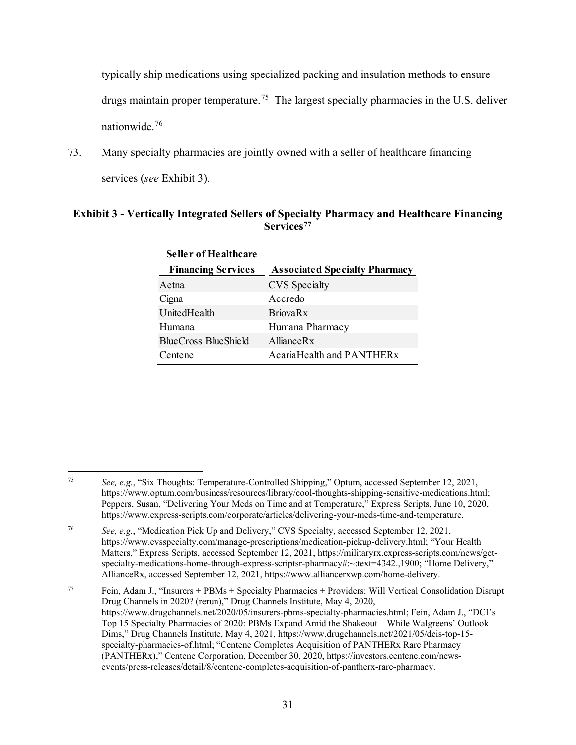typically ship medications using specialized packing and insulation methods to ensure drugs maintain proper temperature.[75] The largest specialty pharmacies in the U.S. deliver nationwide.[76]

73. Many specialty pharmacies are jointly owned with a seller of healthcare financing services (*see* Exhibit 3).

**Exhibit 3 - Vertically Integrated Sellers of Specialty Pharmacy and Healthcare Financing Services[77]**

| Seller of Healthcare Financing Services | Associated Specialty Pharmacy |
|---|---|
| Aetna | CVS Specialty |
| Cigna | Accredo |
| UnitedHealth | BriovaRx |
| Humana | Humana Pharmacy |
| BlueCross BlueShield | AllianceRx |
| Centene | AcariaHealth and PANTHERx |

---

[75] *See, e.g.*, "Six Thoughts: Temperature-Controlled Shipping," Optum, accessed September 12, 2021, https://www.optum.com/business/resources/library/cool-thoughts-shipping-sensitive-medications.html; Peppers, Susan, "Delivering Your Meds on Time and at Temperature," Express Scripts, June 10, 2020, https://www.express-scripts.com/corporate/articles/delivering-your-meds-time-and-temperature.

[76] *See, e.g.*, "Medication Pick Up and Delivery," CVS Specialty, accessed September 12, 2021, https://www.cvsspecialty.com/manage-prescriptions/medication-pickup-delivery.html; "Your Health Matters," Express Scripts, accessed September 12, 2021, https://militaryrx.express-scripts.com/news/get-specialty-medications-home-through-express-scriptsr-pharmacy#:~:text=4342.,1900; "Home Delivery," AllianceRx, accessed September 12, 2021, https://www.alliancerxwp.com/home-delivery.

[77] Fein, Adam J., "Insurers + PBMs + Specialty Pharmacies + Providers: Will Vertical Consolidation Disrupt Drug Channels in 2020? (rerun)," Drug Channels Institute, May 4, 2020, https://www.drugchannels.net/2020/05/insurers-pbms-specialty-pharmacies.html; Fein, Adam J., "DCI's Top 15 Specialty Pharmacies of 2020: PBMs Expand Amid the Shakeout—While Walgreens' Outlook Dims," Drug Channels Institute, May 4, 2021, https://www.drugchannels.net/2021/05/dcis-top-15-specialty-pharmacies-of.html; "Centene Completes Acquisition of PANTHERx Rare Pharmacy (PANTHERx)," Centene Corporation, December 30, 2020, https://investors.centene.com/news-events/press-releases/detail/8/centene-completes-acquisition-of-pantherx-rare-pharmacy.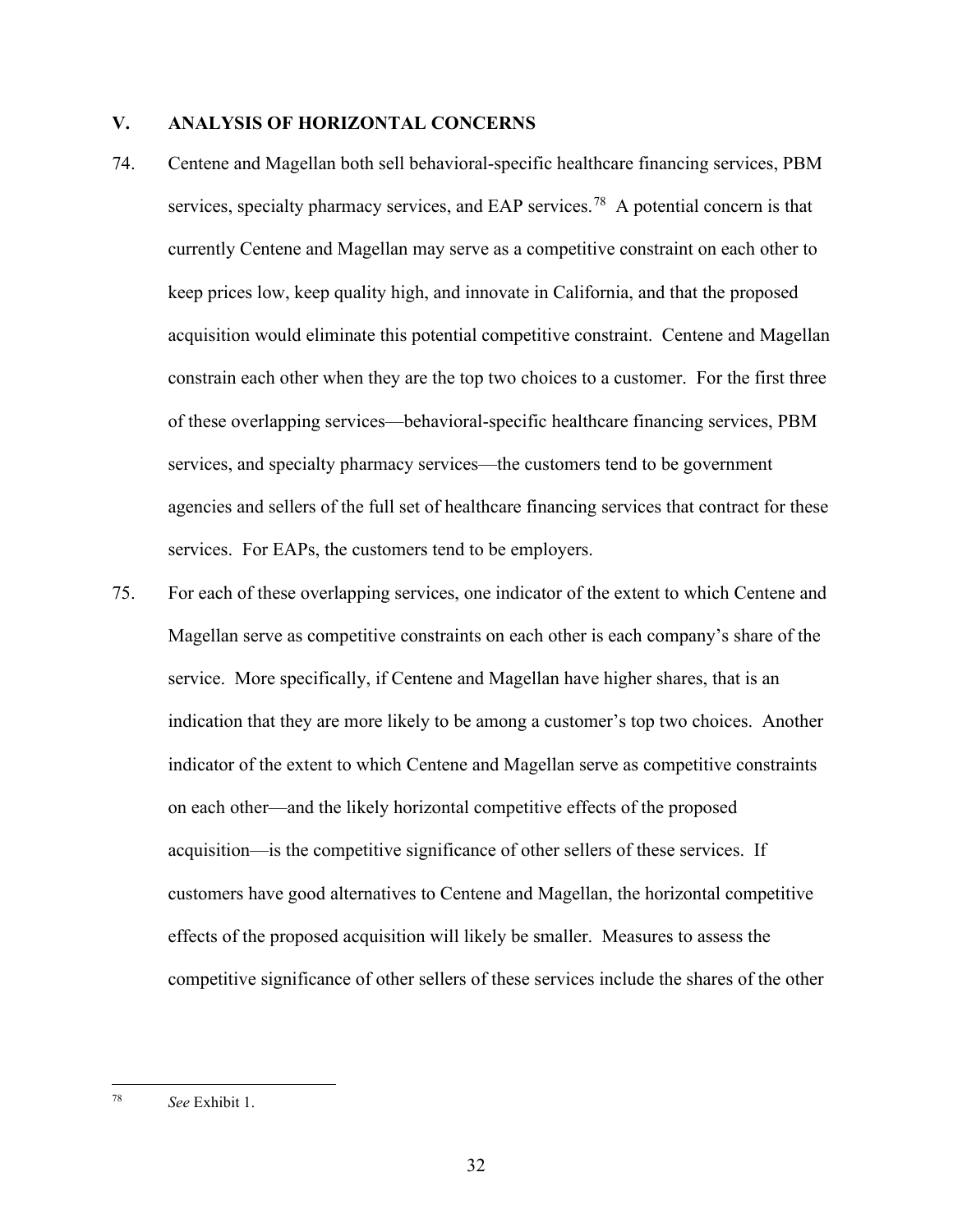## V. ANALYSIS OF HORIZONTAL CONCERNS

74. Centene and Magellan both sell behavioral-specific healthcare financing services, PBM services, specialty pharmacy services, and EAP services.[78] A potential concern is that currently Centene and Magellan may serve as a competitive constraint on each other to keep prices low, keep quality high, and innovate in California, and that the proposed acquisition would eliminate this potential competitive constraint. Centene and Magellan constrain each other when they are the top two choices to a customer. For the first three of these overlapping services—behavioral-specific healthcare financing services, PBM services, and specialty pharmacy services—the customers tend to be government agencies and sellers of the full set of healthcare financing services that contract for these services. For EAPs, the customers tend to be employers.

75. For each of these overlapping services, one indicator of the extent to which Centene and Magellan serve as competitive constraints on each other is each company's share of the service. More specifically, if Centene and Magellan have higher shares, that is an indication that they are more likely to be among a customer's top two choices. Another indicator of the extent to which Centene and Magellan serve as competitive constraints on each other—and the likely horizontal competitive effects of the proposed acquisition—is the competitive significance of other sellers of these services. If customers have good alternatives to Centene and Magellan, the horizontal competitive effects of the proposed acquisition will likely be smaller. Measures to assess the competitive significance of other sellers of these services include the shares of the other

[78] *See* Exhibit 1.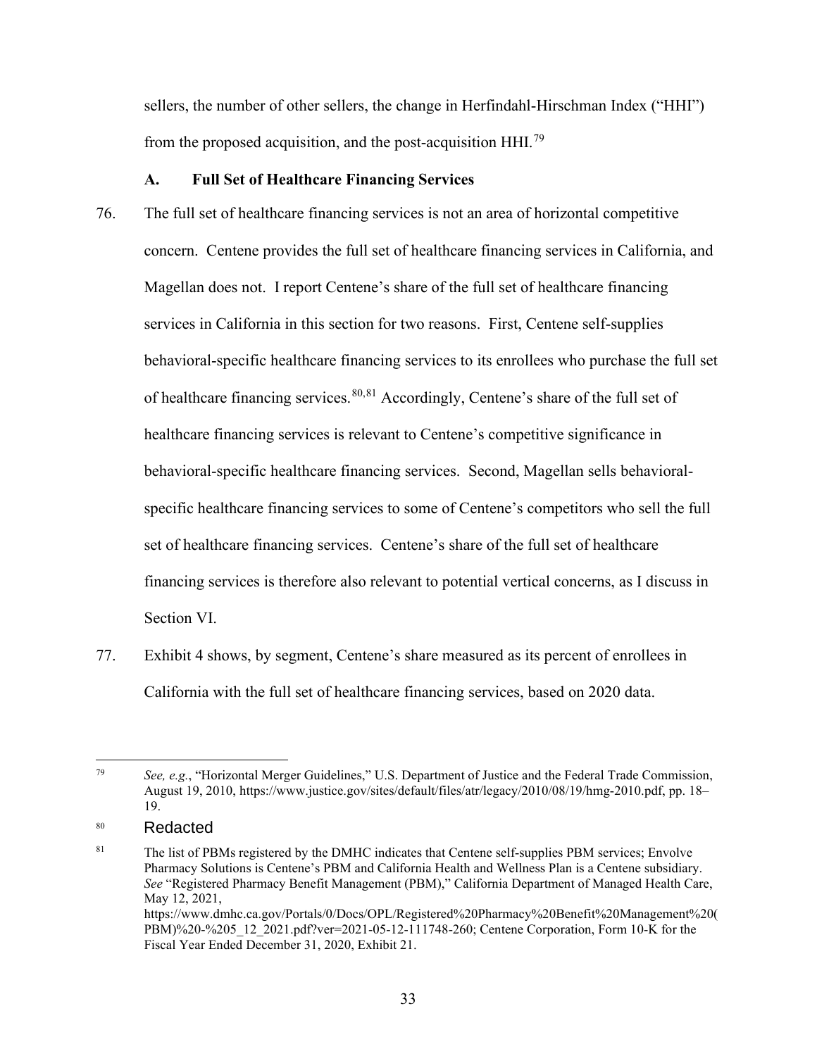sellers, the number of other sellers, the change in Herfindahl-Hirschman Index ("HHI") from the proposed acquisition, and the post-acquisition HHI.[79]

### A. Full Set of Healthcare Financing Services

76. The full set of healthcare financing services is not an area of horizontal competitive concern. Centene provides the full set of healthcare financing services in California, and Magellan does not. I report Centene's share of the full set of healthcare financing services in California in this section for two reasons. First, Centene self-supplies behavioral-specific healthcare financing services to its enrollees who purchase the full set of healthcare financing services.[80,81] Accordingly, Centene's share of the full set of healthcare financing services is relevant to Centene's competitive significance in behavioral-specific healthcare financing services. Second, Magellan sells behavioral-specific healthcare financing services to some of Centene's competitors who sell the full set of healthcare financing services. Centene's share of the full set of healthcare financing services is therefore also relevant to potential vertical concerns, as I discuss in Section VI.

77. Exhibit 4 shows, by segment, Centene's share measured as its percent of enrollees in California with the full set of healthcare financing services, based on 2020 data.

---

[79] *See, e.g.*, "Horizontal Merger Guidelines," U.S. Department of Justice and the Federal Trade Commission, August 19, 2010, https://www.justice.gov/sites/default/files/atr/legacy/2010/08/19/hmg-2010.pdf, pp. 18–19.

[80] Redacted

[81] The list of PBMs registered by the DMHC indicates that Centene self-supplies PBM services; Envolve Pharmacy Solutions is Centene's PBM and California Health and Wellness Plan is a Centene subsidiary. *See* "Registered Pharmacy Benefit Management (PBM)," California Department of Managed Health Care, May 12, 2021, https://www.dmhc.ca.gov/Portals/0/Docs/OPL/Registered%20Pharmacy%20Benefit%20Management%20(PBM)%20-%205_12_2021.pdf?ver=2021-05-12-111748-260; Centene Corporation, Form 10-K for the Fiscal Year Ended December 31, 2020, Exhibit 21.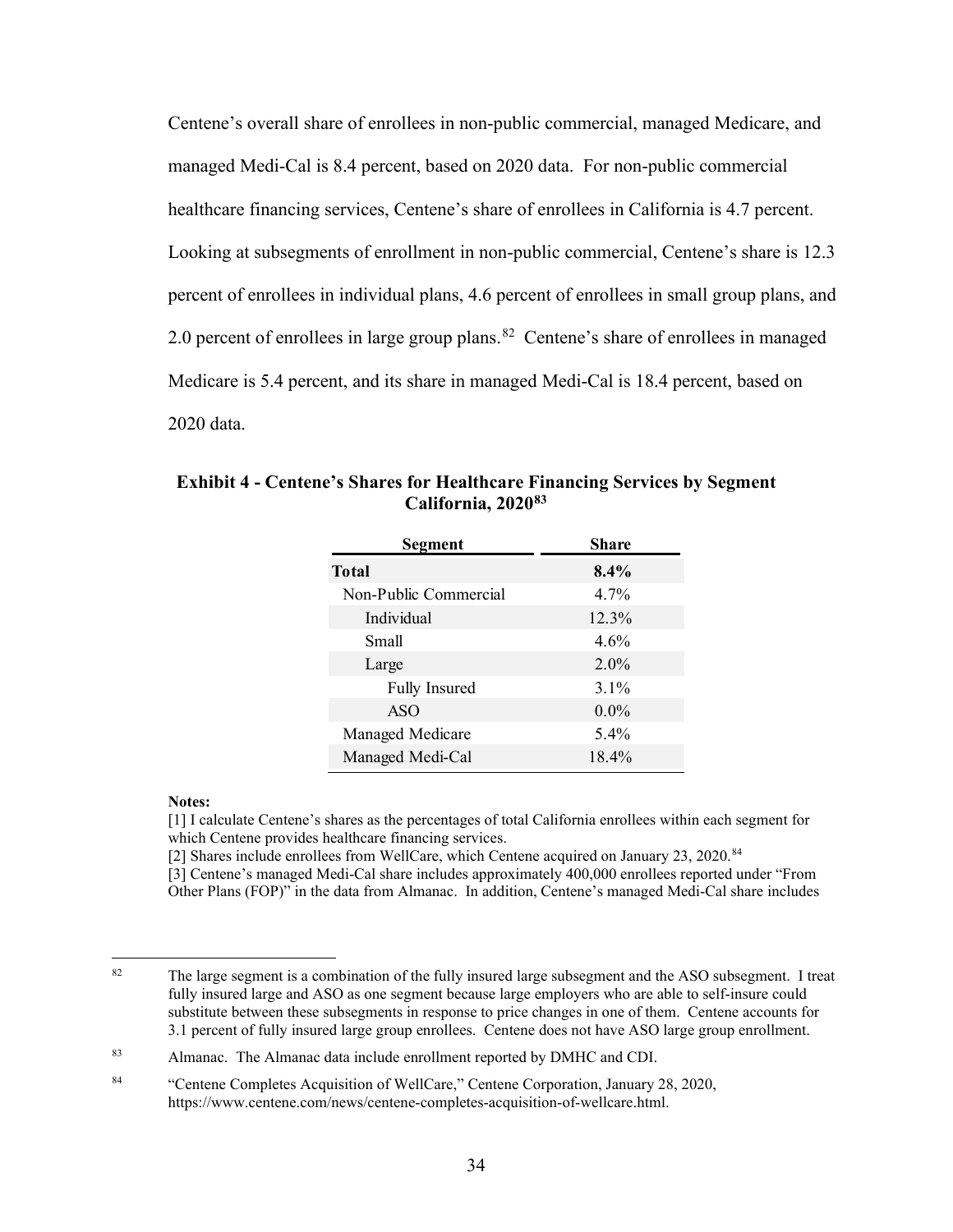Centene's overall share of enrollees in non-public commercial, managed Medicare, and managed Medi-Cal is 8.4 percent, based on 2020 data. For non-public commercial healthcare financing services, Centene's share of enrollees in California is 4.7 percent. Looking at subsegments of enrollment in non-public commercial, Centene's share is 12.3 percent of enrollees in individual plans, 4.6 percent of enrollees in small group plans, and 2.0 percent of enrollees in large group plans.[82] Centene's share of enrollees in managed Medicare is 5.4 percent, and its share in managed Medi-Cal is 18.4 percent, based on 2020 data.

**Exhibit 4 - Centene's Shares for Healthcare Financing Services by Segment California, 2020[83]**

| Segment | Share |
|---|---|
| **Total** | **8.4%** |
| Non-Public Commercial | 4.7% |
| Individual | 12.3% |
| Small | 4.6% |
| Large | 2.0% |
| Fully Insured | 3.1% |
| ASO | 0.0% |
| Managed Medicare | 5.4% |
| Managed Medi-Cal | 18.4% |

**Notes:**

[1] I calculate Centene's shares as the percentages of total California enrollees within each segment for which Centene provides healthcare financing services.

[2] Shares include enrollees from WellCare, which Centene acquired on January 23, 2020.[84]

[3] Centene's managed Medi-Cal share includes approximately 400,000 enrollees reported under "From Other Plans (FOP)" in the data from Almanac. In addition, Centene's managed Medi-Cal share includes

---

[82] The large segment is a combination of the fully insured large subsegment and the ASO subsegment. I treat fully insured large and ASO as one segment because large employers who are able to self-insure could substitute between these subsegments in response to price changes in one of them. Centene accounts for 3.1 percent of fully insured large group enrollees. Centene does not have ASO large group enrollment.

[83] Almanac. The Almanac data include enrollment reported by DMHC and CDI.

[84] "Centene Completes Acquisition of WellCare," Centene Corporation, January 28, 2020, https://www.centene.com/news/centene-completes-acquisition-of-wellcare.html.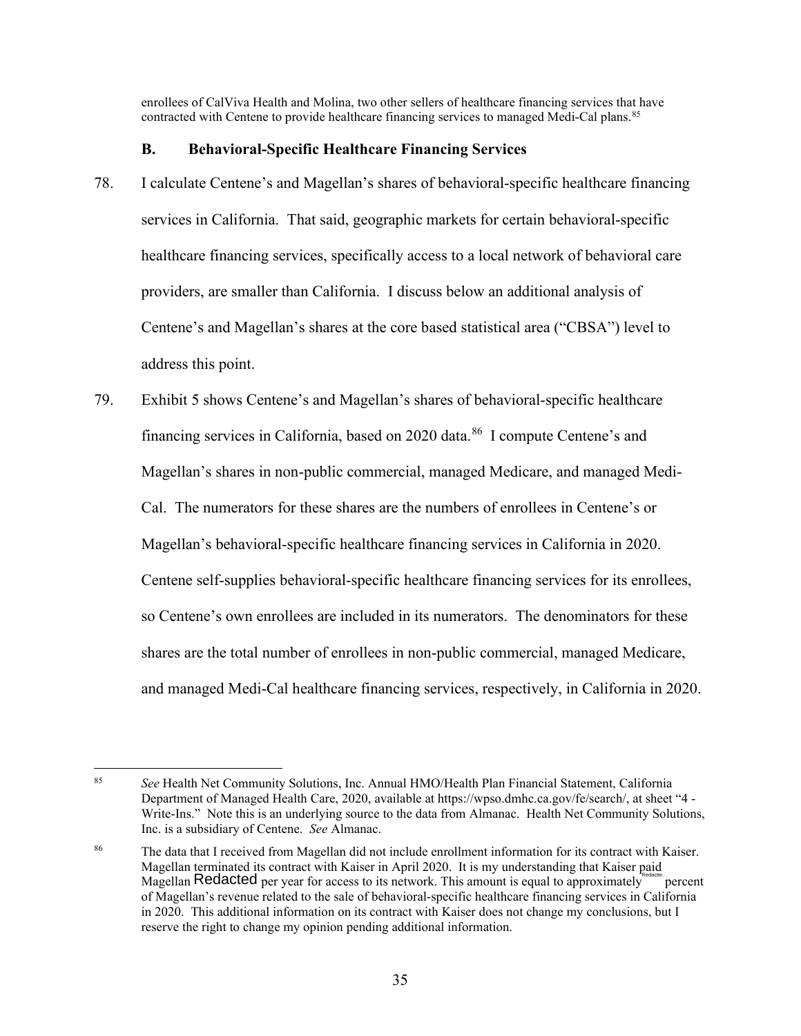enrollees of CalViva Health and Molina, two other sellers of healthcare financing services that have contracted with Centene to provide healthcare financing services to managed Medi-Cal plans.[85]

### B. Behavioral-Specific Healthcare Financing Services

78. I calculate Centene's and Magellan's shares of behavioral-specific healthcare financing services in California. That said, geographic markets for certain behavioral-specific healthcare financing services, specifically access to a local network of behavioral care providers, are smaller than California. I discuss below an additional analysis of Centene's and Magellan's shares at the core based statistical area ("CBSA") level to address this point.

79. Exhibit 5 shows Centene's and Magellan's shares of behavioral-specific healthcare financing services in California, based on 2020 data.[86] I compute Centene's and Magellan's shares in non-public commercial, managed Medicare, and managed Medi-Cal. The numerators for these shares are the numbers of enrollees in Centene's or Magellan's behavioral-specific healthcare financing services in California in 2020. Centene self-supplies behavioral-specific healthcare financing services for its enrollees, so Centene's own enrollees are included in its numerators. The denominators for these shares are the total number of enrollees in non-public commercial, managed Medicare, and managed Medi-Cal healthcare financing services, respectively, in California in 2020.

---

[85] *See* Health Net Community Solutions, Inc. Annual HMO/Health Plan Financial Statement, California Department of Managed Health Care, 2020, available at https://wpso.dmhc.ca.gov/fe/search/, at sheet "4 - Write-Ins." Note this is an underlying source to the data from Almanac. Health Net Community Solutions, Inc. is a subsidiary of Centene. *See* Almanac.

[86] The data that I received from Magellan did not include enrollment information for its contract with Kaiser. Magellan terminated its contract with Kaiser in April 2020. It is my understanding that Kaiser paid Magellan Redacted per year for access to its network. This amount is equal to approximately Redacted percent of Magellan's revenue related to the sale of behavioral-specific healthcare financing services in California in 2020. This additional information on its contract with Kaiser does not change my conclusions, but I reserve the right to change my opinion pending additional information.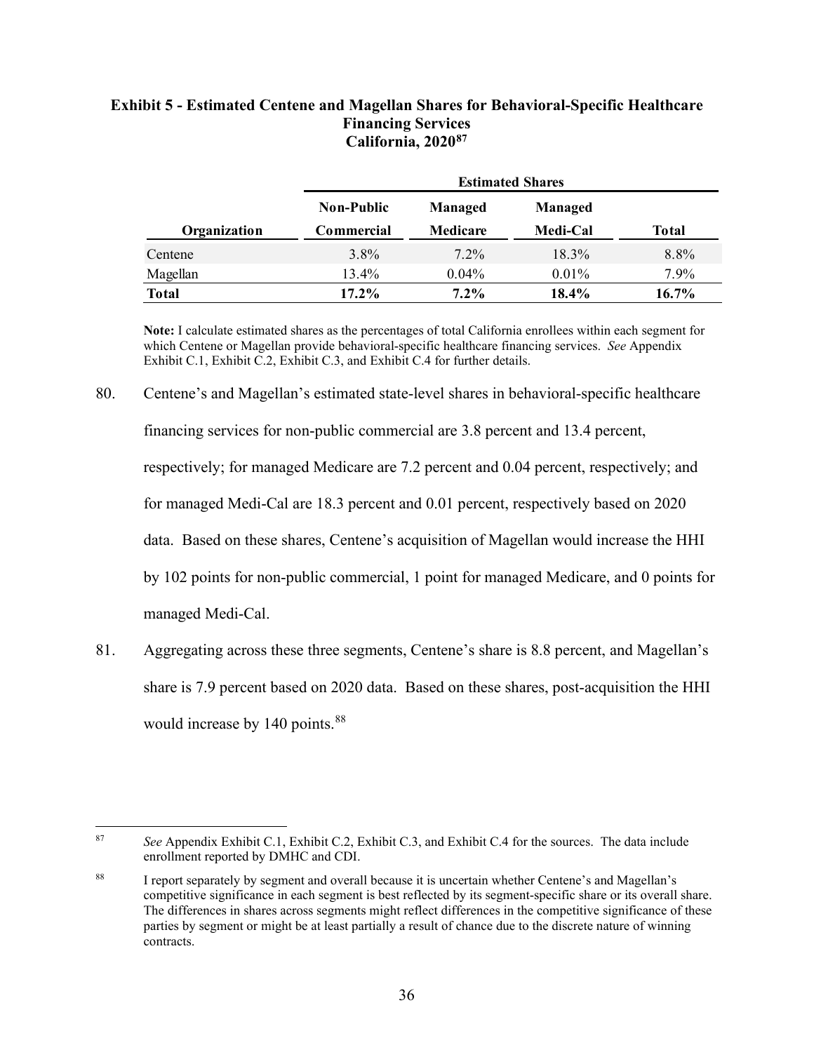**Exhibit 5 - Estimated Centene and Magellan Shares for Behavioral-Specific Healthcare Financing Services California, 2020**[87]

| | Estimated Shares | | | |
|---|---|---|---|---|
| **Organization** | **Non-Public Commercial** | **Managed Medicare** | **Managed Medi-Cal** | **Total** |
| Centene | 3.8% | 7.2% | 18.3% | 8.8% |
| Magellan | 13.4% | 0.04% | 0.01% | 7.9% |
| **Total** | **17.2%** | **7.2%** | **18.4%** | **16.7%** |

**Note:** I calculate estimated shares as the percentages of total California enrollees within each segment for which Centene or Magellan provide behavioral-specific healthcare financing services. *See* Appendix Exhibit C.1, Exhibit C.2, Exhibit C.3, and Exhibit C.4 for further details.

80. Centene's and Magellan's estimated state-level shares in behavioral-specific healthcare financing services for non-public commercial are 3.8 percent and 13.4 percent, respectively; for managed Medicare are 7.2 percent and 0.04 percent, respectively; and for managed Medi-Cal are 18.3 percent and 0.01 percent, respectively based on 2020 data. Based on these shares, Centene's acquisition of Magellan would increase the HHI by 102 points for non-public commercial, 1 point for managed Medicare, and 0 points for managed Medi-Cal.

81. Aggregating across these three segments, Centene's share is 8.8 percent, and Magellan's share is 7.9 percent based on 2020 data. Based on these shares, post-acquisition the HHI would increase by 140 points.[88]

---

[87] *See* Appendix Exhibit C.1, Exhibit C.2, Exhibit C.3, and Exhibit C.4 for the sources. The data include enrollment reported by DMHC and CDI.

[88] I report separately by segment and overall because it is uncertain whether Centene's and Magellan's competitive significance in each segment is best reflected by its segment-specific share or its overall share. The differences in shares across segments might reflect differences in the competitive significance of these parties by segment or might be at least partially a result of chance due to the discrete nature of winning contracts.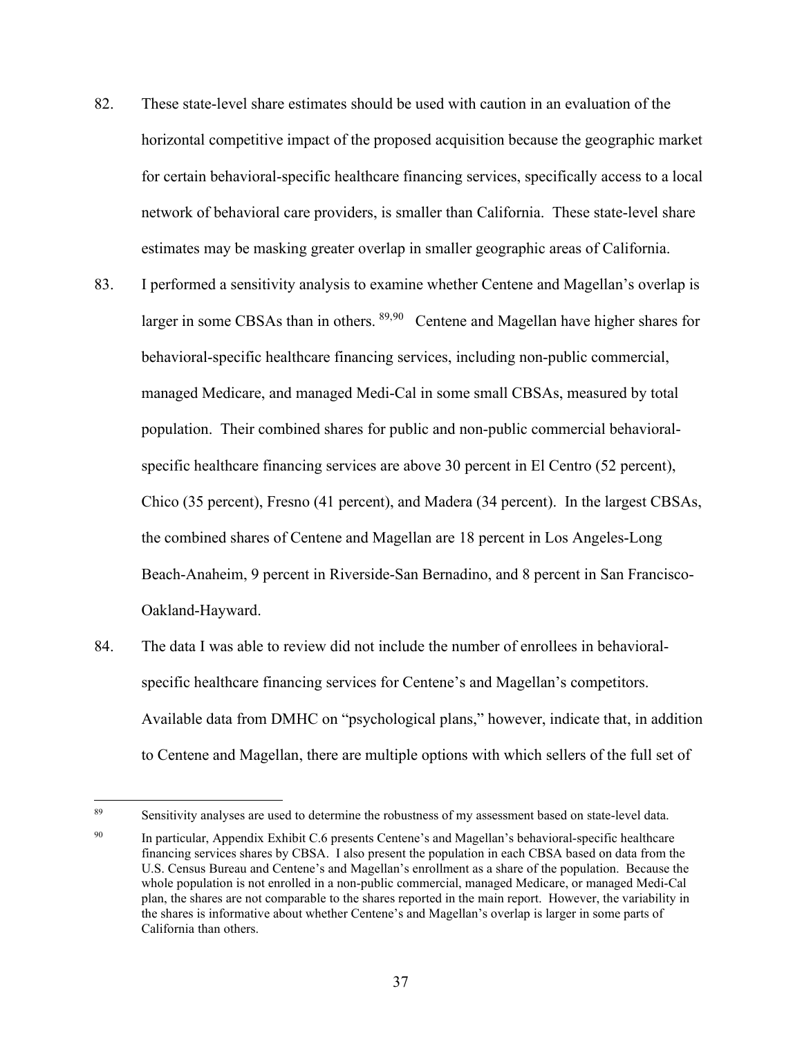82. These state-level share estimates should be used with caution in an evaluation of the horizontal competitive impact of the proposed acquisition because the geographic market for certain behavioral-specific healthcare financing services, specifically access to a local network of behavioral care providers, is smaller than California. These state-level share estimates may be masking greater overlap in smaller geographic areas of California.

83. I performed a sensitivity analysis to examine whether Centene and Magellan's overlap is larger in some CBSAs than in others.[89,90] Centene and Magellan have higher shares for behavioral-specific healthcare financing services, including non-public commercial, managed Medicare, and managed Medi-Cal in some small CBSAs, measured by total population. Their combined shares for public and non-public commercial behavioral-specific healthcare financing services are above 30 percent in El Centro (52 percent), Chico (35 percent), Fresno (41 percent), and Madera (34 percent). In the largest CBSAs, the combined shares of Centene and Magellan are 18 percent in Los Angeles-Long Beach-Anaheim, 9 percent in Riverside-San Bernadino, and 8 percent in San Francisco-Oakland-Hayward.

84. The data I was able to review did not include the number of enrollees in behavioral-specific healthcare financing services for Centene's and Magellan's competitors. Available data from DMHC on "psychological plans," however, indicate that, in addition to Centene and Magellan, there are multiple options with which sellers of the full set of

---

[89] Sensitivity analyses are used to determine the robustness of my assessment based on state-level data.

[90] In particular, Appendix Exhibit C.6 presents Centene's and Magellan's behavioral-specific healthcare financing services shares by CBSA. I also present the population in each CBSA based on data from the U.S. Census Bureau and Centene's and Magellan's enrollment as a share of the population. Because the whole population is not enrolled in a non-public commercial, managed Medicare, or managed Medi-Cal plan, the shares are not comparable to the shares reported in the main report. However, the variability in the shares is informative about whether Centene's and Magellan's overlap is larger in some parts of California than others.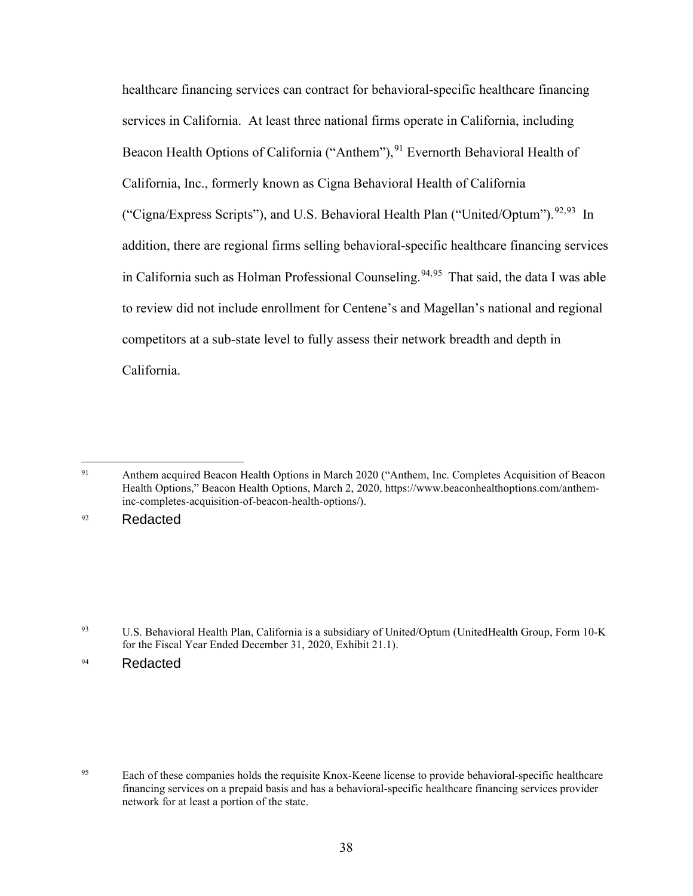healthcare financing services can contract for behavioral-specific healthcare financing services in California. At least three national firms operate in California, including Beacon Health Options of California ("Anthem"),[91] Evernorth Behavioral Health of California, Inc., formerly known as Cigna Behavioral Health of California ("Cigna/Express Scripts"), and U.S. Behavioral Health Plan ("United/Optum").[92,93] In addition, there are regional firms selling behavioral-specific healthcare financing services in California such as Holman Professional Counseling.[94,95] That said, the data I was able to review did not include enrollment for Centene's and Magellan's national and regional competitors at a sub-state level to fully assess their network breadth and depth in California.

---

[91] Anthem acquired Beacon Health Options in March 2020 ("Anthem, Inc. Completes Acquisition of Beacon Health Options," Beacon Health Options, March 2, 2020, https://www.beaconhealthoptions.com/anthem-inc-completes-acquisition-of-beacon-health-options/).

[92] Redacted

[93] U.S. Behavioral Health Plan, California is a subsidiary of United/Optum (UnitedHealth Group, Form 10-K for the Fiscal Year Ended December 31, 2020, Exhibit 21.1).

[94] Redacted

[95] Each of these companies holds the requisite Knox-Keene license to provide behavioral-specific healthcare financing services on a prepaid basis and has a behavioral-specific healthcare financing services provider network for at least a portion of the state.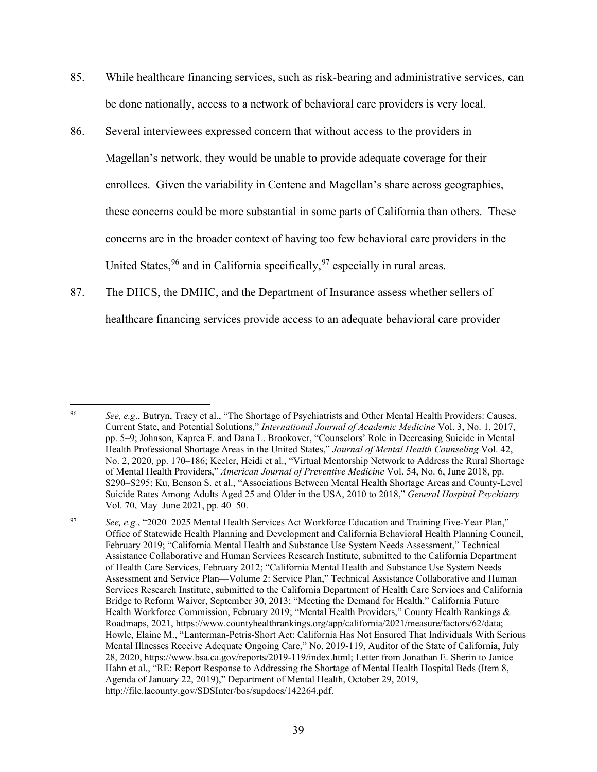85. While healthcare financing services, such as risk-bearing and administrative services, can be done nationally, access to a network of behavioral care providers is very local.

86. Several interviewees expressed concern that without access to the providers in Magellan's network, they would be unable to provide adequate coverage for their enrollees. Given the variability in Centene and Magellan's share across geographies, these concerns could be more substantial in some parts of California than others. These concerns are in the broader context of having too few behavioral care providers in the United States,[96] and in California specifically,[97] especially in rural areas.

87. The DHCS, the DMHC, and the Department of Insurance assess whether sellers of healthcare financing services provide access to an adequate behavioral care provider

---

[96] *See, e.g*., Butryn, Tracy et al., "The Shortage of Psychiatrists and Other Mental Health Providers: Causes, Current State, and Potential Solutions," *International Journal of Academic Medicine* Vol. 3, No. 1, 2017, pp. 5–9; Johnson, Kaprea F. and Dana L. Brookover, "Counselors' Role in Decreasing Suicide in Mental Health Professional Shortage Areas in the United States," *Journal of Mental Health Counseling* Vol. 42, No. 2, 2020, pp. 170–186; Keeler, Heidi et al., "Virtual Mentorship Network to Address the Rural Shortage of Mental Health Providers," *American Journal of Preventive Medicine* Vol. 54, No. 6, June 2018, pp. S290–S295; Ku, Benson S. et al., "Associations Between Mental Health Shortage Areas and County-Level Suicide Rates Among Adults Aged 25 and Older in the USA, 2010 to 2018," *General Hospital Psychiatry* Vol. 70, May–June 2021, pp. 40–50.

[97] *See, e.g.*, "2020–2025 Mental Health Services Act Workforce Education and Training Five-Year Plan," Office of Statewide Health Planning and Development and California Behavioral Health Planning Council, February 2019; "California Mental Health and Substance Use System Needs Assessment," Technical Assistance Collaborative and Human Services Research Institute, submitted to the California Department of Health Care Services, February 2012; "California Mental Health and Substance Use System Needs Assessment and Service Plan—Volume 2: Service Plan," Technical Assistance Collaborative and Human Services Research Institute, submitted to the California Department of Health Care Services and California Bridge to Reform Waiver, September 30, 2013; "Meeting the Demand for Health," California Future Health Workforce Commission, February 2019; "Mental Health Providers," County Health Rankings & Roadmaps, 2021, https://www.countyhealthrankings.org/app/california/2021/measure/factors/62/data; Howle, Elaine M., "Lanterman-Petris-Short Act: California Has Not Ensured That Individuals With Serious Mental Illnesses Receive Adequate Ongoing Care," No. 2019-119, Auditor of the State of California, July 28, 2020, https://www.bsa.ca.gov/reports/2019-119/index.html; Letter from Jonathan E. Sherin to Janice Hahn et al., "RE: Report Response to Addressing the Shortage of Mental Health Hospital Beds (Item 8, Agenda of January 22, 2019)," Department of Mental Health, October 29, 2019, http://file.lacounty.gov/SDSInter/bos/supdocs/142264.pdf.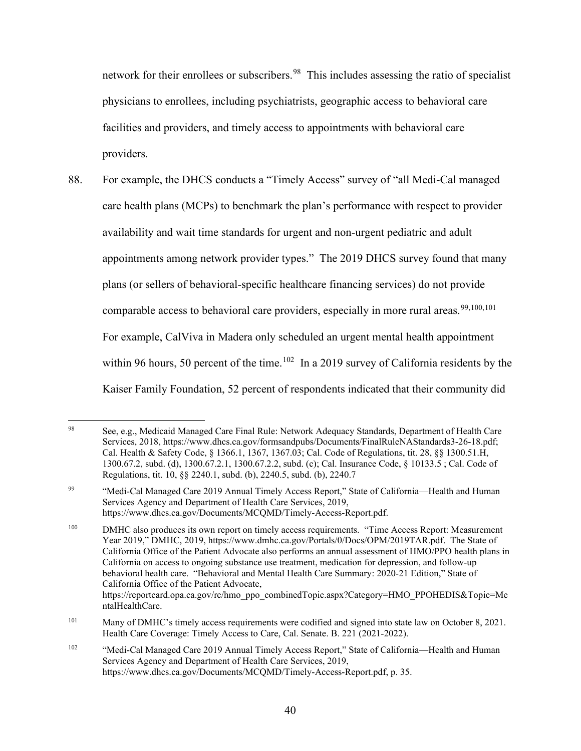network for their enrollees or subscribers.[98] This includes assessing the ratio of specialist physicians to enrollees, including psychiatrists, geographic access to behavioral care facilities and providers, and timely access to appointments with behavioral care providers.

88. For example, the DHCS conducts a "Timely Access" survey of "all Medi-Cal managed care health plans (MCPs) to benchmark the plan's performance with respect to provider availability and wait time standards for urgent and non-urgent pediatric and adult appointments among network provider types." The 2019 DHCS survey found that many plans (or sellers of behavioral-specific healthcare financing services) do not provide comparable access to behavioral care providers, especially in more rural areas.[99,100,101] For example, CalViva in Madera only scheduled an urgent mental health appointment within 96 hours, 50 percent of the time.[102] In a 2019 survey of California residents by the Kaiser Family Foundation, 52 percent of respondents indicated that their community did

---

[98] See, e.g., Medicaid Managed Care Final Rule: Network Adequacy Standards, Department of Health Care Services, 2018, https://www.dhcs.ca.gov/formsandpubs/Documents/FinalRuleNAStandards3-26-18.pdf; Cal. Health & Safety Code, § 1366.1, 1367, 1367.03; Cal. Code of Regulations, tit. 28, §§ 1300.51.H, 1300.67.2, subd. (d), 1300.67.2.1, 1300.67.2.2, subd. (c); Cal. Insurance Code, § 10133.5 ; Cal. Code of Regulations, tit. 10, §§ 2240.1, subd. (b), 2240.5, subd. (b), 2240.7

[99] "Medi-Cal Managed Care 2019 Annual Timely Access Report," State of California—Health and Human Services Agency and Department of Health Care Services, 2019, https://www.dhcs.ca.gov/Documents/MCQMD/Timely-Access-Report.pdf.

[100] DMHC also produces its own report on timely access requirements. "Time Access Report: Measurement Year 2019," DMHC, 2019, https://www.dmhc.ca.gov/Portals/0/Docs/OPM/2019TAR.pdf. The State of California Office of the Patient Advocate also performs an annual assessment of HMO/PPO health plans in California on access to ongoing substance use treatment, medication for depression, and follow-up behavioral health care. "Behavioral and Mental Health Care Summary: 2020-21 Edition," State of California Office of the Patient Advocate, https://reportcard.opa.ca.gov/rc/hmo_ppo_combinedTopic.aspx?Category=HMO_PPOHEDIS&Topic=MentalHealthCare.

[101] Many of DMHC's timely access requirements were codified and signed into state law on October 8, 2021. Health Care Coverage: Timely Access to Care, Cal. Senate. B. 221 (2021-2022).

[102] "Medi-Cal Managed Care 2019 Annual Timely Access Report," State of California—Health and Human Services Agency and Department of Health Care Services, 2019, https://www.dhcs.ca.gov/Documents/MCQMD/Timely-Access-Report.pdf, p. 35.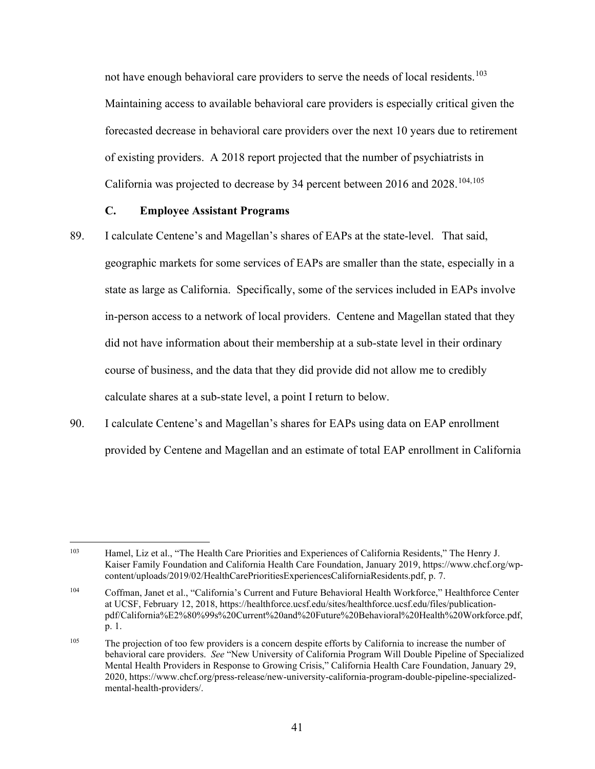not have enough behavioral care providers to serve the needs of local residents.[103] Maintaining access to available behavioral care providers is especially critical given the forecasted decrease in behavioral care providers over the next 10 years due to retirement of existing providers. A 2018 report projected that the number of psychiatrists in California was projected to decrease by 34 percent between 2016 and 2028.[104,105]

### C. Employee Assistant Programs

89. I calculate Centene's and Magellan's shares of EAPs at the state-level. That said, geographic markets for some services of EAPs are smaller than the state, especially in a state as large as California. Specifically, some of the services included in EAPs involve in-person access to a network of local providers. Centene and Magellan stated that they did not have information about their membership at a sub-state level in their ordinary course of business, and the data that they did provide did not allow me to credibly calculate shares at a sub-state level, a point I return to below.

90. I calculate Centene's and Magellan's shares for EAPs using data on EAP enrollment provided by Centene and Magellan and an estimate of total EAP enrollment in California

---

[103] Hamel, Liz et al., "The Health Care Priorities and Experiences of California Residents," The Henry J. Kaiser Family Foundation and California Health Care Foundation, January 2019, https://www.chcf.org/wp-content/uploads/2019/02/HealthCarePrioritiesExperiencesCaliforniaResidents.pdf, p. 7.

[104] Coffman, Janet et al., "California's Current and Future Behavioral Health Workforce," Healthforce Center at UCSF, February 12, 2018, https://healthforce.ucsf.edu/sites/healthforce.ucsf.edu/files/publication-pdf/California%E2%80%99s%20Current%20and%20Future%20Behavioral%20Health%20Workforce.pdf, p. 1.

[105] The projection of too few providers is a concern despite efforts by California to increase the number of behavioral care providers. *See* "New University of California Program Will Double Pipeline of Specialized Mental Health Providers in Response to Growing Crisis," California Health Care Foundation, January 29, 2020, https://www.chcf.org/press-release/new-university-california-program-double-pipeline-specialized-mental-health-providers/.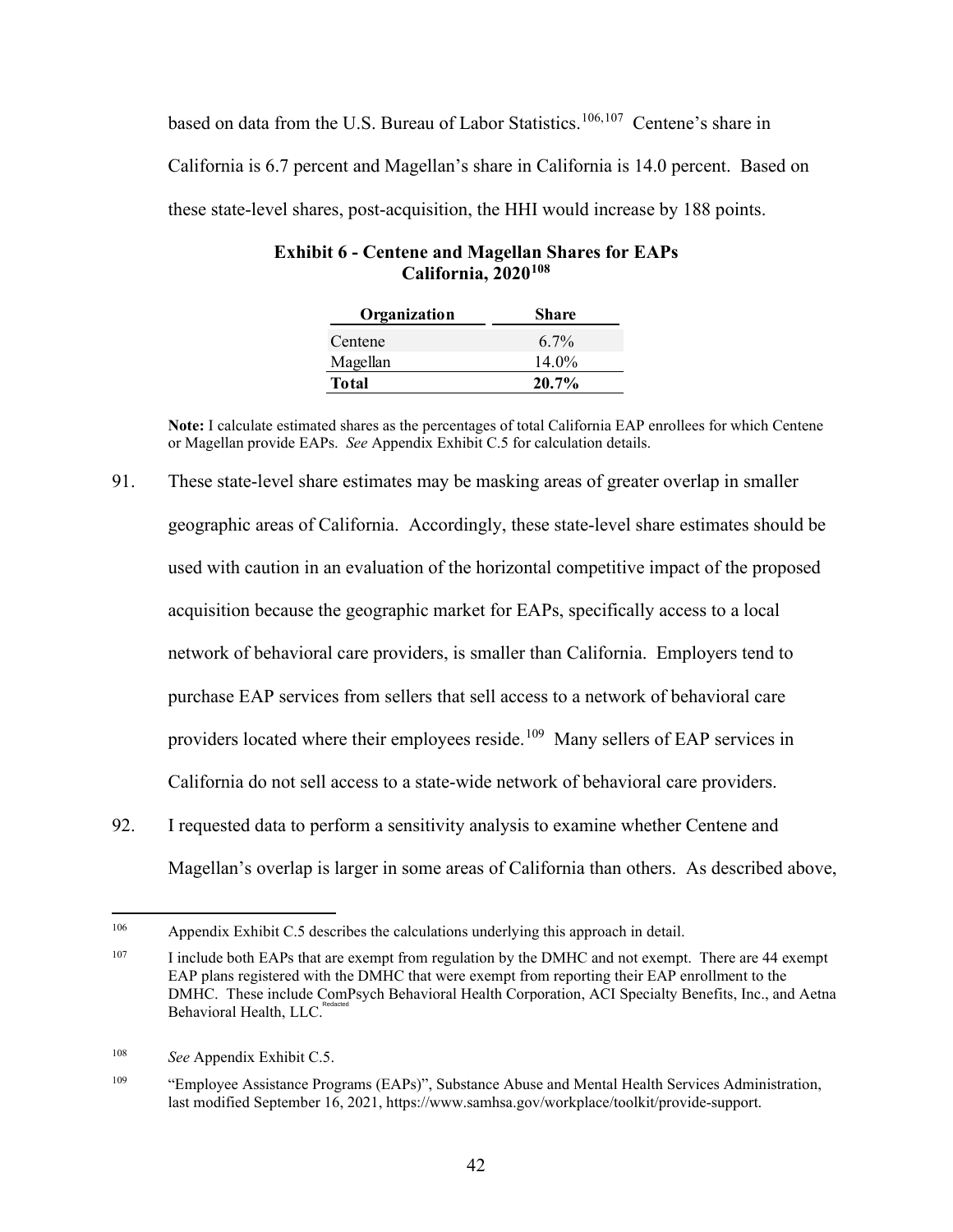based on data from the U.S. Bureau of Labor Statistics.[106,107] Centene's share in California is 6.7 percent and Magellan's share in California is 14.0 percent. Based on these state-level shares, post-acquisition, the HHI would increase by 188 points.

**Exhibit 6 - Centene and Magellan Shares for EAPs California, 2020[108]**

| Organization | Share |
|---|---|
| Centene | 6.7% |
| Magellan | 14.0% |
| **Total** | **20.7%** |

**Note:** I calculate estimated shares as the percentages of total California EAP enrollees for which Centene or Magellan provide EAPs. *See* Appendix Exhibit C.5 for calculation details.

91. These state-level share estimates may be masking areas of greater overlap in smaller geographic areas of California. Accordingly, these state-level share estimates should be used with caution in an evaluation of the horizontal competitive impact of the proposed acquisition because the geographic market for EAPs, specifically access to a local network of behavioral care providers, is smaller than California. Employers tend to purchase EAP services from sellers that sell access to a network of behavioral care providers located where their employees reside.[109] Many sellers of EAP services in California do not sell access to a state-wide network of behavioral care providers.

92. I requested data to perform a sensitivity analysis to examine whether Centene and Magellan's overlap is larger in some areas of California than others. As described above,

---

[106] Appendix Exhibit C.5 describes the calculations underlying this approach in detail.

[107] I include both EAPs that are exempt from regulation by the DMHC and not exempt. There are 44 exempt EAP plans registered with the DMHC that were exempt from reporting their EAP enrollment to the DMHC. These include ComPsych Behavioral Health Corporation, ACI Specialty Benefits, Inc., and Aetna Behavioral Health, LLC. Redacted

[108] *See* Appendix Exhibit C.5.

[109] "Employee Assistance Programs (EAPs)", Substance Abuse and Mental Health Services Administration, last modified September 16, 2021, https://www.samhsa.gov/workplace/toolkit/provide-support.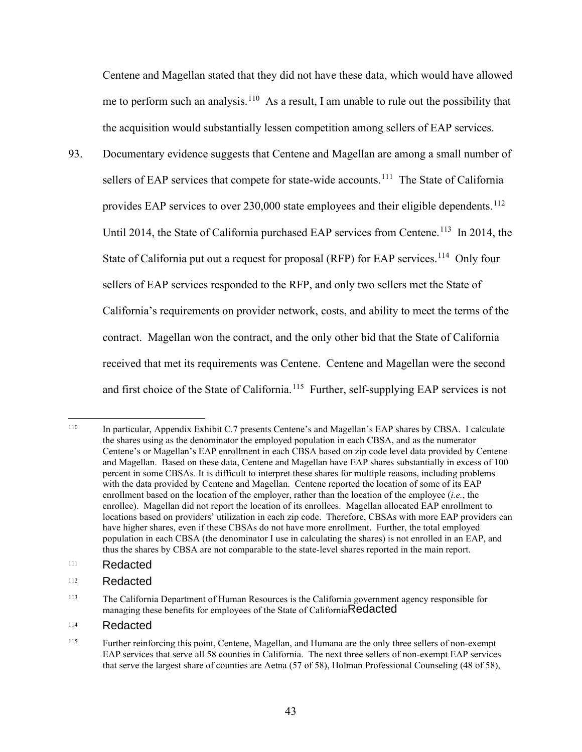Centene and Magellan stated that they did not have these data, which would have allowed me to perform such an analysis.[110] As a result, I am unable to rule out the possibility that the acquisition would substantially lessen competition among sellers of EAP services.

93. Documentary evidence suggests that Centene and Magellan are among a small number of sellers of EAP services that compete for state-wide accounts.[111] The State of California provides EAP services to over 230,000 state employees and their eligible dependents.[112] Until 2014, the State of California purchased EAP services from Centene.[113] In 2014, the State of California put out a request for proposal (RFP) for EAP services.[114] Only four sellers of EAP services responded to the RFP, and only two sellers met the State of California's requirements on provider network, costs, and ability to meet the terms of the contract. Magellan won the contract, and the only other bid that the State of California received that met its requirements was Centene. Centene and Magellan were the second and first choice of the State of California.[115] Further, self-supplying EAP services is not

---

[110] In particular, Appendix Exhibit C.7 presents Centene's and Magellan's EAP shares by CBSA. I calculate the shares using as the denominator the employed population in each CBSA, and as the numerator Centene's or Magellan's EAP enrollment in each CBSA based on zip code level data provided by Centene and Magellan. Based on these data, Centene and Magellan have EAP shares substantially in excess of 100 percent in some CBSAs. It is difficult to interpret these shares for multiple reasons, including problems with the data provided by Centene and Magellan. Centene reported the location of some of its EAP enrollment based on the location of the employer, rather than the location of the employee (*i.e.*, the enrollee). Magellan did not report the location of its enrollees. Magellan allocated EAP enrollment to locations based on providers' utilization in each zip code. Therefore, CBSAs with more EAP providers can have higher shares, even if these CBSAs do not have more enrollment. Further, the total employed population in each CBSA (the denominator I use in calculating the shares) is not enrolled in an EAP, and thus the shares by CBSA are not comparable to the state-level shares reported in the main report.

[111] Redacted

[112] Redacted

[113] The California Department of Human Resources is the California government agency responsible for managing these benefits for employees of the State of California Redacted

[114] Redacted

[115] Further reinforcing this point, Centene, Magellan, and Humana are the only three sellers of non-exempt EAP services that serve all 58 counties in California. The next three sellers of non-exempt EAP services that serve the largest share of counties are Aetna (57 of 58), Holman Professional Counseling (48 of 58),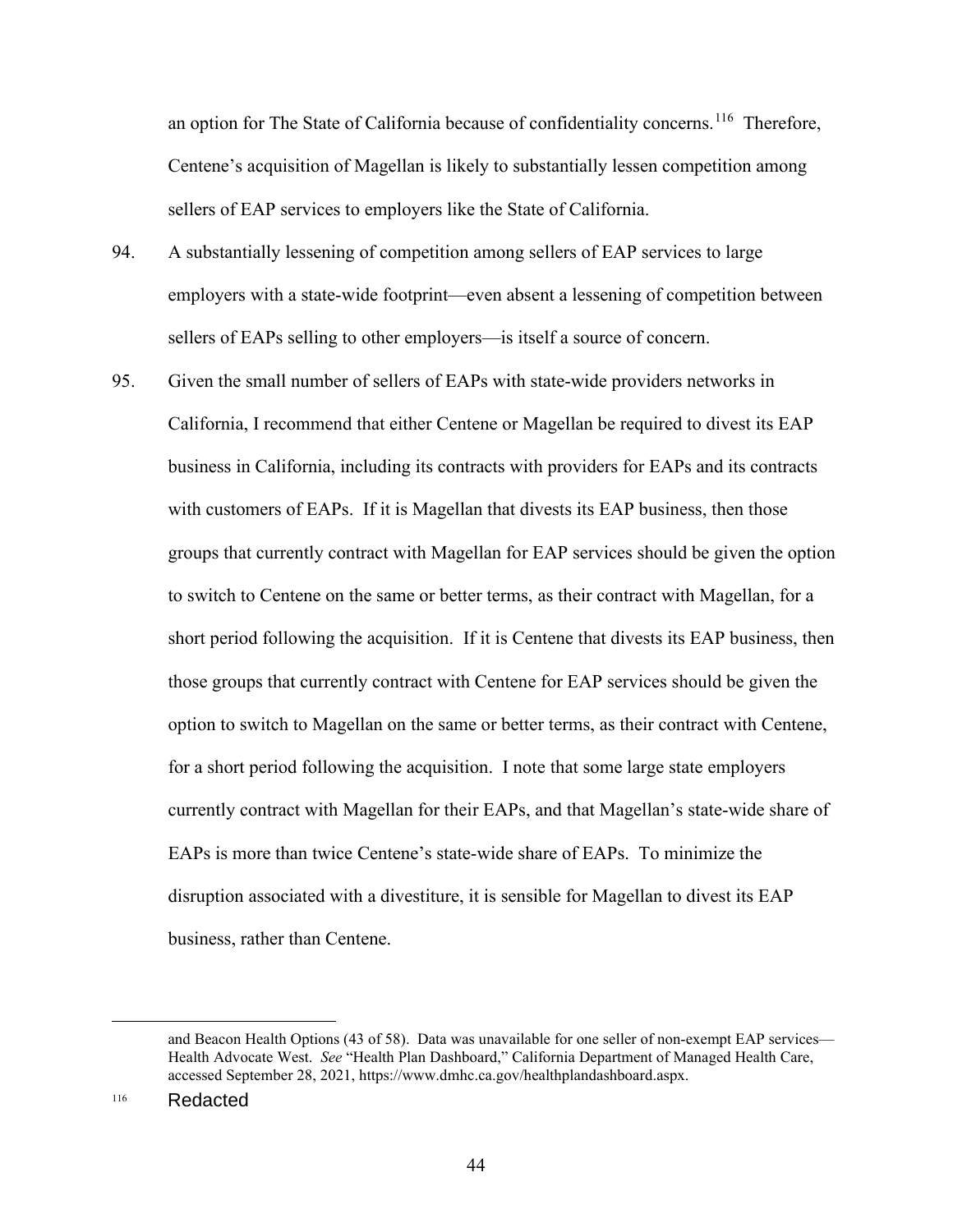an option for The State of California because of confidentiality concerns.[116] Therefore, Centene's acquisition of Magellan is likely to substantially lessen competition among sellers of EAP services to employers like the State of California.

94. A substantially lessening of competition among sellers of EAP services to large employers with a state-wide footprint—even absent a lessening of competition between sellers of EAPs selling to other employers—is itself a source of concern.

95. Given the small number of sellers of EAPs with state-wide providers networks in California, I recommend that either Centene or Magellan be required to divest its EAP business in California, including its contracts with providers for EAPs and its contracts with customers of EAPs. If it is Magellan that divests its EAP business, then those groups that currently contract with Magellan for EAP services should be given the option to switch to Centene on the same or better terms, as their contract with Magellan, for a short period following the acquisition. If it is Centene that divests its EAP business, then those groups that currently contract with Centene for EAP services should be given the option to switch to Magellan on the same or better terms, as their contract with Centene, for a short period following the acquisition. I note that some large state employers currently contract with Magellan for their EAPs, and that Magellan's state-wide share of EAPs is more than twice Centene's state-wide share of EAPs. To minimize the disruption associated with a divestiture, it is sensible for Magellan to divest its EAP business, rather than Centene.

---

and Beacon Health Options (43 of 58). Data was unavailable for one seller of non-exempt EAP services—Health Advocate West. *See* "Health Plan Dashboard," California Department of Managed Health Care, accessed September 28, 2021, https://www.dmhc.ca.gov/healthplandashboard.aspx.

[116] Redacted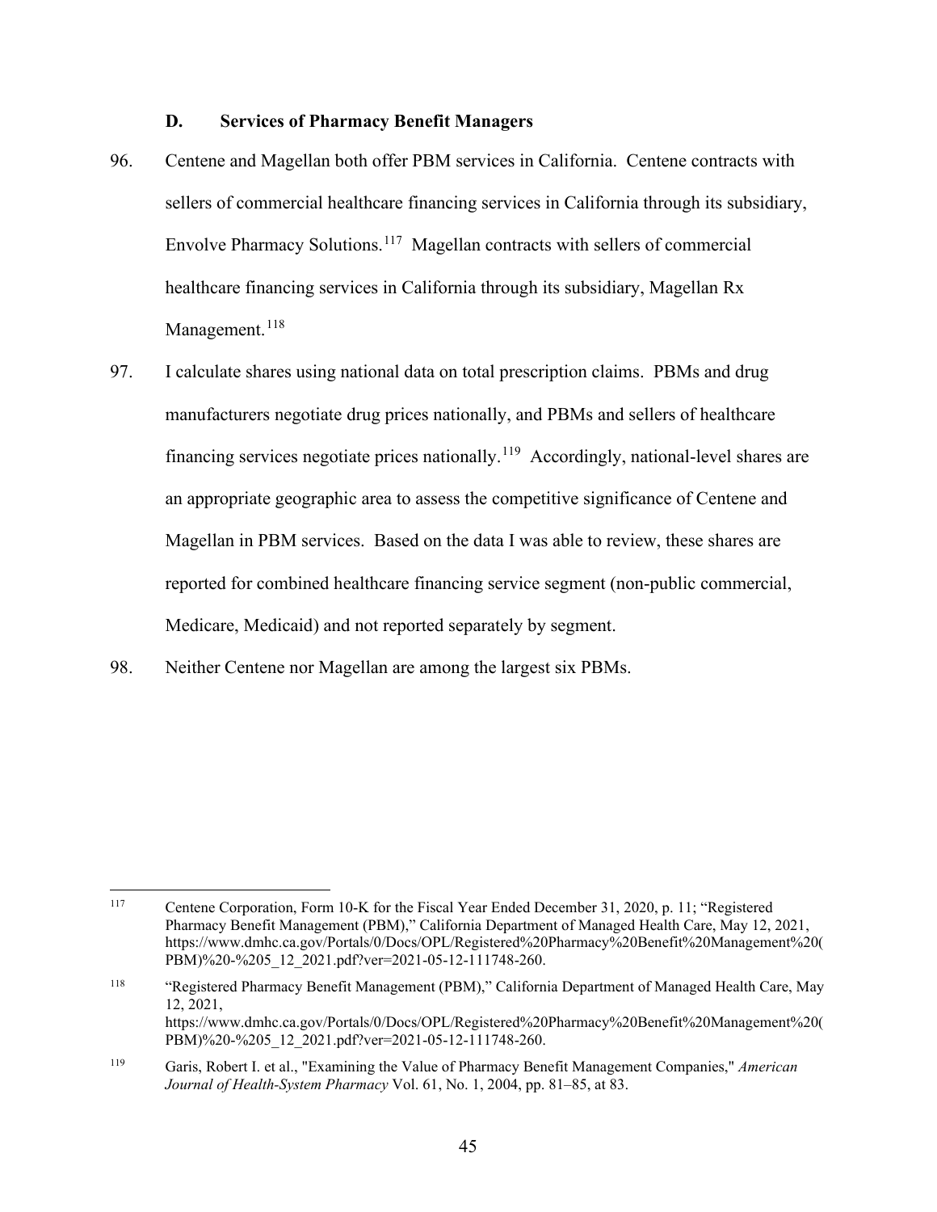### D. Services of Pharmacy Benefit Managers

96. Centene and Magellan both offer PBM services in California. Centene contracts with sellers of commercial healthcare financing services in California through its subsidiary, Envolve Pharmacy Solutions.[117] Magellan contracts with sellers of commercial healthcare financing services in California through its subsidiary, Magellan Rx Management.[118]

97. I calculate shares using national data on total prescription claims. PBMs and drug manufacturers negotiate drug prices nationally, and PBMs and sellers of healthcare financing services negotiate prices nationally.[119] Accordingly, national-level shares are an appropriate geographic area to assess the competitive significance of Centene and Magellan in PBM services. Based on the data I was able to review, these shares are reported for combined healthcare financing service segment (non-public commercial, Medicare, Medicaid) and not reported separately by segment.

98. Neither Centene nor Magellan are among the largest six PBMs.

---

[117] Centene Corporation, Form 10-K for the Fiscal Year Ended December 31, 2020, p. 11; "Registered Pharmacy Benefit Management (PBM)," California Department of Managed Health Care, May 12, 2021, https://www.dmhc.ca.gov/Portals/0/Docs/OPL/Registered%20Pharmacy%20Benefit%20Management%20(PBM)%20-%205_12_2021.pdf?ver=2021-05-12-111748-260.

[118] "Registered Pharmacy Benefit Management (PBM)," California Department of Managed Health Care, May 12, 2021, https://www.dmhc.ca.gov/Portals/0/Docs/OPL/Registered%20Pharmacy%20Benefit%20Management%20(PBM)%20-%205_12_2021.pdf?ver=2021-05-12-111748-260.

[119] Garis, Robert I. et al., "Examining the Value of Pharmacy Benefit Management Companies," *American Journal of Health-System Pharmacy* Vol. 61, No. 1, 2004, pp. 81–85, at 83.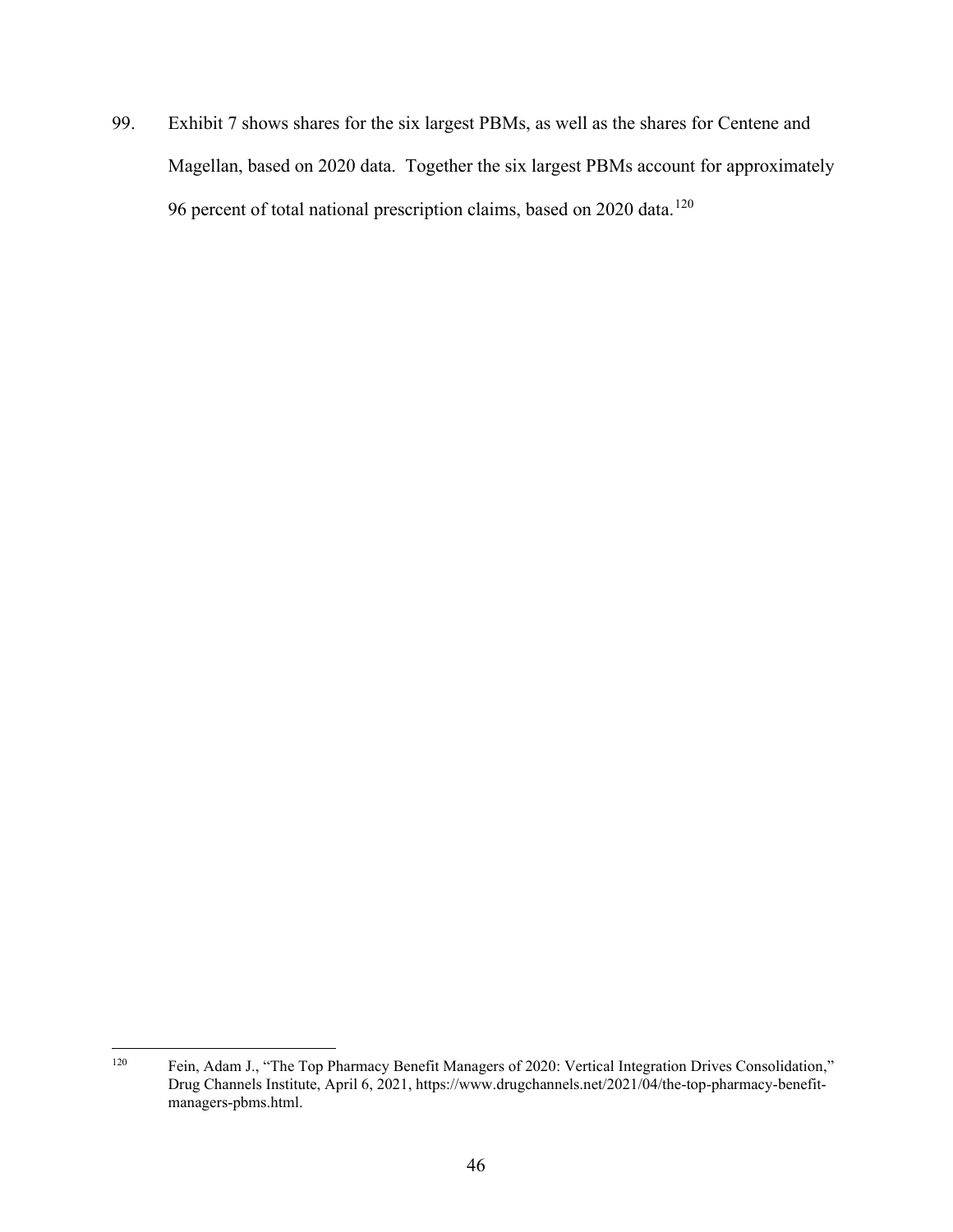99. Exhibit 7 shows shares for the six largest PBMs, as well as the shares for Centene and Magellan, based on 2020 data. Together the six largest PBMs account for approximately 96 percent of total national prescription claims, based on 2020 data.[120]

---

[120] Fein, Adam J., "The Top Pharmacy Benefit Managers of 2020: Vertical Integration Drives Consolidation," Drug Channels Institute, April 6, 2021, https://www.drugchannels.net/2021/04/the-top-pharmacy-benefit-managers-pbms.html.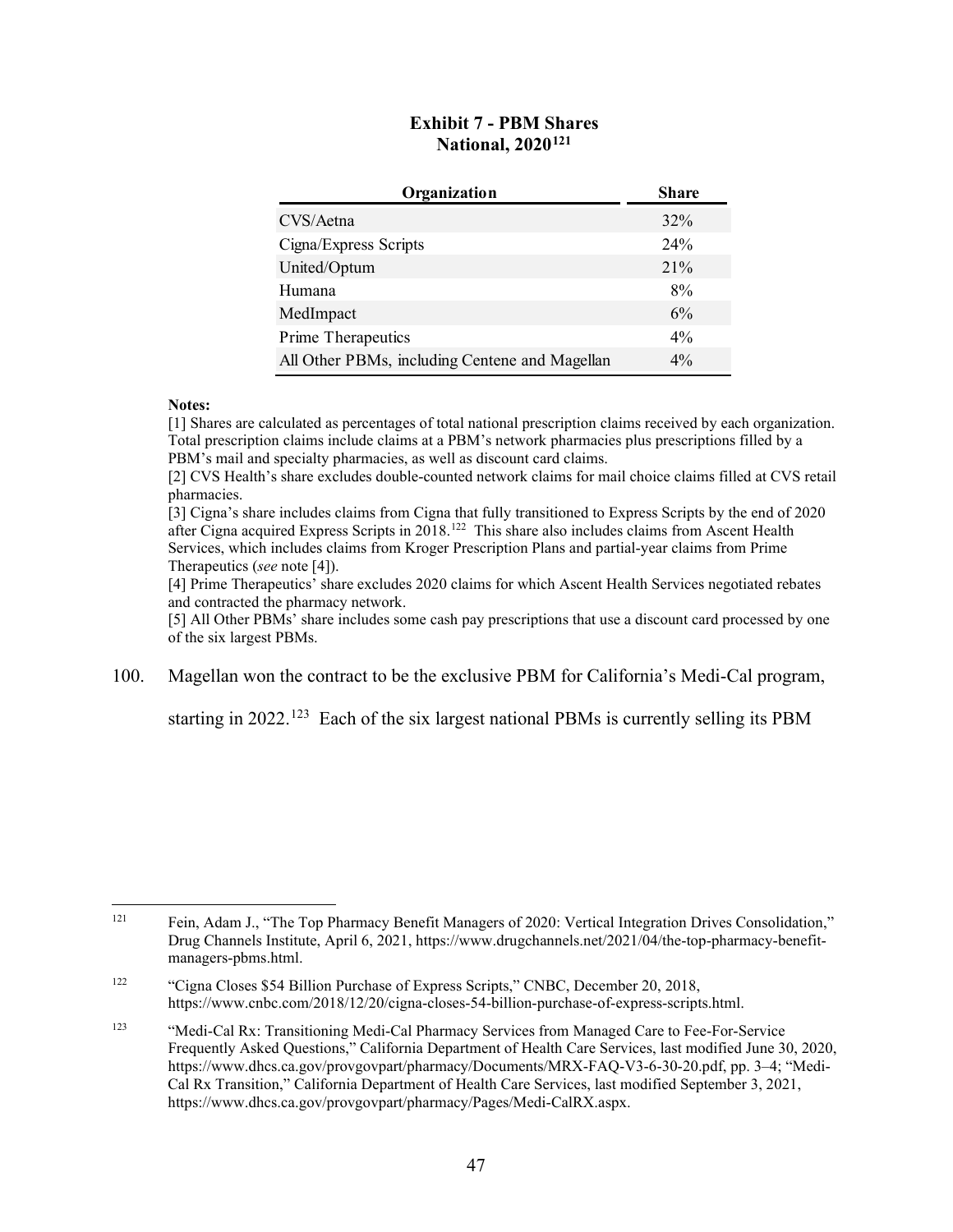**Exhibit 7 - PBM Shares**
**National, 2020**[121]

| Organization | Share |
|---|---|
| CVS/Aetna | 32% |
| Cigna/Express Scripts | 24% |
| United/Optum | 21% |
| Humana | 8% |
| MedImpact | 6% |
| Prime Therapeutics | 4% |
| All Other PBMs, including Centene and Magellan | 4% |

**Notes:**

[1] Shares are calculated as percentages of total national prescription claims received by each organization. Total prescription claims include claims at a PBM's network pharmacies plus prescriptions filled by a PBM's mail and specialty pharmacies, as well as discount card claims.

[2] CVS Health's share excludes double-counted network claims for mail choice claims filled at CVS retail pharmacies.

[3] Cigna's share includes claims from Cigna that fully transitioned to Express Scripts by the end of 2020 after Cigna acquired Express Scripts in 2018.[122] This share also includes claims from Ascent Health Services, which includes claims from Kroger Prescription Plans and partial-year claims from Prime Therapeutics (*see* note [4]).

[4] Prime Therapeutics' share excludes 2020 claims for which Ascent Health Services negotiated rebates and contracted the pharmacy network.

[5] All Other PBMs' share includes some cash pay prescriptions that use a discount card processed by one of the six largest PBMs.

100. Magellan won the contract to be the exclusive PBM for California's Medi-Cal program, starting in 2022.[123] Each of the six largest national PBMs is currently selling its PBM

---

[121] Fein, Adam J., "The Top Pharmacy Benefit Managers of 2020: Vertical Integration Drives Consolidation," Drug Channels Institute, April 6, 2021, https://www.drugchannels.net/2021/04/the-top-pharmacy-benefit-managers-pbms.html.

[122] "Cigna Closes $54 Billion Purchase of Express Scripts," CNBC, December 20, 2018, https://www.cnbc.com/2018/12/20/cigna-closes-54-billion-purchase-of-express-scripts.html.

[123] "Medi-Cal Rx: Transitioning Medi-Cal Pharmacy Services from Managed Care to Fee-For-Service Frequently Asked Questions," California Department of Health Care Services, last modified June 30, 2020, https://www.dhcs.ca.gov/provgovpart/pharmacy/Documents/MRX-FAQ-V3-6-30-20.pdf, pp. 3–4; "Medi-Cal Rx Transition," California Department of Health Care Services, last modified September 3, 2021, https://www.dhcs.ca.gov/provgovpart/pharmacy/Pages/Medi-CalRX.aspx.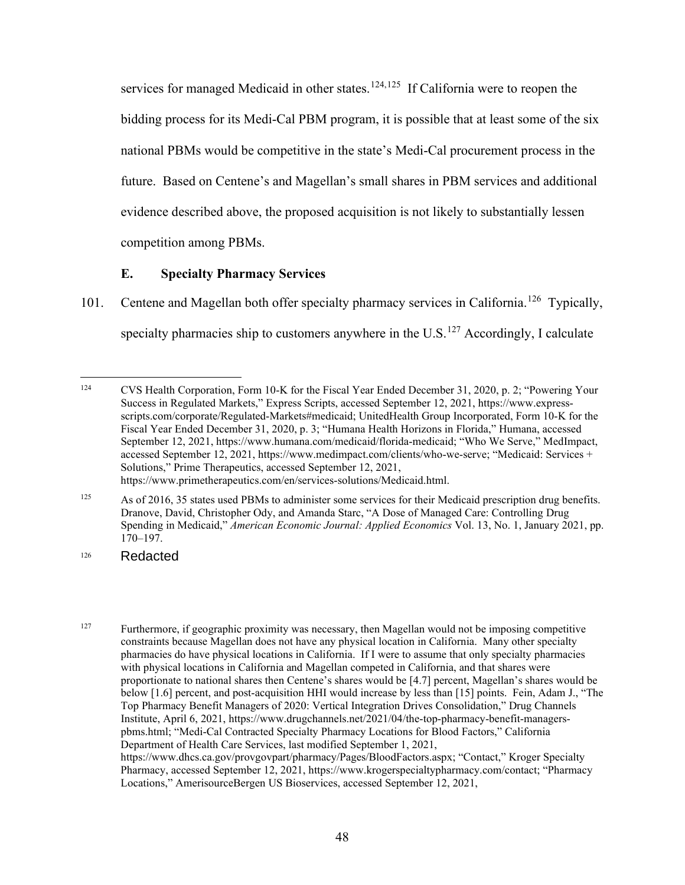services for managed Medicaid in other states.[124,125] If California were to reopen the bidding process for its Medi-Cal PBM program, it is possible that at least some of the six national PBMs would be competitive in the state's Medi-Cal procurement process in the future. Based on Centene's and Magellan's small shares in PBM services and additional evidence described above, the proposed acquisition is not likely to substantially lessen competition among PBMs.

### E. Specialty Pharmacy Services

101. Centene and Magellan both offer specialty pharmacy services in California.[126] Typically, specialty pharmacies ship to customers anywhere in the U.S.[127] Accordingly, I calculate

---

[124] CVS Health Corporation, Form 10-K for the Fiscal Year Ended December 31, 2020, p. 2; "Powering Your Success in Regulated Markets," Express Scripts, accessed September 12, 2021, https://www.express-scripts.com/corporate/Regulated-Markets#medicaid; UnitedHealth Group Incorporated, Form 10-K for the Fiscal Year Ended December 31, 2020, p. 3; "Humana Health Horizons in Florida," Humana, accessed September 12, 2021, https://www.humana.com/medicaid/florida-medicaid; "Who We Serve," MedImpact, accessed September 12, 2021, https://www.medimpact.com/clients/who-we-serve; "Medicaid: Services + Solutions," Prime Therapeutics, accessed September 12, 2021, https://www.primetherapeutics.com/en/services-solutions/Medicaid.html.

[125] As of 2016, 35 states used PBMs to administer some services for their Medicaid prescription drug benefits. Dranove, David, Christopher Ody, and Amanda Starc, "A Dose of Managed Care: Controlling Drug Spending in Medicaid," *American Economic Journal: Applied Economics* Vol. 13, No. 1, January 2021, pp. 170–197.

[126] Redacted

[127] Furthermore, if geographic proximity was necessary, then Magellan would not be imposing competitive constraints because Magellan does not have any physical location in California. Many other specialty pharmacies do have physical locations in California. If I were to assume that only specialty pharmacies with physical locations in California and Magellan competed in California, and that shares were proportionate to national shares then Centene's shares would be [4.7] percent, Magellan's shares would be below [1.6] percent, and post-acquisition HHI would increase by less than [15] points. Fein, Adam J., "The Top Pharmacy Benefit Managers of 2020: Vertical Integration Drives Consolidation," Drug Channels Institute, April 6, 2021, https://www.drugchannels.net/2021/04/the-top-pharmacy-benefit-managers-pbms.html; "Medi-Cal Contracted Specialty Pharmacy Locations for Blood Factors," California Department of Health Care Services, last modified September 1, 2021, https://www.dhcs.ca.gov/provgovpart/pharmacy/Pages/BloodFactors.aspx; "Contact," Kroger Specialty Pharmacy, accessed September 12, 2021, https://www.krogerspecialtypharmacy.com/contact; "Pharmacy Locations," AmerisourceBergen US Bioservices, accessed September 12, 2021,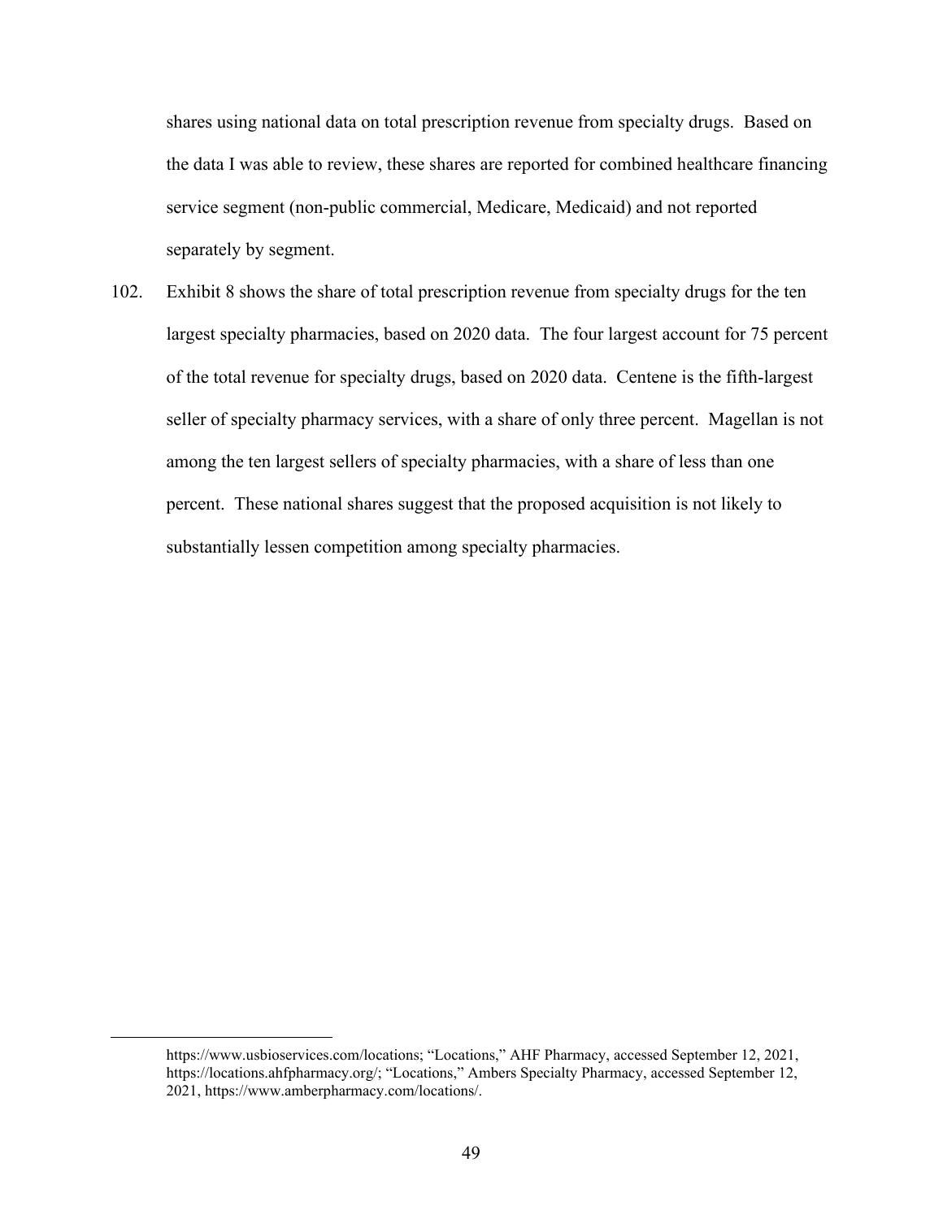shares using national data on total prescription revenue from specialty drugs. Based on the data I was able to review, these shares are reported for combined healthcare financing service segment (non-public commercial, Medicare, Medicaid) and not reported separately by segment.

102. Exhibit 8 shows the share of total prescription revenue from specialty drugs for the ten largest specialty pharmacies, based on 2020 data. The four largest account for 75 percent of the total revenue for specialty drugs, based on 2020 data. Centene is the fifth-largest seller of specialty pharmacy services, with a share of only three percent. Magellan is not among the ten largest sellers of specialty pharmacies, with a share of less than one percent. These national shares suggest that the proposed acquisition is not likely to substantially lessen competition among specialty pharmacies.

---

https://www.usbioservices.com/locations; "Locations," AHF Pharmacy, accessed September 12, 2021, https://locations.ahfpharmacy.org/; "Locations," Ambers Specialty Pharmacy, accessed September 12, 2021, https://www.amberpharmacy.com/locations/.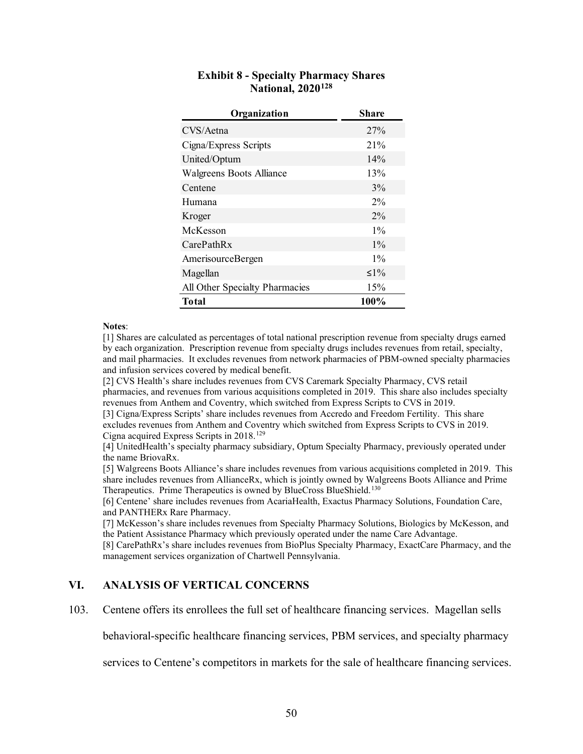**Exhibit 8 - Specialty Pharmacy Shares**
**National, 2020**[128]

| Organization | Share |
|---|---|
| CVS/Aetna | 27% |
| Cigna/Express Scripts | 21% |
| United/Optum | 14% |
| Walgreens Boots Alliance | 13% |
| Centene | 3% |
| Humana | 2% |
| Kroger | 2% |
| McKesson | 1% |
| CarePathRx | 1% |
| AmerisourceBergen | 1% |
| Magellan | ≤1% |
| All Other Specialty Pharmacies | 15% |
| **Total** | **100%** |

**Notes**:

[1] Shares are calculated as percentages of total national prescription revenue from specialty drugs earned by each organization. Prescription revenue from specialty drugs includes revenues from retail, specialty, and mail pharmacies. It excludes revenues from network pharmacies of PBM-owned specialty pharmacies and infusion services covered by medical benefit.

[2] CVS Health's share includes revenues from CVS Caremark Specialty Pharmacy, CVS retail pharmacies, and revenues from various acquisitions completed in 2019. This share also includes specialty revenues from Anthem and Coventry, which switched from Express Scripts to CVS in 2019.

[3] Cigna/Express Scripts' share includes revenues from Accredo and Freedom Fertility. This share excludes revenues from Anthem and Coventry which switched from Express Scripts to CVS in 2019. Cigna acquired Express Scripts in 2018.[129]

[4] UnitedHealth's specialty pharmacy subsidiary, Optum Specialty Pharmacy, previously operated under the name BriovaRx.

[5] Walgreens Boots Alliance's share includes revenues from various acquisitions completed in 2019. This share includes revenues from AllianceRx, which is jointly owned by Walgreens Boots Alliance and Prime Therapeutics. Prime Therapeutics is owned by BlueCross BlueShield.[130]

[6] Centene' share includes revenues from AcariaHealth, Exactus Pharmacy Solutions, Foundation Care, and PANTHERx Rare Pharmacy.

[7] McKesson's share includes revenues from Specialty Pharmacy Solutions, Biologics by McKesson, and the Patient Assistance Pharmacy which previously operated under the name Care Advantage.

[8] CarePathRx's share includes revenues from BioPlus Specialty Pharmacy, ExactCare Pharmacy, and the management services organization of Chartwell Pennsylvania.

## VI. ANALYSIS OF VERTICAL CONCERNS

103. Centene offers its enrollees the full set of healthcare financing services. Magellan sells behavioral-specific healthcare financing services, PBM services, and specialty pharmacy services to Centene's competitors in markets for the sale of healthcare financing services.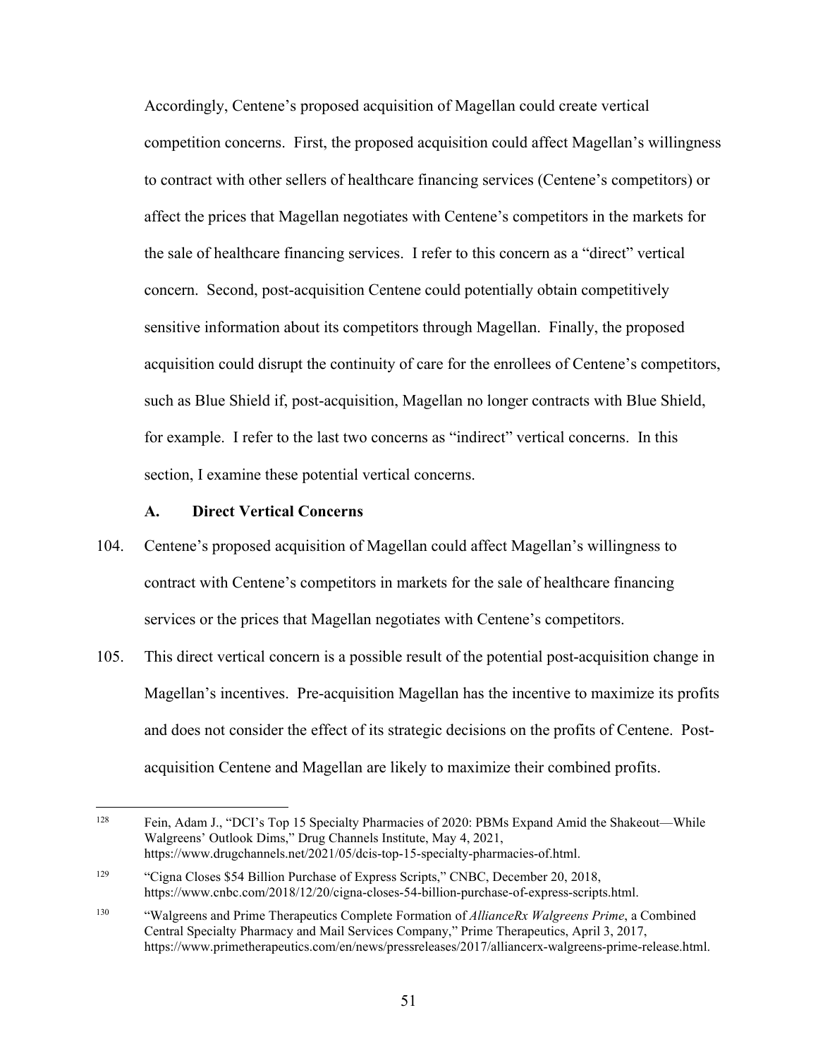Accordingly, Centene's proposed acquisition of Magellan could create vertical competition concerns. First, the proposed acquisition could affect Magellan's willingness to contract with other sellers of healthcare financing services (Centene's competitors) or affect the prices that Magellan negotiates with Centene's competitors in the markets for the sale of healthcare financing services. I refer to this concern as a "direct" vertical concern. Second, post-acquisition Centene could potentially obtain competitively sensitive information about its competitors through Magellan. Finally, the proposed acquisition could disrupt the continuity of care for the enrollees of Centene's competitors, such as Blue Shield if, post-acquisition, Magellan no longer contracts with Blue Shield, for example. I refer to the last two concerns as "indirect" vertical concerns. In this section, I examine these potential vertical concerns.

### A. Direct Vertical Concerns

104. Centene's proposed acquisition of Magellan could affect Magellan's willingness to contract with Centene's competitors in markets for the sale of healthcare financing services or the prices that Magellan negotiates with Centene's competitors.

105. This direct vertical concern is a possible result of the potential post-acquisition change in Magellan's incentives. Pre-acquisition Magellan has the incentive to maximize its profits and does not consider the effect of its strategic decisions on the profits of Centene. Post-acquisition Centene and Magellan are likely to maximize their combined profits.

---

[128] Fein, Adam J., "DCI's Top 15 Specialty Pharmacies of 2020: PBMs Expand Amid the Shakeout—While Walgreens' Outlook Dims," Drug Channels Institute, May 4, 2021, https://www.drugchannels.net/2021/05/dcis-top-15-specialty-pharmacies-of.html.

[129] "Cigna Closes $54 Billion Purchase of Express Scripts," CNBC, December 20, 2018, https://www.cnbc.com/2018/12/20/cigna-closes-54-billion-purchase-of-express-scripts.html.

[130] "Walgreens and Prime Therapeutics Complete Formation of *AllianceRx Walgreens Prime*, a Combined Central Specialty Pharmacy and Mail Services Company," Prime Therapeutics, April 3, 2017, https://www.primetherapeutics.com/en/news/pressreleases/2017/alliancerx-walgreens-prime-release.html.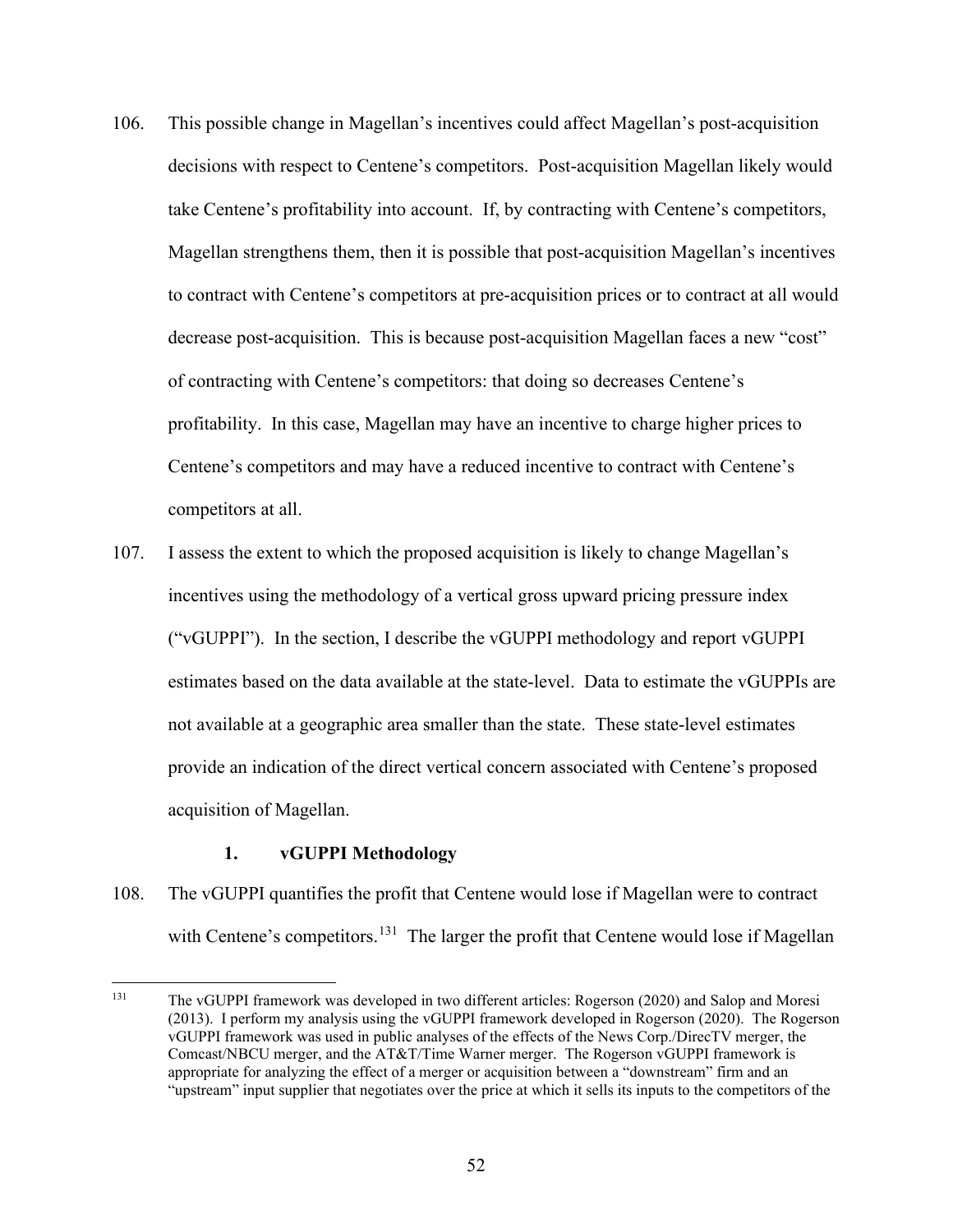106. This possible change in Magellan's incentives could affect Magellan's post-acquisition decisions with respect to Centene's competitors. Post-acquisition Magellan likely would take Centene's profitability into account. If, by contracting with Centene's competitors, Magellan strengthens them, then it is possible that post-acquisition Magellan's incentives to contract with Centene's competitors at pre-acquisition prices or to contract at all would decrease post-acquisition. This is because post-acquisition Magellan faces a new "cost" of contracting with Centene's competitors: that doing so decreases Centene's profitability. In this case, Magellan may have an incentive to charge higher prices to Centene's competitors and may have a reduced incentive to contract with Centene's competitors at all.

107. I assess the extent to which the proposed acquisition is likely to change Magellan's incentives using the methodology of a vertical gross upward pricing pressure index ("vGUPPI"). In the section, I describe the vGUPPI methodology and report vGUPPI estimates based on the data available at the state-level. Data to estimate the vGUPPIs are not available at a geographic area smaller than the state. These state-level estimates provide an indication of the direct vertical concern associated with Centene's proposed acquisition of Magellan.

### 1. vGUPPI Methodology

108. The vGUPPI quantifies the profit that Centene would lose if Magellan were to contract with Centene's competitors.[131] The larger the profit that Centene would lose if Magellan

---

[131] The vGUPPI framework was developed in two different articles: Rogerson (2020) and Salop and Moresi (2013). I perform my analysis using the vGUPPI framework developed in Rogerson (2020). The Rogerson vGUPPI framework was used in public analyses of the effects of the News Corp./DirecTV merger, the Comcast/NBCU merger, and the AT&T/Time Warner merger. The Rogerson vGUPPI framework is appropriate for analyzing the effect of a merger or acquisition between a "downstream" firm and an "upstream" input supplier that negotiates over the price at which it sells its inputs to the competitors of the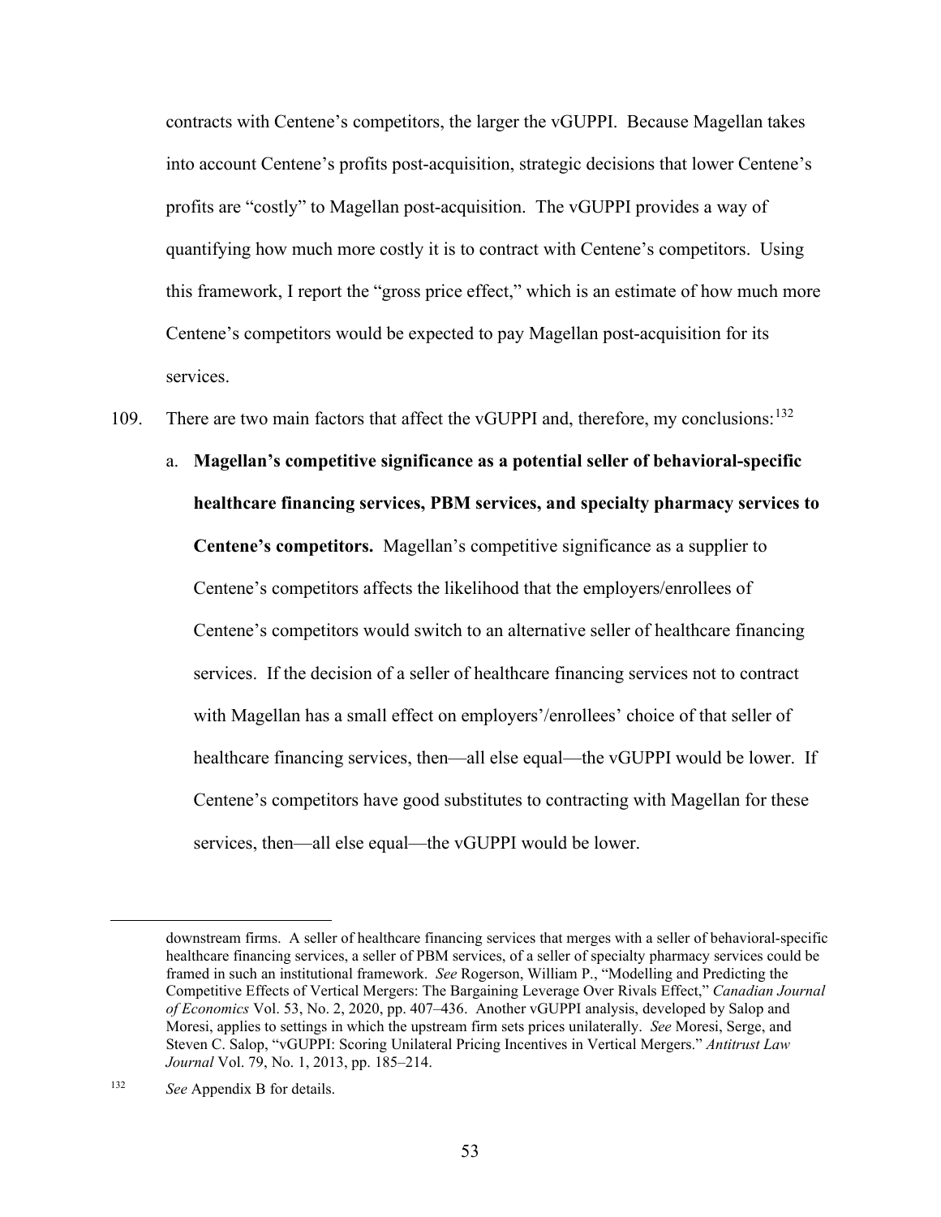contracts with Centene's competitors, the larger the vGUPPI. Because Magellan takes into account Centene's profits post-acquisition, strategic decisions that lower Centene's profits are "costly" to Magellan post-acquisition. The vGUPPI provides a way of quantifying how much more costly it is to contract with Centene's competitors. Using this framework, I report the "gross price effect," which is an estimate of how much more Centene's competitors would be expected to pay Magellan post-acquisition for its services.

109. There are two main factors that affect the vGUPPI and, therefore, my conclusions:[132]

   a. **Magellan's competitive significance as a potential seller of behavioral-specific healthcare financing services, PBM services, and specialty pharmacy services to Centene's competitors.** Magellan's competitive significance as a supplier to Centene's competitors affects the likelihood that the employers/enrollees of Centene's competitors would switch to an alternative seller of healthcare financing services. If the decision of a seller of healthcare financing services not to contract with Magellan has a small effect on employers'/enrollees' choice of that seller of healthcare financing services, then—all else equal—the vGUPPI would be lower. If Centene's competitors have good substitutes to contracting with Magellan for these services, then—all else equal—the vGUPPI would be lower.

---

downstream firms. A seller of healthcare financing services that merges with a seller of behavioral-specific healthcare financing services, a seller of PBM services, of a seller of specialty pharmacy services could be framed in such an institutional framework. *See* Rogerson, William P., "Modelling and Predicting the Competitive Effects of Vertical Mergers: The Bargaining Leverage Over Rivals Effect," *Canadian Journal of Economics* Vol. 53, No. 2, 2020, pp. 407–436. Another vGUPPI analysis, developed by Salop and Moresi, applies to settings in which the upstream firm sets prices unilaterally. *See* Moresi, Serge, and Steven C. Salop, "vGUPPI: Scoring Unilateral Pricing Incentives in Vertical Mergers." *Antitrust Law Journal* Vol. 79, No. 1, 2013, pp. 185–214.

[132] *See* Appendix B for details.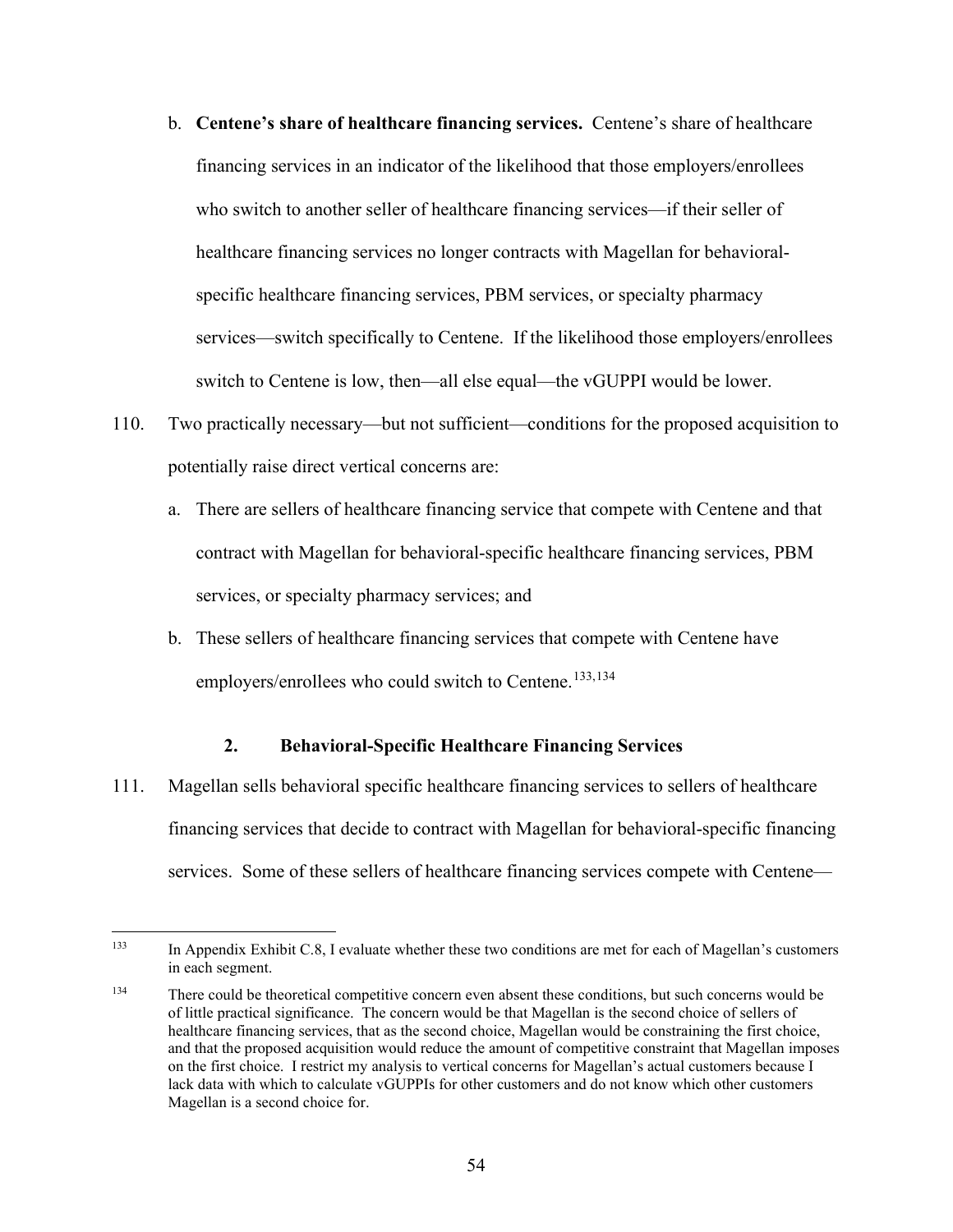b. **Centene's share of healthcare financing services.** Centene's share of healthcare financing services in an indicator of the likelihood that those employers/enrollees who switch to another seller of healthcare financing services—if their seller of healthcare financing services no longer contracts with Magellan for behavioral-specific healthcare financing services, PBM services, or specialty pharmacy services—switch specifically to Centene. If the likelihood those employers/enrollees switch to Centene is low, then—all else equal—the vGUPPI would be lower.

110. Two practically necessary—but not sufficient—conditions for the proposed acquisition to potentially raise direct vertical concerns are:

a. There are sellers of healthcare financing service that compete with Centene and that contract with Magellan for behavioral-specific healthcare financing services, PBM services, or specialty pharmacy services; and

b. These sellers of healthcare financing services that compete with Centene have employers/enrollees who could switch to Centene.[133,134]

### 2. Behavioral-Specific Healthcare Financing Services

111. Magellan sells behavioral specific healthcare financing services to sellers of healthcare financing services that decide to contract with Magellan for behavioral-specific financing services. Some of these sellers of healthcare financing services compete with Centene—

---

[133] In Appendix Exhibit C.8, I evaluate whether these two conditions are met for each of Magellan's customers in each segment.

[134] There could be theoretical competitive concern even absent these conditions, but such concerns would be of little practical significance. The concern would be that Magellan is the second choice of sellers of healthcare financing services, that as the second choice, Magellan would be constraining the first choice, and that the proposed acquisition would reduce the amount of competitive constraint that Magellan imposes on the first choice. I restrict my analysis to vertical concerns for Magellan's actual customers because I lack data with which to calculate vGUPPIs for other customers and do not know which other customers Magellan is a second choice for.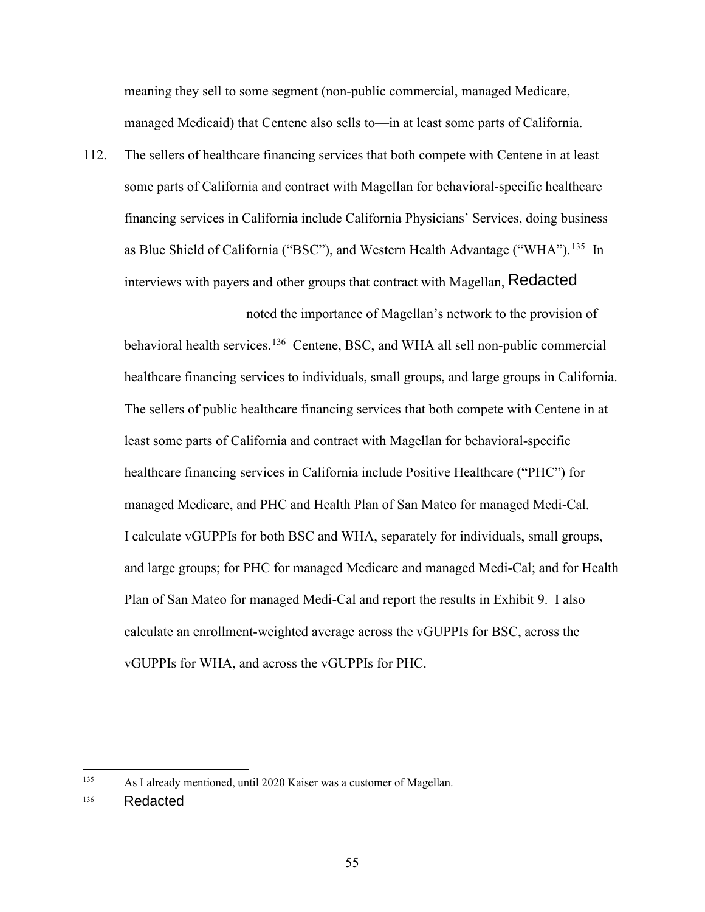meaning they sell to some segment (non-public commercial, managed Medicare, managed Medicaid) that Centene also sells to—in at least some parts of California.

112. The sellers of healthcare financing services that both compete with Centene in at least some parts of California and contract with Magellan for behavioral-specific healthcare financing services in California include California Physicians' Services, doing business as Blue Shield of California ("BSC"), and Western Health Advantage ("WHA").[135] In interviews with payers and other groups that contract with Magellan, Redacted noted the importance of Magellan's network to the provision of behavioral health services.[136] Centene, BSC, and WHA all sell non-public commercial healthcare financing services to individuals, small groups, and large groups in California. The sellers of public healthcare financing services that both compete with Centene in at least some parts of California and contract with Magellan for behavioral-specific healthcare financing services in California include Positive Healthcare ("PHC") for managed Medicare, and PHC and Health Plan of San Mateo for managed Medi-Cal. I calculate vGUPPIs for both BSC and WHA, separately for individuals, small groups, and large groups; for PHC for managed Medicare and managed Medi-Cal; and for Health Plan of San Mateo for managed Medi-Cal and report the results in Exhibit 9. I also calculate an enrollment-weighted average across the vGUPPIs for BSC, across the vGUPPIs for WHA, and across the vGUPPIs for PHC.

---

[135] As I already mentioned, until 2020 Kaiser was a customer of Magellan.

[136] Redacted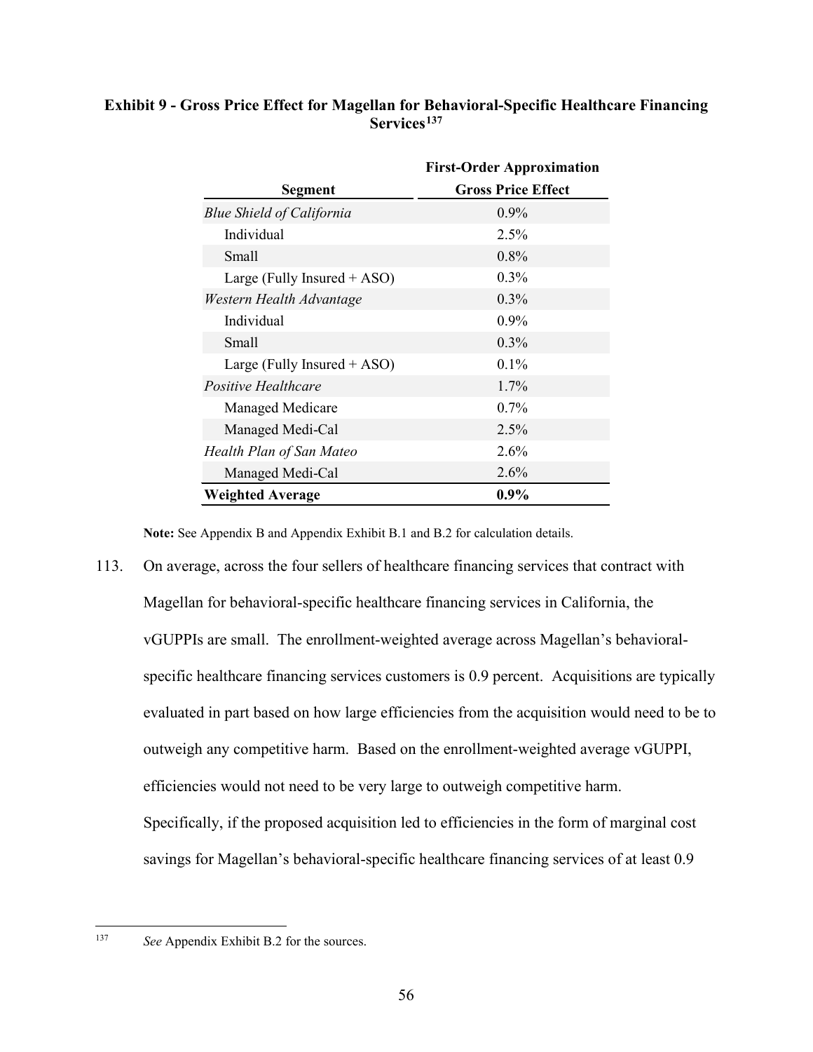**Exhibit 9 - Gross Price Effect for Magellan for Behavioral-Specific Healthcare Financing Services[137]**

| Segment | First-Order Approximation Gross Price Effect |
|---|---|
| *Blue Shield of California* | 0.9% |
| Individual | 2.5% |
| Small | 0.8% |
| Large (Fully Insured + ASO) | 0.3% |
| *Western Health Advantage* | 0.3% |
| Individual | 0.9% |
| Small | 0.3% |
| Large (Fully Insured + ASO) | 0.1% |
| *Positive Healthcare* | 1.7% |
| Managed Medicare | 0.7% |
| Managed Medi-Cal | 2.5% |
| *Health Plan of San Mateo* | 2.6% |
| Managed Medi-Cal | 2.6% |
| **Weighted Average** | **0.9%** |

**Note:** See Appendix B and Appendix Exhibit B.1 and B.2 for calculation details.

113. On average, across the four sellers of healthcare financing services that contract with Magellan for behavioral-specific healthcare financing services in California, the vGUPPIs are small. The enrollment-weighted average across Magellan's behavioral-specific healthcare financing services customers is 0.9 percent. Acquisitions are typically evaluated in part based on how large efficiencies from the acquisition would need to be to outweigh any competitive harm. Based on the enrollment-weighted average vGUPPI, efficiencies would not need to be very large to outweigh competitive harm. Specifically, if the proposed acquisition led to efficiencies in the form of marginal cost savings for Magellan's behavioral-specific healthcare financing services of at least 0.9

---

[137] *See* Appendix Exhibit B.2 for the sources.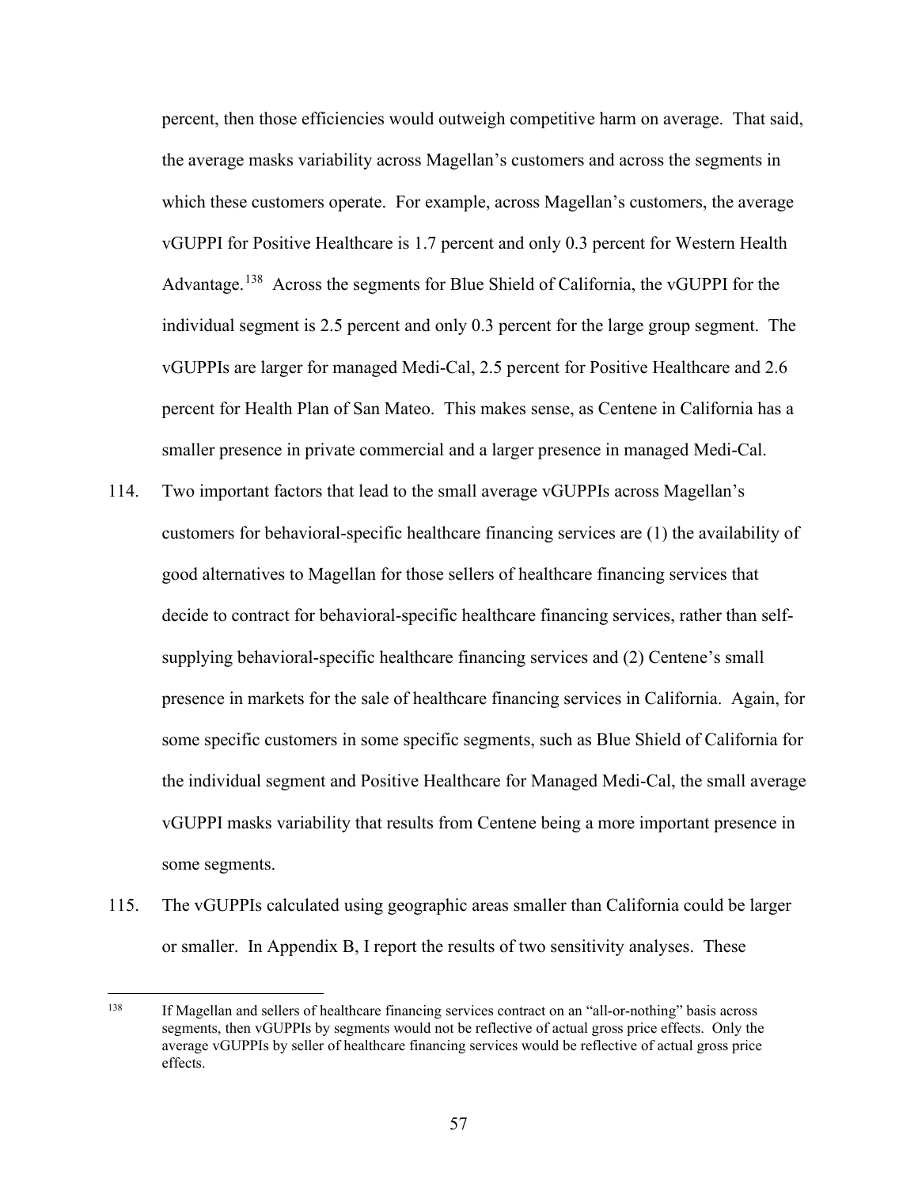percent, then those efficiencies would outweigh competitive harm on average. That said, the average masks variability across Magellan's customers and across the segments in which these customers operate. For example, across Magellan's customers, the average vGUPPI for Positive Healthcare is 1.7 percent and only 0.3 percent for Western Health Advantage.[138] Across the segments for Blue Shield of California, the vGUPPI for the individual segment is 2.5 percent and only 0.3 percent for the large group segment. The vGUPPIs are larger for managed Medi-Cal, 2.5 percent for Positive Healthcare and 2.6 percent for Health Plan of San Mateo. This makes sense, as Centene in California has a smaller presence in private commercial and a larger presence in managed Medi-Cal.

114. Two important factors that lead to the small average vGUPPIs across Magellan's customers for behavioral-specific healthcare financing services are (1) the availability of good alternatives to Magellan for those sellers of healthcare financing services that decide to contract for behavioral-specific healthcare financing services, rather than self-supplying behavioral-specific healthcare financing services and (2) Centene's small presence in markets for the sale of healthcare financing services in California. Again, for some specific customers in some specific segments, such as Blue Shield of California for the individual segment and Positive Healthcare for Managed Medi-Cal, the small average vGUPPI masks variability that results from Centene being a more important presence in some segments.

115. The vGUPPIs calculated using geographic areas smaller than California could be larger or smaller. In Appendix B, I report the results of two sensitivity analyses. These

---

[138] If Magellan and sellers of healthcare financing services contract on an "all-or-nothing" basis across segments, then vGUPPIs by segments would not be reflective of actual gross price effects. Only the average vGUPPIs by seller of healthcare financing services would be reflective of actual gross price effects.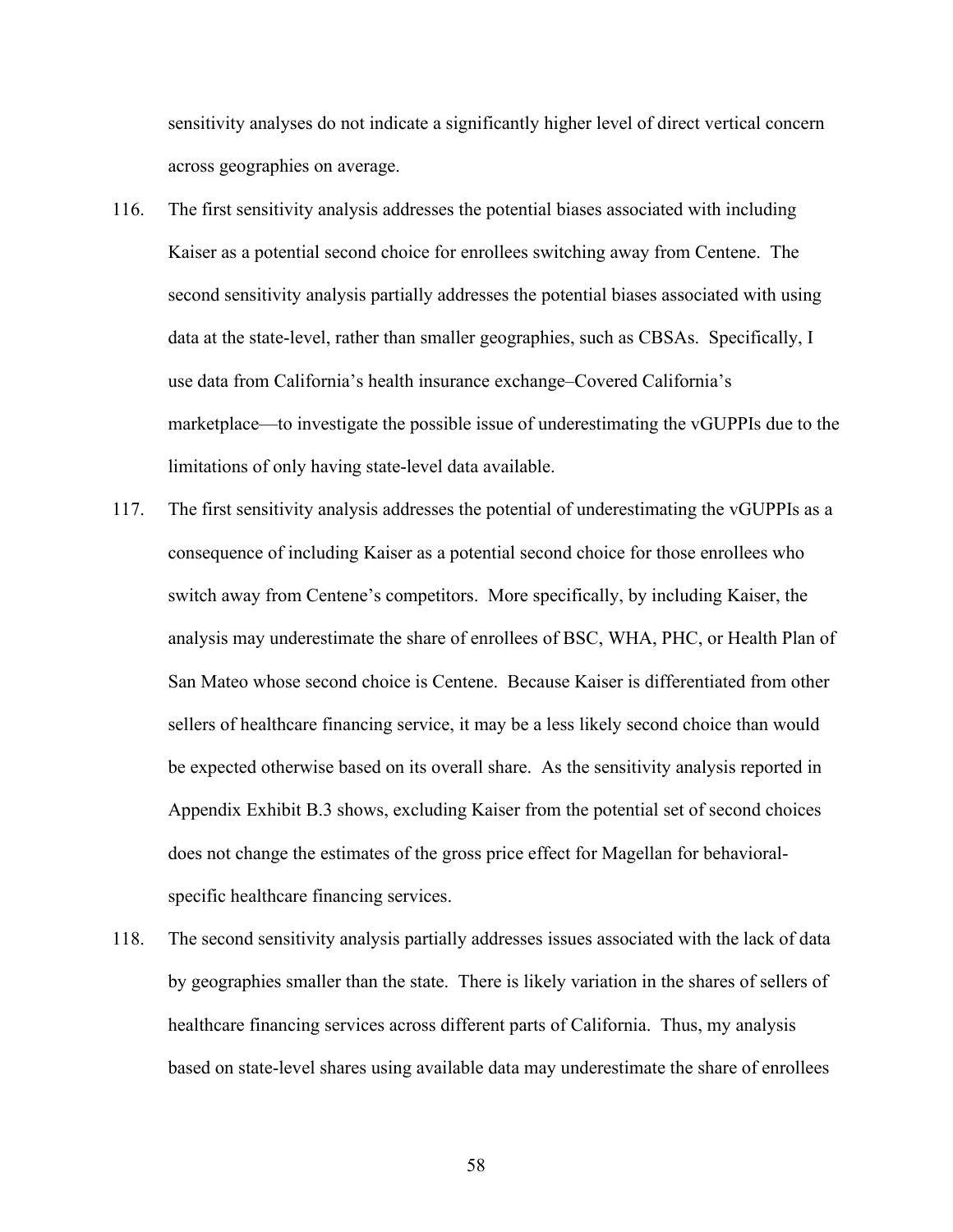sensitivity analyses do not indicate a significantly higher level of direct vertical concern across geographies on average.

116. The first sensitivity analysis addresses the potential biases associated with including Kaiser as a potential second choice for enrollees switching away from Centene. The second sensitivity analysis partially addresses the potential biases associated with using data at the state-level, rather than smaller geographies, such as CBSAs. Specifically, I use data from California's health insurance exchange–Covered California's marketplace—to investigate the possible issue of underestimating the vGUPPIs due to the limitations of only having state-level data available.

117. The first sensitivity analysis addresses the potential of underestimating the vGUPPIs as a consequence of including Kaiser as a potential second choice for those enrollees who switch away from Centene's competitors. More specifically, by including Kaiser, the analysis may underestimate the share of enrollees of BSC, WHA, PHC, or Health Plan of San Mateo whose second choice is Centene. Because Kaiser is differentiated from other sellers of healthcare financing service, it may be a less likely second choice than would be expected otherwise based on its overall share. As the sensitivity analysis reported in Appendix Exhibit B.3 shows, excluding Kaiser from the potential set of second choices does not change the estimates of the gross price effect for Magellan for behavioral-specific healthcare financing services.

118. The second sensitivity analysis partially addresses issues associated with the lack of data by geographies smaller than the state. There is likely variation in the shares of sellers of healthcare financing services across different parts of California. Thus, my analysis based on state-level shares using available data may underestimate the share of enrollees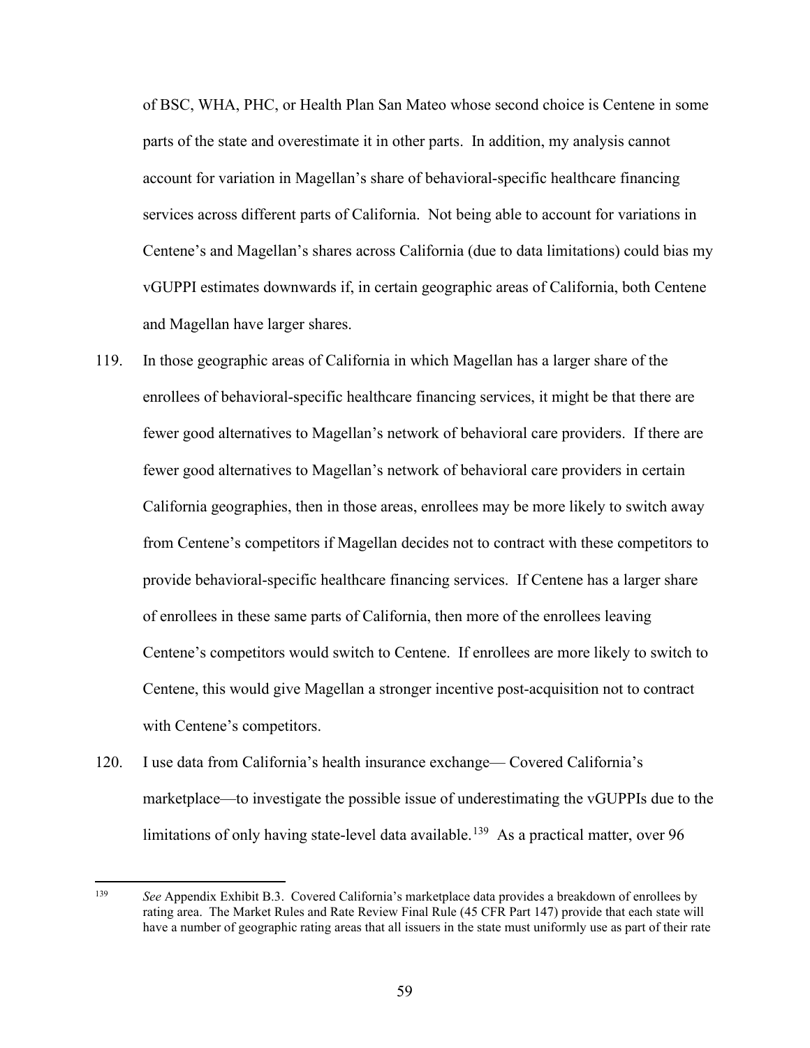of BSC, WHA, PHC, or Health Plan San Mateo whose second choice is Centene in some parts of the state and overestimate it in other parts. In addition, my analysis cannot account for variation in Magellan's share of behavioral-specific healthcare financing services across different parts of California. Not being able to account for variations in Centene's and Magellan's shares across California (due to data limitations) could bias my vGUPPI estimates downwards if, in certain geographic areas of California, both Centene and Magellan have larger shares.

119. In those geographic areas of California in which Magellan has a larger share of the enrollees of behavioral-specific healthcare financing services, it might be that there are fewer good alternatives to Magellan's network of behavioral care providers. If there are fewer good alternatives to Magellan's network of behavioral care providers in certain California geographies, then in those areas, enrollees may be more likely to switch away from Centene's competitors if Magellan decides not to contract with these competitors to provide behavioral-specific healthcare financing services. If Centene has a larger share of enrollees in these same parts of California, then more of the enrollees leaving Centene's competitors would switch to Centene. If enrollees are more likely to switch to Centene, this would give Magellan a stronger incentive post-acquisition not to contract with Centene's competitors.

120. I use data from California's health insurance exchange— Covered California's marketplace—to investigate the possible issue of underestimating the vGUPPIs due to the limitations of only having state-level data available.[139] As a practical matter, over 96

---

[139] *See* Appendix Exhibit B.3. Covered California's marketplace data provides a breakdown of enrollees by rating area. The Market Rules and Rate Review Final Rule (45 CFR Part 147) provide that each state will have a number of geographic rating areas that all issuers in the state must uniformly use as part of their rate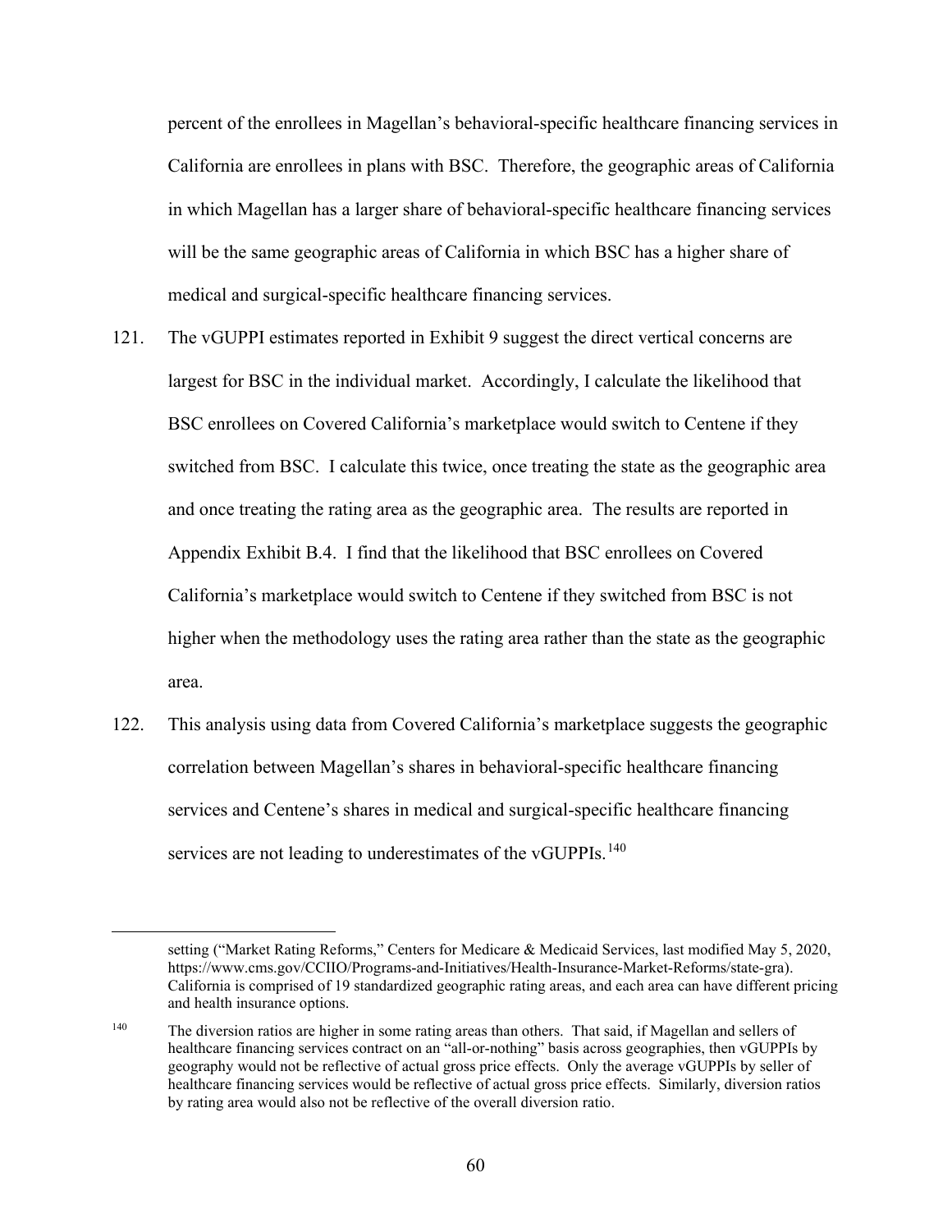percent of the enrollees in Magellan's behavioral-specific healthcare financing services in California are enrollees in plans with BSC. Therefore, the geographic areas of California in which Magellan has a larger share of behavioral-specific healthcare financing services will be the same geographic areas of California in which BSC has a higher share of medical and surgical-specific healthcare financing services.

121. The vGUPPI estimates reported in Exhibit 9 suggest the direct vertical concerns are largest for BSC in the individual market. Accordingly, I calculate the likelihood that BSC enrollees on Covered California's marketplace would switch to Centene if they switched from BSC. I calculate this twice, once treating the state as the geographic area and once treating the rating area as the geographic area. The results are reported in Appendix Exhibit B.4. I find that the likelihood that BSC enrollees on Covered California's marketplace would switch to Centene if they switched from BSC is not higher when the methodology uses the rating area rather than the state as the geographic area.

122. This analysis using data from Covered California's marketplace suggests the geographic correlation between Magellan's shares in behavioral-specific healthcare financing services and Centene's shares in medical and surgical-specific healthcare financing services are not leading to underestimates of the vGUPPIs.[140]

---

setting ("Market Rating Reforms," Centers for Medicare & Medicaid Services, last modified May 5, 2020, https://www.cms.gov/CCIIO/Programs-and-Initiatives/Health-Insurance-Market-Reforms/state-gra). California is comprised of 19 standardized geographic rating areas, and each area can have different pricing and health insurance options.

[140] The diversion ratios are higher in some rating areas than others. That said, if Magellan and sellers of healthcare financing services contract on an "all-or-nothing" basis across geographies, then vGUPPIs by geography would not be reflective of actual gross price effects. Only the average vGUPPIs by seller of healthcare financing services would be reflective of actual gross price effects. Similarly, diversion ratios by rating area would also not be reflective of the overall diversion ratio.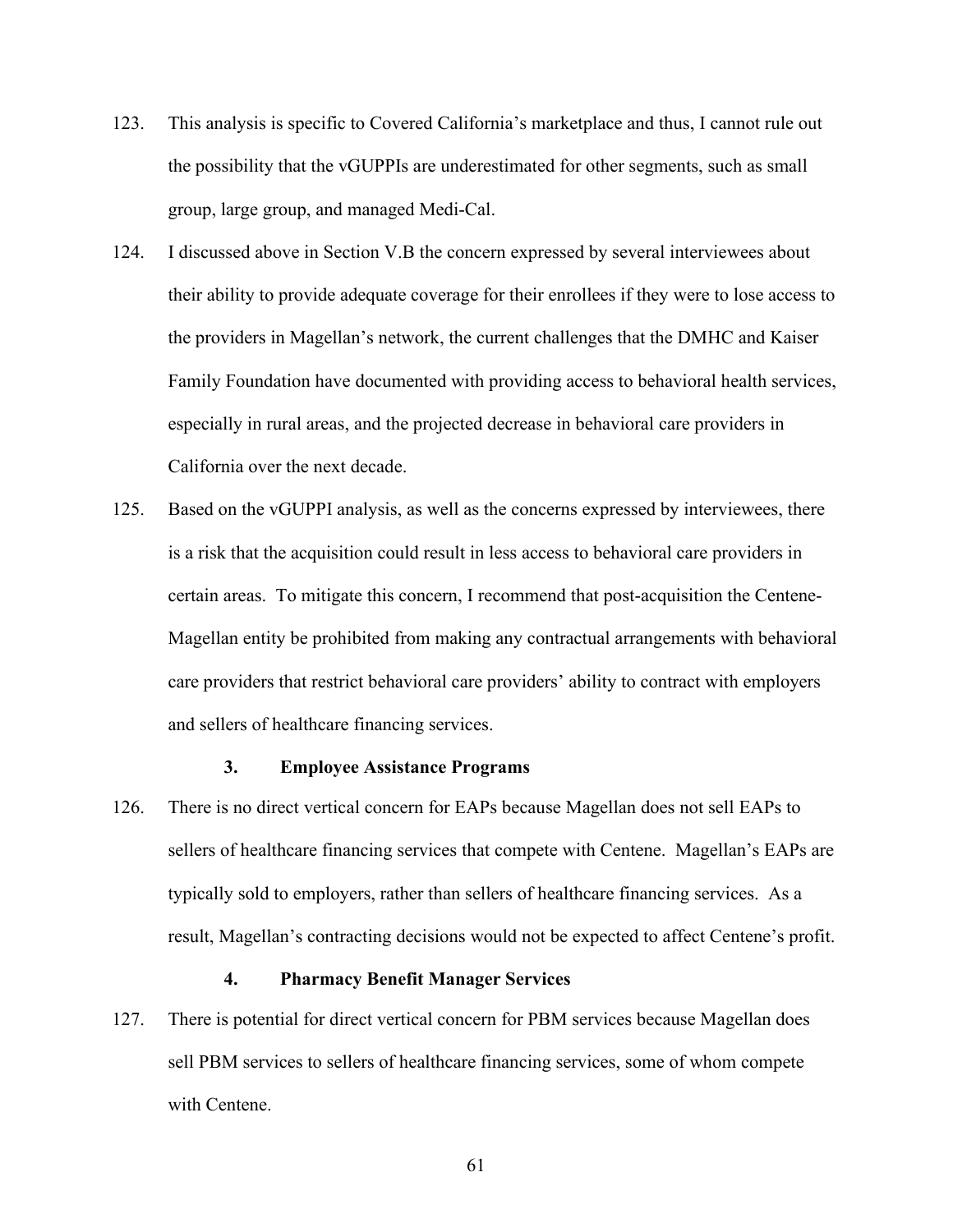123. This analysis is specific to Covered California's marketplace and thus, I cannot rule out the possibility that the vGUPPIs are underestimated for other segments, such as small group, large group, and managed Medi-Cal.

124. I discussed above in Section V.B the concern expressed by several interviewees about their ability to provide adequate coverage for their enrollees if they were to lose access to the providers in Magellan's network, the current challenges that the DMHC and Kaiser Family Foundation have documented with providing access to behavioral health services, especially in rural areas, and the projected decrease in behavioral care providers in California over the next decade.

125. Based on the vGUPPI analysis, as well as the concerns expressed by interviewees, there is a risk that the acquisition could result in less access to behavioral care providers in certain areas. To mitigate this concern, I recommend that post-acquisition the Centene-Magellan entity be prohibited from making any contractual arrangements with behavioral care providers that restrict behavioral care providers' ability to contract with employers and sellers of healthcare financing services.

### 3. Employee Assistance Programs

126. There is no direct vertical concern for EAPs because Magellan does not sell EAPs to sellers of healthcare financing services that compete with Centene. Magellan's EAPs are typically sold to employers, rather than sellers of healthcare financing services. As a result, Magellan's contracting decisions would not be expected to affect Centene's profit.

### 4. Pharmacy Benefit Manager Services

127. There is potential for direct vertical concern for PBM services because Magellan does sell PBM services to sellers of healthcare financing services, some of whom compete with Centene.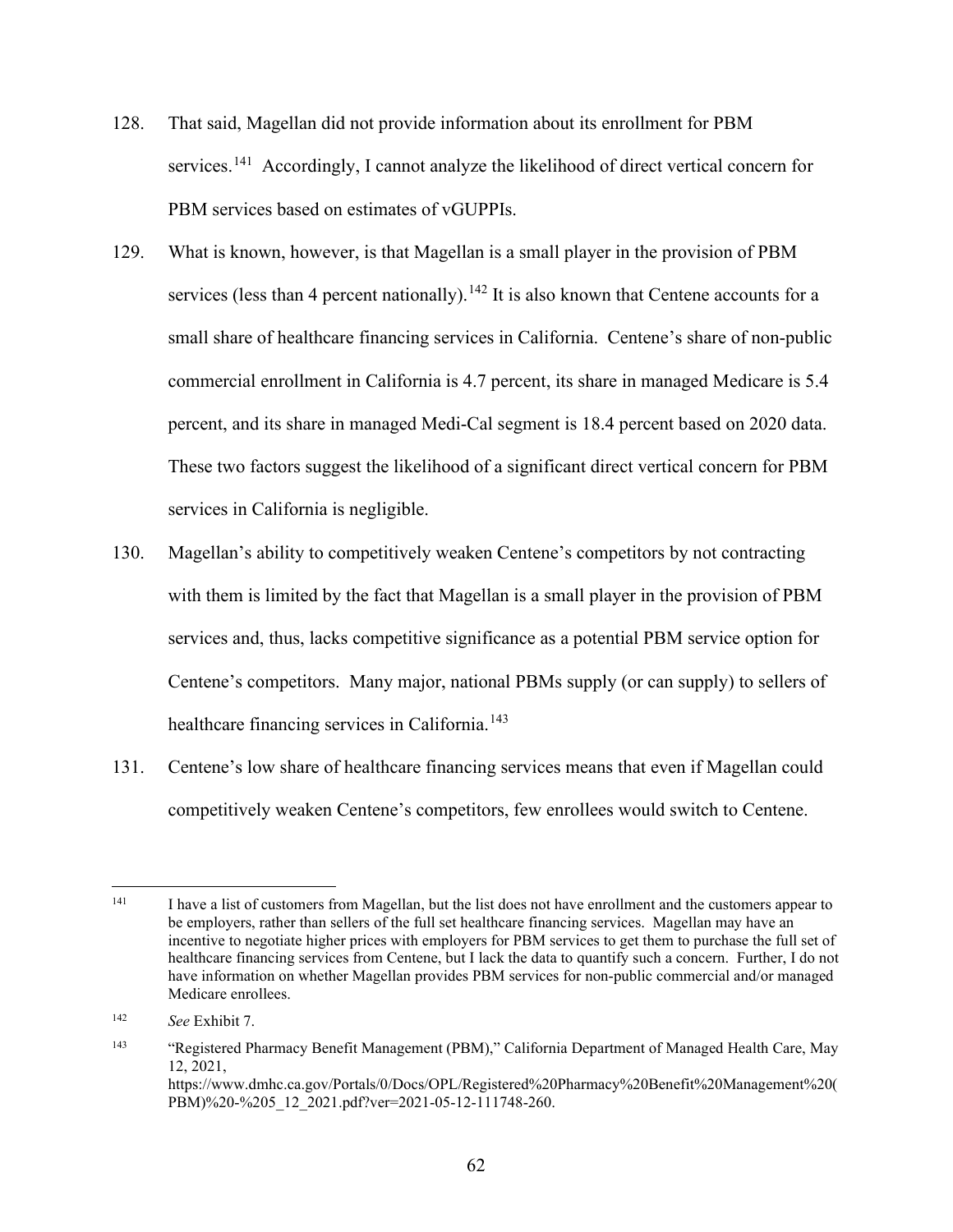128. That said, Magellan did not provide information about its enrollment for PBM services.[141] Accordingly, I cannot analyze the likelihood of direct vertical concern for PBM services based on estimates of vGUPPIs.

129. What is known, however, is that Magellan is a small player in the provision of PBM services (less than 4 percent nationally).[142] It is also known that Centene accounts for a small share of healthcare financing services in California. Centene's share of non-public commercial enrollment in California is 4.7 percent, its share in managed Medicare is 5.4 percent, and its share in managed Medi-Cal segment is 18.4 percent based on 2020 data. These two factors suggest the likelihood of a significant direct vertical concern for PBM services in California is negligible.

130. Magellan's ability to competitively weaken Centene's competitors by not contracting with them is limited by the fact that Magellan is a small player in the provision of PBM services and, thus, lacks competitive significance as a potential PBM service option for Centene's competitors. Many major, national PBMs supply (or can supply) to sellers of healthcare financing services in California.[143]

131. Centene's low share of healthcare financing services means that even if Magellan could competitively weaken Centene's competitors, few enrollees would switch to Centene.

---

[141] I have a list of customers from Magellan, but the list does not have enrollment and the customers appear to be employers, rather than sellers of the full set healthcare financing services. Magellan may have an incentive to negotiate higher prices with employers for PBM services to get them to purchase the full set of healthcare financing services from Centene, but I lack the data to quantify such a concern. Further, I do not have information on whether Magellan provides PBM services for non-public commercial and/or managed Medicare enrollees.

[142] *See* Exhibit 7.

[143] "Registered Pharmacy Benefit Management (PBM)," California Department of Managed Health Care, May 12, 2021, https://www.dmhc.ca.gov/Portals/0/Docs/OPL/Registered%20Pharmacy%20Benefit%20Management%20(PBM)%20-%205_12_2021.pdf?ver=2021-05-12-111748-260.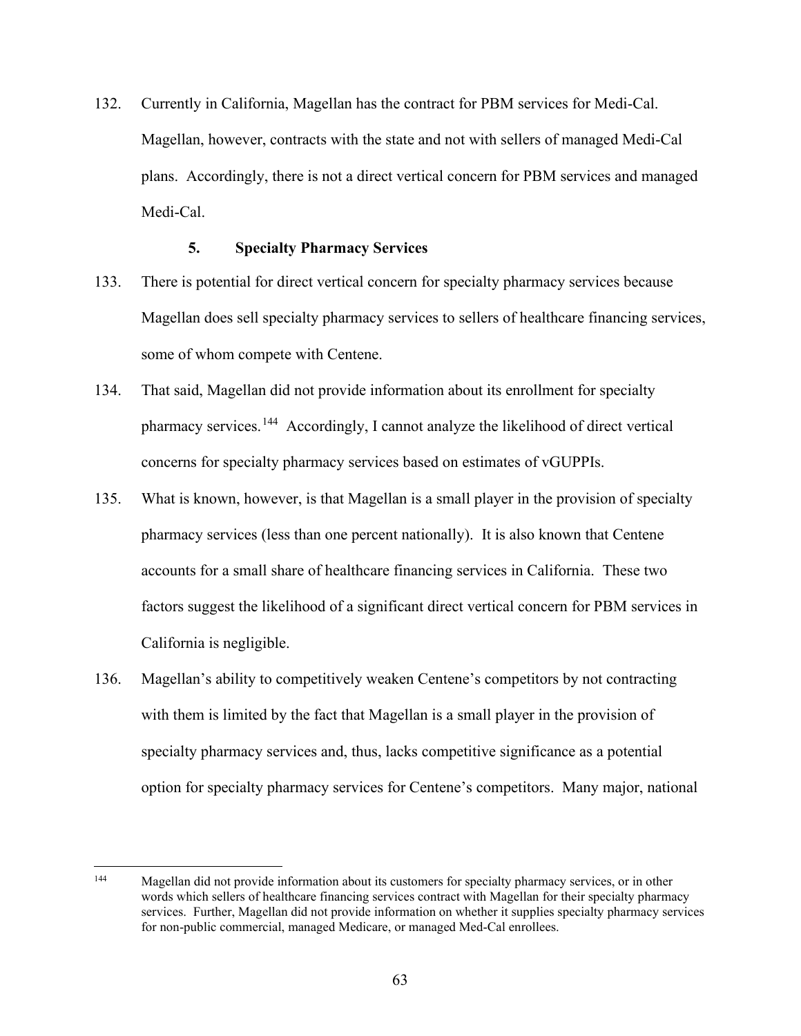132. Currently in California, Magellan has the contract for PBM services for Medi-Cal. Magellan, however, contracts with the state and not with sellers of managed Medi-Cal plans. Accordingly, there is not a direct vertical concern for PBM services and managed Medi-Cal.

#### 5. Specialty Pharmacy Services

133. There is potential for direct vertical concern for specialty pharmacy services because Magellan does sell specialty pharmacy services to sellers of healthcare financing services, some of whom compete with Centene.

134. That said, Magellan did not provide information about its enrollment for specialty pharmacy services.[144] Accordingly, I cannot analyze the likelihood of direct vertical concerns for specialty pharmacy services based on estimates of vGUPPIs.

135. What is known, however, is that Magellan is a small player in the provision of specialty pharmacy services (less than one percent nationally). It is also known that Centene accounts for a small share of healthcare financing services in California. These two factors suggest the likelihood of a significant direct vertical concern for PBM services in California is negligible.

136. Magellan's ability to competitively weaken Centene's competitors by not contracting with them is limited by the fact that Magellan is a small player in the provision of specialty pharmacy services and, thus, lacks competitive significance as a potential option for specialty pharmacy services for Centene's competitors. Many major, national

---

[144] Magellan did not provide information about its customers for specialty pharmacy services, or in other words which sellers of healthcare financing services contract with Magellan for their specialty pharmacy services. Further, Magellan did not provide information on whether it supplies specialty pharmacy services for non-public commercial, managed Medicare, or managed Med-Cal enrollees.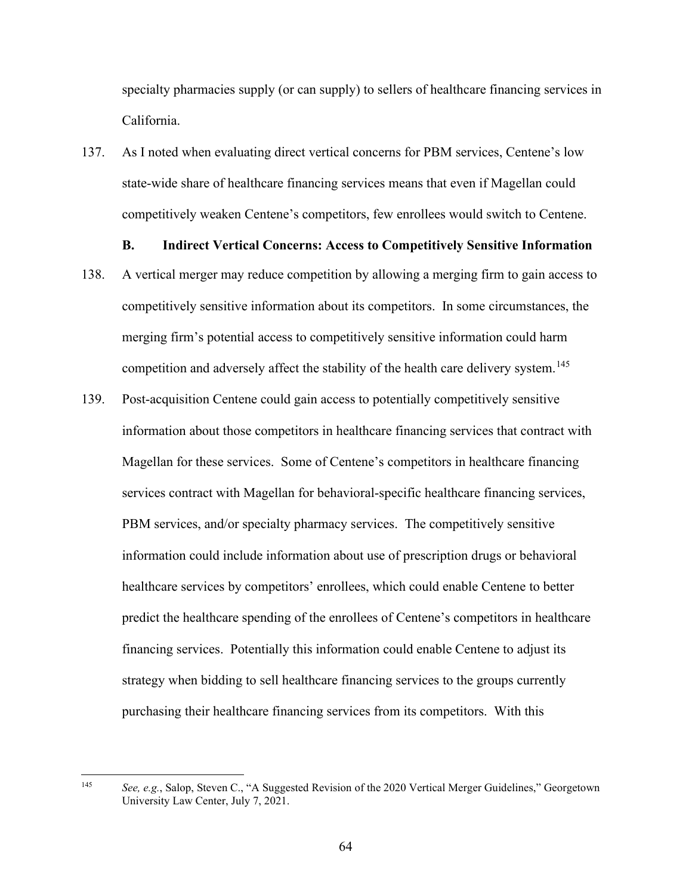specialty pharmacies supply (or can supply) to sellers of healthcare financing services in California.

137. As I noted when evaluating direct vertical concerns for PBM services, Centene's low state-wide share of healthcare financing services means that even if Magellan could competitively weaken Centene's competitors, few enrollees would switch to Centene.

### B. Indirect Vertical Concerns: Access to Competitively Sensitive Information

138. A vertical merger may reduce competition by allowing a merging firm to gain access to competitively sensitive information about its competitors. In some circumstances, the merging firm's potential access to competitively sensitive information could harm competition and adversely affect the stability of the health care delivery system.[145]

139. Post-acquisition Centene could gain access to potentially competitively sensitive information about those competitors in healthcare financing services that contract with Magellan for these services. Some of Centene's competitors in healthcare financing services contract with Magellan for behavioral-specific healthcare financing services, PBM services, and/or specialty pharmacy services. The competitively sensitive information could include information about use of prescription drugs or behavioral healthcare services by competitors' enrollees, which could enable Centene to better predict the healthcare spending of the enrollees of Centene's competitors in healthcare financing services. Potentially this information could enable Centene to adjust its strategy when bidding to sell healthcare financing services to the groups currently purchasing their healthcare financing services from its competitors. With this

---

[145] *See, e.g.*, Salop, Steven C., "A Suggested Revision of the 2020 Vertical Merger Guidelines," Georgetown University Law Center, July 7, 2021.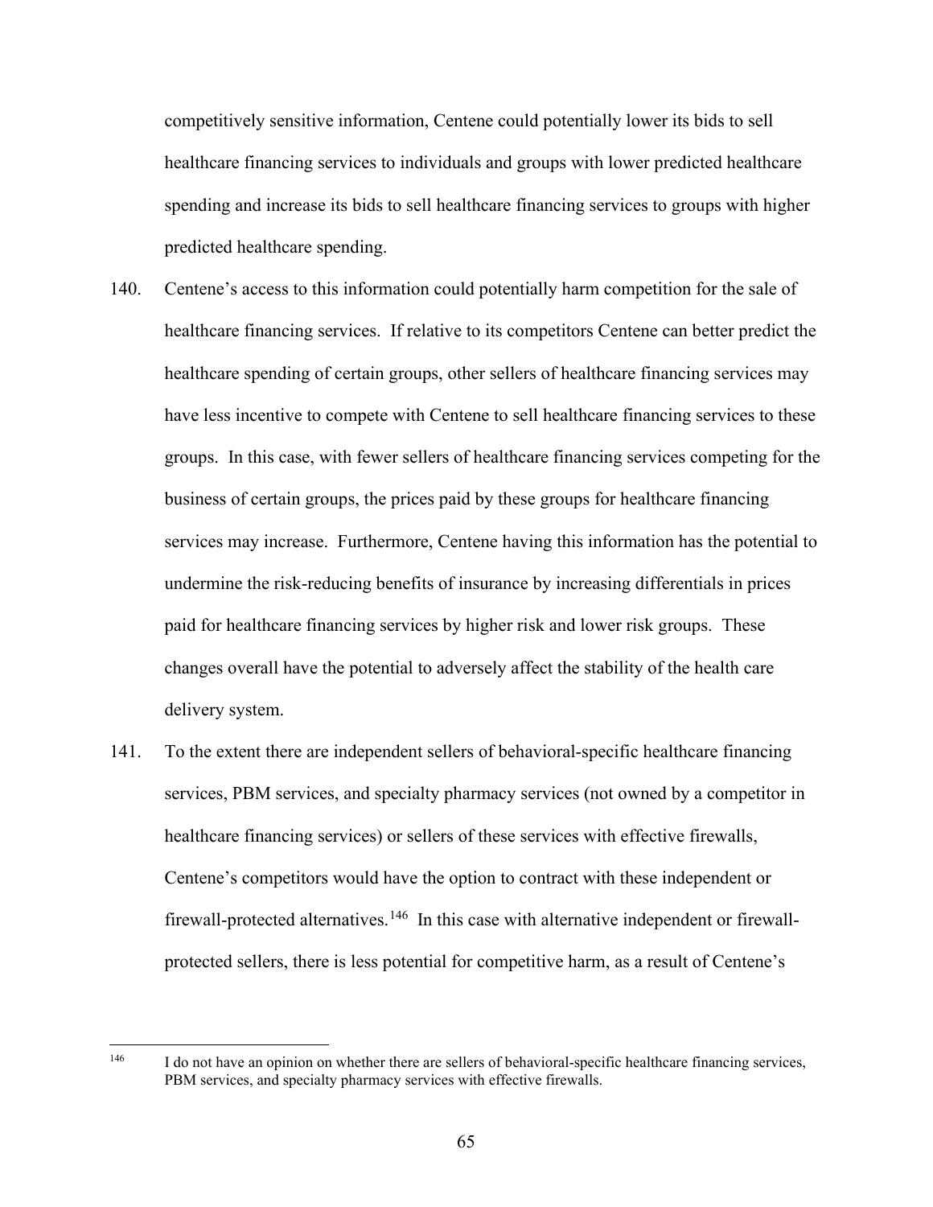competitively sensitive information, Centene could potentially lower its bids to sell healthcare financing services to individuals and groups with lower predicted healthcare spending and increase its bids to sell healthcare financing services to groups with higher predicted healthcare spending.

140. Centene's access to this information could potentially harm competition for the sale of healthcare financing services. If relative to its competitors Centene can better predict the healthcare spending of certain groups, other sellers of healthcare financing services may have less incentive to compete with Centene to sell healthcare financing services to these groups. In this case, with fewer sellers of healthcare financing services competing for the business of certain groups, the prices paid by these groups for healthcare financing services may increase. Furthermore, Centene having this information has the potential to undermine the risk-reducing benefits of insurance by increasing differentials in prices paid for healthcare financing services by higher risk and lower risk groups. These changes overall have the potential to adversely affect the stability of the health care delivery system.

141. To the extent there are independent sellers of behavioral-specific healthcare financing services, PBM services, and specialty pharmacy services (not owned by a competitor in healthcare financing services) or sellers of these services with effective firewalls, Centene's competitors would have the option to contract with these independent or firewall-protected alternatives.[146] In this case with alternative independent or firewall-protected sellers, there is less potential for competitive harm, as a result of Centene's

---

[146] I do not have an opinion on whether there are sellers of behavioral-specific healthcare financing services, PBM services, and specialty pharmacy services with effective firewalls.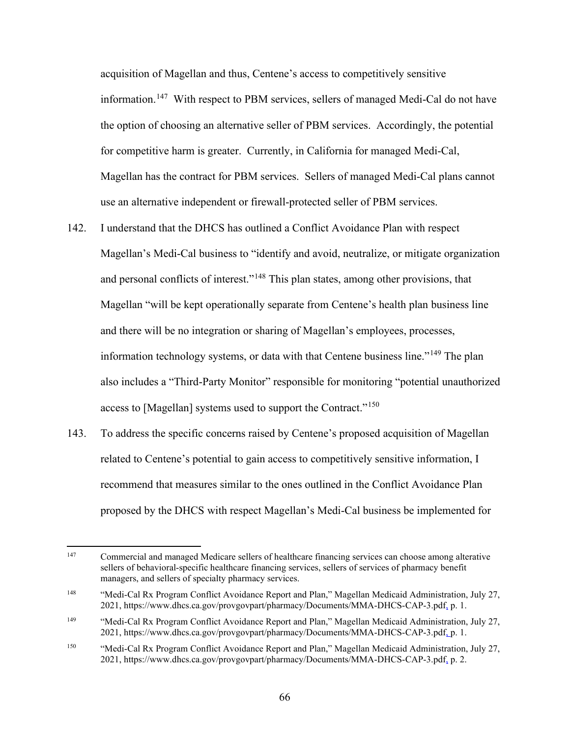acquisition of Magellan and thus, Centene's access to competitively sensitive information.[147] With respect to PBM services, sellers of managed Medi-Cal do not have the option of choosing an alternative seller of PBM services. Accordingly, the potential for competitive harm is greater. Currently, in California for managed Medi-Cal, Magellan has the contract for PBM services. Sellers of managed Medi-Cal plans cannot use an alternative independent or firewall-protected seller of PBM services.

142. I understand that the DHCS has outlined a Conflict Avoidance Plan with respect Magellan's Medi-Cal business to "identify and avoid, neutralize, or mitigate organization and personal conflicts of interest."[148] This plan states, among other provisions, that Magellan "will be kept operationally separate from Centene's health plan business line and there will be no integration or sharing of Magellan's employees, processes, information technology systems, or data with that Centene business line."[149] The plan also includes a "Third-Party Monitor" responsible for monitoring "potential unauthorized access to [Magellan] systems used to support the Contract."[150]

143. To address the specific concerns raised by Centene's proposed acquisition of Magellan related to Centene's potential to gain access to competitively sensitive information, I recommend that measures similar to the ones outlined in the Conflict Avoidance Plan proposed by the DHCS with respect Magellan's Medi-Cal business be implemented for

---

[147] Commercial and managed Medicare sellers of healthcare financing services can choose among alterative sellers of behavioral-specific healthcare financing services, sellers of services of pharmacy benefit managers, and sellers of specialty pharmacy services.

[148] "Medi-Cal Rx Program Conflict Avoidance Report and Plan," Magellan Medicaid Administration, July 27, 2021, https://www.dhcs.ca.gov/provgovpart/pharmacy/Documents/MMA-DHCS-CAP-3.pdf, p. 1.

[149] "Medi-Cal Rx Program Conflict Avoidance Report and Plan," Magellan Medicaid Administration, July 27, 2021, https://www.dhcs.ca.gov/provgovpart/pharmacy/Documents/MMA-DHCS-CAP-3.pdf, p. 1.

[150] "Medi-Cal Rx Program Conflict Avoidance Report and Plan," Magellan Medicaid Administration, July 27, 2021, https://www.dhcs.ca.gov/provgovpart/pharmacy/Documents/MMA-DHCS-CAP-3.pdf, p. 2.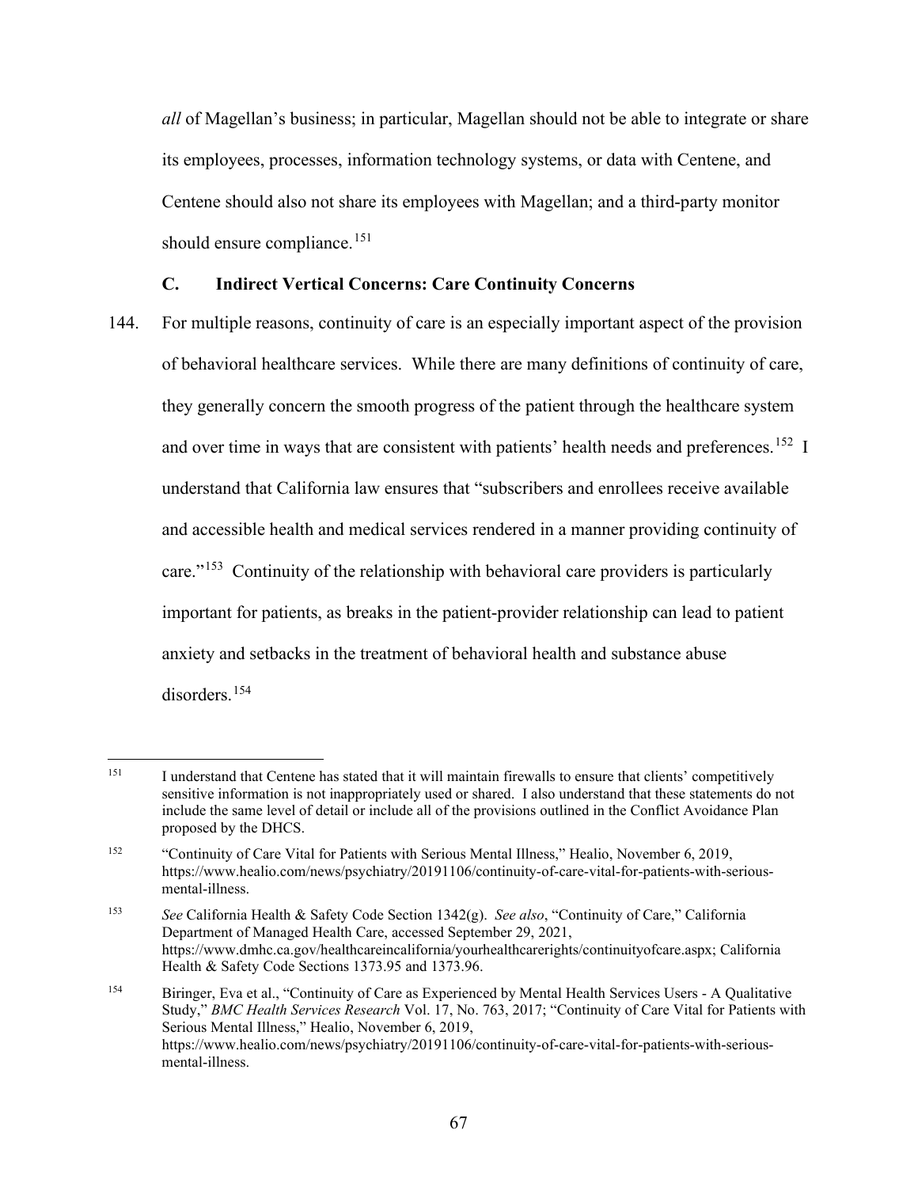*all* of Magellan's business; in particular, Magellan should not be able to integrate or share its employees, processes, information technology systems, or data with Centene, and Centene should also not share its employees with Magellan; and a third-party monitor should ensure compliance.[151]

### C. Indirect Vertical Concerns: Care Continuity Concerns

144. For multiple reasons, continuity of care is an especially important aspect of the provision of behavioral healthcare services. While there are many definitions of continuity of care, they generally concern the smooth progress of the patient through the healthcare system and over time in ways that are consistent with patients' health needs and preferences.[152] I understand that California law ensures that "subscribers and enrollees receive available and accessible health and medical services rendered in a manner providing continuity of care."[153] Continuity of the relationship with behavioral care providers is particularly important for patients, as breaks in the patient-provider relationship can lead to patient anxiety and setbacks in the treatment of behavioral health and substance abuse disorders.[154]

---

[151] I understand that Centene has stated that it will maintain firewalls to ensure that clients' competitively sensitive information is not inappropriately used or shared. I also understand that these statements do not include the same level of detail or include all of the provisions outlined in the Conflict Avoidance Plan proposed by the DHCS.

[152] "Continuity of Care Vital for Patients with Serious Mental Illness," Healio, November 6, 2019, https://www.healio.com/news/psychiatry/20191106/continuity-of-care-vital-for-patients-with-serious-mental-illness.

[153] *See* California Health & Safety Code Section 1342(g). *See also*, "Continuity of Care," California Department of Managed Health Care, accessed September 29, 2021, https://www.dmhc.ca.gov/healthcareincalifornia/yourhealthcarerights/continuityofcare.aspx; California Health & Safety Code Sections 1373.95 and 1373.96.

[154] Biringer, Eva et al., "Continuity of Care as Experienced by Mental Health Services Users - A Qualitative Study," *BMC Health Services Research* Vol. 17, No. 763, 2017; "Continuity of Care Vital for Patients with Serious Mental Illness," Healio, November 6, 2019, https://www.healio.com/news/psychiatry/20191106/continuity-of-care-vital-for-patients-with-serious-mental-illness.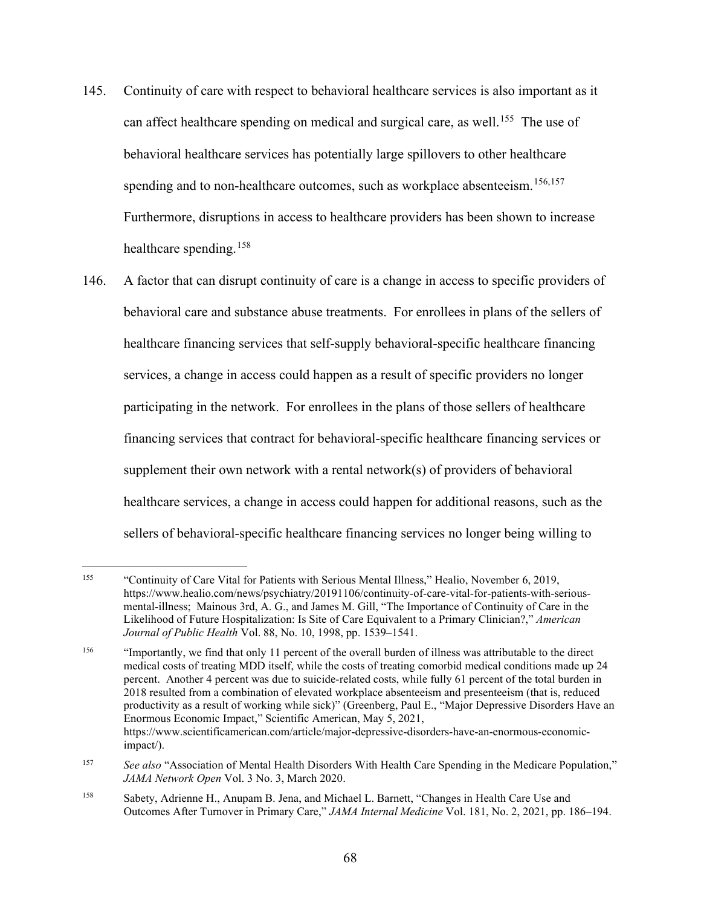145. Continuity of care with respect to behavioral healthcare services is also important as it can affect healthcare spending on medical and surgical care, as well.[155] The use of behavioral healthcare services has potentially large spillovers to other healthcare spending and to non-healthcare outcomes, such as workplace absenteeism.[156,157] Furthermore, disruptions in access to healthcare providers has been shown to increase healthcare spending.[158]

146. A factor that can disrupt continuity of care is a change in access to specific providers of behavioral care and substance abuse treatments. For enrollees in plans of the sellers of healthcare financing services that self-supply behavioral-specific healthcare financing services, a change in access could happen as a result of specific providers no longer participating in the network. For enrollees in the plans of those sellers of healthcare financing services that contract for behavioral-specific healthcare financing services or supplement their own network with a rental network(s) of providers of behavioral healthcare services, a change in access could happen for additional reasons, such as the sellers of behavioral-specific healthcare financing services no longer being willing to

---

[155] "Continuity of Care Vital for Patients with Serious Mental Illness," Healio, November 6, 2019, https://www.healio.com/news/psychiatry/20191106/continuity-of-care-vital-for-patients-with-serious-mental-illness; Mainous 3rd, A. G., and James M. Gill, "The Importance of Continuity of Care in the Likelihood of Future Hospitalization: Is Site of Care Equivalent to a Primary Clinician?," *American Journal of Public Health* Vol. 88, No. 10, 1998, pp. 1539–1541.

[156] "Importantly, we find that only 11 percent of the overall burden of illness was attributable to the direct medical costs of treating MDD itself, while the costs of treating comorbid medical conditions made up 24 percent. Another 4 percent was due to suicide-related costs, while fully 61 percent of the total burden in 2018 resulted from a combination of elevated workplace absenteeism and presenteeism (that is, reduced productivity as a result of working while sick)" (Greenberg, Paul E., "Major Depressive Disorders Have an Enormous Economic Impact," Scientific American, May 5, 2021, https://www.scientificamerican.com/article/major-depressive-disorders-have-an-enormous-economic-impact/).

[157] *See also* "Association of Mental Health Disorders With Health Care Spending in the Medicare Population," *JAMA Network Open* Vol. 3 No. 3, March 2020.

[158] Sabety, Adrienne H., Anupam B. Jena, and Michael L. Barnett, "Changes in Health Care Use and Outcomes After Turnover in Primary Care," *JAMA Internal Medicine* Vol. 181, No. 2, 2021, pp. 186–194.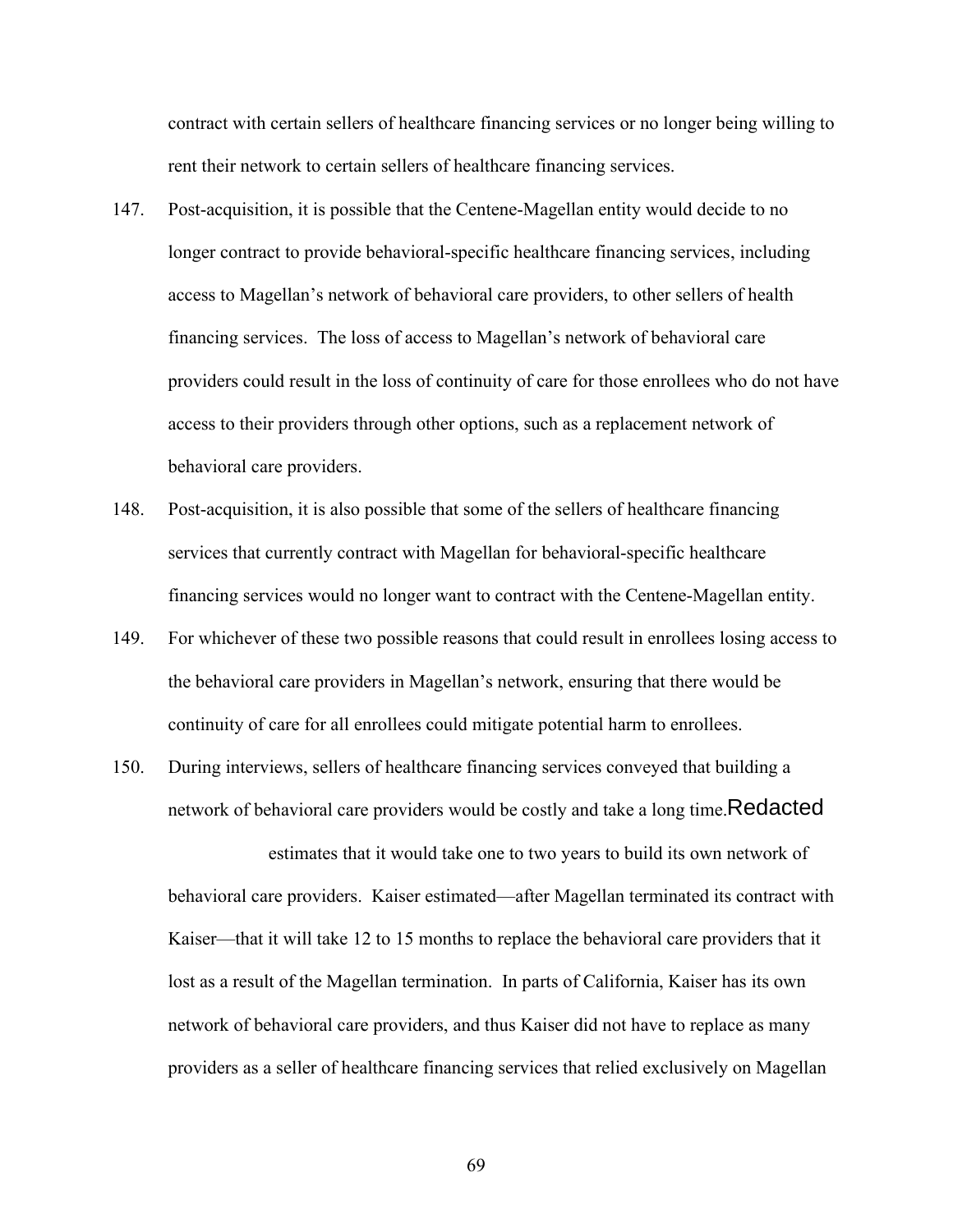contract with certain sellers of healthcare financing services or no longer being willing to rent their network to certain sellers of healthcare financing services.

147. Post-acquisition, it is possible that the Centene-Magellan entity would decide to no longer contract to provide behavioral-specific healthcare financing services, including access to Magellan's network of behavioral care providers, to other sellers of health financing services. The loss of access to Magellan's network of behavioral care providers could result in the loss of continuity of care for those enrollees who do not have access to their providers through other options, such as a replacement network of behavioral care providers.

148. Post-acquisition, it is also possible that some of the sellers of healthcare financing services that currently contract with Magellan for behavioral-specific healthcare financing services would no longer want to contract with the Centene-Magellan entity.

149. For whichever of these two possible reasons that could result in enrollees losing access to the behavioral care providers in Magellan's network, ensuring that there would be continuity of care for all enrollees could mitigate potential harm to enrollees.

150. During interviews, sellers of healthcare financing services conveyed that building a network of behavioral care providers would be costly and take a long time. Redacted estimates that it would take one to two years to build its own network of behavioral care providers. Kaiser estimated—after Magellan terminated its contract with Kaiser—that it will take 12 to 15 months to replace the behavioral care providers that it lost as a result of the Magellan termination. In parts of California, Kaiser has its own network of behavioral care providers, and thus Kaiser did not have to replace as many providers as a seller of healthcare financing services that relied exclusively on Magellan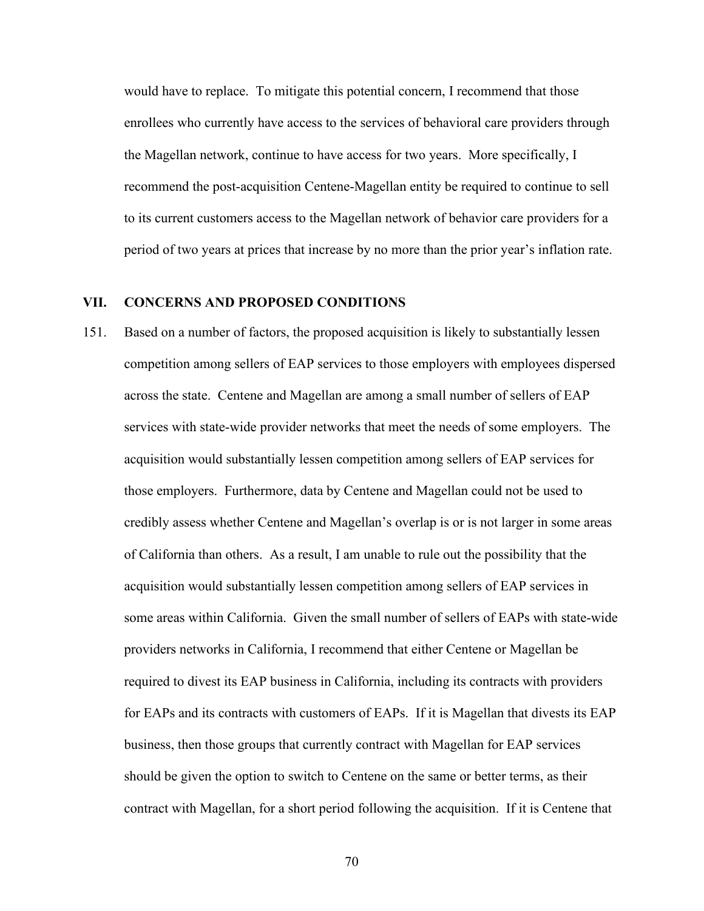would have to replace. To mitigate this potential concern, I recommend that those enrollees who currently have access to the services of behavioral care providers through the Magellan network, continue to have access for two years. More specifically, I recommend the post-acquisition Centene-Magellan entity be required to continue to sell to its current customers access to the Magellan network of behavior care providers for a period of two years at prices that increase by no more than the prior year's inflation rate.

## VII. CONCERNS AND PROPOSED CONDITIONS

151. Based on a number of factors, the proposed acquisition is likely to substantially lessen competition among sellers of EAP services to those employers with employees dispersed across the state. Centene and Magellan are among a small number of sellers of EAP services with state-wide provider networks that meet the needs of some employers. The acquisition would substantially lessen competition among sellers of EAP services for those employers. Furthermore, data by Centene and Magellan could not be used to credibly assess whether Centene and Magellan's overlap is or is not larger in some areas of California than others. As a result, I am unable to rule out the possibility that the acquisition would substantially lessen competition among sellers of EAP services in some areas within California. Given the small number of sellers of EAPs with state-wide providers networks in California, I recommend that either Centene or Magellan be required to divest its EAP business in California, including its contracts with providers for EAPs and its contracts with customers of EAPs. If it is Magellan that divests its EAP business, then those groups that currently contract with Magellan for EAP services should be given the option to switch to Centene on the same or better terms, as their contract with Magellan, for a short period following the acquisition. If it is Centene that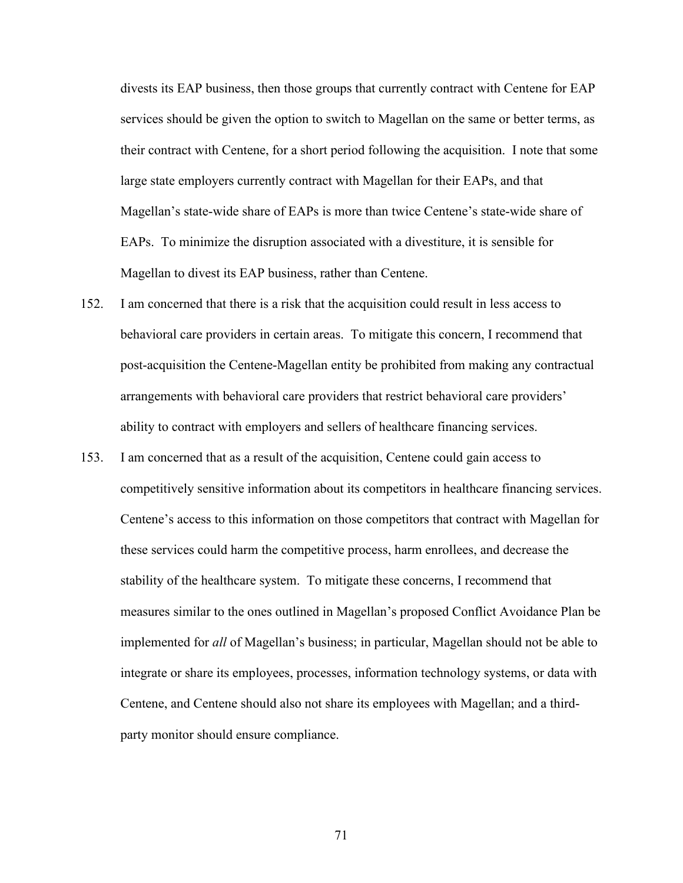divests its EAP business, then those groups that currently contract with Centene for EAP services should be given the option to switch to Magellan on the same or better terms, as their contract with Centene, for a short period following the acquisition. I note that some large state employers currently contract with Magellan for their EAPs, and that Magellan's state-wide share of EAPs is more than twice Centene's state-wide share of EAPs. To minimize the disruption associated with a divestiture, it is sensible for Magellan to divest its EAP business, rather than Centene.

152. I am concerned that there is a risk that the acquisition could result in less access to behavioral care providers in certain areas. To mitigate this concern, I recommend that post-acquisition the Centene-Magellan entity be prohibited from making any contractual arrangements with behavioral care providers that restrict behavioral care providers' ability to contract with employers and sellers of healthcare financing services.

153. I am concerned that as a result of the acquisition, Centene could gain access to competitively sensitive information about its competitors in healthcare financing services. Centene's access to this information on those competitors that contract with Magellan for these services could harm the competitive process, harm enrollees, and decrease the stability of the healthcare system. To mitigate these concerns, I recommend that measures similar to the ones outlined in Magellan's proposed Conflict Avoidance Plan be implemented for *all* of Magellan's business; in particular, Magellan should not be able to integrate or share its employees, processes, information technology systems, or data with Centene, and Centene should also not share its employees with Magellan; and a third-party monitor should ensure compliance.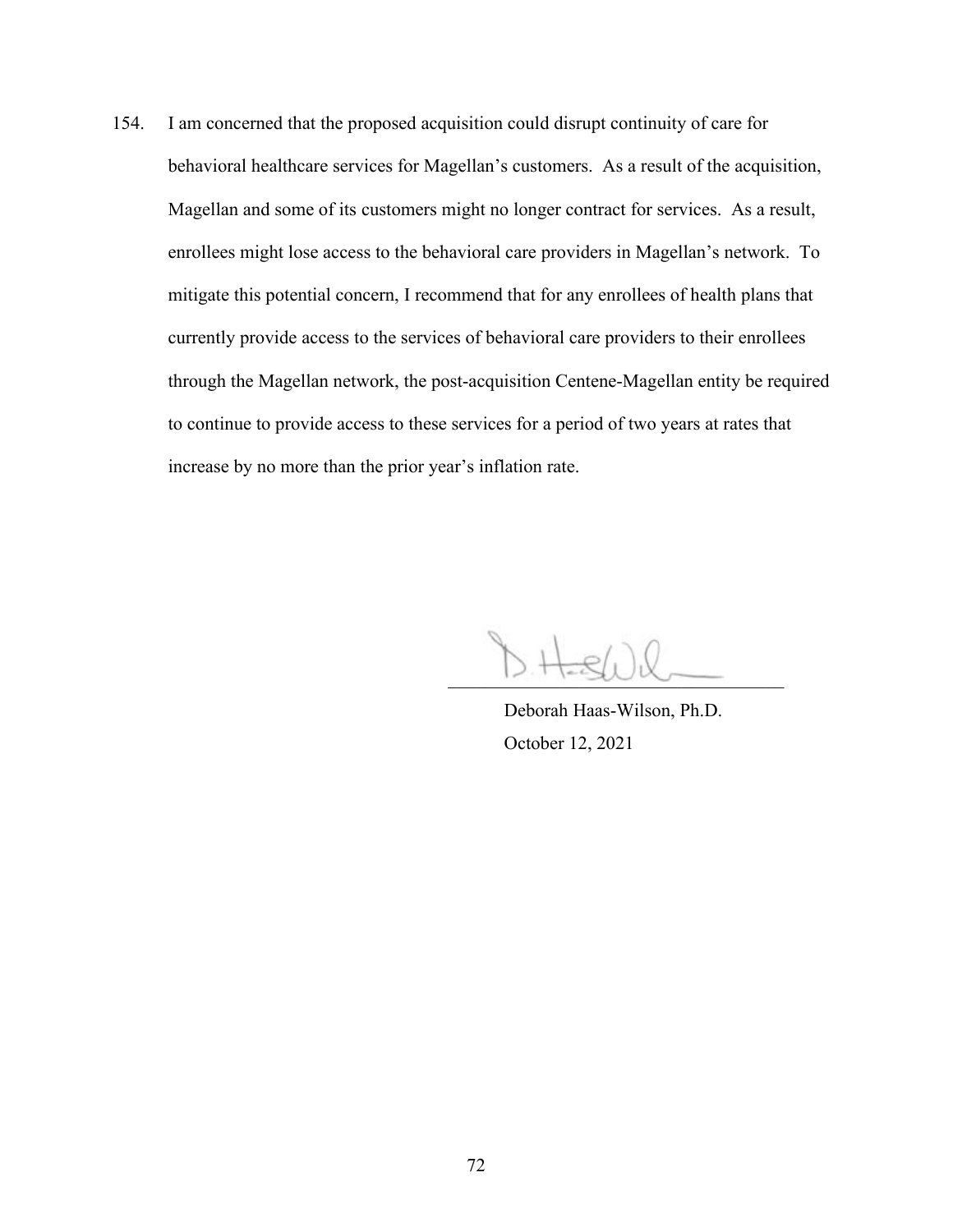154. I am concerned that the proposed acquisition could disrupt continuity of care for behavioral healthcare services for Magellan's customers. As a result of the acquisition, Magellan and some of its customers might no longer contract for services. As a result, enrollees might lose access to the behavioral care providers in Magellan's network. To mitigate this potential concern, I recommend that for any enrollees of health plans that currently provide access to the services of behavioral care providers to their enrollees through the Magellan network, the post-acquisition Centene-Magellan entity be required to continue to provide access to these services for a period of two years at rates that increase by no more than the prior year's inflation rate.

Deborah Haas-Wilson, Ph.D.
October 12, 2021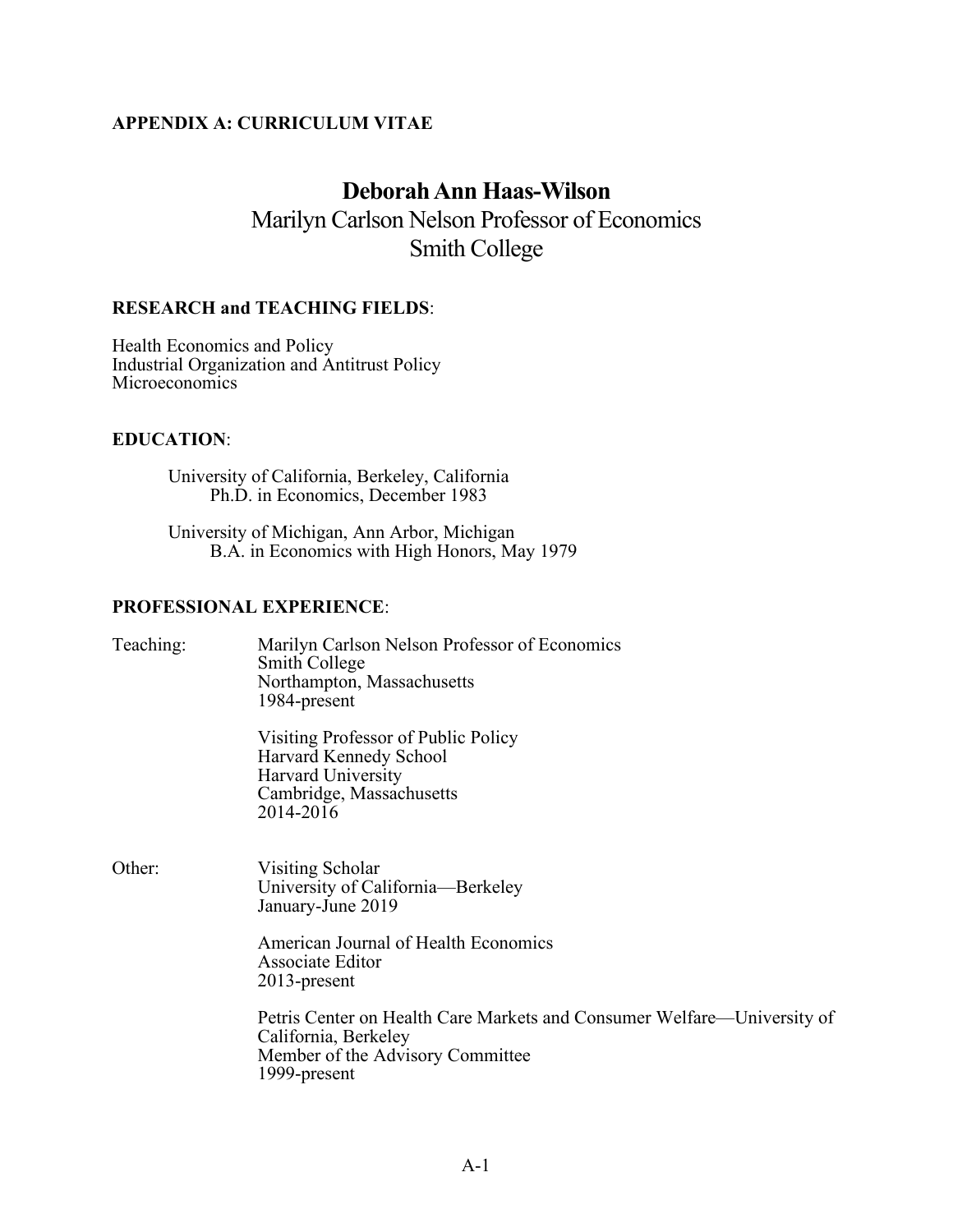**APPENDIX A: CURRICULUM VITAE**

# Deborah Ann Haas-Wilson

Marilyn Carlson Nelson Professor of Economics
Smith College

**RESEARCH and TEACHING FIELDS**:

Health Economics and Policy
Industrial Organization and Antitrust Policy
Microeconomics

**EDUCATION**:

University of California, Berkeley, California
Ph.D. in Economics, December 1983

University of Michigan, Ann Arbor, Michigan
B.A. in Economics with High Honors, May 1979

**PROFESSIONAL EXPERIENCE**:

Teaching:

Marilyn Carlson Nelson Professor of Economics
Smith College
Northampton, Massachusetts
1984-present

Visiting Professor of Public Policy
Harvard Kennedy School
Harvard University
Cambridge, Massachusetts
2014-2016

Other:

Visiting Scholar
University of California—Berkeley
January-June 2019

American Journal of Health Economics
Associate Editor
2013-present

Petris Center on Health Care Markets and Consumer Welfare—University of California, Berkeley
Member of the Advisory Committee
1999-present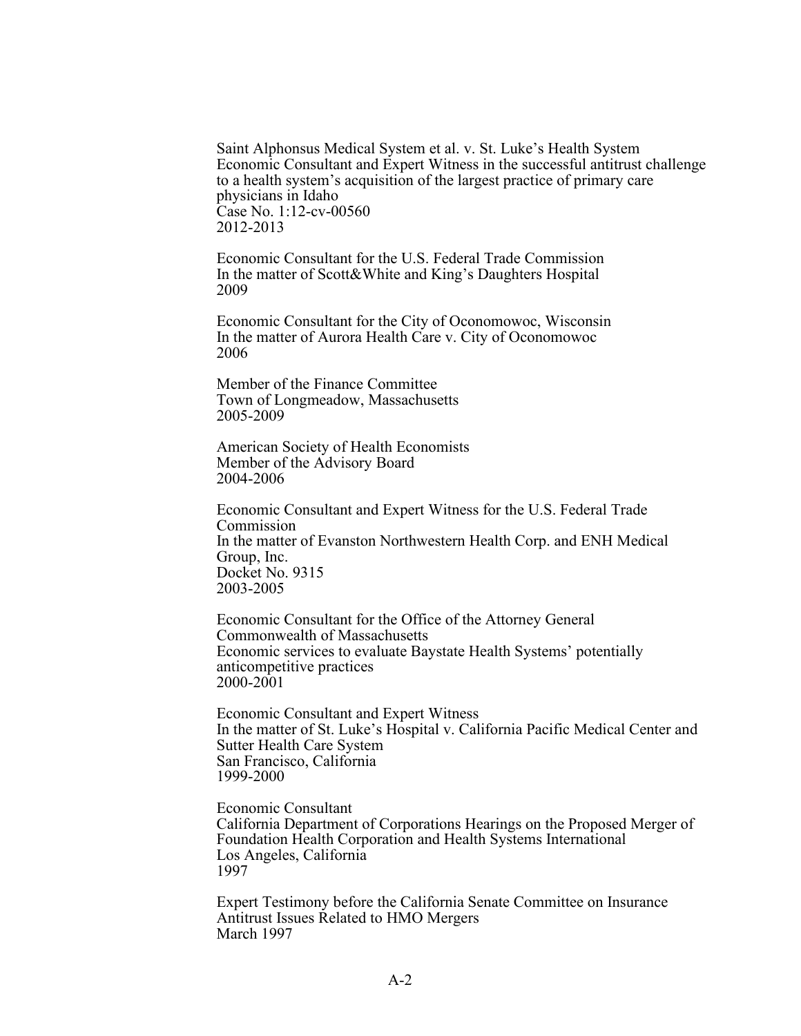Saint Alphonsus Medical System et al. v. St. Luke's Health System
Economic Consultant and Expert Witness in the successful antitrust challenge to a health system's acquisition of the largest practice of primary care physicians in Idaho
Case No. 1:12-cv-00560
2012-2013

Economic Consultant for the U.S. Federal Trade Commission
In the matter of Scott&White and King's Daughters Hospital
2009

Economic Consultant for the City of Oconomowoc, Wisconsin
In the matter of Aurora Health Care v. City of Oconomowoc
2006

Member of the Finance Committee
Town of Longmeadow, Massachusetts
2005-2009

American Society of Health Economists
Member of the Advisory Board
2004-2006

Economic Consultant and Expert Witness for the U.S. Federal Trade Commission
In the matter of Evanston Northwestern Health Corp. and ENH Medical Group, Inc.
Docket No. 9315
2003-2005

Economic Consultant for the Office of the Attorney General
Commonwealth of Massachusetts
Economic services to evaluate Baystate Health Systems' potentially anticompetitive practices
2000-2001

Economic Consultant and Expert Witness
In the matter of St. Luke's Hospital v. California Pacific Medical Center and Sutter Health Care System
San Francisco, California
1999-2000

Economic Consultant
California Department of Corporations Hearings on the Proposed Merger of Foundation Health Corporation and Health Systems International
Los Angeles, California
1997

Expert Testimony before the California Senate Committee on Insurance
Antitrust Issues Related to HMO Mergers
March 1997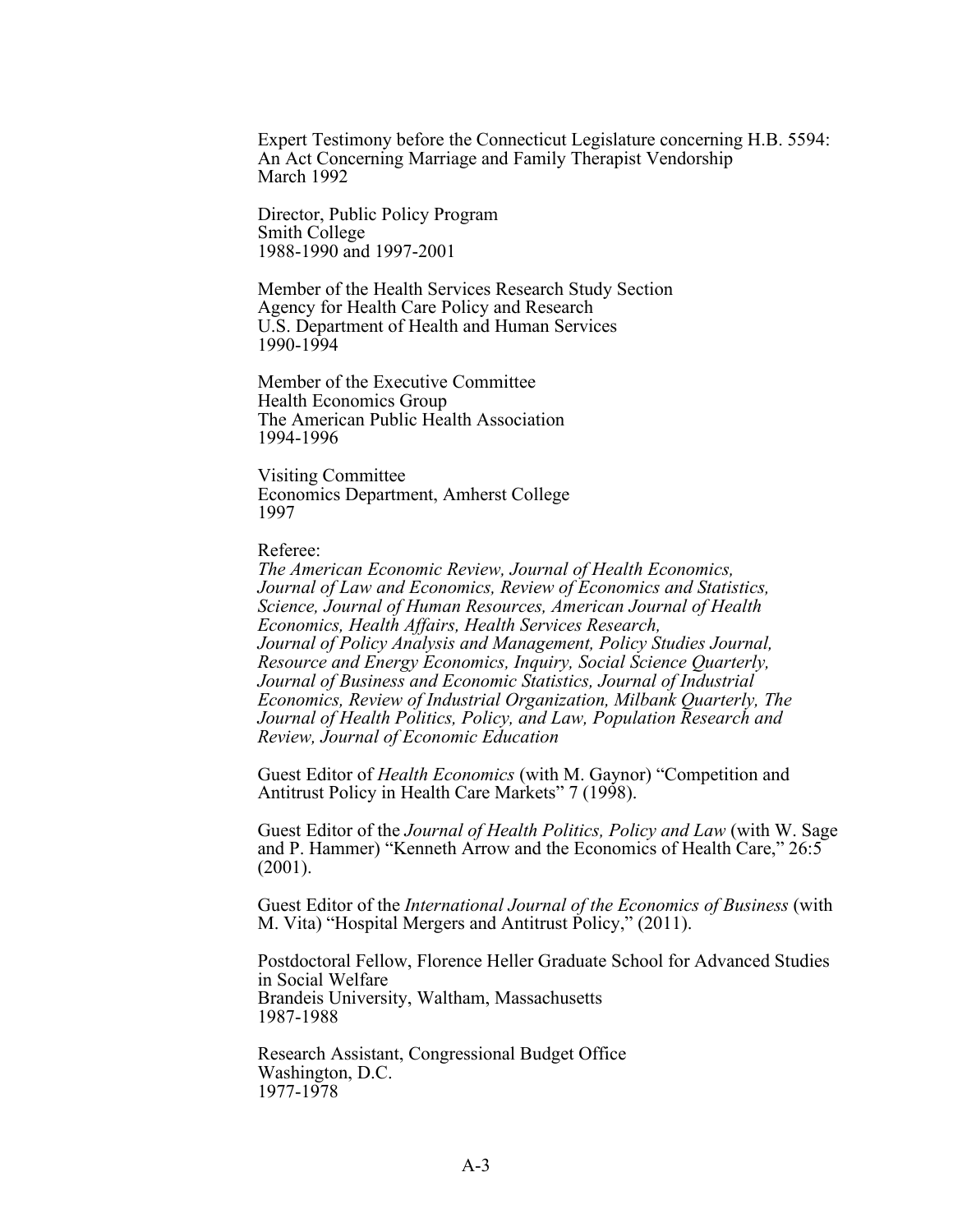Expert Testimony before the Connecticut Legislature concerning H.B. 5594: An Act Concerning Marriage and Family Therapist Vendorship
March 1992

Director, Public Policy Program
Smith College
1988-1990 and 1997-2001

Member of the Health Services Research Study Section
Agency for Health Care Policy and Research
U.S. Department of Health and Human Services
1990-1994

Member of the Executive Committee
Health Economics Group
The American Public Health Association
1994-1996

Visiting Committee
Economics Department, Amherst College
1997

Referee:
*The American Economic Review, Journal of Health Economics, Journal of Law and Economics, Review of Economics and Statistics, Science, Journal of Human Resources, American Journal of Health Economics, Health Affairs, Health Services Research, Journal of Policy Analysis and Management, Policy Studies Journal, Resource and Energy Economics, Inquiry, Social Science Quarterly, Journal of Business and Economic Statistics, Journal of Industrial Economics, Review of Industrial Organization, Milbank Quarterly, The Journal of Health Politics, Policy, and Law, Population Research and Review, Journal of Economic Education*

Guest Editor of *Health Economics* (with M. Gaynor) "Competition and Antitrust Policy in Health Care Markets" 7 (1998).

Guest Editor of the *Journal of Health Politics, Policy and Law* (with W. Sage and P. Hammer) "Kenneth Arrow and the Economics of Health Care," 26:5 (2001).

Guest Editor of the *International Journal of the Economics of Business* (with M. Vita) "Hospital Mergers and Antitrust Policy," (2011).

Postdoctoral Fellow, Florence Heller Graduate School for Advanced Studies in Social Welfare
Brandeis University, Waltham, Massachusetts
1987-1988

Research Assistant, Congressional Budget Office
Washington, D.C.
1977-1978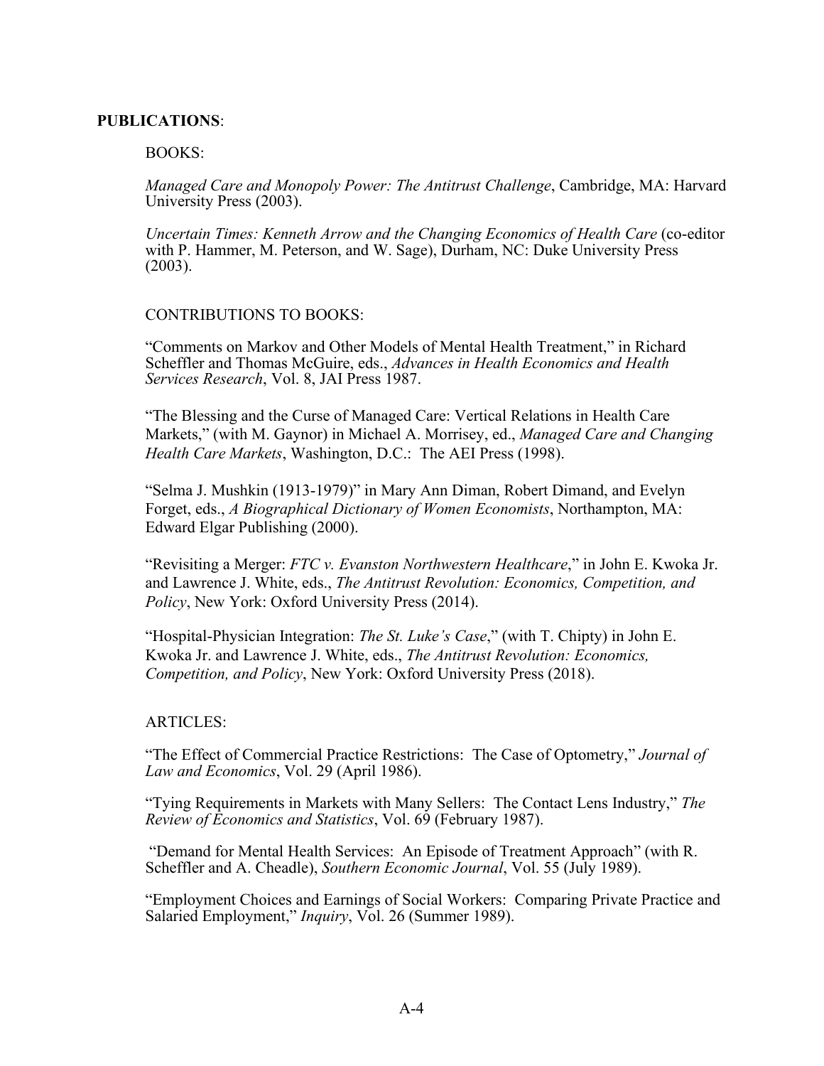**PUBLICATIONS**:

BOOKS:

*Managed Care and Monopoly Power: The Antitrust Challenge*, Cambridge, MA: Harvard University Press (2003).

*Uncertain Times: Kenneth Arrow and the Changing Economics of Health Care* (co-editor with P. Hammer, M. Peterson, and W. Sage), Durham, NC: Duke University Press (2003).

CONTRIBUTIONS TO BOOKS:

"Comments on Markov and Other Models of Mental Health Treatment," in Richard Scheffler and Thomas McGuire, eds., *Advances in Health Economics and Health Services Research*, Vol. 8, JAI Press 1987.

"The Blessing and the Curse of Managed Care: Vertical Relations in Health Care Markets," (with M. Gaynor) in Michael A. Morrisey, ed., *Managed Care and Changing Health Care Markets*, Washington, D.C.: The AEI Press (1998).

"Selma J. Mushkin (1913-1979)" in Mary Ann Diman, Robert Dimand, and Evelyn Forget, eds., *A Biographical Dictionary of Women Economists*, Northampton, MA: Edward Elgar Publishing (2000).

"Revisiting a Merger: *FTC v. Evanston Northwestern Healthcare*," in John E. Kwoka Jr. and Lawrence J. White, eds., *The Antitrust Revolution: Economics, Competition, and Policy*, New York: Oxford University Press (2014).

"Hospital-Physician Integration: *The St. Luke's Case*," (with T. Chipty) in John E. Kwoka Jr. and Lawrence J. White, eds., *The Antitrust Revolution: Economics, Competition, and Policy*, New York: Oxford University Press (2018).

ARTICLES:

"The Effect of Commercial Practice Restrictions: The Case of Optometry," *Journal of Law and Economics*, Vol. 29 (April 1986).

"Tying Requirements in Markets with Many Sellers: The Contact Lens Industry," *The Review of Economics and Statistics*, Vol. 69 (February 1987).

"Demand for Mental Health Services: An Episode of Treatment Approach" (with R. Scheffler and A. Cheadle), *Southern Economic Journal*, Vol. 55 (July 1989).

"Employment Choices and Earnings of Social Workers: Comparing Private Practice and Salaried Employment," *Inquiry*, Vol. 26 (Summer 1989).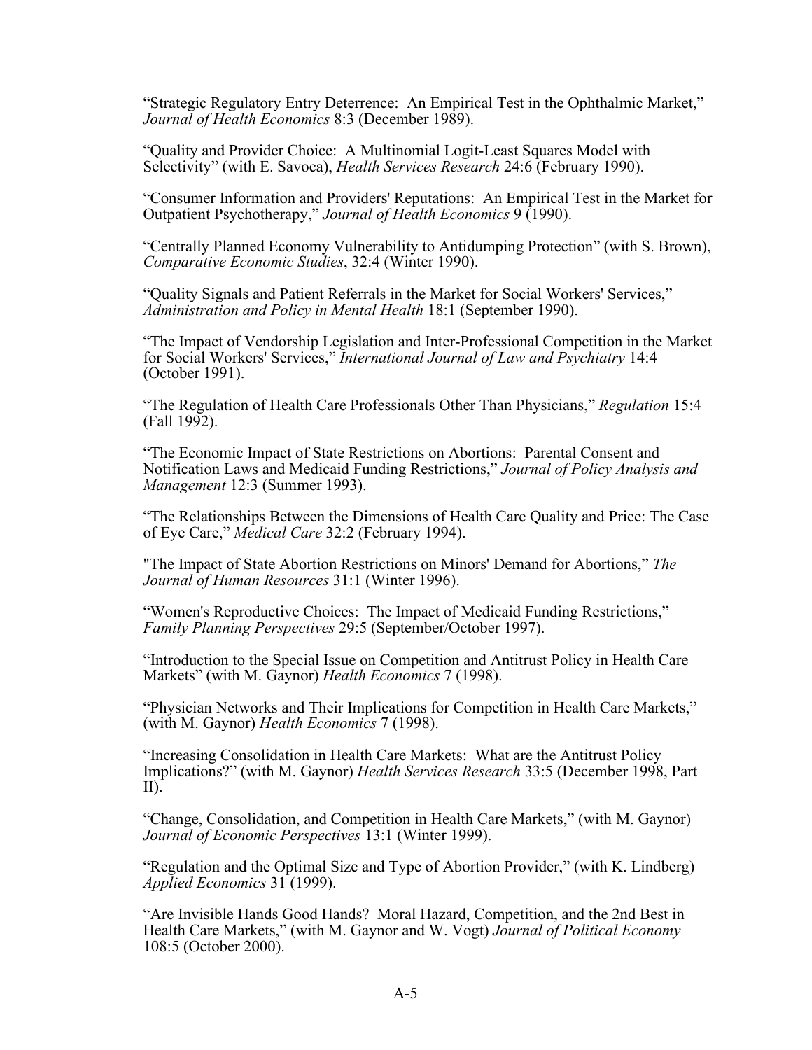“Strategic Regulatory Entry Deterrence: An Empirical Test in the Ophthalmic Market,” *Journal of Health Economics* 8:3 (December 1989).

“Quality and Provider Choice: A Multinomial Logit-Least Squares Model with Selectivity” (with E. Savoca), *Health Services Research* 24:6 (February 1990).

“Consumer Information and Providers' Reputations: An Empirical Test in the Market for Outpatient Psychotherapy,” *Journal of Health Economics* 9 (1990).

“Centrally Planned Economy Vulnerability to Antidumping Protection” (with S. Brown), *Comparative Economic Studies*, 32:4 (Winter 1990).

“Quality Signals and Patient Referrals in the Market for Social Workers' Services,” *Administration and Policy in Mental Health* 18:1 (September 1990).

“The Impact of Vendorship Legislation and Inter-Professional Competition in the Market for Social Workers' Services,” *International Journal of Law and Psychiatry* 14:4 (October 1991).

“The Regulation of Health Care Professionals Other Than Physicians,” *Regulation* 15:4 (Fall 1992).

“The Economic Impact of State Restrictions on Abortions: Parental Consent and Notification Laws and Medicaid Funding Restrictions,” *Journal of Policy Analysis and Management* 12:3 (Summer 1993).

“The Relationships Between the Dimensions of Health Care Quality and Price: The Case of Eye Care,” *Medical Care* 32:2 (February 1994).

"The Impact of State Abortion Restrictions on Minors' Demand for Abortions,” *The Journal of Human Resources* 31:1 (Winter 1996).

“Women's Reproductive Choices: The Impact of Medicaid Funding Restrictions,” *Family Planning Perspectives* 29:5 (September/October 1997).

“Introduction to the Special Issue on Competition and Antitrust Policy in Health Care Markets” (with M. Gaynor) *Health Economics* 7 (1998).

“Physician Networks and Their Implications for Competition in Health Care Markets,” (with M. Gaynor) *Health Economics* 7 (1998).

“Increasing Consolidation in Health Care Markets: What are the Antitrust Policy Implications?” (with M. Gaynor) *Health Services Research* 33:5 (December 1998, Part II).

“Change, Consolidation, and Competition in Health Care Markets,” (with M. Gaynor) *Journal of Economic Perspectives* 13:1 (Winter 1999).

“Regulation and the Optimal Size and Type of Abortion Provider,” (with K. Lindberg) *Applied Economics* 31 (1999).

“Are Invisible Hands Good Hands? Moral Hazard, Competition, and the 2nd Best in Health Care Markets,” (with M. Gaynor and W. Vogt) *Journal of Political Economy* 108:5 (October 2000).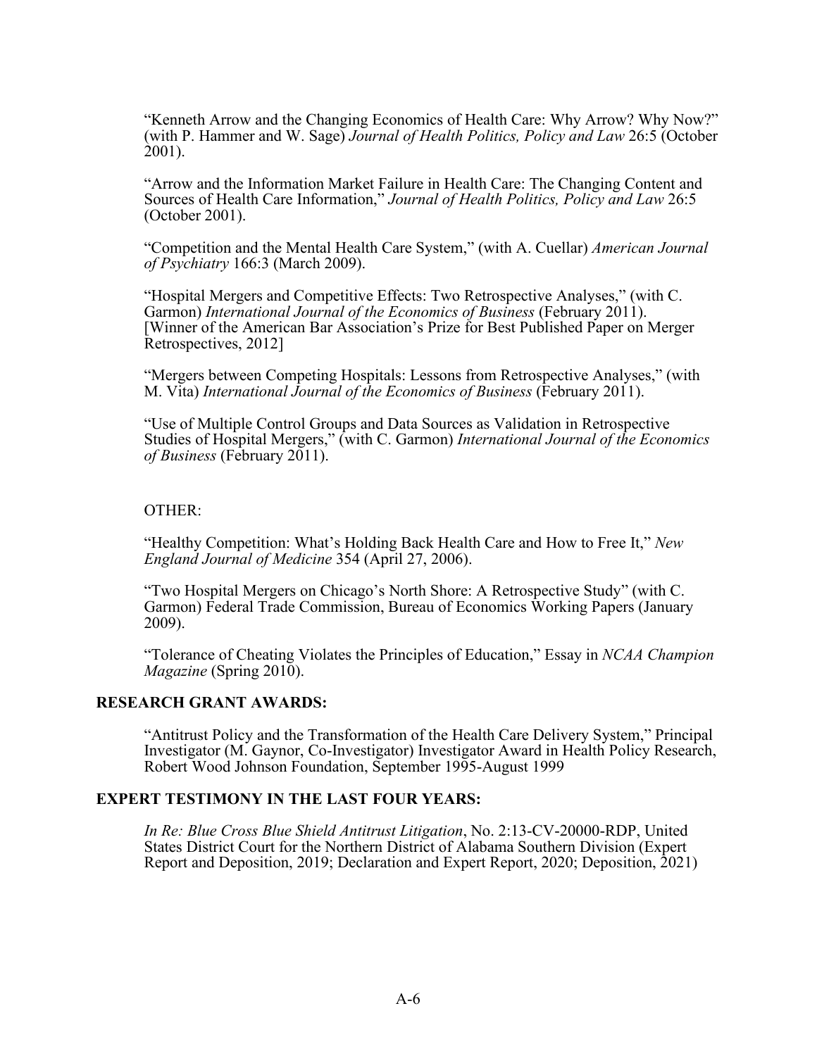"Kenneth Arrow and the Changing Economics of Health Care: Why Arrow? Why Now?" (with P. Hammer and W. Sage) *Journal of Health Politics, Policy and Law* 26:5 (October 2001).

"Arrow and the Information Market Failure in Health Care: The Changing Content and Sources of Health Care Information," *Journal of Health Politics, Policy and Law* 26:5 (October 2001).

"Competition and the Mental Health Care System," (with A. Cuellar) *American Journal of Psychiatry* 166:3 (March 2009).

"Hospital Mergers and Competitive Effects: Two Retrospective Analyses," (with C. Garmon) *International Journal of the Economics of Business* (February 2011). [Winner of the American Bar Association's Prize for Best Published Paper on Merger Retrospectives, 2012]

"Mergers between Competing Hospitals: Lessons from Retrospective Analyses," (with M. Vita) *International Journal of the Economics of Business* (February 2011).

"Use of Multiple Control Groups and Data Sources as Validation in Retrospective Studies of Hospital Mergers," (with C. Garmon) *International Journal of the Economics of Business* (February 2011).

OTHER:

"Healthy Competition: What's Holding Back Health Care and How to Free It," *New England Journal of Medicine* 354 (April 27, 2006).

"Two Hospital Mergers on Chicago's North Shore: A Retrospective Study" (with C. Garmon) Federal Trade Commission, Bureau of Economics Working Papers (January 2009).

"Tolerance of Cheating Violates the Principles of Education," Essay in *NCAA Champion Magazine* (Spring 2010).

**RESEARCH GRANT AWARDS:**

"Antitrust Policy and the Transformation of the Health Care Delivery System," Principal Investigator (M. Gaynor, Co-Investigator) Investigator Award in Health Policy Research, Robert Wood Johnson Foundation, September 1995-August 1999

**EXPERT TESTIMONY IN THE LAST FOUR YEARS:**

*In Re: Blue Cross Blue Shield Antitrust Litigation*, No. 2:13-CV-20000-RDP, United States District Court for the Northern District of Alabama Southern Division (Expert Report and Deposition, 2019; Declaration and Expert Report, 2020; Deposition, 2021)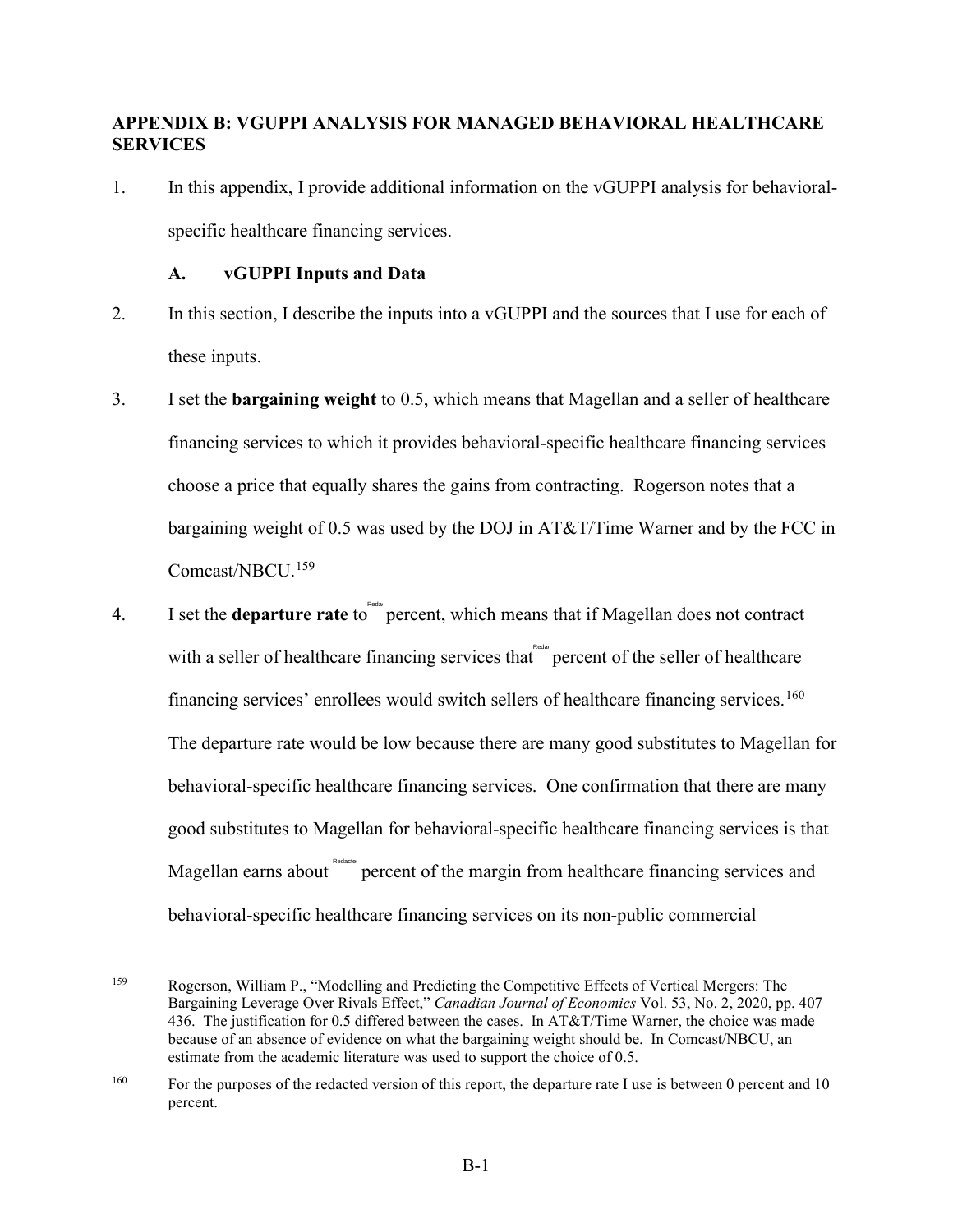## APPENDIX B: VGUPPI ANALYSIS FOR MANAGED BEHAVIORAL HEALTHCARE SERVICES

1. In this appendix, I provide additional information on the vGUPPI analysis for behavioral-specific healthcare financing services.

### A. vGUPPI Inputs and Data

2. In this section, I describe the inputs into a vGUPPI and the sources that I use for each of these inputs.

3. I set the **bargaining weight** to 0.5, which means that Magellan and a seller of healthcare financing services to which it provides behavioral-specific healthcare financing services choose a price that equally shares the gains from contracting. Rogerson notes that a bargaining weight of 0.5 was used by the DOJ in AT&T/Time Warner and by the FCC in Comcast/NBCU.[159]

4. I set the **departure rate** to [Redacted] percent, which means that if Magellan does not contract with a seller of healthcare financing services that [Redacted] percent of the seller of healthcare financing services' enrollees would switch sellers of healthcare financing services.[160] The departure rate would be low because there are many good substitutes to Magellan for behavioral-specific healthcare financing services. One confirmation that there are many good substitutes to Magellan for behavioral-specific healthcare financing services is that Magellan earns about [Redacted] percent of the margin from healthcare financing services and behavioral-specific healthcare financing services on its non-public commercial

---

[159] Rogerson, William P., "Modelling and Predicting the Competitive Effects of Vertical Mergers: The Bargaining Leverage Over Rivals Effect," *Canadian Journal of Economics* Vol. 53, No. 2, 2020, pp. 407–436. The justification for 0.5 differed between the cases. In AT&T/Time Warner, the choice was made because of an absence of evidence on what the bargaining weight should be. In Comcast/NBCU, an estimate from the academic literature was used to support the choice of 0.5.

[160] For the purposes of the redacted version of this report, the departure rate I use is between 0 percent and 10 percent.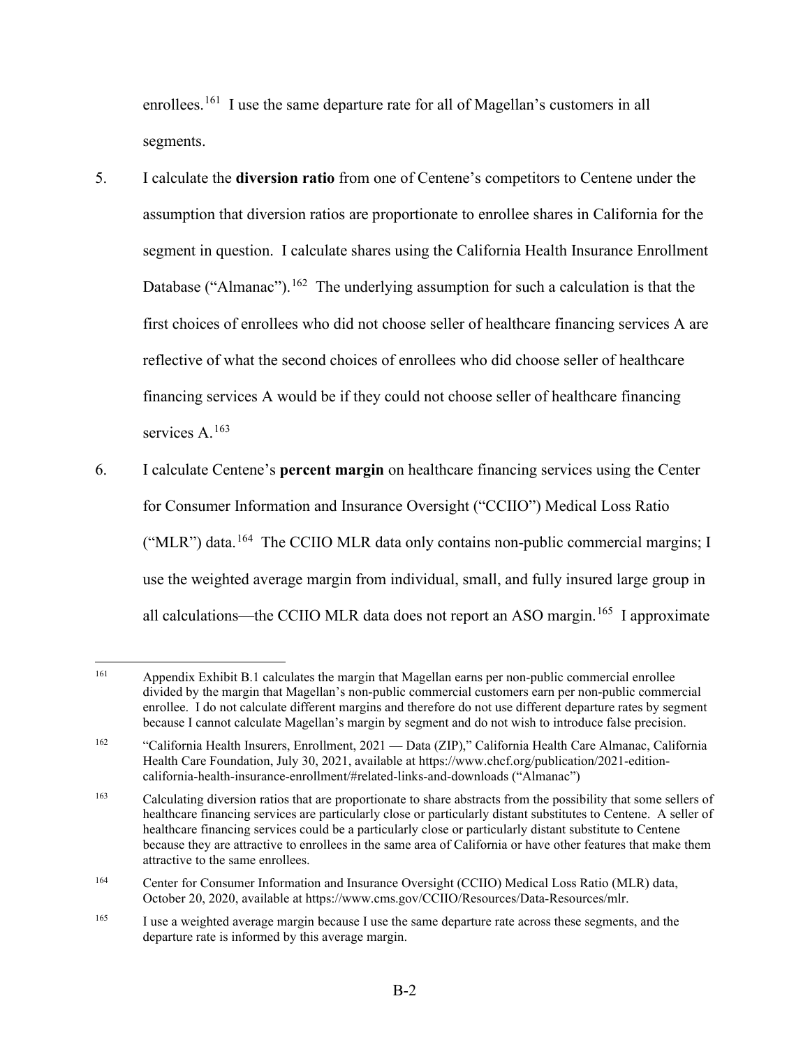enrollees.[161] I use the same departure rate for all of Magellan's customers in all segments.

5. I calculate the **diversion ratio** from one of Centene's competitors to Centene under the assumption that diversion ratios are proportionate to enrollee shares in California for the segment in question. I calculate shares using the California Health Insurance Enrollment Database ("Almanac").[162] The underlying assumption for such a calculation is that the first choices of enrollees who did not choose seller of healthcare financing services A are reflective of what the second choices of enrollees who did choose seller of healthcare financing services A would be if they could not choose seller of healthcare financing services A.[163]

6. I calculate Centene's **percent margin** on healthcare financing services using the Center for Consumer Information and Insurance Oversight ("CCIIO") Medical Loss Ratio ("MLR") data.[164] The CCIIO MLR data only contains non-public commercial margins; I use the weighted average margin from individual, small, and fully insured large group in all calculations—the CCIIO MLR data does not report an ASO margin.[165] I approximate

---

[161] Appendix Exhibit B.1 calculates the margin that Magellan earns per non-public commercial enrollee divided by the margin that Magellan's non-public commercial customers earn per non-public commercial enrollee. I do not calculate different margins and therefore do not use different departure rates by segment because I cannot calculate Magellan's margin by segment and do not wish to introduce false precision.

[162] "California Health Insurers, Enrollment, 2021 — Data (ZIP)," California Health Care Almanac, California Health Care Foundation, July 30, 2021, available at https://www.chcf.org/publication/2021-edition-california-health-insurance-enrollment/#related-links-and-downloads ("Almanac")

[163] Calculating diversion ratios that are proportionate to share abstracts from the possibility that some sellers of healthcare financing services are particularly close or particularly distant substitutes to Centene. A seller of healthcare financing services could be a particularly close or particularly distant substitute to Centene because they are attractive to enrollees in the same area of California or have other features that make them attractive to the same enrollees.

[164] Center for Consumer Information and Insurance Oversight (CCIIO) Medical Loss Ratio (MLR) data, October 20, 2020, available at https://www.cms.gov/CCIIO/Resources/Data-Resources/mlr.

[165] I use a weighted average margin because I use the same departure rate across these segments, and the departure rate is informed by this average margin.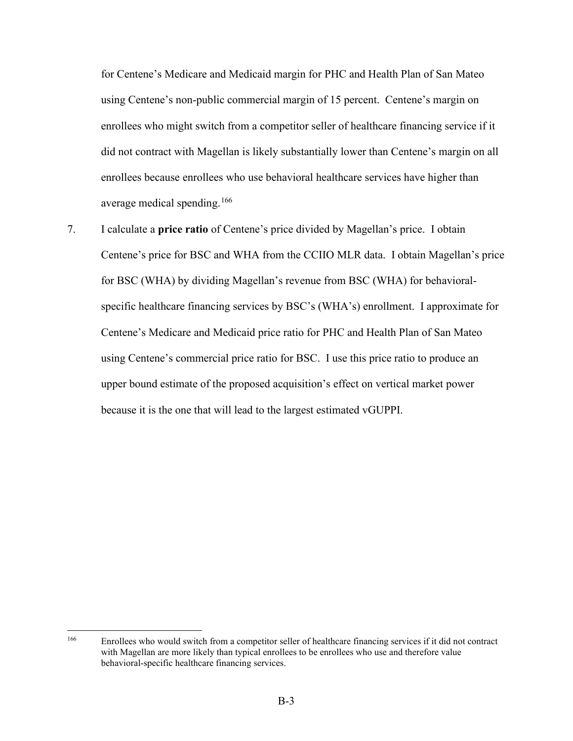for Centene's Medicare and Medicaid margin for PHC and Health Plan of San Mateo using Centene's non-public commercial margin of 15 percent. Centene's margin on enrollees who might switch from a competitor seller of healthcare financing service if it did not contract with Magellan is likely substantially lower than Centene's margin on all enrollees because enrollees who use behavioral healthcare services have higher than average medical spending.[166]

7. I calculate a **price ratio** of Centene's price divided by Magellan's price. I obtain Centene's price for BSC and WHA from the CCIIO MLR data. I obtain Magellan's price for BSC (WHA) by dividing Magellan's revenue from BSC (WHA) for behavioral-specific healthcare financing services by BSC's (WHA's) enrollment. I approximate for Centene's Medicare and Medicaid price ratio for PHC and Health Plan of San Mateo using Centene's commercial price ratio for BSC. I use this price ratio to produce an upper bound estimate of the proposed acquisition's effect on vertical market power because it is the one that will lead to the largest estimated vGUPPI.

---

[166] Enrollees who would switch from a competitor seller of healthcare financing services if it did not contract with Magellan are more likely than typical enrollees to be enrollees who use and therefore value behavioral-specific healthcare financing services.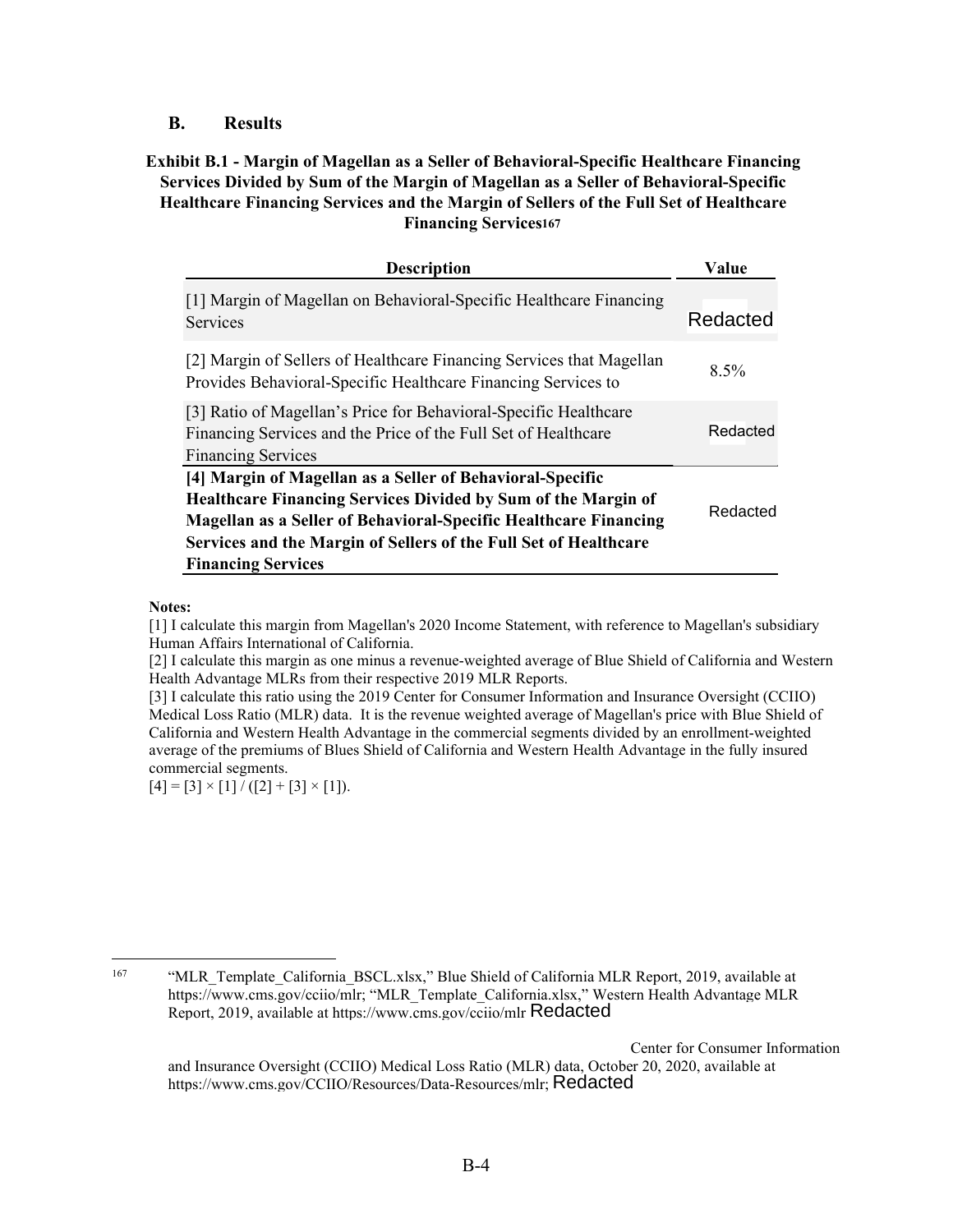## B. Results

**Exhibit B.1 - Margin of Magellan as a Seller of Behavioral-Specific Healthcare Financing Services Divided by Sum of the Margin of Magellan as a Seller of Behavioral-Specific Healthcare Financing Services and the Margin of Sellers of the Full Set of Healthcare Financing Services**[167]

| Description | Value |
|---|---|
| [1] Margin of Magellan on Behavioral-Specific Healthcare Financing Services | Redacted |
| [2] Margin of Sellers of Healthcare Financing Services that Magellan Provides Behavioral-Specific Healthcare Financing Services to | 8.5% |
| [3] Ratio of Magellan's Price for Behavioral-Specific Healthcare Financing Services and the Price of the Full Set of Healthcare Financing Services | Redacted |
| **[4] Margin of Magellan as a Seller of Behavioral-Specific Healthcare Financing Services Divided by Sum of the Margin of Magellan as a Seller of Behavioral-Specific Healthcare Financing Services and the Margin of Sellers of the Full Set of Healthcare Financing Services** | Redacted |

**Notes:**

[1] I calculate this margin from Magellan's 2020 Income Statement, with reference to Magellan's subsidiary Human Affairs International of California.

[2] I calculate this margin as one minus a revenue-weighted average of Blue Shield of California and Western Health Advantage MLRs from their respective 2019 MLR Reports.

[3] I calculate this ratio using the 2019 Center for Consumer Information and Insurance Oversight (CCIIO) Medical Loss Ratio (MLR) data. It is the revenue weighted average of Magellan's price with Blue Shield of California and Western Health Advantage in the commercial segments divided by an enrollment-weighted average of the premiums of Blues Shield of California and Western Health Advantage in the fully insured commercial segments.

[4] = [3] × [1] / ([2] + [3] × [1]).

---

[167] "MLR_Template_California_BSCL.xlsx," Blue Shield of California MLR Report, 2019, available at https://www.cms.gov/cciio/mlr; "MLR_Template_California.xlsx," Western Health Advantage MLR Report, 2019, available at https://www.cms.gov/cciio/mlr Redacted

Center for Consumer Information and Insurance Oversight (CCIIO) Medical Loss Ratio (MLR) data, October 20, 2020, available at https://www.cms.gov/CCIIO/Resources/Data-Resources/mlr; Redacted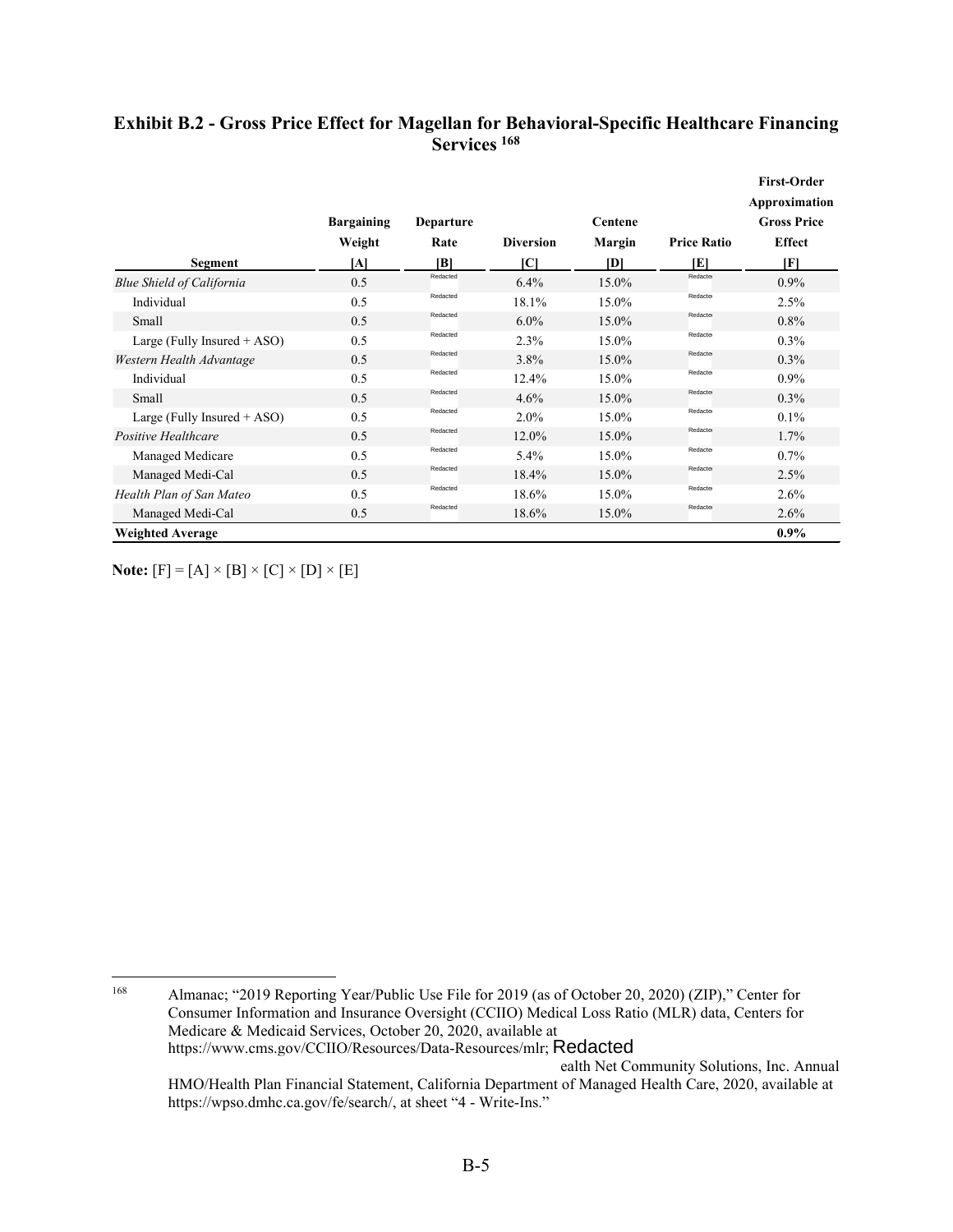### Exhibit B.2 - Gross Price Effect for Magellan for Behavioral-Specific Healthcare Financing Services [168]

| Segment | Bargaining Weight [A] | Departure Rate [B] | Diversion [C] | Centene Margin [D] | Price Ratio [E] | First-Order Approximation Gross Price Effect [F] |
|---|---|---|---|---|---|---|
| *Blue Shield of California* | 0.5 | Redacted | 6.4% | 15.0% | Redacted | 0.9% |
| Individual | 0.5 | Redacted | 18.1% | 15.0% | Redacted | 2.5% |
| Small | 0.5 | Redacted | 6.0% | 15.0% | Redacted | 0.8% |
| Large (Fully Insured + ASO) | 0.5 | Redacted | 2.3% | 15.0% | Redacted | 0.3% |
| *Western Health Advantage* | 0.5 | Redacted | 3.8% | 15.0% | Redacted | 0.3% |
| Individual | 0.5 | Redacted | 12.4% | 15.0% | Redacted | 0.9% |
| Small | 0.5 | Redacted | 4.6% | 15.0% | Redacted | 0.3% |
| Large (Fully Insured + ASO) | 0.5 | Redacted | 2.0% | 15.0% | Redacted | 0.1% |
| *Positive Healthcare* | 0.5 | Redacted | 12.0% | 15.0% | Redacted | 1.7% |
| Managed Medicare | 0.5 | Redacted | 5.4% | 15.0% | Redacted | 0.7% |
| Managed Medi-Cal | 0.5 | Redacted | 18.4% | 15.0% | Redacted | 2.5% |
| *Health Plan of San Mateo* | 0.5 | Redacted | 18.6% | 15.0% | Redacted | 2.6% |
| Managed Medi-Cal | 0.5 | Redacted | 18.6% | 15.0% | Redacted | 2.6% |
| **Weighted Average** | | | | | | **0.9%** |

**Note:** [F] = [A] × [B] × [C] × [D] × [E]

---

[168] Almanac; "2019 Reporting Year/Public Use File for 2019 (as of October 20, 2020) (ZIP)," Center for Consumer Information and Insurance Oversight (CCIIO) Medical Loss Ratio (MLR) data, Centers for Medicare & Medicaid Services, October 20, 2020, available at https://www.cms.gov/CCIIO/Resources/Data-Resources/mlr; Redacted ealth Net Community Solutions, Inc. Annual HMO/Health Plan Financial Statement, California Department of Managed Health Care, 2020, available at https://wpso.dmhc.ca.gov/fe/search/, at sheet "4 - Write-Ins."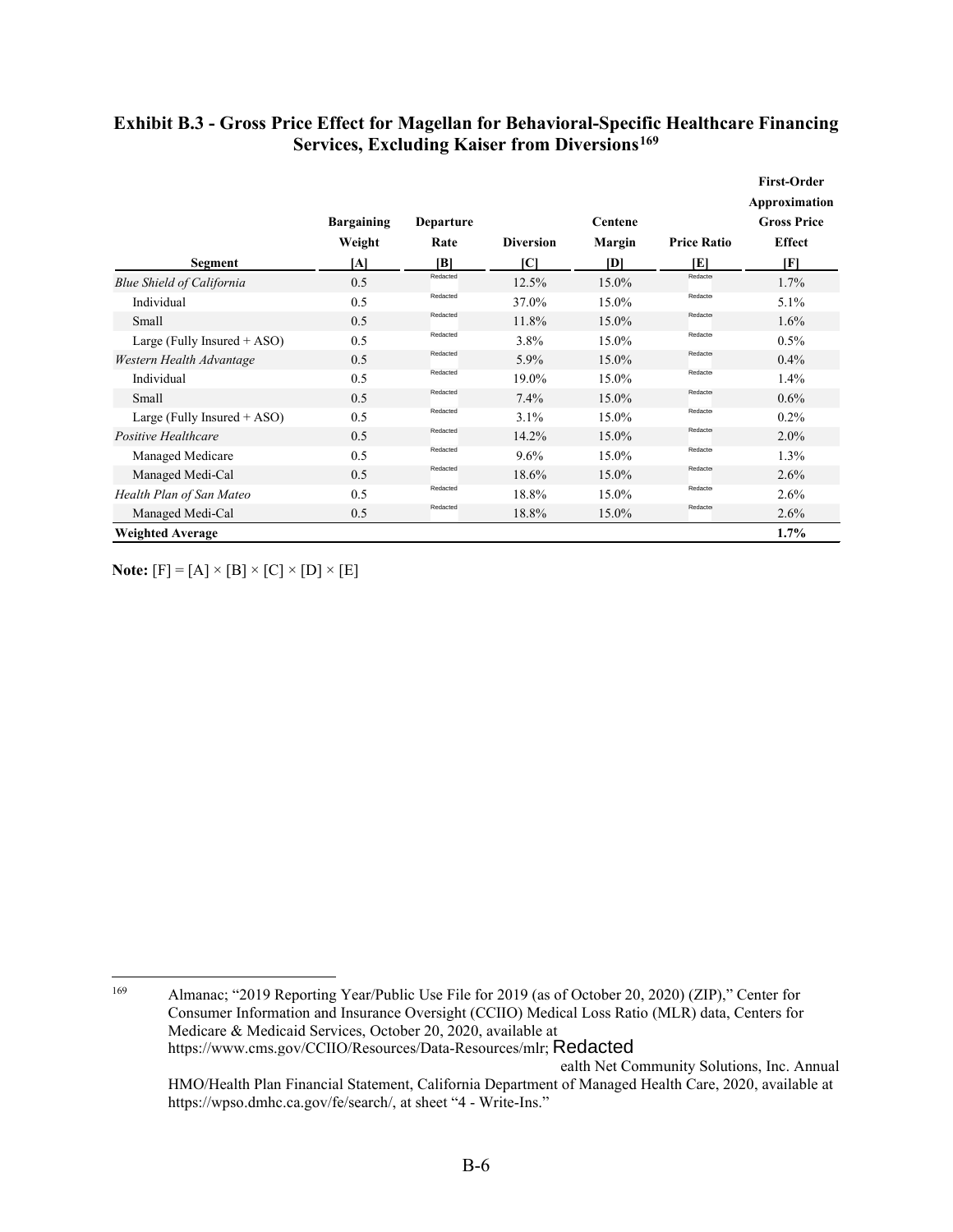### Exhibit B.3 - Gross Price Effect for Magellan for Behavioral-Specific Healthcare Financing Services, Excluding Kaiser from Diversions[169]

| Segment | Bargaining Weight [A] | Departure Rate [B] | Diversion [C] | Centene Margin [D] | Price Ratio [E] | First-Order Approximation Gross Price Effect [F] |
|---|---|---|---|---|---|---|
| *Blue Shield of California* | 0.5 | Redacted | 12.5% | 15.0% | Redacted | 1.7% |
| Individual | 0.5 | Redacted | 37.0% | 15.0% | Redacted | 5.1% |
| Small | 0.5 | Redacted | 11.8% | 15.0% | Redacted | 1.6% |
| Large (Fully Insured + ASO) | 0.5 | Redacted | 3.8% | 15.0% | Redacted | 0.5% |
| *Western Health Advantage* | 0.5 | Redacted | 5.9% | 15.0% | Redacted | 0.4% |
| Individual | 0.5 | Redacted | 19.0% | 15.0% | Redacted | 1.4% |
| Small | 0.5 | Redacted | 7.4% | 15.0% | Redacted | 0.6% |
| Large (Fully Insured + ASO) | 0.5 | Redacted | 3.1% | 15.0% | Redacted | 0.2% |
| *Positive Healthcare* | 0.5 | Redacted | 14.2% | 15.0% | Redacted | 2.0% |
| Managed Medicare | 0.5 | Redacted | 9.6% | 15.0% | Redacted | 1.3% |
| Managed Medi-Cal | 0.5 | Redacted | 18.6% | 15.0% | Redacted | 2.6% |
| *Health Plan of San Mateo* | 0.5 | Redacted | 18.8% | 15.0% | Redacted | 2.6% |
| Managed Medi-Cal | 0.5 | Redacted | 18.8% | 15.0% | Redacted | 2.6% |
| **Weighted Average** | | | | | | **1.7%** |

**Note:** [F] = [A] × [B] × [C] × [D] × [E]

[169] Almanac; "2019 Reporting Year/Public Use File for 2019 (as of October 20, 2020) (ZIP)," Center for Consumer Information and Insurance Oversight (CCIIO) Medical Loss Ratio (MLR) data, Centers for Medicare & Medicaid Services, October 20, 2020, available at https://www.cms.gov/CCIIO/Resources/Data-Resources/mlr; Redacted ealth Net Community Solutions, Inc. Annual HMO/Health Plan Financial Statement, California Department of Managed Health Care, 2020, available at https://wpso.dmhc.ca.gov/fe/search/, at sheet "4 - Write-Ins."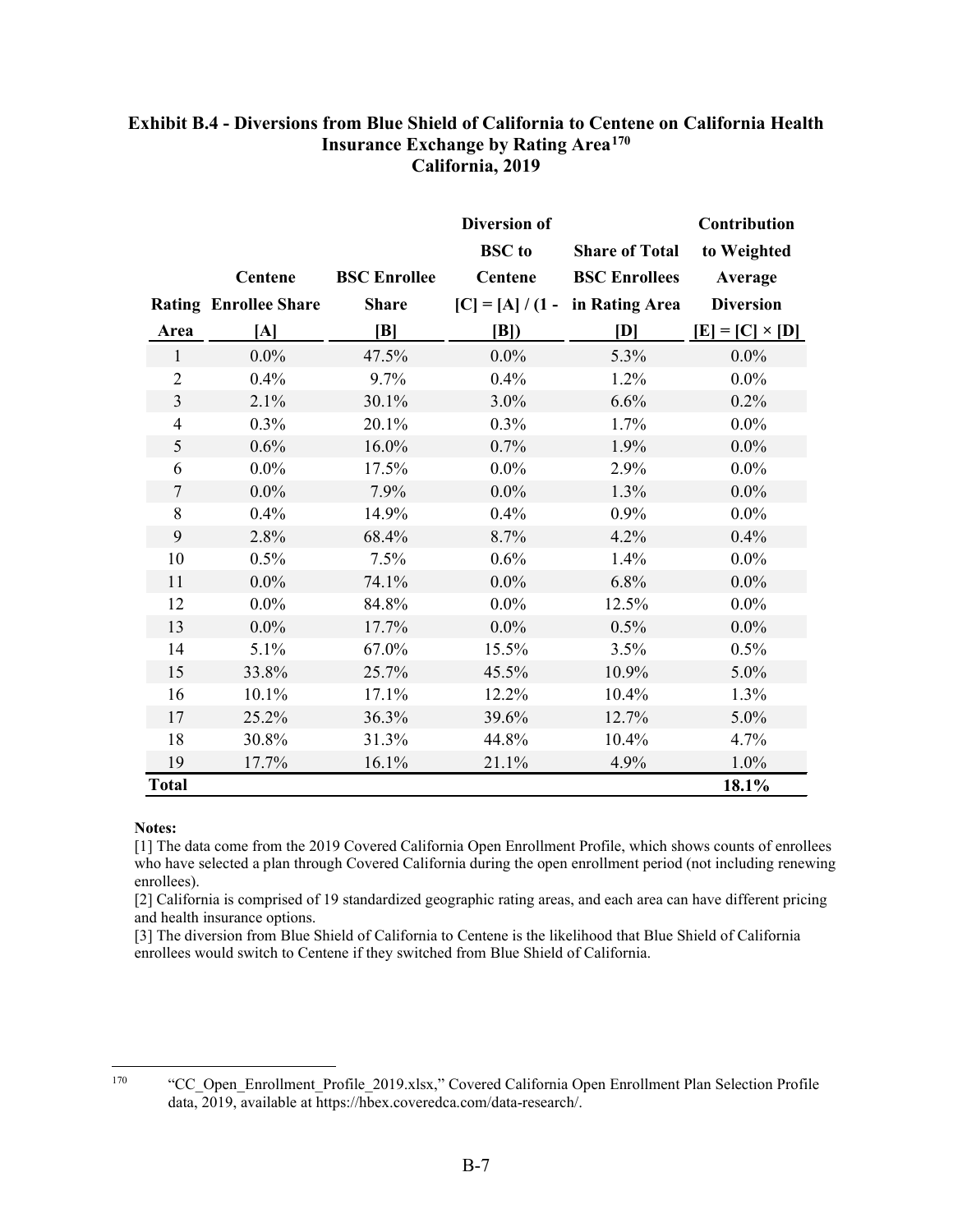**Exhibit B.4 - Diversions from Blue Shield of California to Centene on California Health Insurance Exchange by Rating Area[170]**
**California, 2019**

| Rating Area | Centene Enrollee Share [A] | BSC Enrollee Share [B] | Diversion of BSC to Centene [C] = [A] / (1 - [B]) | Share of Total BSC Enrollees in Rating Area [D] | Contribution to Weighted Average Diversion [E] = [C] × [D] |
|---|---|---|---|---|---|
| 1 | 0.0% | 47.5% | 0.0% | 5.3% | 0.0% |
| 2 | 0.4% | 9.7% | 0.4% | 1.2% | 0.0% |
| 3 | 2.1% | 30.1% | 3.0% | 6.6% | 0.2% |
| 4 | 0.3% | 20.1% | 0.3% | 1.7% | 0.0% |
| 5 | 0.6% | 16.0% | 0.7% | 1.9% | 0.0% |
| 6 | 0.0% | 17.5% | 0.0% | 2.9% | 0.0% |
| 7 | 0.0% | 7.9% | 0.0% | 1.3% | 0.0% |
| 8 | 0.4% | 14.9% | 0.4% | 0.9% | 0.0% |
| 9 | 2.8% | 68.4% | 8.7% | 4.2% | 0.4% |
| 10 | 0.5% | 7.5% | 0.6% | 1.4% | 0.0% |
| 11 | 0.0% | 74.1% | 0.0% | 6.8% | 0.0% |
| 12 | 0.0% | 84.8% | 0.0% | 12.5% | 0.0% |
| 13 | 0.0% | 17.7% | 0.0% | 0.5% | 0.0% |
| 14 | 5.1% | 67.0% | 15.5% | 3.5% | 0.5% |
| 15 | 33.8% | 25.7% | 45.5% | 10.9% | 5.0% |
| 16 | 10.1% | 17.1% | 12.2% | 10.4% | 1.3% |
| 17 | 25.2% | 36.3% | 39.6% | 12.7% | 5.0% |
| 18 | 30.8% | 31.3% | 44.8% | 10.4% | 4.7% |
| 19 | 17.7% | 16.1% | 21.1% | 4.9% | 1.0% |
| **Total** | | | | | **18.1%** |

**Notes:**

[1] The data come from the 2019 Covered California Open Enrollment Profile, which shows counts of enrollees who have selected a plan through Covered California during the open enrollment period (not including renewing enrollees).

[2] California is comprised of 19 standardized geographic rating areas, and each area can have different pricing and health insurance options.

[3] The diversion from Blue Shield of California to Centene is the likelihood that Blue Shield of California enrollees would switch to Centene if they switched from Blue Shield of California.

[170] "CC_Open_Enrollment_Profile_2019.xlsx," Covered California Open Enrollment Plan Selection Profile data, 2019, available at https://hbex.coveredca.com/data-research/.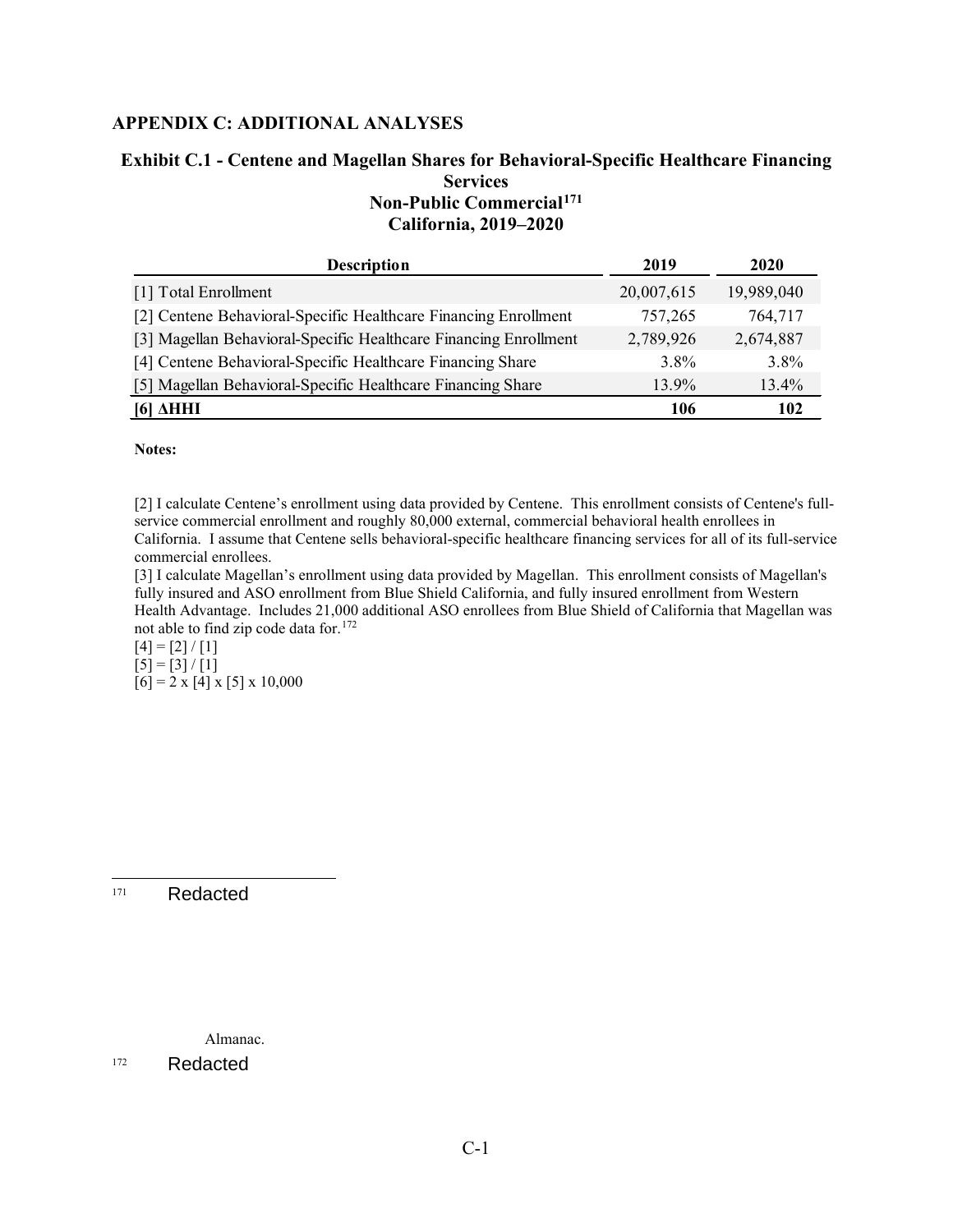## APPENDIX C: ADDITIONAL ANALYSES

### Exhibit C.1 - Centene and Magellan Shares for Behavioral-Specific Healthcare Financing Services Non-Public Commercial[171] California, 2019–2020

| Description | 2019 | 2020 |
|---|---|---|
| [1] Total Enrollment | 20,007,615 | 19,989,040 |
| [2] Centene Behavioral-Specific Healthcare Financing Enrollment | 757,265 | 764,717 |
| [3] Magellan Behavioral-Specific Healthcare Financing Enrollment | 2,789,926 | 2,674,887 |
| [4] Centene Behavioral-Specific Healthcare Financing Share | 3.8% | 3.8% |
| [5] Magellan Behavioral-Specific Healthcare Financing Share | 13.9% | 13.4% |
| **[6] ΔHHI** | **106** | **102** |

**Notes:**

[2] I calculate Centene's enrollment using data provided by Centene. This enrollment consists of Centene's full-service commercial enrollment and roughly 80,000 external, commercial behavioral health enrollees in California. I assume that Centene sells behavioral-specific healthcare financing services for all of its full-service commercial enrollees.

[3] I calculate Magellan's enrollment using data provided by Magellan. This enrollment consists of Magellan's fully insured and ASO enrollment from Blue Shield California, and fully insured enrollment from Western Health Advantage. Includes 21,000 additional ASO enrollees from Blue Shield of California that Magellan was not able to find zip code data for.[172]

[4] = [2] / [1]

[5] = [3] / [1]

[6] = 2 x [4] x [5] x 10,000

---

171 Redacted

Almanac.

172 Redacted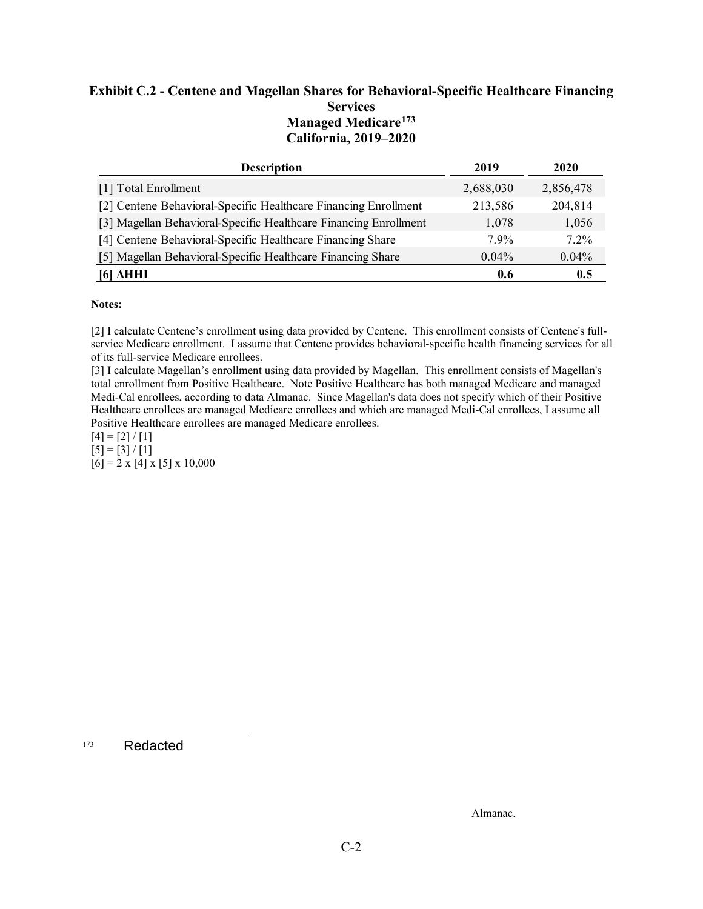**Exhibit C.2 - Centene and Magellan Shares for Behavioral-Specific Healthcare Financing Services**
**Managed Medicare[173]**
**California, 2019–2020**

| Description | 2019 | 2020 |
|---|---|---|
| [1] Total Enrollment | 2,688,030 | 2,856,478 |
| [2] Centene Behavioral-Specific Healthcare Financing Enrollment | 213,586 | 204,814 |
| [3] Magellan Behavioral-Specific Healthcare Financing Enrollment | 1,078 | 1,056 |
| [4] Centene Behavioral-Specific Healthcare Financing Share | 7.9% | 7.2% |
| [5] Magellan Behavioral-Specific Healthcare Financing Share | 0.04% | 0.04% |
| **[6] ΔHHI** | **0.6** | **0.5** |

**Notes:**

[2] I calculate Centene's enrollment using data provided by Centene. This enrollment consists of Centene's full-service Medicare enrollment. I assume that Centene provides behavioral-specific health financing services for all of its full-service Medicare enrollees.
[3] I calculate Magellan's enrollment using data provided by Magellan. This enrollment consists of Magellan's total enrollment from Positive Healthcare. Note Positive Healthcare has both managed Medicare and managed Medi-Cal enrollees, according to data Almanac. Since Magellan's data does not specify which of their Positive Healthcare enrollees are managed Medicare enrollees and which are managed Medi-Cal enrollees, I assume all Positive Healthcare enrollees are managed Medicare enrollees.
[4] = [2] / [1]
[5] = [3] / [1]
[6] = 2 x [4] x [5] x 10,000

---

173 Redacted

Almanac.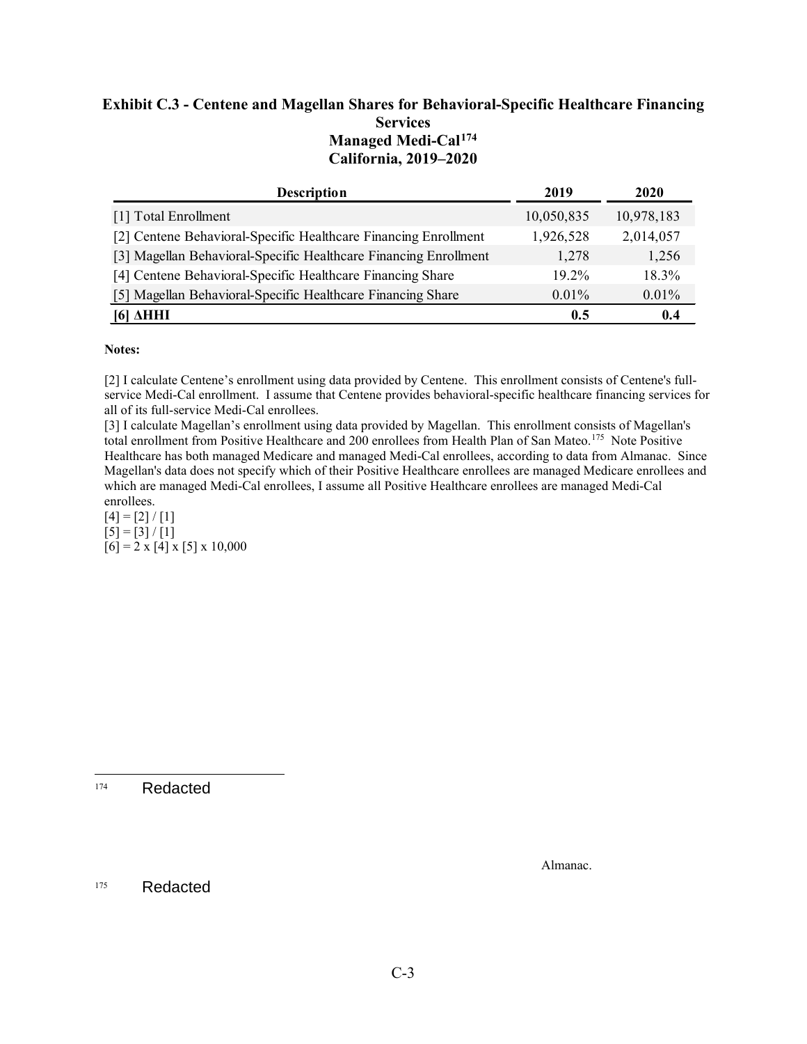**Exhibit C.3 - Centene and Magellan Shares for Behavioral-Specific Healthcare Financing Services**
**Managed Medi-Cal[174]**
**California, 2019–2020**

| Description | 2019 | 2020 |
|---|---|---|
| [1] Total Enrollment | 10,050,835 | 10,978,183 |
| [2] Centene Behavioral-Specific Healthcare Financing Enrollment | 1,926,528 | 2,014,057 |
| [3] Magellan Behavioral-Specific Healthcare Financing Enrollment | 1,278 | 1,256 |
| [4] Centene Behavioral-Specific Healthcare Financing Share | 19.2% | 18.3% |
| [5] Magellan Behavioral-Specific Healthcare Financing Share | 0.01% | 0.01% |
| **[6] ΔHHI** | **0.5** | **0.4** |

**Notes:**

[2] I calculate Centene's enrollment using data provided by Centene. This enrollment consists of Centene's full-service Medi-Cal enrollment. I assume that Centene provides behavioral-specific healthcare financing services for all of its full-service Medi-Cal enrollees.
[3] I calculate Magellan's enrollment using data provided by Magellan. This enrollment consists of Magellan's total enrollment from Positive Healthcare and 200 enrollees from Health Plan of San Mateo.[175] Note Positive Healthcare has both managed Medicare and managed Medi-Cal enrollees, according to data from Almanac. Since Magellan's data does not specify which of their Positive Healthcare enrollees are managed Medicare enrollees and which are managed Medi-Cal enrollees, I assume all Positive Healthcare enrollees are managed Medi-Cal enrollees.
[4] = [2] / [1]
[5] = [3] / [1]
[6] = 2 x [4] x [5] x 10,000

---

174 Redacted

Almanac.

175 Redacted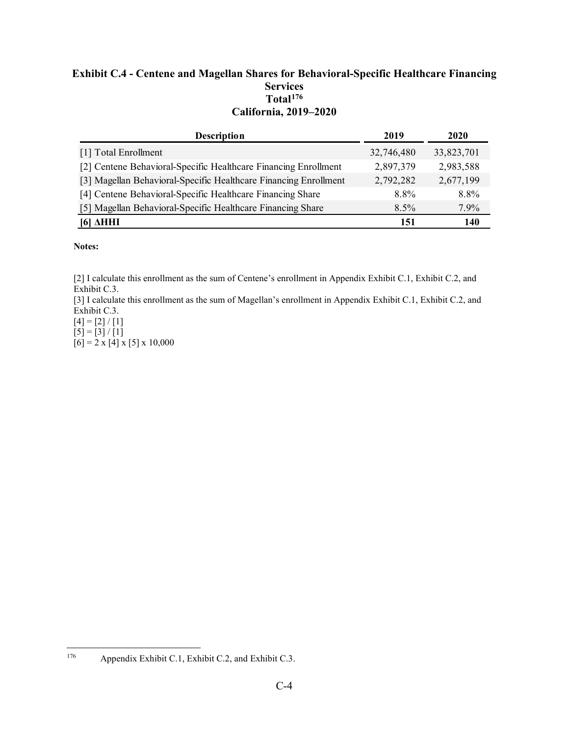**Exhibit C.4 - Centene and Magellan Shares for Behavioral-Specific Healthcare Financing Services**
**Total[176]**
**California, 2019–2020**

| Description | 2019 | 2020 |
|---|---|---|
| [1] Total Enrollment | 32,746,480 | 33,823,701 |
| [2] Centene Behavioral-Specific Healthcare Financing Enrollment | 2,897,379 | 2,983,588 |
| [3] Magellan Behavioral-Specific Healthcare Financing Enrollment | 2,792,282 | 2,677,199 |
| [4] Centene Behavioral-Specific Healthcare Financing Share | 8.8% | 8.8% |
| [5] Magellan Behavioral-Specific Healthcare Financing Share | 8.5% | 7.9% |
| **[6] ΔHHI** | **151** | **140** |

**Notes:**

[2] I calculate this enrollment as the sum of Centene's enrollment in Appendix Exhibit C.1, Exhibit C.2, and Exhibit C.3.
[3] I calculate this enrollment as the sum of Magellan's enrollment in Appendix Exhibit C.1, Exhibit C.2, and Exhibit C.3.
[4] = [2] / [1]
[5] = [3] / [1]
[6] = 2 x [4] x [5] x 10,000

176 Appendix Exhibit C.1, Exhibit C.2, and Exhibit C.3.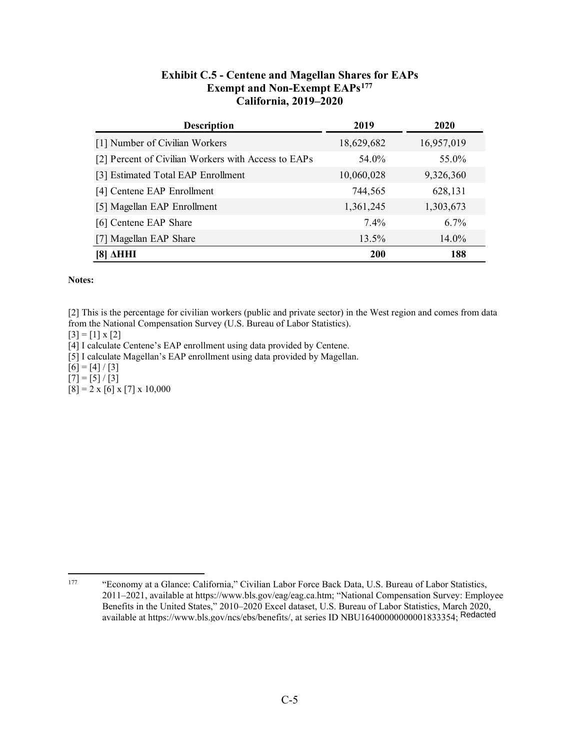**Exhibit C.5 - Centene and Magellan Shares for EAPs**
**Exempt and Non-Exempt EAPs[177]**
**California, 2019–2020**

| Description | 2019 | 2020 |
|---|---|---|
| [1] Number of Civilian Workers | 18,629,682 | 16,957,019 |
| [2] Percent of Civilian Workers with Access to EAPs | 54.0% | 55.0% |
| [3] Estimated Total EAP Enrollment | 10,060,028 | 9,326,360 |
| [4] Centene EAP Enrollment | 744,565 | 628,131 |
| [5] Magellan EAP Enrollment | 1,361,245 | 1,303,673 |
| [6] Centene EAP Share | 7.4% | 6.7% |
| [7] Magellan EAP Share | 13.5% | 14.0% |
| **[8] ΔHHI** | **200** | **188** |

**Notes:**

[2] This is the percentage for civilian workers (public and private sector) in the West region and comes from data from the National Compensation Survey (U.S. Bureau of Labor Statistics).
[3] = [1] x [2]
[4] I calculate Centene's EAP enrollment using data provided by Centene.
[5] I calculate Magellan's EAP enrollment using data provided by Magellan.
[6] = [4] / [3]
[7] = [5] / [3]
[8] = 2 x [6] x [7] x 10,000

---

177 "Economy at a Glance: California," Civilian Labor Force Back Data, U.S. Bureau of Labor Statistics, 2011–2021, available at https://www.bls.gov/eag/eag.ca.htm; "National Compensation Survey: Employee Benefits in the United States," 2010–2020 Excel dataset, U.S. Bureau of Labor Statistics, March 2020, available at https://www.bls.gov/ncs/ebs/benefits/, at series ID NBU16400000000001833354; Redacted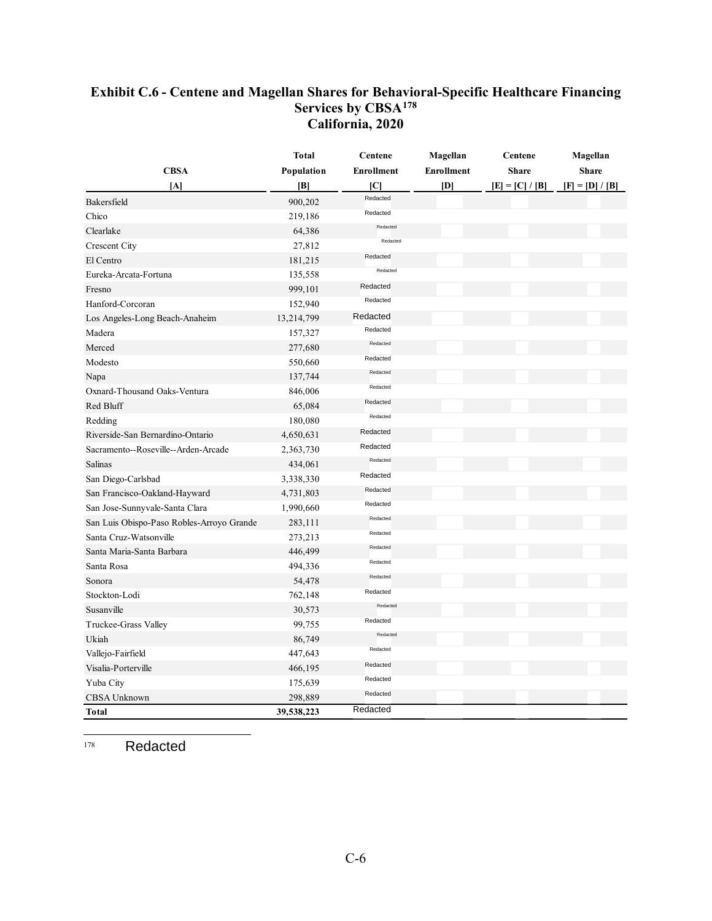## Exhibit C.6 - Centene and Magellan Shares for Behavioral-Specific Healthcare Financing Services by CBSA[178]
## California, 2020

| CBSA | Total Population | Centene Enrollment | Magellan Enrollment | Centene Share | Magellan Share |
|---|---|---|---|---|---|
| [A] | [B] | [C] | [D] | [E] = [C] / [B] | [F] = [D] / [B] |
| Bakersfield | 900,202 | Redacted | | | |
| Chico | 219,186 | Redacted | | | |
| Clearlake | 64,386 | Redacted | | | |
| Crescent City | 27,812 | Redacted | | | |
| El Centro | 181,215 | Redacted | | | |
| Eureka-Arcata-Fortuna | 135,558 | Redacted | | | |
| Fresno | 999,101 | Redacted | | | |
| Hanford-Corcoran | 152,940 | Redacted | | | |
| Los Angeles-Long Beach-Anaheim | 13,214,799 | Redacted | | | |
| Madera | 157,327 | Redacted | | | |
| Merced | 277,680 | Redacted | | | |
| Modesto | 550,660 | Redacted | | | |
| Napa | 137,744 | Redacted | | | |
| Oxnard-Thousand Oaks-Ventura | 846,006 | Redacted | | | |
| Red Bluff | 65,084 | Redacted | | | |
| Redding | 180,080 | Redacted | | | |
| Riverside-San Bernardino-Ontario | 4,650,631 | Redacted | | | |
| Sacramento--Roseville--Arden-Arcade | 2,363,730 | Redacted | | | |
| Salinas | 434,061 | Redacted | | | |
| San Diego-Carlsbad | 3,338,330 | Redacted | | | |
| San Francisco-Oakland-Hayward | 4,731,803 | Redacted | | | |
| San Jose-Sunnyvale-Santa Clara | 1,990,660 | Redacted | | | |
| San Luis Obispo-Paso Robles-Arroyo Grande | 283,111 | Redacted | | | |
| Santa Cruz-Watsonville | 273,213 | Redacted | | | |
| Santa Maria-Santa Barbara | 446,499 | Redacted | | | |
| Santa Rosa | 494,336 | Redacted | | | |
| Sonora | 54,478 | Redacted | | | |
| Stockton-Lodi | 762,148 | Redacted | | | |
| Susanville | 30,573 | Redacted | | | |
| Truckee-Grass Valley | 99,755 | Redacted | | | |
| Ukiah | 86,749 | Redacted | | | |
| Vallejo-Fairfield | 447,643 | Redacted | | | |
| Visalia-Porterville | 466,195 | Redacted | | | |
| Yuba City | 175,639 | Redacted | | | |
| CBSA Unknown | 298,889 | Redacted | | | |
| **Total** | **39,538,223** | Redacted | | | |

[178] Redacted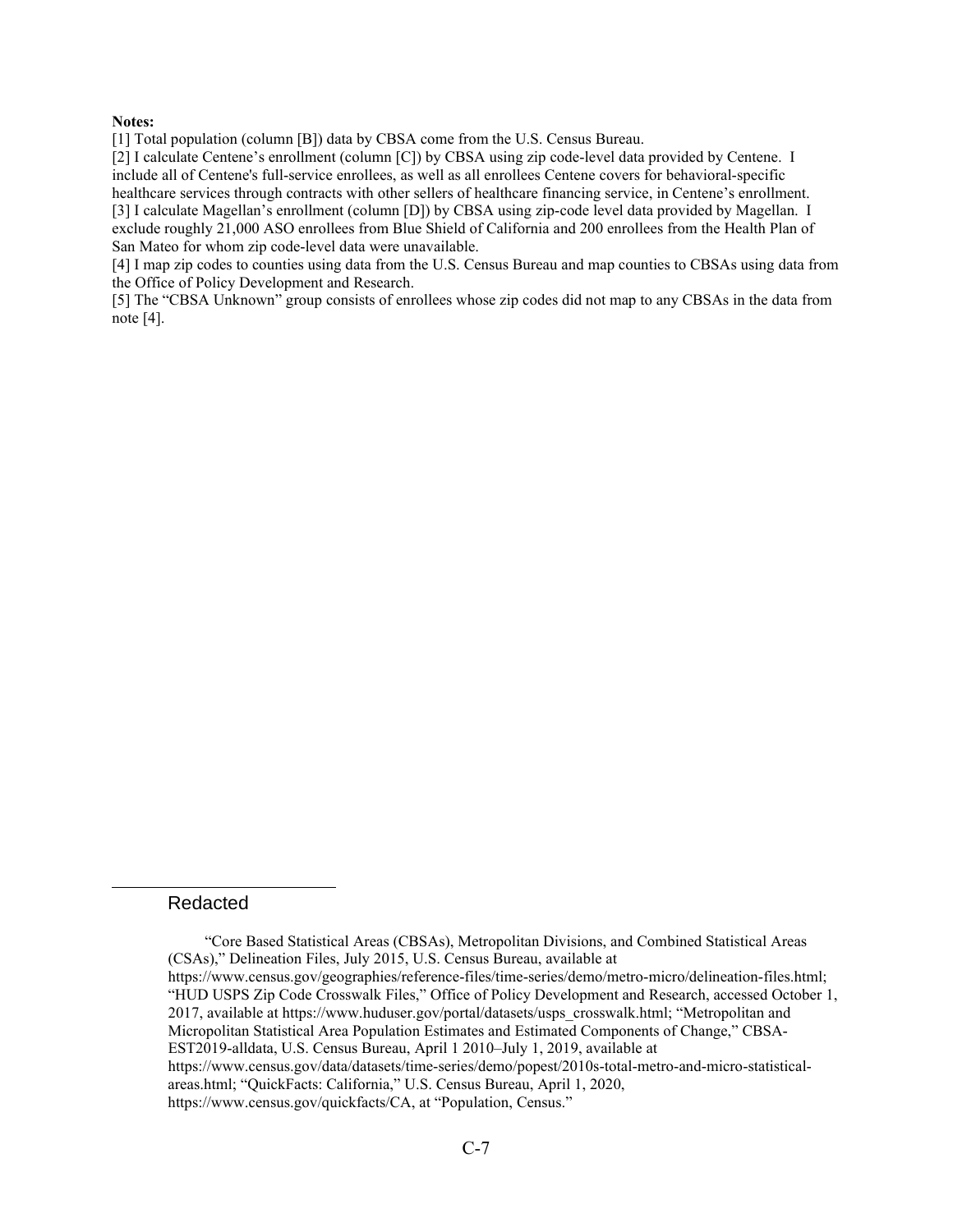**Notes:**

[1] Total population (column [B]) data by CBSA come from the U.S. Census Bureau.

[2] I calculate Centene's enrollment (column [C]) by CBSA using zip code-level data provided by Centene. I include all of Centene's full-service enrollees, as well as all enrollees Centene covers for behavioral-specific healthcare services through contracts with other sellers of healthcare financing service, in Centene's enrollment.

[3] I calculate Magellan's enrollment (column [D]) by CBSA using zip-code level data provided by Magellan. I exclude roughly 21,000 ASO enrollees from Blue Shield of California and 200 enrollees from the Health Plan of San Mateo for whom zip code-level data were unavailable.

[4] I map zip codes to counties using data from the U.S. Census Bureau and map counties to CBSAs using data from the Office of Policy Development and Research.

[5] The "CBSA Unknown" group consists of enrollees whose zip codes did not map to any CBSAs in the data from note [4].

---

Redacted

"Core Based Statistical Areas (CBSAs), Metropolitan Divisions, and Combined Statistical Areas (CSAs)," Delineation Files, July 2015, U.S. Census Bureau, available at https://www.census.gov/geographies/reference-files/time-series/demo/metro-micro/delineation-files.html; "HUD USPS Zip Code Crosswalk Files," Office of Policy Development and Research, accessed October 1, 2017, available at https://www.huduser.gov/portal/datasets/usps_crosswalk.html; "Metropolitan and Micropolitan Statistical Area Population Estimates and Estimated Components of Change," CBSA-EST2019-alldata, U.S. Census Bureau, April 1 2010–July 1, 2019, available at https://www.census.gov/data/datasets/time-series/demo/popest/2010s-total-metro-and-micro-statistical-areas.html; "QuickFacts: California," U.S. Census Bureau, April 1, 2020, https://www.census.gov/quickfacts/CA, at "Population, Census."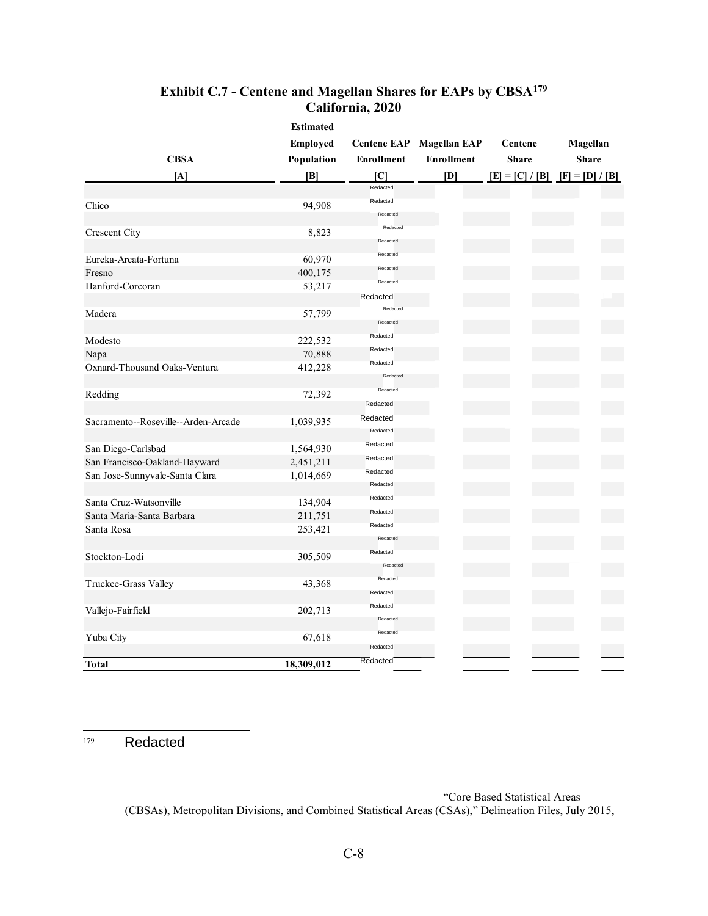## Exhibit C.7 - Centene and Magellan Shares for EAPs by CBSA[179] California, 2020

| CBSA | Estimated Employed Population | Centene EAP Enrollment | Magellan EAP Enrollment | Centene Share | Magellan Share |
|---|---|---|---|---|---|
| [A] | [B] | [C] | [D] | [E] = [C] / [B] | [F] = [D] / [B] |
| | | Redacted | | | |
| Chico | 94,908 | Redacted | | | |
| | | Redacted | | | |
| Crescent City | 8,823 | Redacted | | | |
| | | Redacted | | | |
| Eureka-Arcata-Fortuna | 60,970 | Redacted | | | |
| Fresno | 400,175 | Redacted | | | |
| Hanford-Corcoran | 53,217 | Redacted | | | |
| | | Redacted | | | |
| Madera | 57,799 | Redacted | | | |
| | | Redacted | | | |
| Modesto | 222,532 | Redacted | | | |
| Napa | 70,888 | Redacted | | | |
| Oxnard-Thousand Oaks-Ventura | 412,228 | Redacted | | | |
| | | Redacted | | | |
| Redding | 72,392 | Redacted | | | |
| | | Redacted | | | |
| Sacramento--Roseville--Arden-Arcade | 1,039,935 | Redacted | | | |
| | | Redacted | | | |
| San Diego-Carlsbad | 1,564,930 | Redacted | | | |
| San Francisco-Oakland-Hayward | 2,451,211 | Redacted | | | |
| San Jose-Sunnyvale-Santa Clara | 1,014,669 | Redacted | | | |
| | | Redacted | | | |
| Santa Cruz-Watsonville | 134,904 | Redacted | | | |
| Santa Maria-Santa Barbara | 211,751 | Redacted | | | |
| Santa Rosa | 253,421 | Redacted | | | |
| | | Redacted | | | |
| Stockton-Lodi | 305,509 | Redacted | | | |
| | | Redacted | | | |
| Truckee-Grass Valley | 43,368 | Redacted | | | |
| | | Redacted | | | |
| Vallejo-Fairfield | 202,713 | Redacted | | | |
| | | Redacted | | | |
| Yuba City | 67,618 | Redacted | | | |
| | | Redacted | | | |
| **Total** | **18,309,012** | Redacted | | | |

[179] Redacted

"Core Based Statistical Areas (CBSAs), Metropolitan Divisions, and Combined Statistical Areas (CSAs)," Delineation Files, July 2015,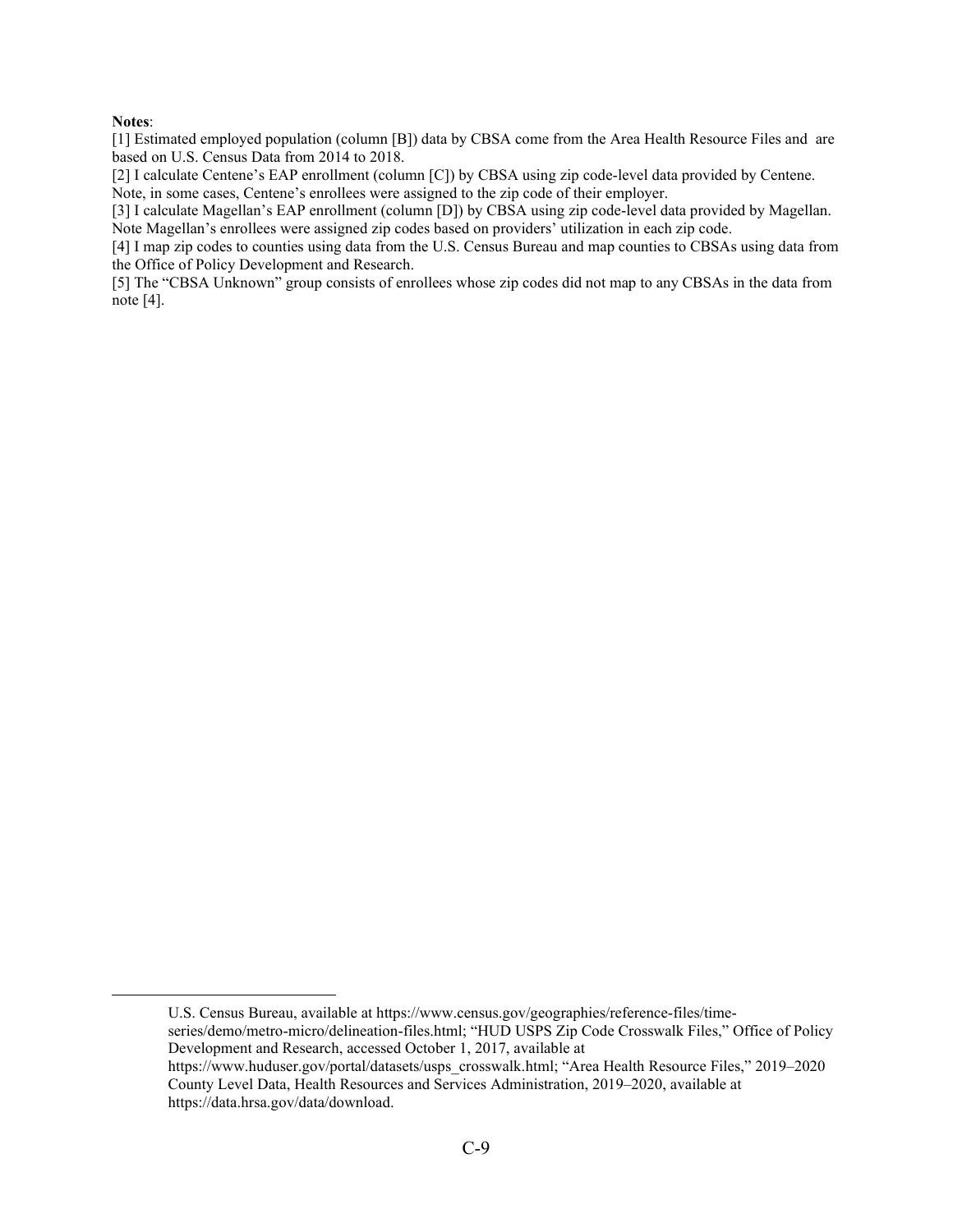**Notes**:

[1] Estimated employed population (column [B]) data by CBSA come from the Area Health Resource Files and are based on U.S. Census Data from 2014 to 2018.

[2] I calculate Centene's EAP enrollment (column [C]) by CBSA using zip code-level data provided by Centene. Note, in some cases, Centene's enrollees were assigned to the zip code of their employer.

[3] I calculate Magellan's EAP enrollment (column [D]) by CBSA using zip code-level data provided by Magellan. Note Magellan's enrollees were assigned zip codes based on providers' utilization in each zip code.

[4] I map zip codes to counties using data from the U.S. Census Bureau and map counties to CBSAs using data from the Office of Policy Development and Research.

[5] The "CBSA Unknown" group consists of enrollees whose zip codes did not map to any CBSAs in the data from note [4].

---

U.S. Census Bureau, available at https://www.census.gov/geographies/reference-files/time-series/demo/metro-micro/delineation-files.html; "HUD USPS Zip Code Crosswalk Files," Office of Policy Development and Research, accessed October 1, 2017, available at https://www.huduser.gov/portal/datasets/usps_crosswalk.html; "Area Health Resource Files," 2019–2020 County Level Data, Health Resources and Services Administration, 2019–2020, available at https://data.hrsa.gov/data/download.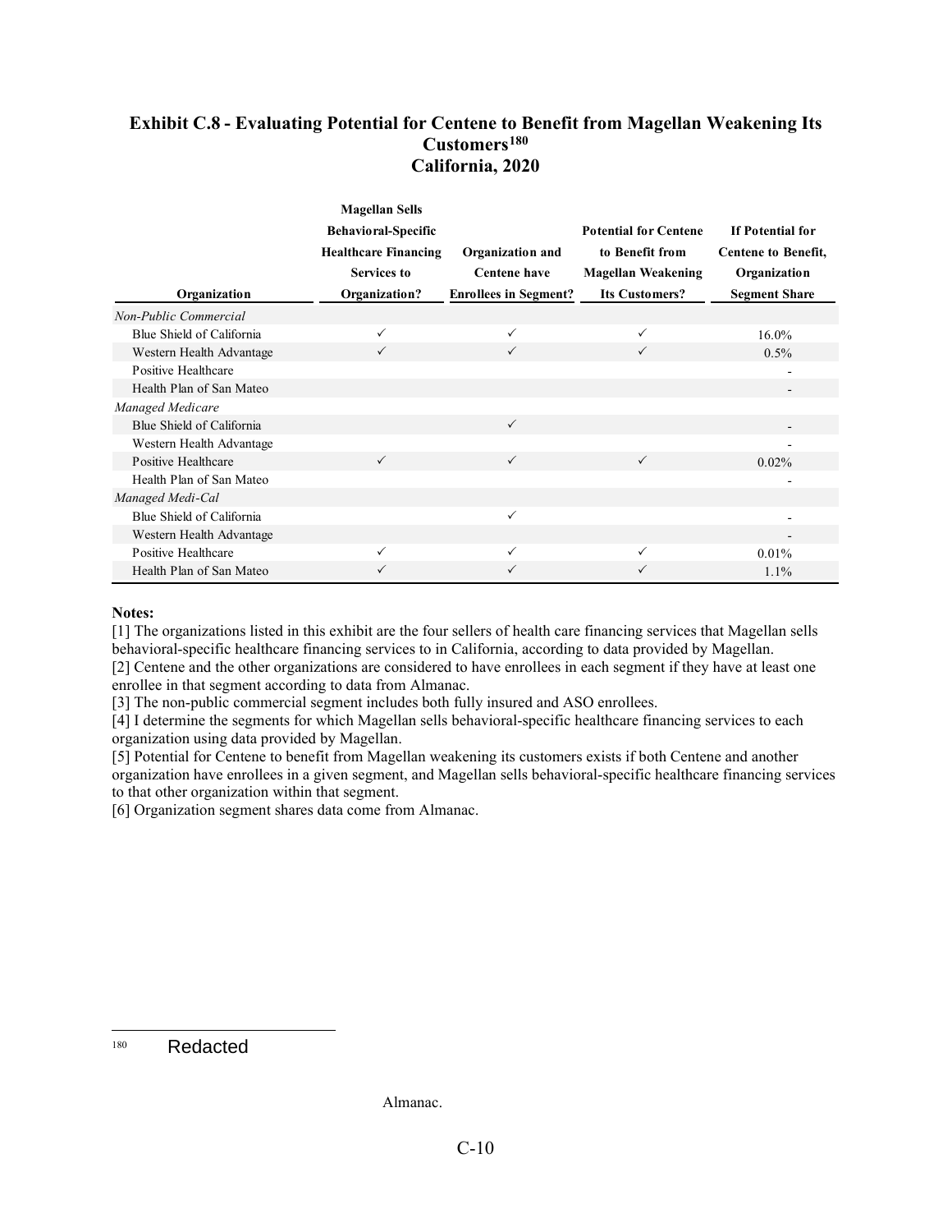### Exhibit C.8 - Evaluating Potential for Centene to Benefit from Magellan Weakening Its Customers[180]
### California, 2020

| Organization | Magellan Sells Behavioral-Specific Healthcare Financing Services to Organization? | Organization and Centene have Enrollees in Segment? | Potential for Centene to Benefit from Magellan Weakening Its Customers? | If Potential for Centene to Benefit, Organization Segment Share |
|---|---|---|---|---|
| *Non-Public Commercial* | | | | |
| Blue Shield of California | ✓ | ✓ | ✓ | 16.0% |
| Western Health Advantage | ✓ | ✓ | ✓ | 0.5% |
| Positive Healthcare | | | | - |
| Health Plan of San Mateo | | | | - |
| *Managed Medicare* | | | | |
| Blue Shield of California | | ✓ | | - |
| Western Health Advantage | | | | - |
| Positive Healthcare | ✓ | ✓ | ✓ | 0.02% |
| Health Plan of San Mateo | | | | - |
| *Managed Medi-Cal* | | | | |
| Blue Shield of California | | ✓ | | - |
| Western Health Advantage | | | | - |
| Positive Healthcare | ✓ | ✓ | ✓ | 0.01% |
| Health Plan of San Mateo | ✓ | ✓ | ✓ | 1.1% |

**Notes:**

[1] The organizations listed in this exhibit are the four sellers of health care financing services that Magellan sells behavioral-specific healthcare financing services to in California, according to data provided by Magellan.

[2] Centene and the other organizations are considered to have enrollees in each segment if they have at least one enrollee in that segment according to data from Almanac.

[3] The non-public commercial segment includes both fully insured and ASO enrollees.

[4] I determine the segments for which Magellan sells behavioral-specific healthcare financing services to each organization using data provided by Magellan.

[5] Potential for Centene to benefit from Magellan weakening its customers exists if both Centene and another organization have enrollees in a given segment, and Magellan sells behavioral-specific healthcare financing services to that other organization within that segment.

[6] Organization segment shares data come from Almanac.

---

180 Redacted

Almanac.